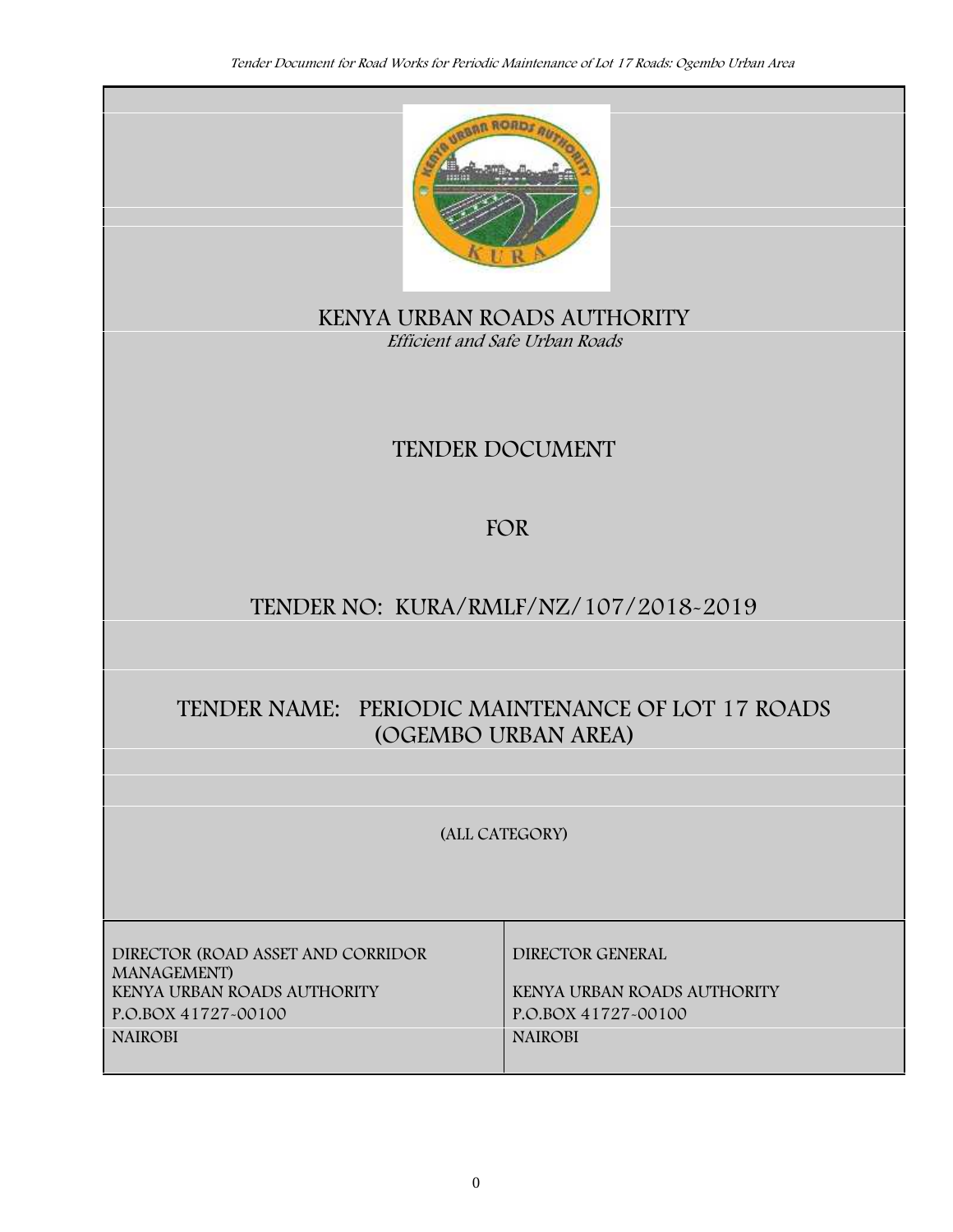# KENYA URBAN ROADS AUTHORITY

*Efficient and Safe Urban Roads*

## TENDER DOCUMENT

## FOR

## TENDER NO: KURA/RMLF/NZ/107/2018-2019

## TENDER NAME: PERIODIC MAINTENANCE OF LOT 17 ROADS (OGEMBO URBAN AREA)

(ALL CATEGORY)

| DIRECTOR (ROAD ASSET AND CORRIDOR MANAGEMENT) | DIRECTOR GENERAL |
|---|---|
| KENYA URBAN ROADS AUTHORITY | KENYA URBAN ROADS AUTHORITY |
| P.O.BOX 41727-00100 | P.O.BOX 41727-00100 |
| NAIROBI | NAIROBI |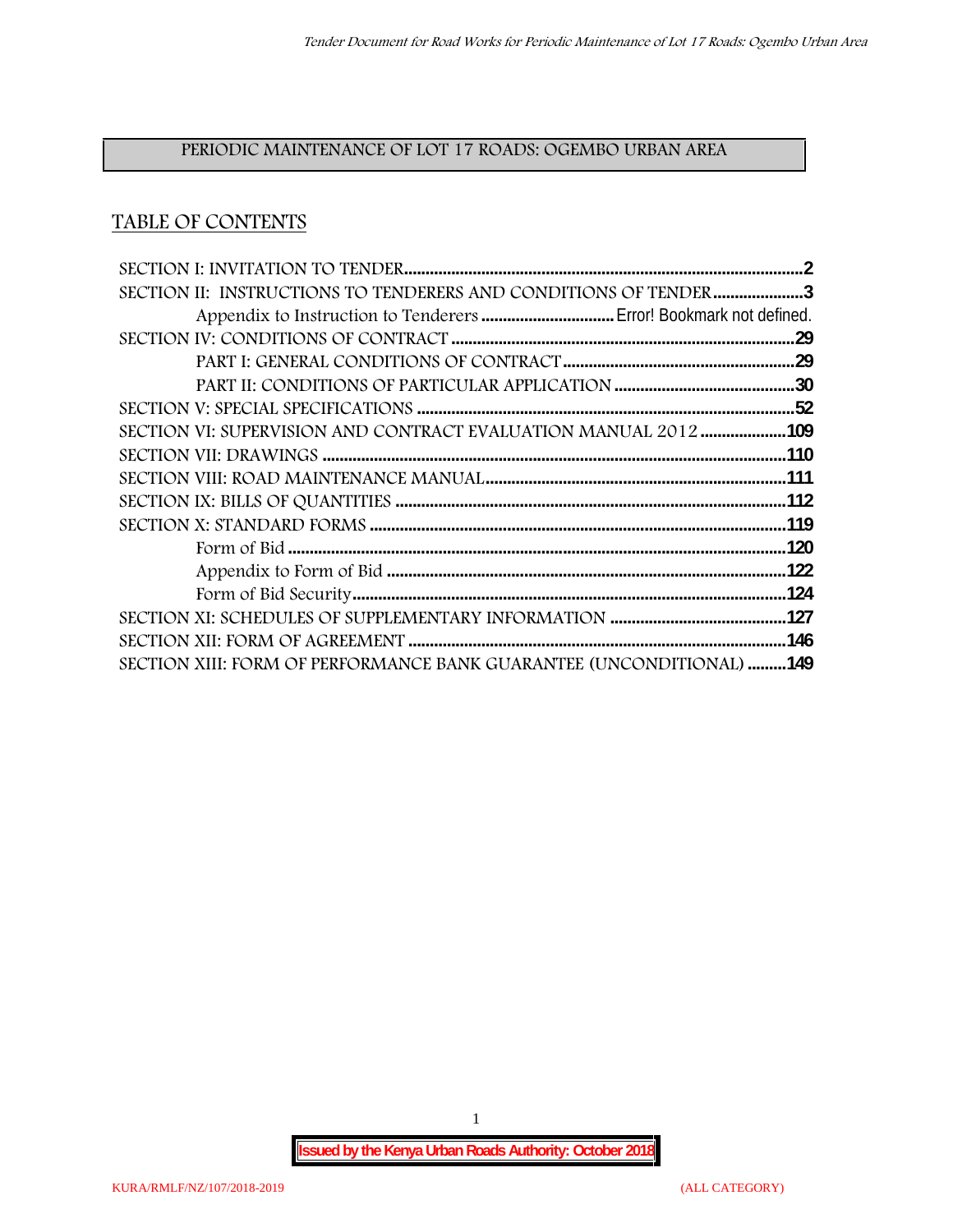PERIODIC MAINTENANCE OF LOT 17 ROADS: OGEMBO URBAN AREA

## TABLE OF CONTENTS

SECTION I: INVITATION TO TENDER ........................................................................................... 2
SECTION II: INSTRUCTIONS TO TENDERERS AND CONDITIONS OF TENDER ..................... 3
- Appendix to Instruction to Tenderers ................................ Error! Bookmark not defined.

SECTION IV: CONDITIONS OF CONTRACT ................................................................................. 29
- PART I: GENERAL CONDITIONS OF CONTRACT ...................................................... 29
- PART II: CONDITIONS OF PARTICULAR APPLICATION .......................................... 30

SECTION V: SPECIAL SPECIFICATIONS ....................................................................................... 52
SECTION VI: SUPERVISION AND CONTRACT EVALUATION MANUAL 2012 .................... 109
SECTION VII: DRAWINGS ................................................................................................................ 110
SECTION VIII: ROAD MAINTENANCE MANUAL .......................................................................... 111
SECTION IX: BILLS OF QUANTITIES .............................................................................................. 112
SECTION X: STANDARD FORMS .................................................................................................... 119
- Form of Bid ....................................................................................................................... 120
- Appendix to Form of Bid ................................................................................................. 122
- Form of Bid Security ......................................................................................................... 124

SECTION XI: SCHEDULES OF SUPPLEMENTARY INFORMATION ......................................... 127
SECTION XII: FORM OF AGREEMENT .......................................................................................... 146
SECTION XIII: FORM OF PERFORMANCE BANK GUARANTEE (UNCONDITIONAL) ......... 149

**Issued by the Kenya Urban Roads Authority: October 2018**

KURA/RMLF/NZ/107/2018-2019 (ALL CATEGORY)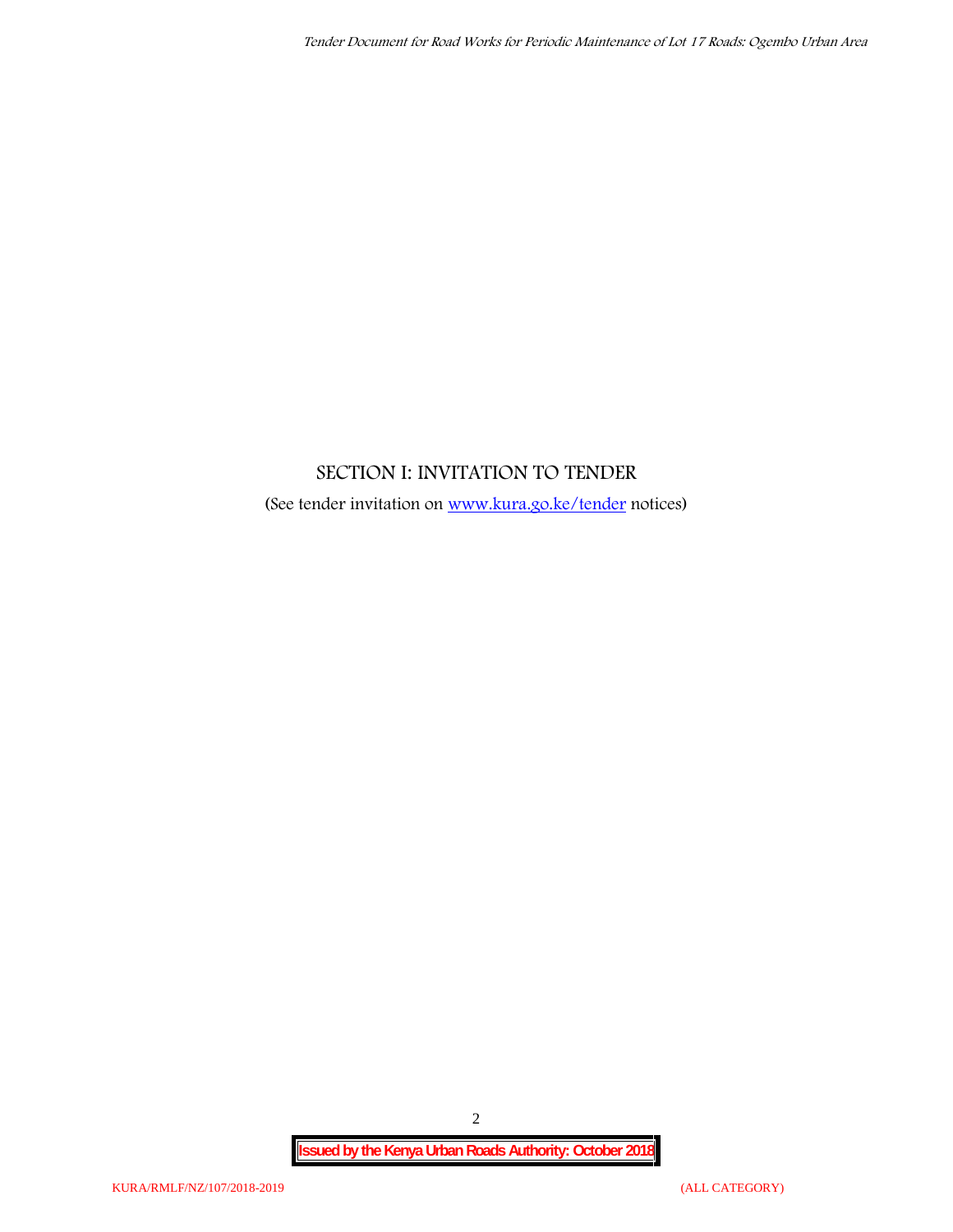## SECTION I: INVITATION TO TENDER

(See tender invitation on [www.kura.go.ke/tender](http://www.kura.go.ke/tender) notices)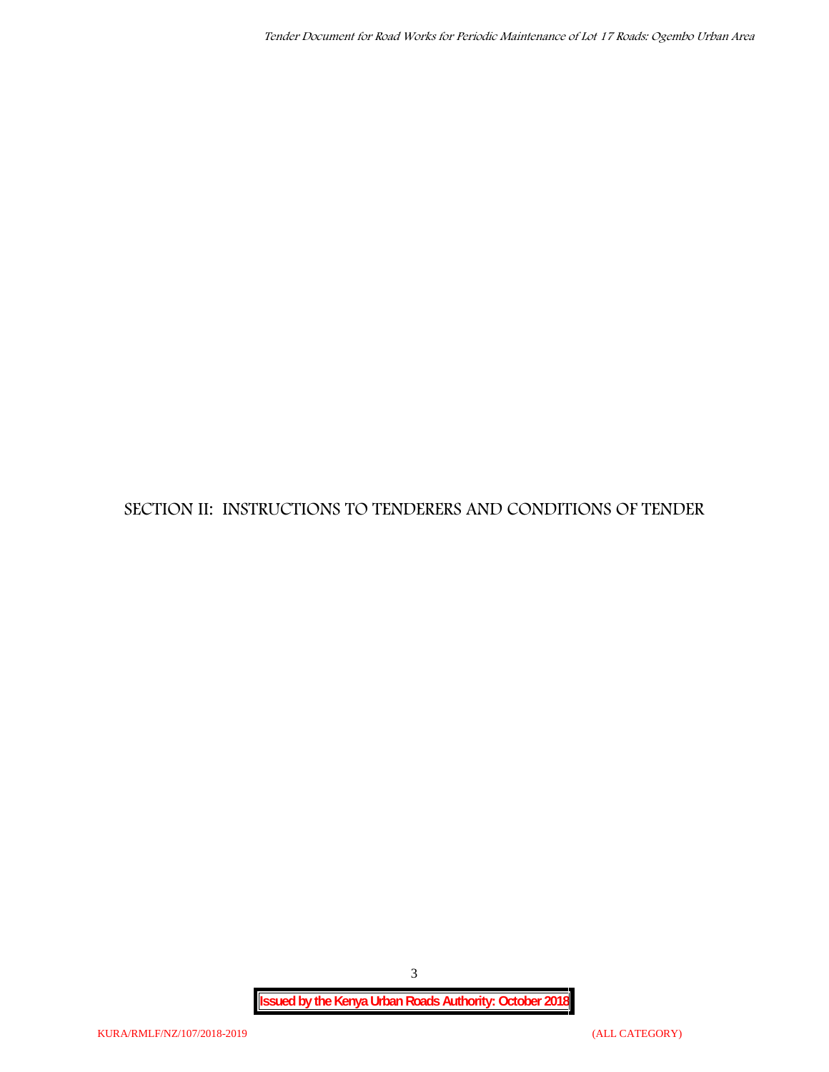# SECTION II: INSTRUCTIONS TO TENDERERS AND CONDITIONS OF TENDER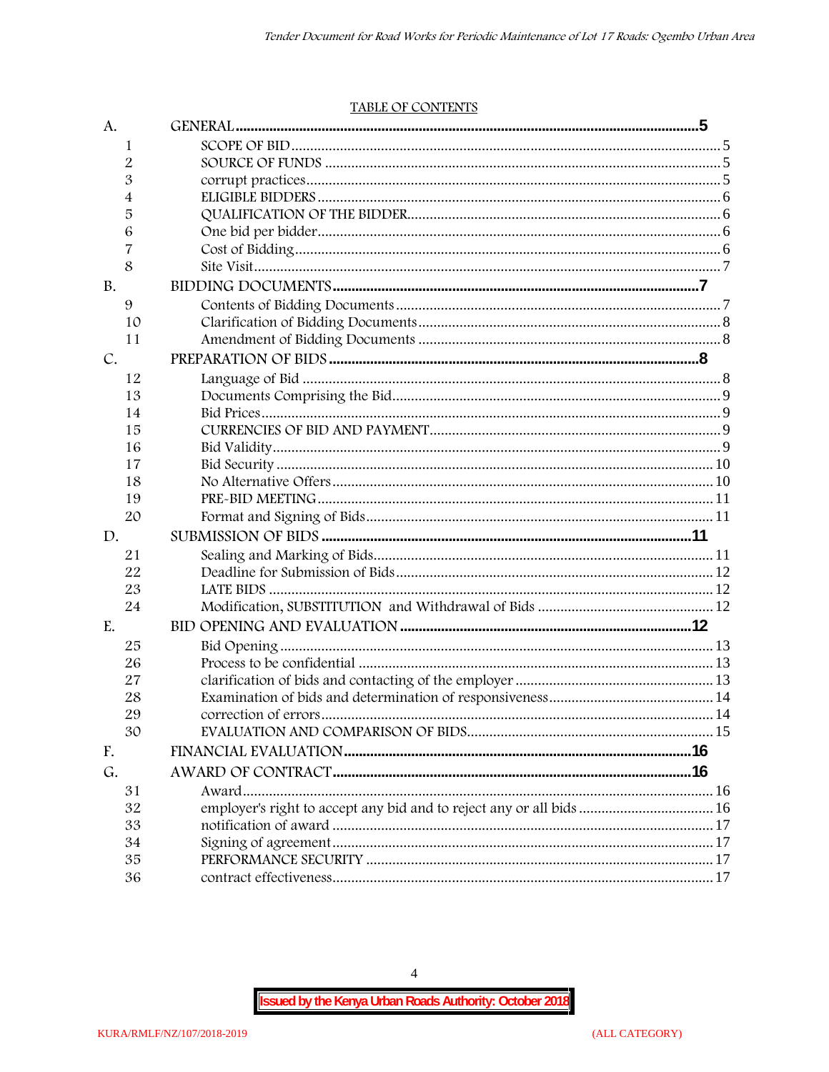TABLE OF CONTENTS

| | | |
|---|---|---|
| A. | GENERAL | 5 |
| 1 | SCOPE OF BID | 5 |
| 2 | SOURCE OF FUNDS | 5 |
| 3 | corrupt practices | 5 |
| 4 | ELIGIBLE BIDDERS | 6 |
| 5 | QUALIFICATION OF THE BIDDER | 6 |
| 6 | One bid per bidder | 6 |
| 7 | Cost of Bidding | 6 |
| 8 | Site Visit | 7 |
| B. | BIDDING DOCUMENTS | 7 |
| 9 | Contents of Bidding Documents | 7 |
| 10 | Clarification of Bidding Documents | 8 |
| 11 | Amendment of Bidding Documents | 8 |
| C. | PREPARATION OF BIDS | 8 |
| 12 | Language of Bid | 8 |
| 13 | Documents Comprising the Bid | 9 |
| 14 | Bid Prices | 9 |
| 15 | CURRENCIES OF BID AND PAYMENT | 9 |
| 16 | Bid Validity | 9 |
| 17 | Bid Security | 10 |
| 18 | No Alternative Offers | 10 |
| 19 | PRE-BID MEETING | 11 |
| 20 | Format and Signing of Bids | 11 |
| D. | SUBMISSION OF BIDS | 11 |
| 21 | Sealing and Marking of Bids | 11 |
| 22 | Deadline for Submission of Bids | 12 |
| 23 | LATE BIDS | 12 |
| 24 | Modification, SUBSTITUTION and Withdrawal of Bids | 12 |
| E. | BID OPENING AND EVALUATION | 12 |
| 25 | Bid Opening | 13 |
| 26 | Process to be confidential | 13 |
| 27 | clarification of bids and contacting of the employer | 13 |
| 28 | Examination of bids and determination of responsiveness | 14 |
| 29 | correction of errors | 14 |
| 30 | EVALUATION AND COMPARISON OF BIDS | 15 |
| F. | FINANCIAL EVALUATION | 16 |
| G. | AWARD OF CONTRACT | 16 |
| 31 | Award | 16 |
| 32 | employer's right to accept any bid and to reject any or all bids | 16 |
| 33 | notification of award | 17 |
| 34 | Signing of agreement | 17 |
| 35 | PERFORMANCE SECURITY | 17 |
| 36 | contract effectiveness | 17 |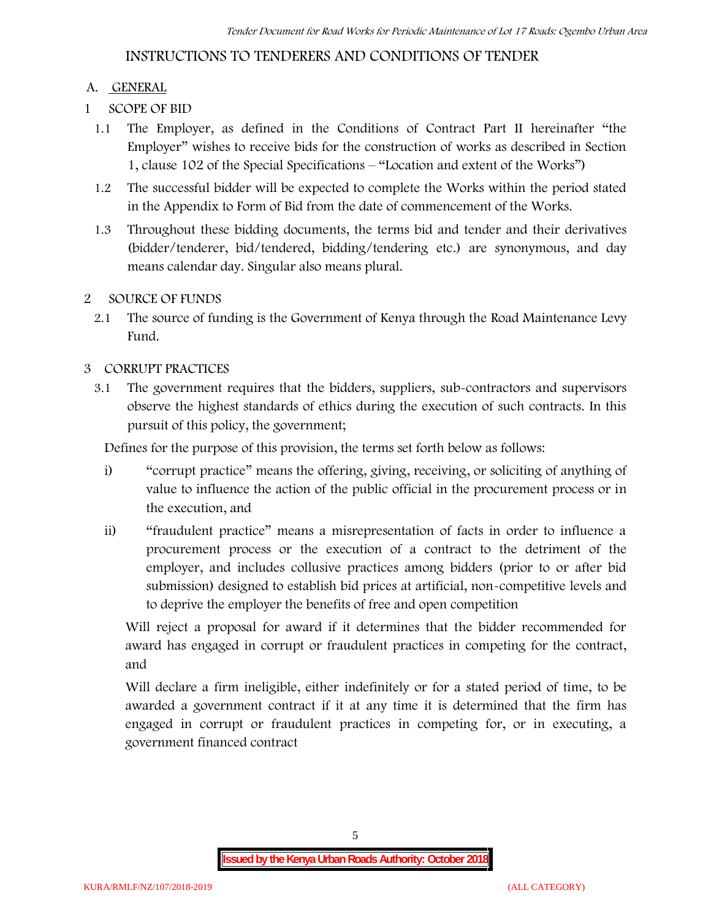# INSTRUCTIONS TO TENDERERS AND CONDITIONS OF TENDER

## A. GENERAL

### 1 SCOPE OF BID

1.1 The Employer, as defined in the Conditions of Contract Part II hereinafter "the Employer" wishes to receive bids for the construction of works as described in Section 1, clause 102 of the Special Specifications – "Location and extent of the Works")

1.2 The successful bidder will be expected to complete the Works within the period stated in the Appendix to Form of Bid from the date of commencement of the Works.

1.3 Throughout these bidding documents, the terms bid and tender and their derivatives (bidder/tenderer, bid/tendered, bidding/tendering etc.) are synonymous, and day means calendar day. Singular also means plural.

### 2 SOURCE OF FUNDS

2.1 The source of funding is the Government of Kenya through the Road Maintenance Levy Fund.

### 3 CORRUPT PRACTICES

3.1 The government requires that the bidders, suppliers, sub-contractors and supervisors observe the highest standards of ethics during the execution of such contracts. In this pursuit of this policy, the government;

Defines for the purpose of this provision, the terms set forth below as follows:

i) "corrupt practice" means the offering, giving, receiving, or soliciting of anything of value to influence the action of the public official in the procurement process or in the execution, and

ii) "fraudulent practice" means a misrepresentation of facts in order to influence a procurement process or the execution of a contract to the detriment of the employer, and includes collusive practices among bidders (prior to or after bid submission) designed to establish bid prices at artificial, non-competitive levels and to deprive the employer the benefits of free and open competition

Will reject a proposal for award if it determines that the bidder recommended for award has engaged in corrupt or fraudulent practices in competing for the contract, and

Will declare a firm ineligible, either indefinitely or for a stated period of time, to be awarded a government contract if it at any time it is determined that the firm has engaged in corrupt or fraudulent practices in competing for, or in executing, a government financed contract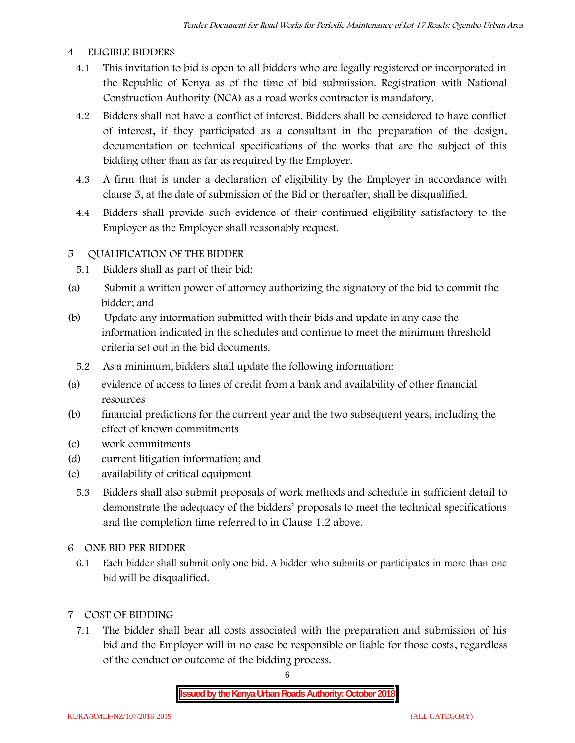## 4 ELIGIBLE BIDDERS

4.1 This invitation to bid is open to all bidders who are legally registered or incorporated in the Republic of Kenya as of the time of bid submission. Registration with National Construction Authority (NCA) as a road works contractor is mandatory.

4.2 Bidders shall not have a conflict of interest. Bidders shall be considered to have conflict of interest, if they participated as a consultant in the preparation of the design, documentation or technical specifications of the works that are the subject of this bidding other than as far as required by the Employer.

4.3 A firm that is under a declaration of eligibility by the Employer in accordance with clause 3, at the date of submission of the Bid or thereafter, shall be disqualified.

4.4 Bidders shall provide such evidence of their continued eligibility satisfactory to the Employer as the Employer shall reasonably request.

## 5 QUALIFICATION OF THE BIDDER

5.1 Bidders shall as part of their bid:

(a) Submit a written power of attorney authorizing the signatory of the bid to commit the bidder; and

(b) Update any information submitted with their bids and update in any case the information indicated in the schedules and continue to meet the minimum threshold criteria set out in the bid documents.

5.2 As a minimum, bidders shall update the following information:

(a) evidence of access to lines of credit from a bank and availability of other financial resources

(b) financial predictions for the current year and the two subsequent years, including the effect of known commitments

(c) work commitments

(d) current litigation information; and

(e) availability of critical equipment

5.3 Bidders shall also submit proposals of work methods and schedule in sufficient detail to demonstrate the adequacy of the bidders' proposals to meet the technical specifications and the completion time referred to in Clause 1.2 above.

## 6 ONE BID PER BIDDER

6.1 Each bidder shall submit only one bid. A bidder who submits or participates in more than one bid will be disqualified.

## 7 COST OF BIDDING

7.1 The bidder shall bear all costs associated with the preparation and submission of his bid and the Employer will in no case be responsible or liable for those costs, regardless of the conduct or outcome of the bidding process.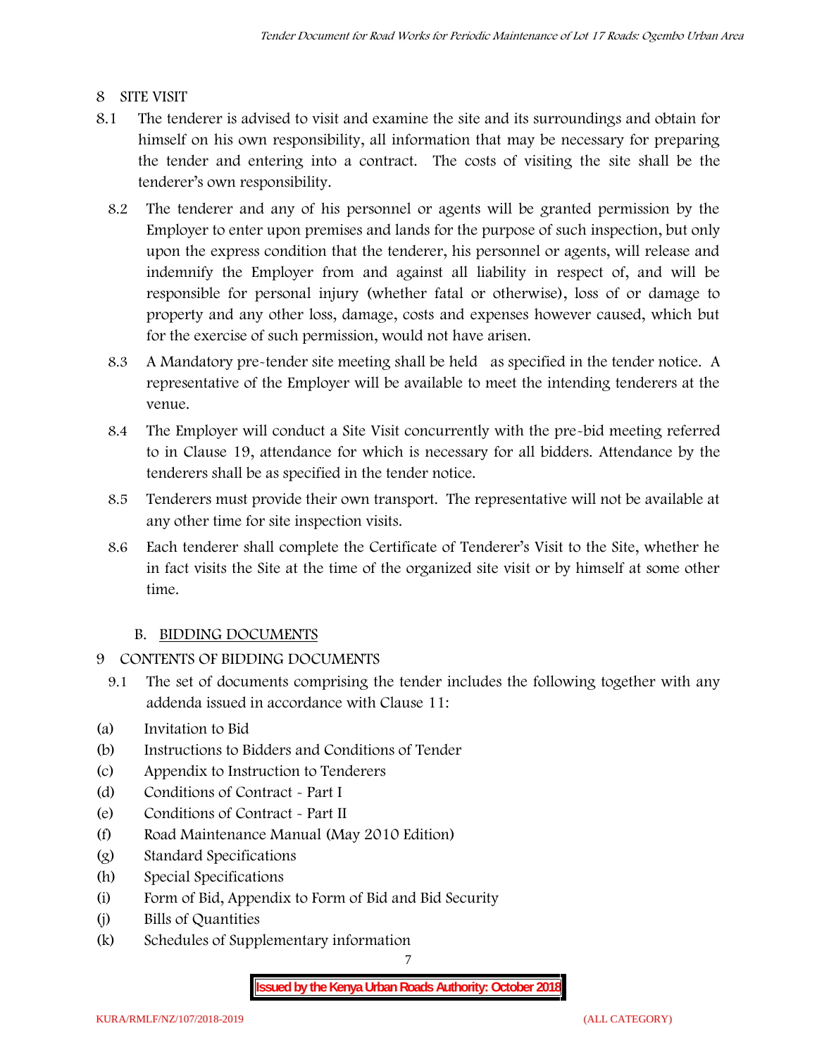## 8 SITE VISIT

8.1 The tenderer is advised to visit and examine the site and its surroundings and obtain for himself on his own responsibility, all information that may be necessary for preparing the tender and entering into a contract. The costs of visiting the site shall be the tenderer's own responsibility.

8.2 The tenderer and any of his personnel or agents will be granted permission by the Employer to enter upon premises and lands for the purpose of such inspection, but only upon the express condition that the tenderer, his personnel or agents, will release and indemnify the Employer from and against all liability in respect of, and will be responsible for personal injury (whether fatal or otherwise), loss of or damage to property and any other loss, damage, costs and expenses however caused, which but for the exercise of such permission, would not have arisen.

8.3 A Mandatory pre-tender site meeting shall be held as specified in the tender notice. A representative of the Employer will be available to meet the intending tenderers at the venue.

8.4 The Employer will conduct a Site Visit concurrently with the pre-bid meeting referred to in Clause 19, attendance for which is necessary for all bidders. Attendance by the tenderers shall be as specified in the tender notice.

8.5 Tenderers must provide their own transport. The representative will not be available at any other time for site inspection visits.

8.6 Each tenderer shall complete the Certificate of Tenderer's Visit to the Site, whether he in fact visits the Site at the time of the organized site visit or by himself at some other time.

### B. BIDDING DOCUMENTS

## 9 CONTENTS OF BIDDING DOCUMENTS

9.1 The set of documents comprising the tender includes the following together with any addenda issued in accordance with Clause 11:

(a) Invitation to Bid
(b) Instructions to Bidders and Conditions of Tender
(c) Appendix to Instruction to Tenderers
(d) Conditions of Contract - Part I
(e) Conditions of Contract - Part II
(f) Road Maintenance Manual (May 2010 Edition)
(g) Standard Specifications
(h) Special Specifications
(i) Form of Bid, Appendix to Form of Bid and Bid Security
(j) Bills of Quantities
(k) Schedules of Supplementary information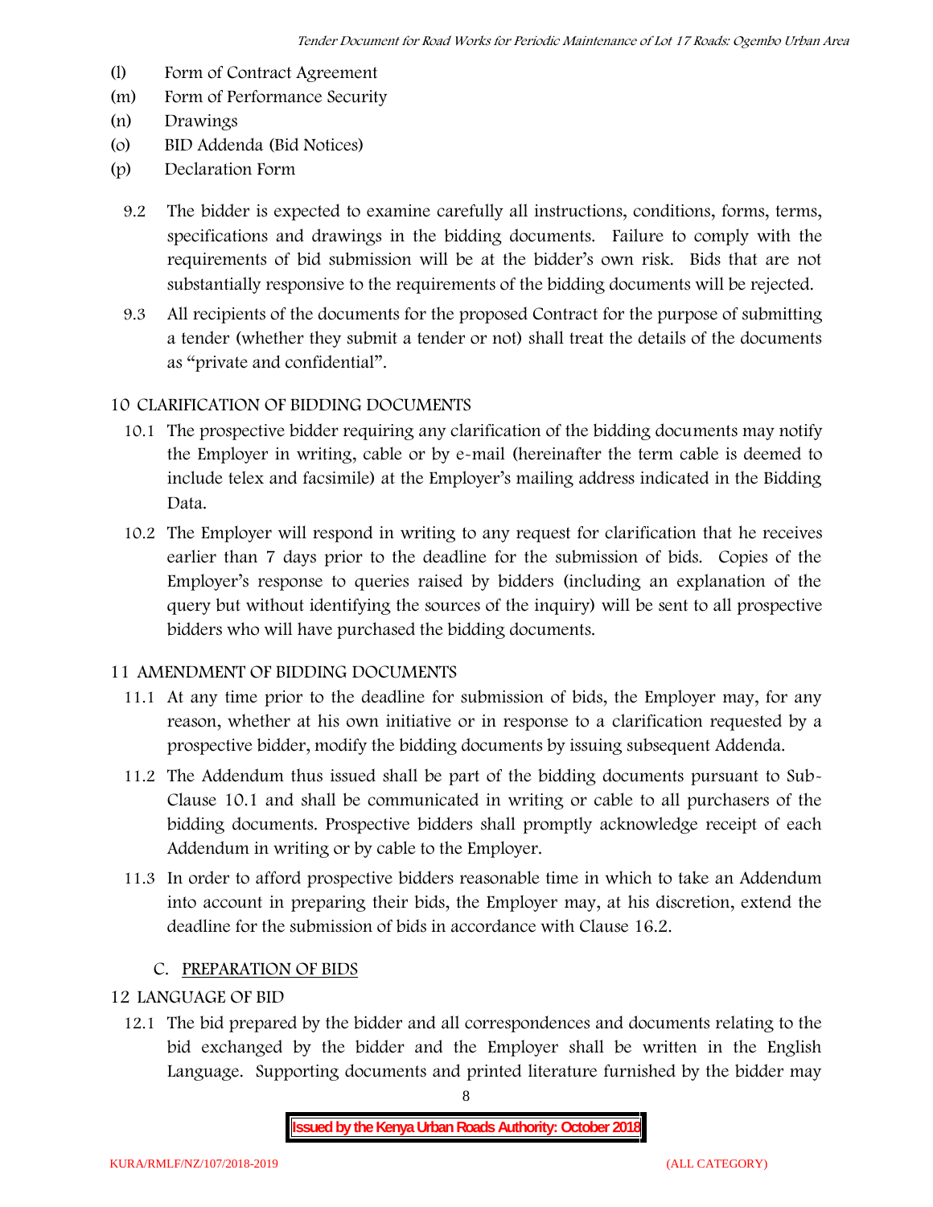(l) Form of Contract Agreement
(m) Form of Performance Security
(n) Drawings
(o) BID Addenda (Bid Notices)
(p) Declaration Form

9.2 The bidder is expected to examine carefully all instructions, conditions, forms, terms, specifications and drawings in the bidding documents. Failure to comply with the requirements of bid submission will be at the bidder's own risk. Bids that are not substantially responsive to the requirements of the bidding documents will be rejected.

9.3 All recipients of the documents for the proposed Contract for the purpose of submitting a tender (whether they submit a tender or not) shall treat the details of the documents as "private and confidential".

## 10 CLARIFICATION OF BIDDING DOCUMENTS

10.1 The prospective bidder requiring any clarification of the bidding documents may notify the Employer in writing, cable or by e-mail (hereinafter the term cable is deemed to include telex and facsimile) at the Employer's mailing address indicated in the Bidding Data.

10.2 The Employer will respond in writing to any request for clarification that he receives earlier than 7 days prior to the deadline for the submission of bids. Copies of the Employer's response to queries raised by bidders (including an explanation of the query but without identifying the sources of the inquiry) will be sent to all prospective bidders who will have purchased the bidding documents.

## 11 AMENDMENT OF BIDDING DOCUMENTS

11.1 At any time prior to the deadline for submission of bids, the Employer may, for any reason, whether at his own initiative or in response to a clarification requested by a prospective bidder, modify the bidding documents by issuing subsequent Addenda.

11.2 The Addendum thus issued shall be part of the bidding documents pursuant to Sub-Clause 10.1 and shall be communicated in writing or cable to all purchasers of the bidding documents. Prospective bidders shall promptly acknowledge receipt of each Addendum in writing or by cable to the Employer.

11.3 In order to afford prospective bidders reasonable time in which to take an Addendum into account in preparing their bids, the Employer may, at his discretion, extend the deadline for the submission of bids in accordance with Clause 16.2.

## C. PREPARATION OF BIDS

## 12 LANGUAGE OF BID

12.1 The bid prepared by the bidder and all correspondences and documents relating to the bid exchanged by the bidder and the Employer shall be written in the English Language. Supporting documents and printed literature furnished by the bidder may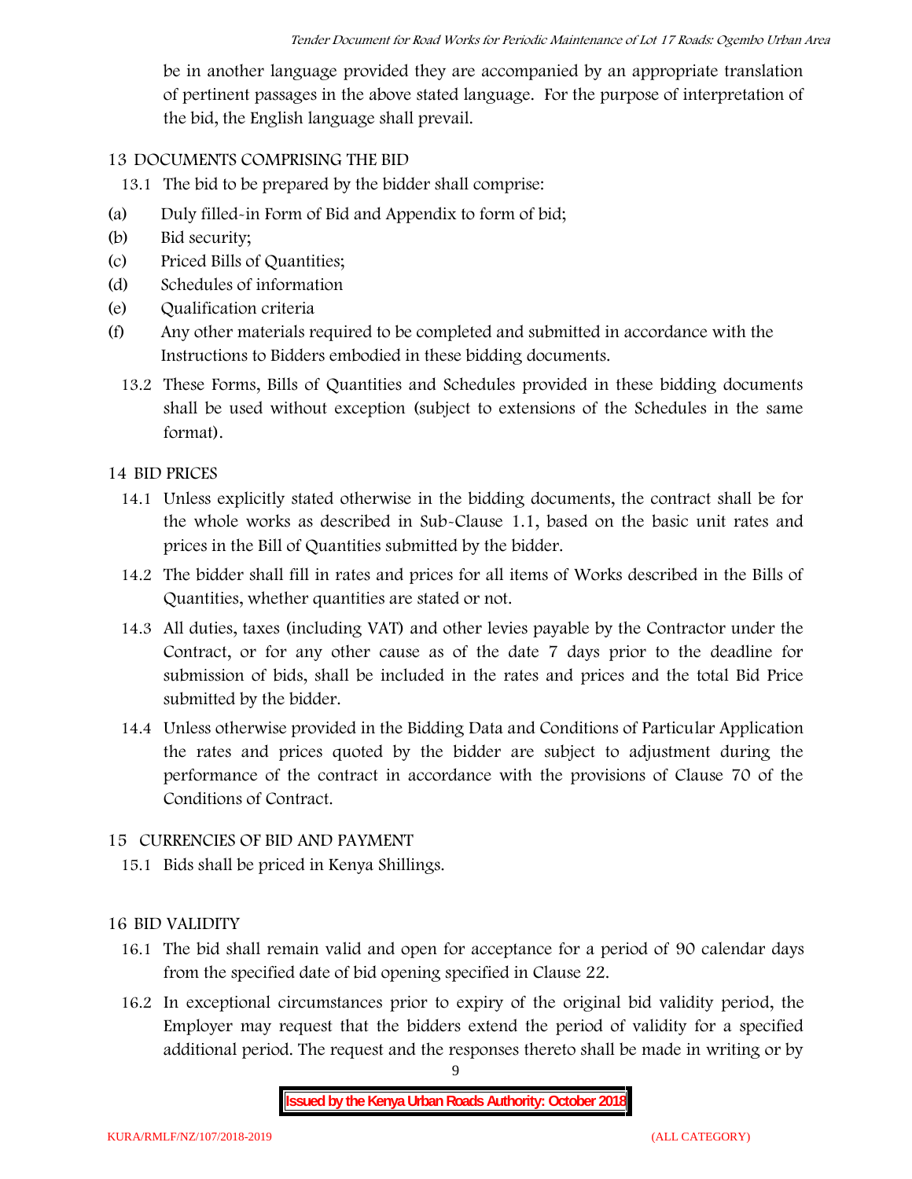be in another language provided they are accompanied by an appropriate translation of pertinent passages in the above stated language. For the purpose of interpretation of the bid, the English language shall prevail.

## 13 DOCUMENTS COMPRISING THE BID

13.1 The bid to be prepared by the bidder shall comprise:

(a) Duly filled-in Form of Bid and Appendix to form of bid;

(b) Bid security;

(c) Priced Bills of Quantities;

(d) Schedules of information

(e) Qualification criteria

(f) Any other materials required to be completed and submitted in accordance with the Instructions to Bidders embodied in these bidding documents.

13.2 These Forms, Bills of Quantities and Schedules provided in these bidding documents shall be used without exception (subject to extensions of the Schedules in the same format).

## 14 BID PRICES

14.1 Unless explicitly stated otherwise in the bidding documents, the contract shall be for the whole works as described in Sub-Clause 1.1, based on the basic unit rates and prices in the Bill of Quantities submitted by the bidder.

14.2 The bidder shall fill in rates and prices for all items of Works described in the Bills of Quantities, whether quantities are stated or not.

14.3 All duties, taxes (including VAT) and other levies payable by the Contractor under the Contract, or for any other cause as of the date 7 days prior to the deadline for submission of bids, shall be included in the rates and prices and the total Bid Price submitted by the bidder.

14.4 Unless otherwise provided in the Bidding Data and Conditions of Particular Application the rates and prices quoted by the bidder are subject to adjustment during the performance of the contract in accordance with the provisions of Clause 70 of the Conditions of Contract.

## 15 CURRENCIES OF BID AND PAYMENT

15.1 Bids shall be priced in Kenya Shillings.

## 16 BID VALIDITY

16.1 The bid shall remain valid and open for acceptance for a period of 90 calendar days from the specified date of bid opening specified in Clause 22.

16.2 In exceptional circumstances prior to expiry of the original bid validity period, the Employer may request that the bidders extend the period of validity for a specified additional period. The request and the responses thereto shall be made in writing or by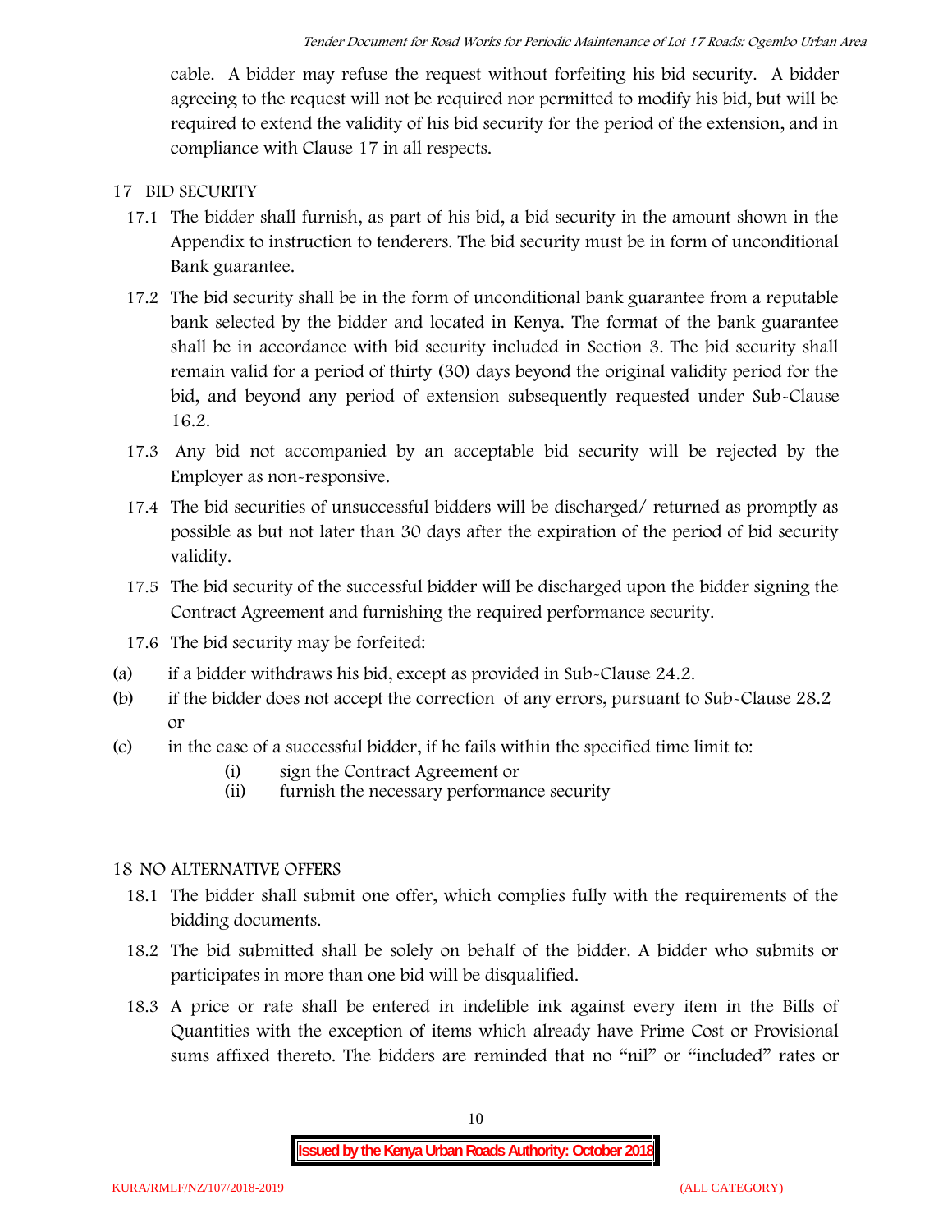cable. A bidder may refuse the request without forfeiting his bid security. A bidder agreeing to the request will not be required nor permitted to modify his bid, but will be required to extend the validity of his bid security for the period of the extension, and in compliance with Clause 17 in all respects.

## 17 BID SECURITY

17.1 The bidder shall furnish, as part of his bid, a bid security in the amount shown in the Appendix to instruction to tenderers. The bid security must be in form of unconditional Bank guarantee.

17.2 The bid security shall be in the form of unconditional bank guarantee from a reputable bank selected by the bidder and located in Kenya. The format of the bank guarantee shall be in accordance with bid security included in Section 3. The bid security shall remain valid for a period of thirty (30) days beyond the original validity period for the bid, and beyond any period of extension subsequently requested under Sub-Clause 16.2.

17.3 Any bid not accompanied by an acceptable bid security will be rejected by the Employer as non-responsive.

17.4 The bid securities of unsuccessful bidders will be discharged/ returned as promptly as possible as but not later than 30 days after the expiration of the period of bid security validity.

17.5 The bid security of the successful bidder will be discharged upon the bidder signing the Contract Agreement and furnishing the required performance security.

17.6 The bid security may be forfeited:

(a) if a bidder withdraws his bid, except as provided in Sub-Clause 24.2.

(b) if the bidder does not accept the correction of any errors, pursuant to Sub-Clause 28.2 or

(c) in the case of a successful bidder, if he fails within the specified time limit to:

- (i) sign the Contract Agreement or
- (ii) furnish the necessary performance security

## 18 NO ALTERNATIVE OFFERS

18.1 The bidder shall submit one offer, which complies fully with the requirements of the bidding documents.

18.2 The bid submitted shall be solely on behalf of the bidder. A bidder who submits or participates in more than one bid will be disqualified.

18.3 A price or rate shall be entered in indelible ink against every item in the Bills of Quantities with the exception of items which already have Prime Cost or Provisional sums affixed thereto. The bidders are reminded that no "nil" or "included" rates or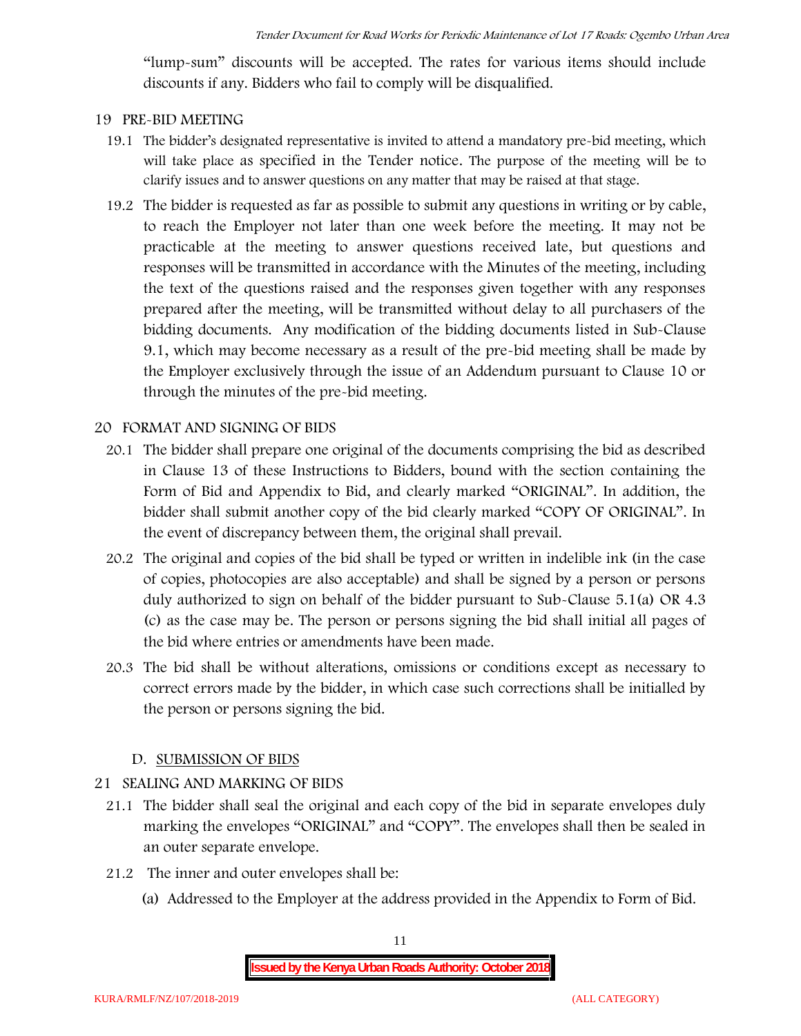"lump-sum" discounts will be accepted. The rates for various items should include discounts if any. Bidders who fail to comply will be disqualified.

## 19 PRE-BID MEETING

19.1 The bidder's designated representative is invited to attend a mandatory pre-bid meeting, which will take place as specified in the Tender notice. The purpose of the meeting will be to clarify issues and to answer questions on any matter that may be raised at that stage.

19.2 The bidder is requested as far as possible to submit any questions in writing or by cable, to reach the Employer not later than one week before the meeting. It may not be practicable at the meeting to answer questions received late, but questions and responses will be transmitted in accordance with the Minutes of the meeting, including the text of the questions raised and the responses given together with any responses prepared after the meeting, will be transmitted without delay to all purchasers of the bidding documents. Any modification of the bidding documents listed in Sub-Clause 9.1, which may become necessary as a result of the pre-bid meeting shall be made by the Employer exclusively through the issue of an Addendum pursuant to Clause 10 or through the minutes of the pre-bid meeting.

## 20 FORMAT AND SIGNING OF BIDS

20.1 The bidder shall prepare one original of the documents comprising the bid as described in Clause 13 of these Instructions to Bidders, bound with the section containing the Form of Bid and Appendix to Bid, and clearly marked "ORIGINAL". In addition, the bidder shall submit another copy of the bid clearly marked "COPY OF ORIGINAL". In the event of discrepancy between them, the original shall prevail.

20.2 The original and copies of the bid shall be typed or written in indelible ink (in the case of copies, photocopies are also acceptable) and shall be signed by a person or persons duly authorized to sign on behalf of the bidder pursuant to Sub-Clause 5.1(a) OR 4.3 (c) as the case may be. The person or persons signing the bid shall initial all pages of the bid where entries or amendments have been made.

20.3 The bid shall be without alterations, omissions or conditions except as necessary to correct errors made by the bidder, in which case such corrections shall be initialled by the person or persons signing the bid.

## D. SUBMISSION OF BIDS

## 21 SEALING AND MARKING OF BIDS

21.1 The bidder shall seal the original and each copy of the bid in separate envelopes duly marking the envelopes "ORIGINAL" and "COPY". The envelopes shall then be sealed in an outer separate envelope.

21.2 The inner and outer envelopes shall be:

(a) Addressed to the Employer at the address provided in the Appendix to Form of Bid.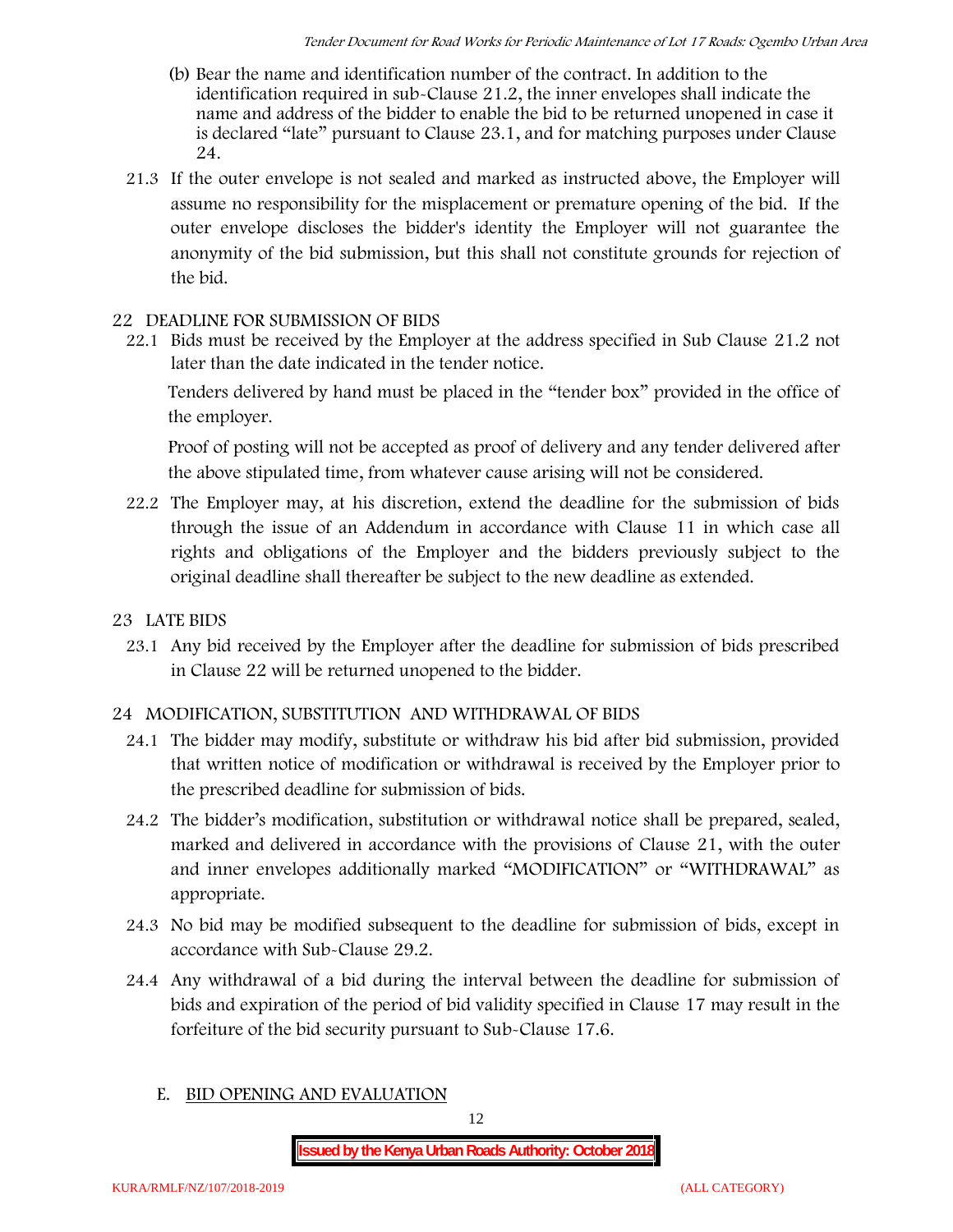(b) Bear the name and identification number of the contract. In addition to the identification required in sub-Clause 21.2, the inner envelopes shall indicate the name and address of the bidder to enable the bid to be returned unopened in case it is declared "late" pursuant to Clause 23.1, and for matching purposes under Clause 24.

21.3 If the outer envelope is not sealed and marked as instructed above, the Employer will assume no responsibility for the misplacement or premature opening of the bid. If the outer envelope discloses the bidder's identity the Employer will not guarantee the anonymity of the bid submission, but this shall not constitute grounds for rejection of the bid.

## 22 DEADLINE FOR SUBMISSION OF BIDS

22.1 Bids must be received by the Employer at the address specified in Sub Clause 21.2 not later than the date indicated in the tender notice.

Tenders delivered by hand must be placed in the "tender box" provided in the office of the employer.

Proof of posting will not be accepted as proof of delivery and any tender delivered after the above stipulated time, from whatever cause arising will not be considered.

22.2 The Employer may, at his discretion, extend the deadline for the submission of bids through the issue of an Addendum in accordance with Clause 11 in which case all rights and obligations of the Employer and the bidders previously subject to the original deadline shall thereafter be subject to the new deadline as extended.

## 23 LATE BIDS

23.1 Any bid received by the Employer after the deadline for submission of bids prescribed in Clause 22 will be returned unopened to the bidder.

## 24 MODIFICATION, SUBSTITUTION AND WITHDRAWAL OF BIDS

24.1 The bidder may modify, substitute or withdraw his bid after bid submission, provided that written notice of modification or withdrawal is received by the Employer prior to the prescribed deadline for submission of bids.

24.2 The bidder's modification, substitution or withdrawal notice shall be prepared, sealed, marked and delivered in accordance with the provisions of Clause 21, with the outer and inner envelopes additionally marked "MODIFICATION" or "WITHDRAWAL" as appropriate.

24.3 No bid may be modified subsequent to the deadline for submission of bids, except in accordance with Sub-Clause 29.2.

24.4 Any withdrawal of a bid during the interval between the deadline for submission of bids and expiration of the period of bid validity specified in Clause 17 may result in the forfeiture of the bid security pursuant to Sub-Clause 17.6.

## E. BID OPENING AND EVALUATION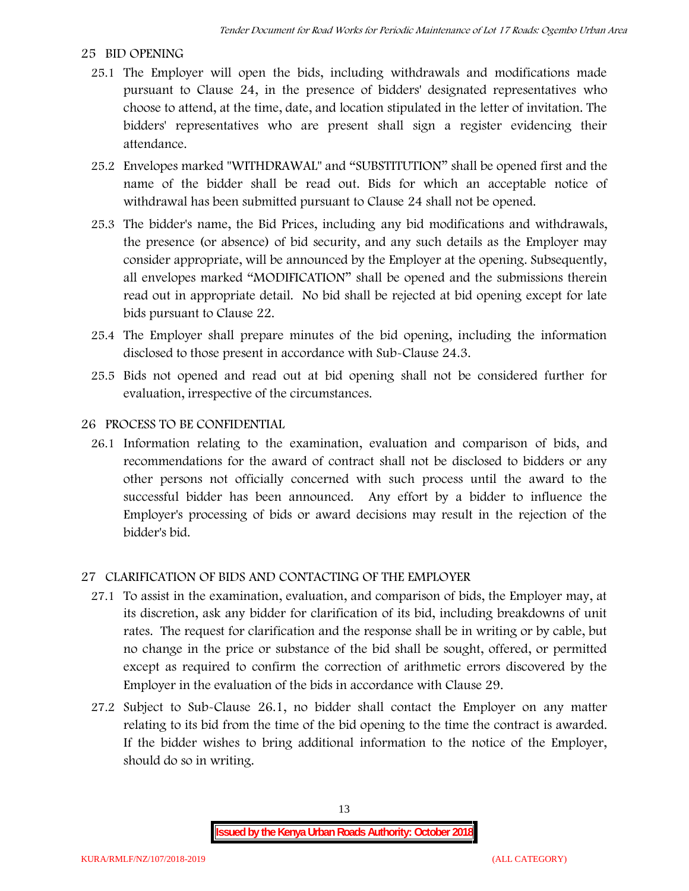## 25 BID OPENING

25.1 The Employer will open the bids, including withdrawals and modifications made pursuant to Clause 24, in the presence of bidders' designated representatives who choose to attend, at the time, date, and location stipulated in the letter of invitation. The bidders' representatives who are present shall sign a register evidencing their attendance.

25.2 Envelopes marked "WITHDRAWAL" and "SUBSTITUTION" shall be opened first and the name of the bidder shall be read out. Bids for which an acceptable notice of withdrawal has been submitted pursuant to Clause 24 shall not be opened.

25.3 The bidder's name, the Bid Prices, including any bid modifications and withdrawals, the presence (or absence) of bid security, and any such details as the Employer may consider appropriate, will be announced by the Employer at the opening. Subsequently, all envelopes marked "MODIFICATION" shall be opened and the submissions therein read out in appropriate detail. No bid shall be rejected at bid opening except for late bids pursuant to Clause 22.

25.4 The Employer shall prepare minutes of the bid opening, including the information disclosed to those present in accordance with Sub-Clause 24.3.

25.5 Bids not opened and read out at bid opening shall not be considered further for evaluation, irrespective of the circumstances.

## 26 PROCESS TO BE CONFIDENTIAL

26.1 Information relating to the examination, evaluation and comparison of bids, and recommendations for the award of contract shall not be disclosed to bidders or any other persons not officially concerned with such process until the award to the successful bidder has been announced. Any effort by a bidder to influence the Employer's processing of bids or award decisions may result in the rejection of the bidder's bid.

## 27 CLARIFICATION OF BIDS AND CONTACTING OF THE EMPLOYER

27.1 To assist in the examination, evaluation, and comparison of bids, the Employer may, at its discretion, ask any bidder for clarification of its bid, including breakdowns of unit rates. The request for clarification and the response shall be in writing or by cable, but no change in the price or substance of the bid shall be sought, offered, or permitted except as required to confirm the correction of arithmetic errors discovered by the Employer in the evaluation of the bids in accordance with Clause 29.

27.2 Subject to Sub-Clause 26.1, no bidder shall contact the Employer on any matter relating to its bid from the time of the bid opening to the time the contract is awarded. If the bidder wishes to bring additional information to the notice of the Employer, should do so in writing.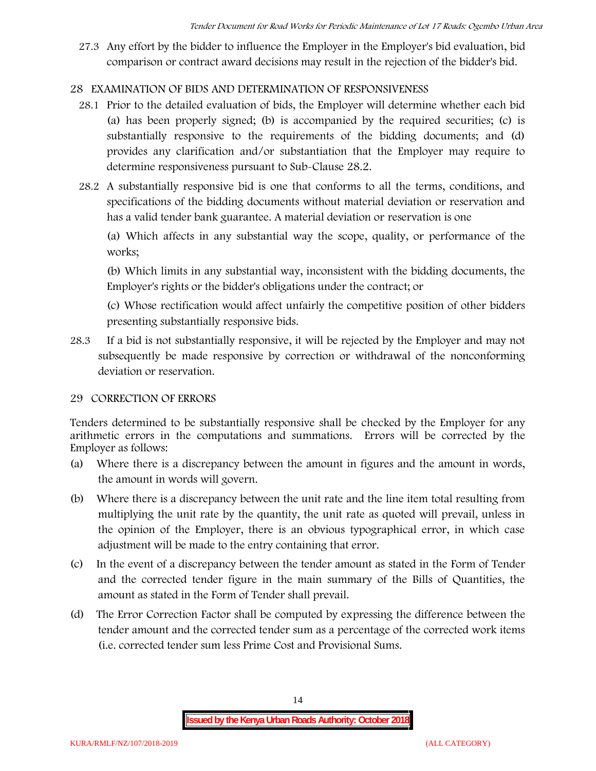27.3 Any effort by the bidder to influence the Employer in the Employer's bid evaluation, bid comparison or contract award decisions may result in the rejection of the bidder's bid.

## 28 EXAMINATION OF BIDS AND DETERMINATION OF RESPONSIVENESS

28.1 Prior to the detailed evaluation of bids, the Employer will determine whether each bid (a) has been properly signed; (b) is accompanied by the required securities; (c) is substantially responsive to the requirements of the bidding documents; and (d) provides any clarification and/or substantiation that the Employer may require to determine responsiveness pursuant to Sub-Clause 28.2.

28.2 A substantially responsive bid is one that conforms to all the terms, conditions, and specifications of the bidding documents without material deviation or reservation and has a valid tender bank guarantee. A material deviation or reservation is one

(a) Which affects in any substantial way the scope, quality, or performance of the works;

(b) Which limits in any substantial way, inconsistent with the bidding documents, the Employer's rights or the bidder's obligations under the contract; or

(c) Whose rectification would affect unfairly the competitive position of other bidders presenting substantially responsive bids.

28.3 If a bid is not substantially responsive, it will be rejected by the Employer and may not subsequently be made responsive by correction or withdrawal of the nonconforming deviation or reservation.

## 29 CORRECTION OF ERRORS

Tenders determined to be substantially responsive shall be checked by the Employer for any arithmetic errors in the computations and summations. Errors will be corrected by the Employer as follows:

(a) Where there is a discrepancy between the amount in figures and the amount in words, the amount in words will govern.

(b) Where there is a discrepancy between the unit rate and the line item total resulting from multiplying the unit rate by the quantity, the unit rate as quoted will prevail, unless in the opinion of the Employer, there is an obvious typographical error, in which case adjustment will be made to the entry containing that error.

(c) In the event of a discrepancy between the tender amount as stated in the Form of Tender and the corrected tender figure in the main summary of the Bills of Quantities, the amount as stated in the Form of Tender shall prevail.

(d) The Error Correction Factor shall be computed by expressing the difference between the tender amount and the corrected tender sum as a percentage of the corrected work items (i.e. corrected tender sum less Prime Cost and Provisional Sums.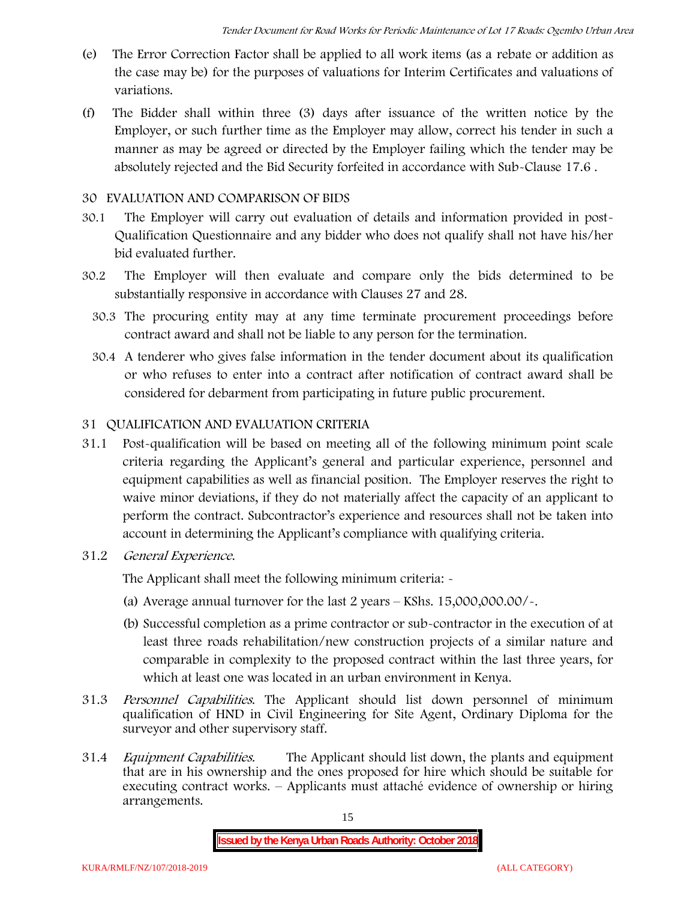(e) The Error Correction Factor shall be applied to all work items (as a rebate or addition as the case may be) for the purposes of valuations for Interim Certificates and valuations of variations.

(f) The Bidder shall within three (3) days after issuance of the written notice by the Employer, or such further time as the Employer may allow, correct his tender in such a manner as may be agreed or directed by the Employer failing which the tender may be absolutely rejected and the Bid Security forfeited in accordance with Sub-Clause 17.6 .

## 30 EVALUATION AND COMPARISON OF BIDS

30.1 The Employer will carry out evaluation of details and information provided in post-Qualification Questionnaire and any bidder who does not qualify shall not have his/her bid evaluated further.

30.2 The Employer will then evaluate and compare only the bids determined to be substantially responsive in accordance with Clauses 27 and 28.

30.3 The procuring entity may at any time terminate procurement proceedings before contract award and shall not be liable to any person for the termination.

30.4 A tenderer who gives false information in the tender document about its qualification or who refuses to enter into a contract after notification of contract award shall be considered for debarment from participating in future public procurement.

## 31 QUALIFICATION AND EVALUATION CRITERIA

31.1 Post-qualification will be based on meeting all of the following minimum point scale criteria regarding the Applicant's general and particular experience, personnel and equipment capabilities as well as financial position. The Employer reserves the right to waive minor deviations, if they do not materially affect the capacity of an applicant to perform the contract. Subcontractor's experience and resources shall not be taken into account in determining the Applicant's compliance with qualifying criteria.

31.2 *General Experience.*

The Applicant shall meet the following minimum criteria: -

(a) Average annual turnover for the last 2 years – KShs. 15,000,000.00/-.

(b) Successful completion as a prime contractor or sub-contractor in the execution of at least three roads rehabilitation/new construction projects of a similar nature and comparable in complexity to the proposed contract within the last three years, for which at least one was located in an urban environment in Kenya.

31.3 *Personnel Capabilities.* The Applicant should list down personnel of minimum qualification of HND in Civil Engineering for Site Agent, Ordinary Diploma for the surveyor and other supervisory staff.

31.4 *Equipment Capabilities.* The Applicant should list down, the plants and equipment that are in his ownership and the ones proposed for hire which should be suitable for executing contract works. – Applicants must attaché evidence of ownership or hiring arrangements.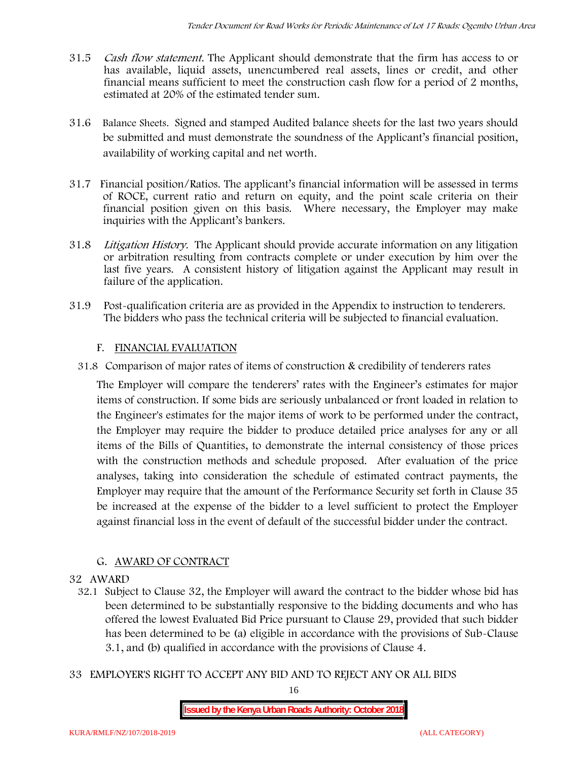31.5 *Cash flow statement.* The Applicant should demonstrate that the firm has access to or has available, liquid assets, unencumbered real assets, lines or credit, and other financial means sufficient to meet the construction cash flow for a period of 2 months, estimated at 20% of the estimated tender sum.

31.6 Balance Sheets. Signed and stamped Audited balance sheets for the last two years should be submitted and must demonstrate the soundness of the Applicant's financial position, availability of working capital and net worth.

31.7 Financial position/Ratios. The applicant's financial information will be assessed in terms of ROCE, current ratio and return on equity, and the point scale criteria on their financial position given on this basis. Where necessary, the Employer may make inquiries with the Applicant's bankers.

31.8 *Litigation History.* The Applicant should provide accurate information on any litigation or arbitration resulting from contracts complete or under execution by him over the last five years. A consistent history of litigation against the Applicant may result in failure of the application.

31.9 Post-qualification criteria are as provided in the Appendix to instruction to tenderers. The bidders who pass the technical criteria will be subjected to financial evaluation.

## F. FINANCIAL EVALUATION

31.8 Comparison of major rates of items of construction & credibility of tenderers rates

The Employer will compare the tenderers' rates with the Engineer's estimates for major items of construction. If some bids are seriously unbalanced or front loaded in relation to the Engineer's estimates for the major items of work to be performed under the contract, the Employer may require the bidder to produce detailed price analyses for any or all items of the Bills of Quantities, to demonstrate the internal consistency of those prices with the construction methods and schedule proposed. After evaluation of the price analyses, taking into consideration the schedule of estimated contract payments, the Employer may require that the amount of the Performance Security set forth in Clause 35 be increased at the expense of the bidder to a level sufficient to protect the Employer against financial loss in the event of default of the successful bidder under the contract.

## G. AWARD OF CONTRACT

32 AWARD

32.1 Subject to Clause 32, the Employer will award the contract to the bidder whose bid has been determined to be substantially responsive to the bidding documents and who has offered the lowest Evaluated Bid Price pursuant to Clause 29, provided that such bidder has been determined to be (a) eligible in accordance with the provisions of Sub-Clause 3.1, and (b) qualified in accordance with the provisions of Clause 4.

33 EMPLOYER'S RIGHT TO ACCEPT ANY BID AND TO REJECT ANY OR ALL BIDS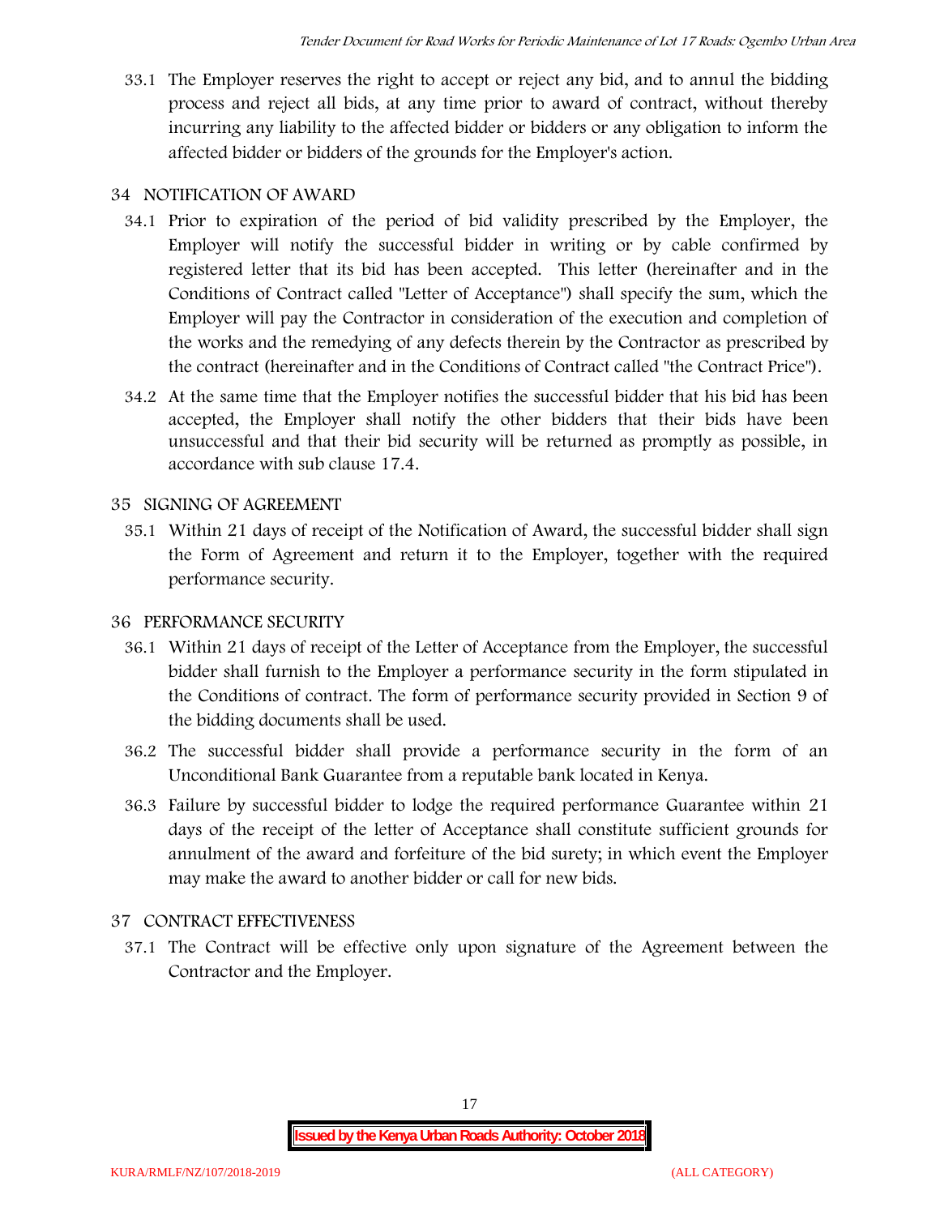33.1 The Employer reserves the right to accept or reject any bid, and to annul the bidding process and reject all bids, at any time prior to award of contract, without thereby incurring any liability to the affected bidder or bidders or any obligation to inform the affected bidder or bidders of the grounds for the Employer's action.

## 34 NOTIFICATION OF AWARD

34.1 Prior to expiration of the period of bid validity prescribed by the Employer, the Employer will notify the successful bidder in writing or by cable confirmed by registered letter that its bid has been accepted. This letter (hereinafter and in the Conditions of Contract called "Letter of Acceptance") shall specify the sum, which the Employer will pay the Contractor in consideration of the execution and completion of the works and the remedying of any defects therein by the Contractor as prescribed by the contract (hereinafter and in the Conditions of Contract called "the Contract Price").

34.2 At the same time that the Employer notifies the successful bidder that his bid has been accepted, the Employer shall notify the other bidders that their bids have been unsuccessful and that their bid security will be returned as promptly as possible, in accordance with sub clause 17.4.

## 35 SIGNING OF AGREEMENT

35.1 Within 21 days of receipt of the Notification of Award, the successful bidder shall sign the Form of Agreement and return it to the Employer, together with the required performance security.

## 36 PERFORMANCE SECURITY

36.1 Within 21 days of receipt of the Letter of Acceptance from the Employer, the successful bidder shall furnish to the Employer a performance security in the form stipulated in the Conditions of contract. The form of performance security provided in Section 9 of the bidding documents shall be used.

36.2 The successful bidder shall provide a performance security in the form of an Unconditional Bank Guarantee from a reputable bank located in Kenya.

36.3 Failure by successful bidder to lodge the required performance Guarantee within 21 days of the receipt of the letter of Acceptance shall constitute sufficient grounds for annulment of the award and forfeiture of the bid surety; in which event the Employer may make the award to another bidder or call for new bids.

## 37 CONTRACT EFFECTIVENESS

37.1 The Contract will be effective only upon signature of the Agreement between the Contractor and the Employer.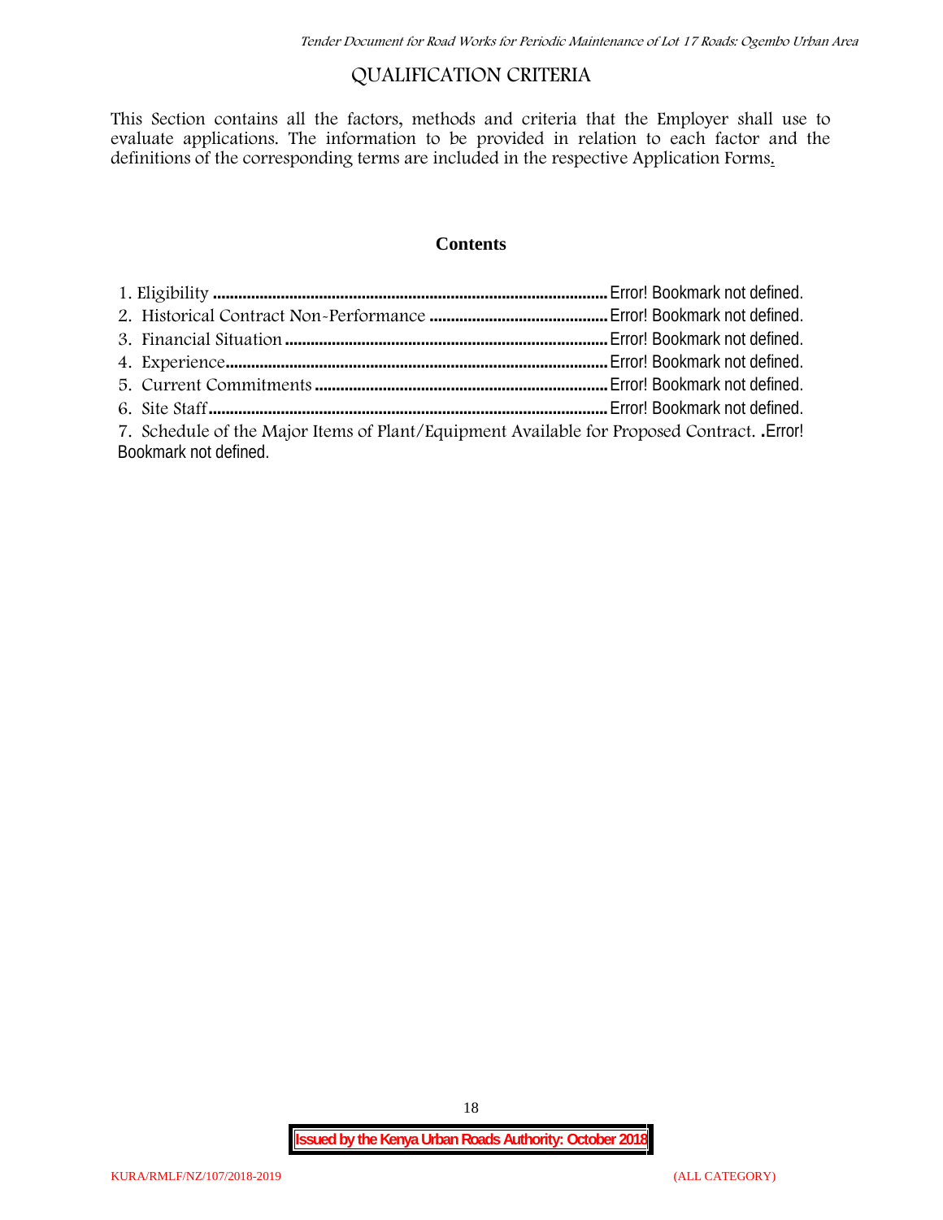# QUALIFICATION CRITERIA

This Section contains all the factors, methods and criteria that the Employer shall use to evaluate applications. The information to be provided in relation to each factor and the definitions of the corresponding terms are included in the respective Application Forms.

**Contents**

1. Eligibility ........................................................................................... Error! Bookmark not defined.
2. Historical Contract Non-Performance .......................................... Error! Bookmark not defined.
3. Financial Situation ........................................................................... Error! Bookmark not defined.
4. Experience......................................................................................... Error! Bookmark not defined.
5. Current Commitments .................................................................... Error! Bookmark not defined.
6. Site Staff............................................................................................. Error! Bookmark not defined.
7. Schedule of the Major Items of Plant/Equipment Available for Proposed Contract. .Error! Bookmark not defined.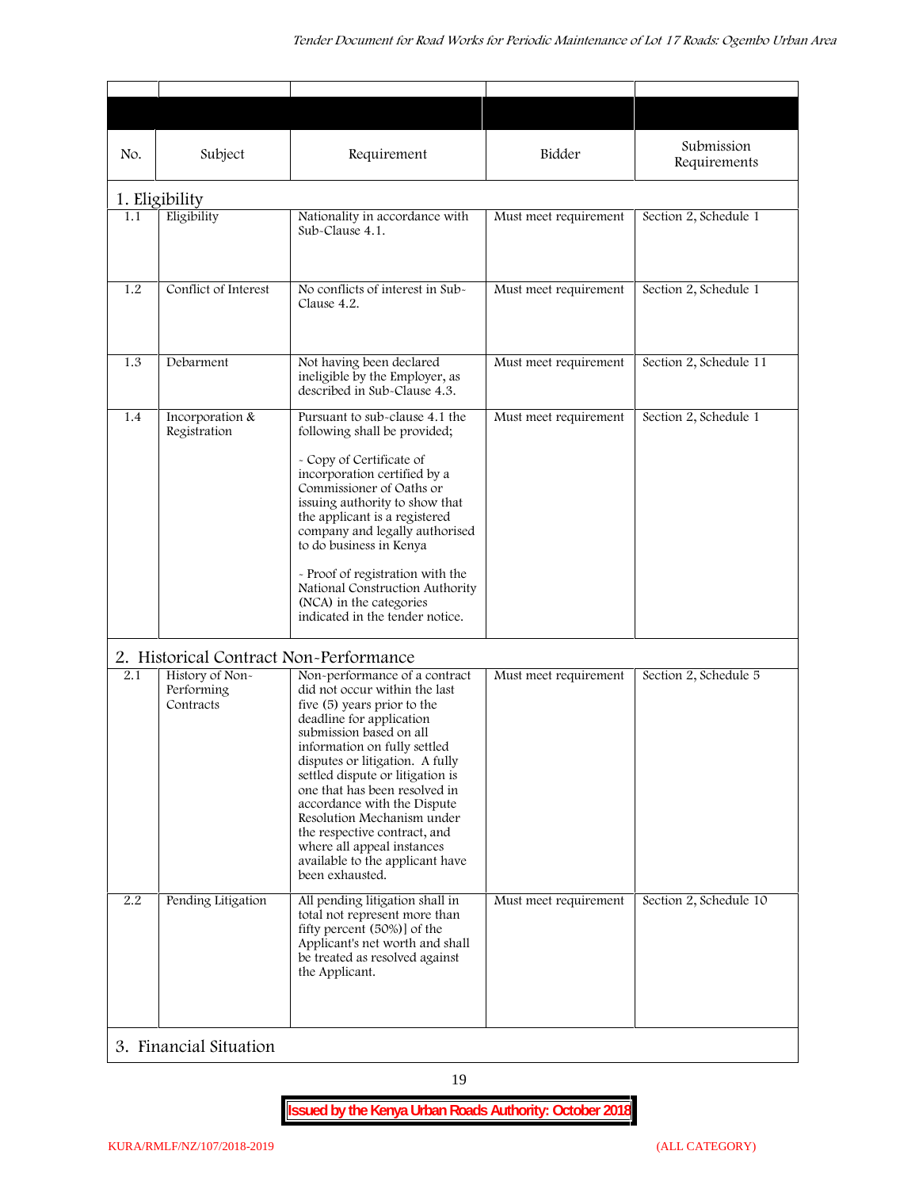| No. | Subject | Requirement | Bidder | Submission Requirements |
|---|---|---|---|---|
| **1. Eligibility** | | | | |
| 1.1 | Eligibility | Nationality in accordance with Sub-Clause 4.1. | Must meet requirement | Section 2, Schedule 1 |
| 1.2 | Conflict of Interest | No conflicts of interest in Sub-Clause 4.2. | Must meet requirement | Section 2, Schedule 1 |
| 1.3 | Debarment | Not having been declared ineligible by the Employer, as described in Sub-Clause 4.3. | Must meet requirement | Section 2, Schedule 11 |
| 1.4 | Incorporation & Registration | Pursuant to sub-clause 4.1 the following shall be provided;<br><br>- Copy of Certificate of incorporation certified by a Commissioner of Oaths or issuing authority to show that the applicant is a registered company and legally authorised to do business in Kenya<br><br>- Proof of registration with the National Construction Authority (NCA) in the categories indicated in the tender notice. | Must meet requirement | Section 2, Schedule 1 |
| **2. Historical Contract Non-Performance** | | | | |
| 2.1 | History of Non-Performing Contracts | Non-performance of a contract did not occur within the last five (5) years prior to the deadline for application submission based on all information on fully settled disputes or litigation. A fully settled dispute or litigation is one that has been resolved in accordance with the Dispute Resolution Mechanism under the respective contract, and where all appeal instances available to the applicant have been exhausted. | Must meet requirement | Section 2, Schedule 5 |
| 2.2 | Pending Litigation | All pending litigation shall in total not represent more than fifty percent (50%)] of the Applicant's net worth and shall be treated as resolved against the Applicant. | Must meet requirement | Section 2, Schedule 10 |
| **3. Financial Situation** | | | | |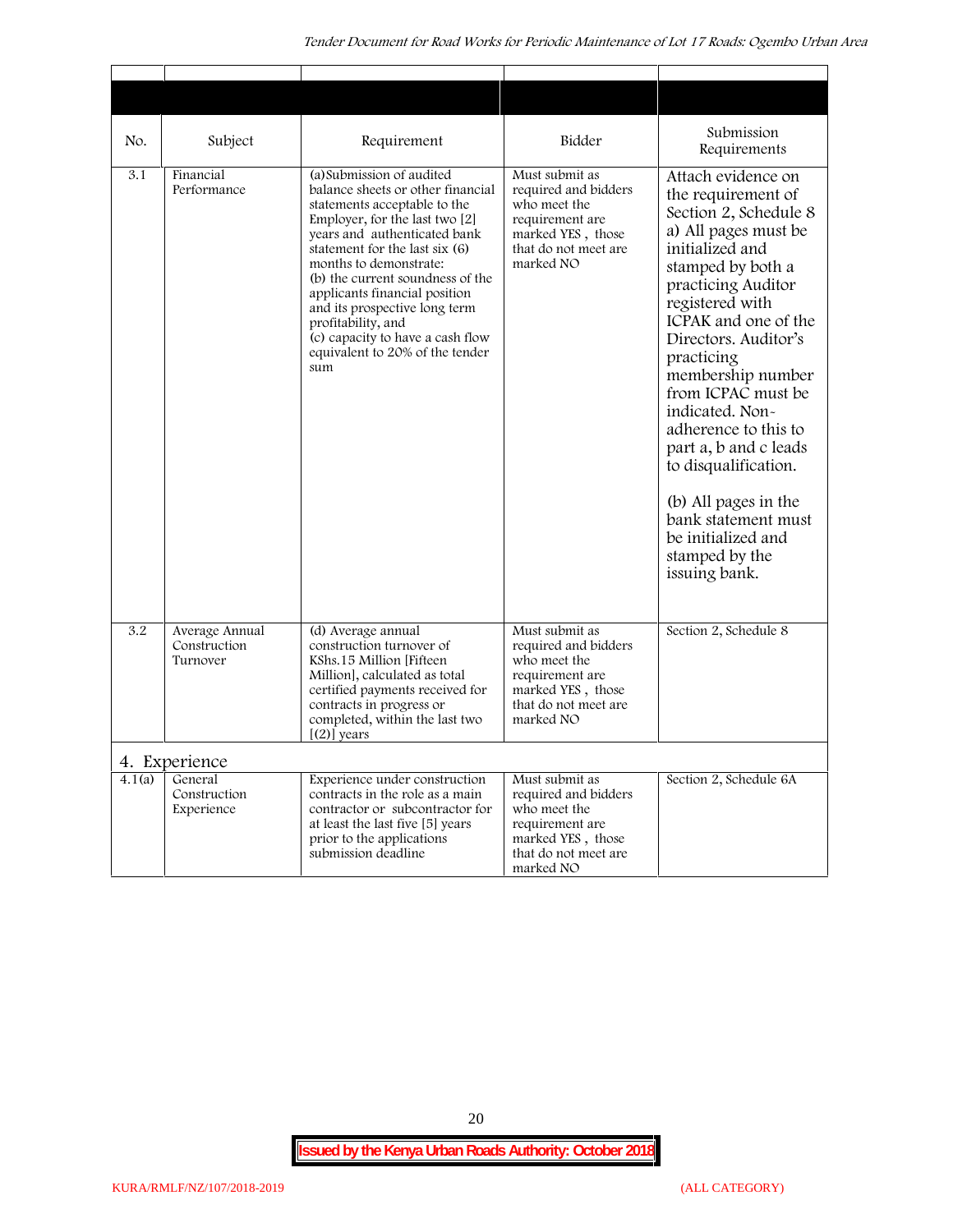| No. | Subject | Requirement | Bidder | Submission Requirements |
|---|---|---|---|---|
| 3.1 | Financial Performance | (a)Submission of audited balance sheets or other financial statements acceptable to the Employer, for the last two [2] years and authenticated bank statement for the last six (6) months to demonstrate:<br>(b) the current soundness of the applicants financial position and its prospective long term profitability, and<br>(c) capacity to have a cash flow equivalent to 20% of the tender sum | Must submit as required and bidders who meet the requirement are marked YES , those that do not meet are marked NO | Attach evidence on the requirement of Section 2, Schedule 8 a) All pages must be initialized and stamped by both a practicing Auditor registered with ICPAK and one of the Directors. Auditor's practicing membership number from ICPAC must be indicated. Non-adherence to this to part a, b and c leads to disqualification.<br><br>(b) All pages in the bank statement must be initialized and stamped by the issuing bank. |
| 3.2 | Average Annual Construction Turnover | (d) Average annual construction turnover of KShs.15 Million [Fifteen Million], calculated as total certified payments received for contracts in progress or completed, within the last two [(2)] years | Must submit as required and bidders who meet the requirement are marked YES , those that do not meet are marked NO | Section 2, Schedule 8 |
| **4. Experience** | | | | |
| 4.1(a) | General Construction Experience | Experience under construction contracts in the role as a main contractor or subcontractor for at least the last five [5] years prior to the applications submission deadline | Must submit as required and bidders who meet the requirement are marked YES , those that do not meet are marked NO | Section 2, Schedule 6A |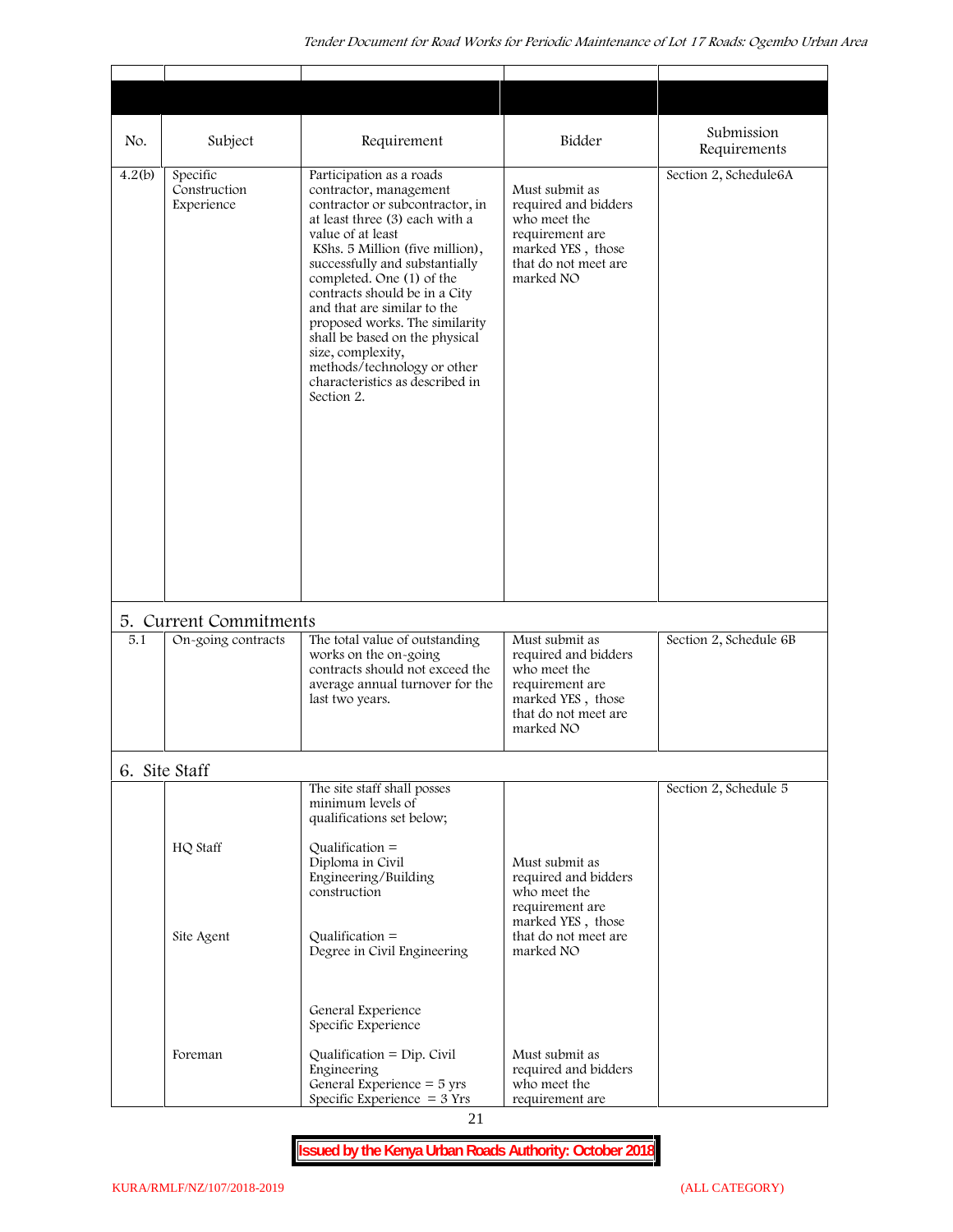| No. | Subject | Requirement | Bidder | Submission Requirements |
|---|---|---|---|---|
| 4.2(b) | Specific Construction Experience | Participation as a roads contractor, management contractor or subcontractor, in at least three (3) each with a value of at least KShs. 5 Million (five million), successfully and substantially completed. One (1) of the contracts should be in a City and that are similar to the proposed works. The similarity shall be based on the physical size, complexity, methods/technology or other characteristics as described in Section 2. | Must submit as required and bidders who meet the requirement are marked YES , those that do not meet are marked NO | Section 2, Schedule6A |
| **5. Current Commitments** | | | | |
| 5.1 | On-going contracts | The total value of outstanding works on the on-going contracts should not exceed the average annual turnover for the last two years. | Must submit as required and bidders who meet the requirement are marked YES , those that do not meet are marked NO | Section 2, Schedule 6B |
| **6. Site Staff** | | | | |
| | | The site staff shall posses minimum levels of qualifications set below; | | Section 2, Schedule 5 |
| | HQ Staff | Qualification = Diploma in Civil Engineering/Building construction | Must submit as required and bidders who meet the requirement are marked YES , those that do not meet are marked NO | |
| | Site Agent | Qualification = Degree in Civil Engineering<br><br>General Experience<br>Specific Experience | | |
| | Foreman | Qualification = Dip. Civil Engineering<br>General Experience = 5 yrs<br>Specific Experience = 3 Yrs | Must submit as required and bidders who meet the requirement are | |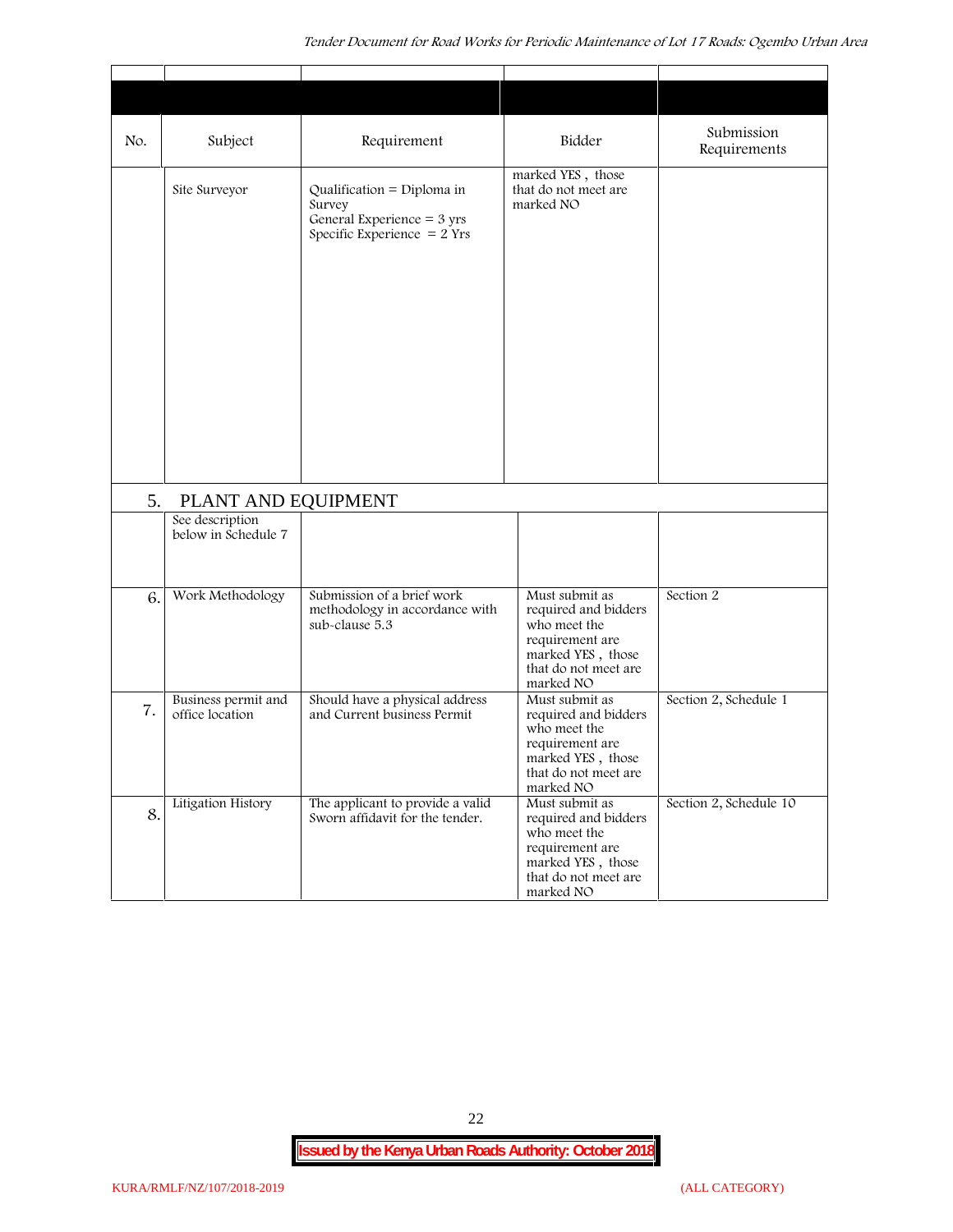| No. | Subject | Requirement | Bidder | Submission Requirements |
|---|---|---|---|---|
| | Site Surveyor | Qualification = Diploma in Survey<br>General Experience = 3 yrs<br>Specific Experience = 2 Yrs | marked YES , those that do not meet are marked NO | |
| 5. | PLANT AND EQUIPMENT | | | |
| | See description below in Schedule 7 | | | |
| 6. | Work Methodology | Submission of a brief work methodology in accordance with sub-clause 5.3 | Must submit as required and bidders who meet the requirement are marked YES , those that do not meet are marked NO | Section 2 |
| 7. | Business permit and office location | Should have a physical address and Current business Permit | Must submit as required and bidders who meet the requirement are marked YES , those that do not meet are marked NO | Section 2, Schedule 1 |
| 8. | Litigation History | The applicant to provide a valid Sworn affidavit for the tender. | Must submit as required and bidders who meet the requirement are marked YES , those that do not meet are marked NO | Section 2, Schedule 10 |

**Issued by the Kenya Urban Roads Authority: October 2018**

KURA/RMLF/NZ/107/2018-2019 (ALL CATEGORY)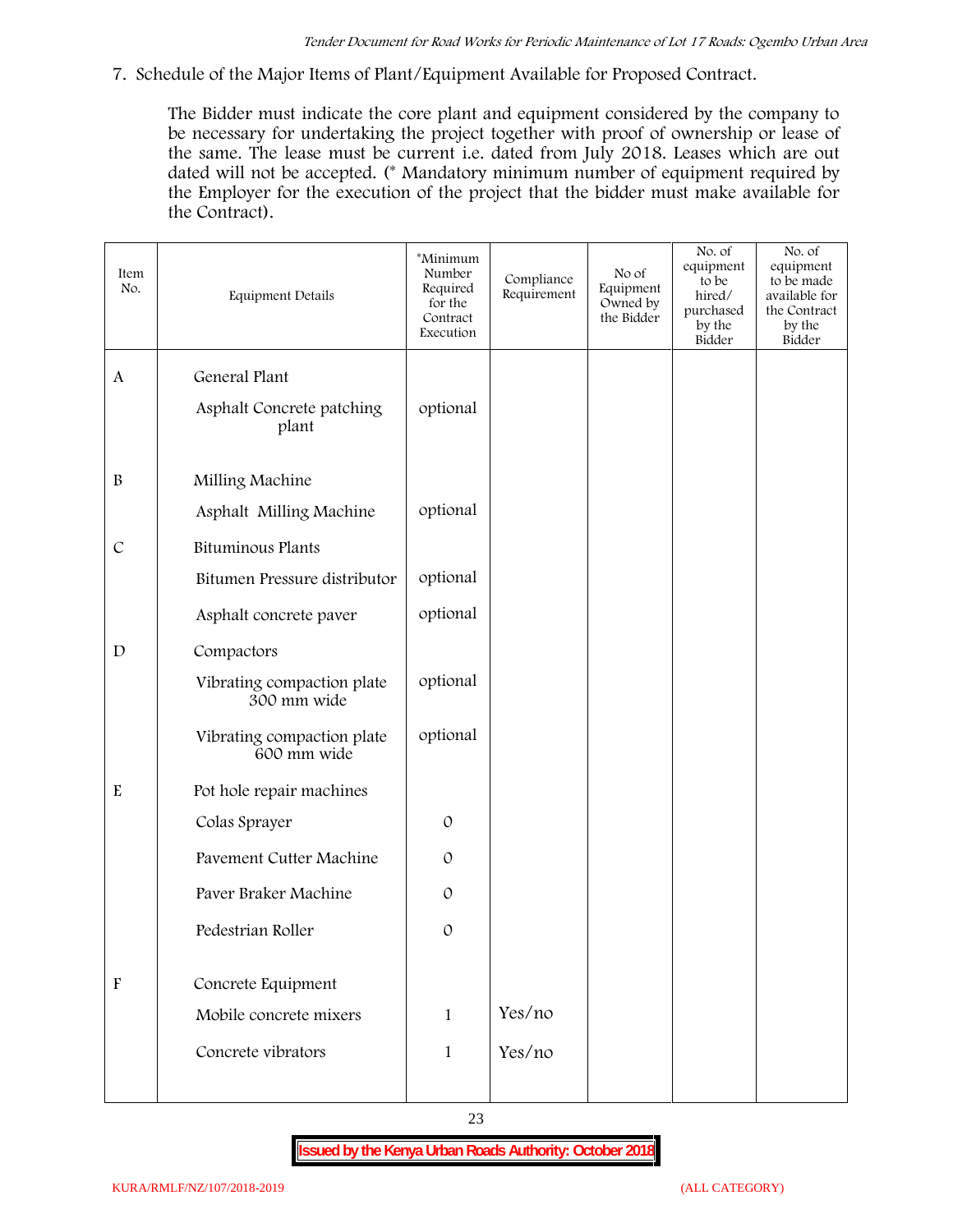7. Schedule of the Major Items of Plant/Equipment Available for Proposed Contract.

The Bidder must indicate the core plant and equipment considered by the company to be necessary for undertaking the project together with proof of ownership or lease of the same. The lease must be current i.e. dated from July 2018. Leases which are out dated will not be accepted. (* Mandatory minimum number of equipment required by the Employer for the execution of the project that the bidder must make available for the Contract).

| Item No. | Equipment Details | *Minimum Number Required for the Contract Execution | Compliance Requirement | No of Equipment Owned by the Bidder | No. of equipment to be hired/ purchased by the Bidder | No. of equipment to be made available for the Contract by the Bidder |
|---|---|---|---|---|---|---|
| A | General Plant | | | | | |
| | Asphalt Concrete patching plant | optional | | | | |
| B | Milling Machine | | | | | |
| | Asphalt Milling Machine | optional | | | | |
| C | Bituminous Plants | | | | | |
| | Bitumen Pressure distributor | optional | | | | |
| | Asphalt concrete paver | optional | | | | |
| D | Compactors | | | | | |
| | Vibrating compaction plate 300 mm wide | optional | | | | |
| | Vibrating compaction plate 600 mm wide | optional | | | | |
| E | Pot hole repair machines | | | | | |
| | Colas Sprayer | 0 | | | | |
| | Pavement Cutter Machine | 0 | | | | |
| | Paver Braker Machine | 0 | | | | |
| | Pedestrian Roller | 0 | | | | |
| F | Concrete Equipment | | | | | |
| | Mobile concrete mixers | 1 | Yes/no | | | |
| | Concrete vibrators | 1 | Yes/no | | | |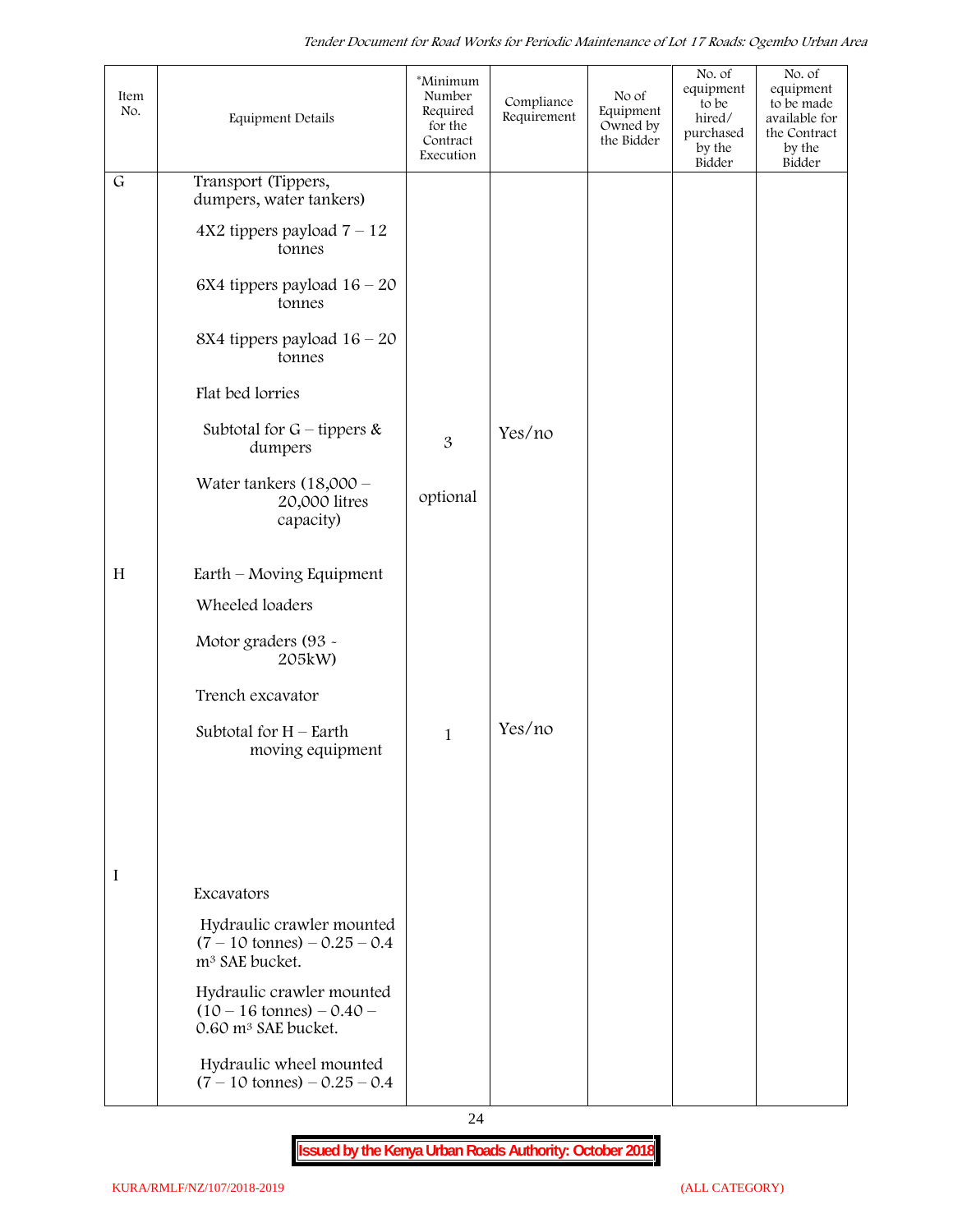| Item No. | Equipment Details | *Minimum Number Required for the Contract Execution | Compliance Requirement | No of Equipment Owned by the Bidder | No. of equipment to be hired/ purchased by the Bidder | No. of equipment to be made available for the Contract by the Bidder |
|---|---|---|---|---|---|---|
| G | Transport (Tippers, dumpers, water tankers) | | | | | |
| | 4X2 tippers payload 7 – 12 tonnes | | | | | |
| | 6X4 tippers payload 16 – 20 tonnes | | | | | |
| | 8X4 tippers payload 16 – 20 tonnes | | | | | |
| | Flat bed lorries | | | | | |
| | Subtotal for G – tippers & dumpers | 3 | Yes/no | | | |
| | Water tankers (18,000 – 20,000 litres capacity) | optional | | | | |
| H | Earth – Moving Equipment | | | | | |
| | Wheeled loaders | | | | | |
| | Motor graders (93 - 205kW) | | | | | |
| | Trench excavator | | | | | |
| | Subtotal for H – Earth moving equipment | 1 | Yes/no | | | |
| I | Excavators | | | | | |
| | Hydraulic crawler mounted (7 – 10 tonnes) – 0.25 – 0.4 $m^3$ SAE bucket. | | | | | |
| | Hydraulic crawler mounted (10 – 16 tonnes) – 0.40 – 0.60 $m^3$ SAE bucket. | | | | | |
| | Hydraulic wheel mounted (7 – 10 tonnes) – 0.25 – 0.4 | | | | | |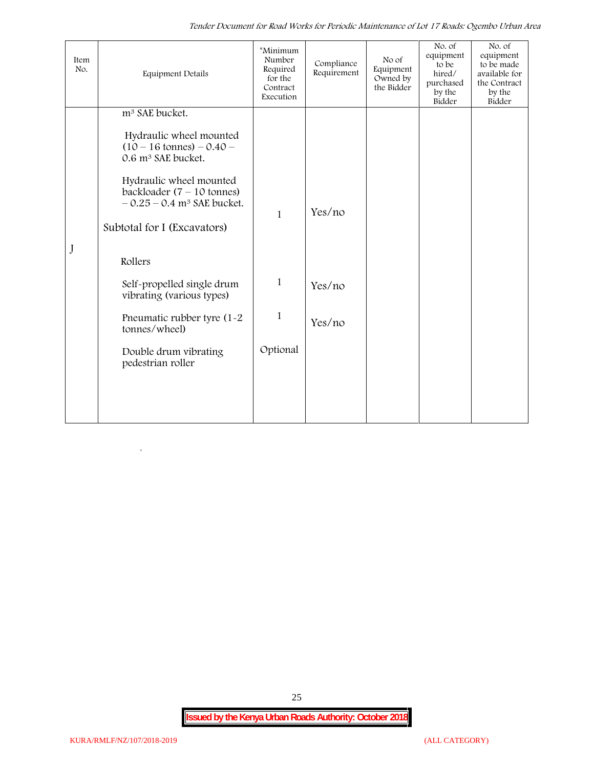| Item No. | Equipment Details | *Minimum Number Required for the Contract Execution | Compliance Requirement | No of Equipment Owned by the Bidder | No. of equipment to be hired/ purchased by the Bidder | No. of equipment to be made available for the Contract by the Bidder |
|---|---|---|---|---|---|---|
| | m³ SAE bucket. | | | | | |
| | Hydraulic wheel mounted (10 – 16 tonnes) – 0.40 – 0.6 m³ SAE bucket. | | | | | |
| | Hydraulic wheel mounted backloader (7 – 10 tonnes) – 0.25 – 0.4 m³ SAE bucket. | 1 | Yes/no | | | |
| | Subtotal for I (Excavators) | | | | | |
| J | Rollers | | | | | |
| | Self-propelled single drum vibrating (various types) | 1 | Yes/no | | | |
| | Pneumatic rubber tyre (1-2 tonnes/wheel) | 1 | Yes/no | | | |
| | Double drum vibrating pedestrian roller | Optional | | | | |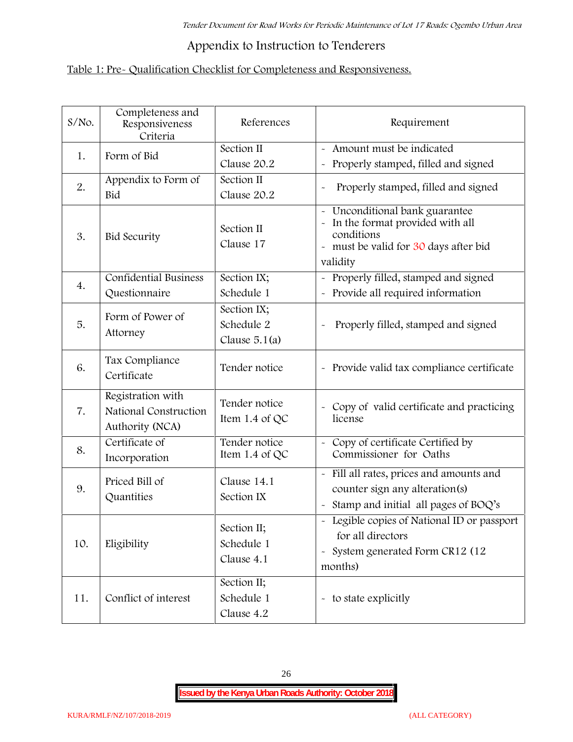## Appendix to Instruction to Tenderers

Table 1: Pre- Qualification Checklist for Completeness and Responsiveness.

| S/No. | Completeness and Responsiveness Criteria | References | Requirement |
|---|---|---|---|
| 1. | Form of Bid | Section II Clause 20.2 | - Amount must be indicated<br>- Properly stamped, filled and signed |
| 2. | Appendix to Form of Bid | Section II Clause 20.2 | - Properly stamped, filled and signed |
| 3. | Bid Security | Section II Clause 17 | - Unconditional bank guarantee<br>- In the format provided with all conditions<br>- must be valid for 30 days after bid validity |
| 4. | Confidential Business Questionnaire | Section IX; Schedule 1 | - Properly filled, stamped and signed<br>- Provide all required information |
| 5. | Form of Power of Attorney | Section IX; Schedule 2 Clause 5.1(a) | - Properly filled, stamped and signed |
| 6. | Tax Compliance Certificate | Tender notice | - Provide valid tax compliance certificate |
| 7. | Registration with National Construction Authority (NCA) | Tender notice Item 1.4 of QC | - Copy of valid certificate and practicing license |
| 8. | Certificate of Incorporation | Tender notice Item 1.4 of QC | - Copy of certificate Certified by Commissioner for Oaths |
| 9. | Priced Bill of Quantities | Clause 14.1 Section IX | - Fill all rates, prices and amounts and counter sign any alteration(s)<br>- Stamp and initial all pages of BOQ's |
| 10. | Eligibility | Section II; Schedule 1 Clause 4.1 | - Legible copies of National ID or passport for all directors<br>- System generated Form CR12 (12 months) |
| 11. | Conflict of interest | Section II; Schedule 1 Clause 4.2 | - to state explicitly |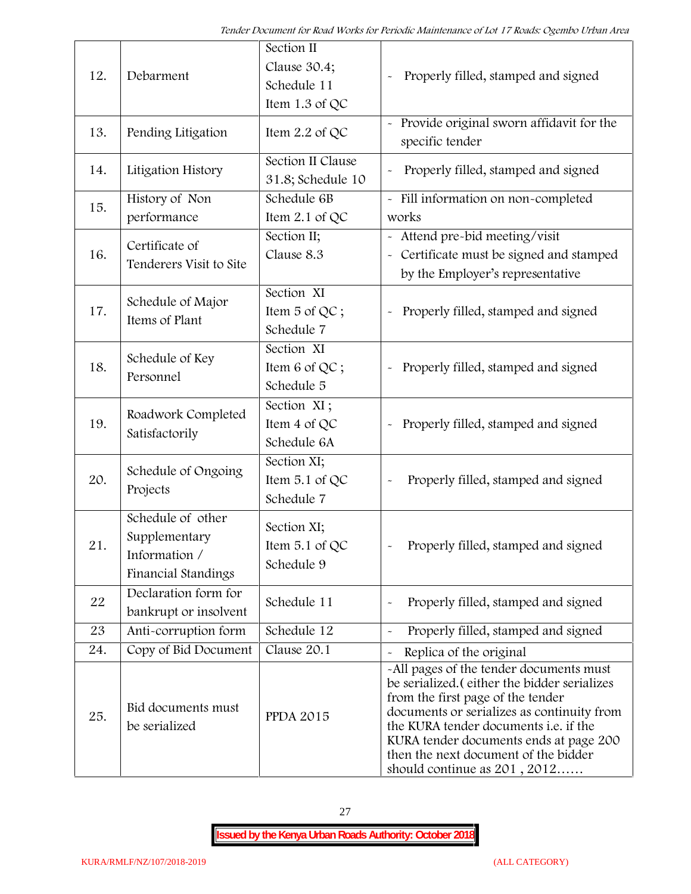| 12. | Debarment | Section II Clause 30.4; Schedule 11 Item 1.3 of QC | - Properly filled, stamped and signed |
|---|---|---|---|
| 13. | Pending Litigation | Item 2.2 of QC | - Provide original sworn affidavit for the specific tender |
| 14. | Litigation History | Section II Clause 31.8; Schedule 10 | - Properly filled, stamped and signed |
| 15. | History of Non performance | Schedule 6B Item 2.1 of QC | - Fill information on non-completed works |
| 16. | Certificate of Tenderers Visit to Site | Section II; Clause 8.3 | - Attend pre-bid meeting/visit<br>- Certificate must be signed and stamped by the Employer's representative |
| 17. | Schedule of Major Items of Plant | Section XI Item 5 of QC ; Schedule 7 | - Properly filled, stamped and signed |
| 18. | Schedule of Key Personnel | Section XI Item 6 of QC ; Schedule 5 | - Properly filled, stamped and signed |
| 19. | Roadwork Completed Satisfactorily | Section XI ; Item 4 of QC Schedule 6A | - Properly filled, stamped and signed |
| 20. | Schedule of Ongoing Projects | Section XI; Item 5.1 of QC Schedule 7 | - Properly filled, stamped and signed |
| 21. | Schedule of other Supplementary Information / Financial Standings | Section XI; Item 5.1 of QC Schedule 9 | - Properly filled, stamped and signed |
| 22 | Declaration form for bankrupt or insolvent | Schedule 11 | - Properly filled, stamped and signed |
| 23 | Anti-corruption form | Schedule 12 | - Properly filled, stamped and signed |
| 24. | Copy of Bid Document | Clause 20.1 | - Replica of the original |
| 25. | Bid documents must be serialized | PPDA 2015 | -All pages of the tender documents must be serialized.( either the bidder serializes from the first page of the tender documents or serializes as continuity from the KURA tender documents i.e. if the KURA tender documents ends at page 200 then the next document of the bidder should continue as 201 , 2012…… |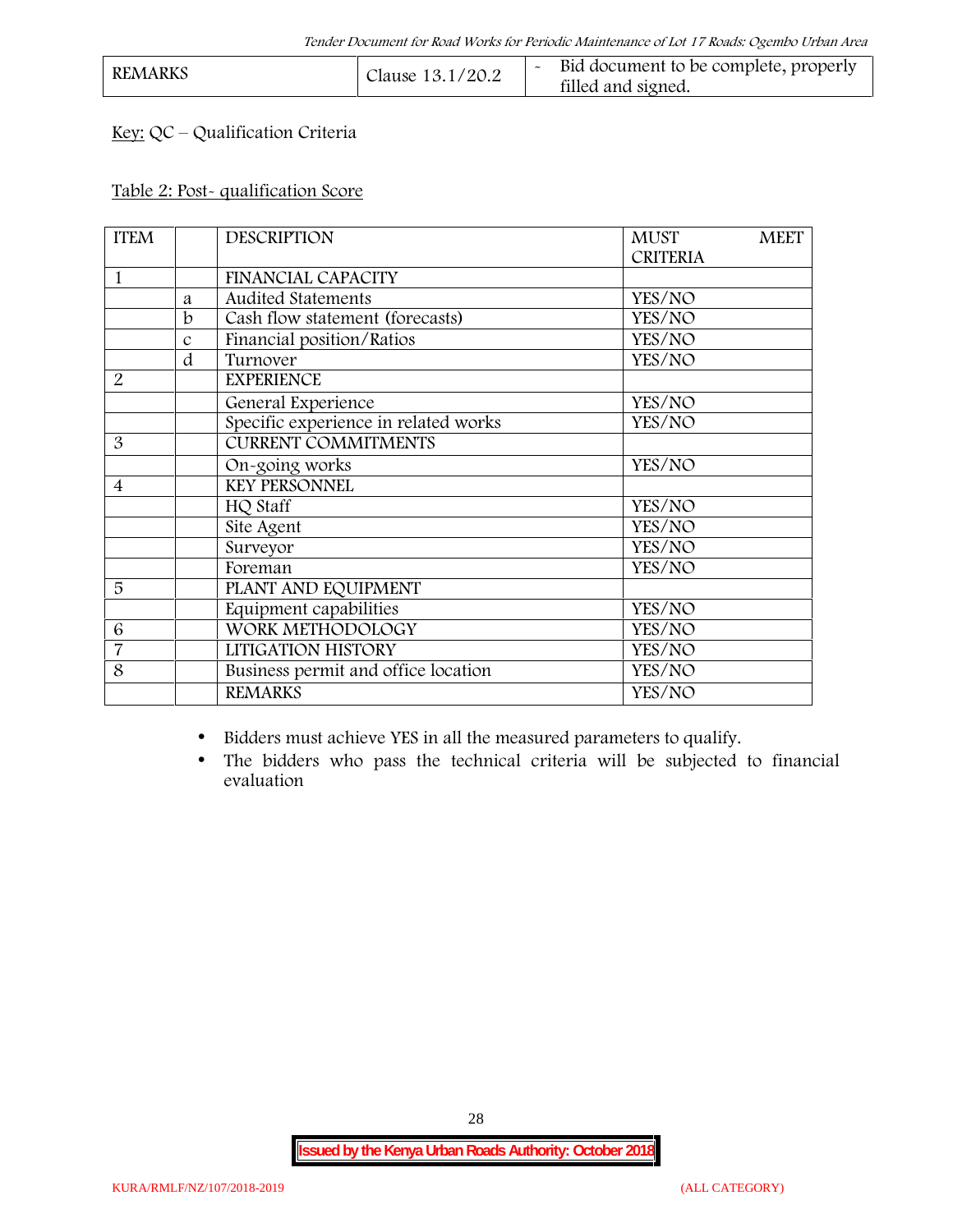| REMARKS | Clause 13.1/20.2 | - Bid document to be complete, properly filled and signed. |
|---|---|---|

Key: QC – Qualification Criteria

Table 2: Post- qualification Score

| ITEM | | DESCRIPTION | MUST MEET CRITERIA |
|---|---|---|---|
| 1 | | FINANCIAL CAPACITY | |
| | a | Audited Statements | YES/NO |
| | b | Cash flow statement (forecasts) | YES/NO |
| | c | Financial position/Ratios | YES/NO |
| | d | Turnover | YES/NO |
| 2 | | EXPERIENCE | |
| | | General Experience | YES/NO |
| | | Specific experience in related works | YES/NO |
| 3 | | CURRENT COMMITMENTS | |
| | | On-going works | YES/NO |
| 4 | | KEY PERSONNEL | |
| | | HQ Staff | YES/NO |
| | | Site Agent | YES/NO |
| | | Surveyor | YES/NO |
| | | Foreman | YES/NO |
| 5 | | PLANT AND EQUIPMENT | |
| | | Equipment capabilities | YES/NO |
| 6 | | WORK METHODOLOGY | YES/NO |
| 7 | | LITIGATION HISTORY | YES/NO |
| 8 | | Business permit and office location | YES/NO |
| | | REMARKS | YES/NO |

- Bidders must achieve YES in all the measured parameters to qualify.
- The bidders who pass the technical criteria will be subjected to financial evaluation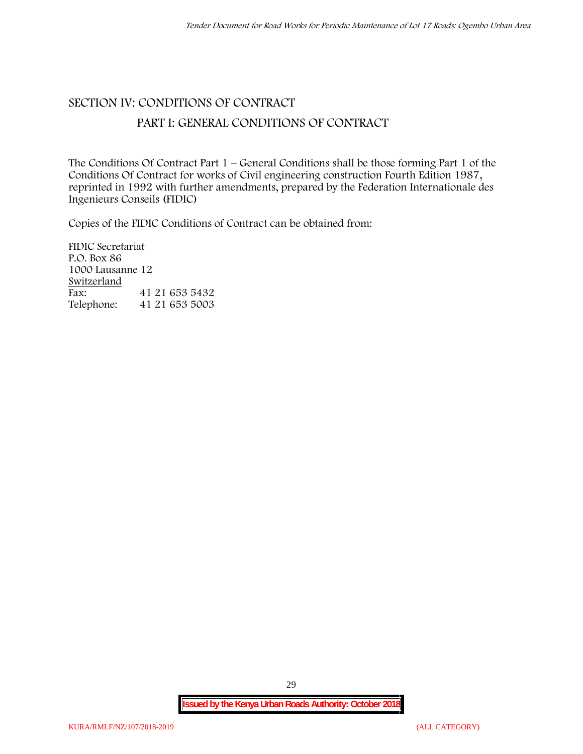## SECTION IV: CONDITIONS OF CONTRACT

### PART I: GENERAL CONDITIONS OF CONTRACT

The Conditions Of Contract Part 1 – General Conditions shall be those forming Part 1 of the Conditions Of Contract for works of Civil engineering construction Fourth Edition 1987, reprinted in 1992 with further amendments, prepared by the Federation Internationale des Ingenieurs Conseils (FIDIC)

Copies of the FIDIC Conditions of Contract can be obtained from:

FIDIC Secretariat
P.O. Box 86
1000 Lausanne 12
Switzerland

| | |
|---|---|
| Fax: | 41 21 653 5432 |
| Telephone: | 41 21 653 5003 |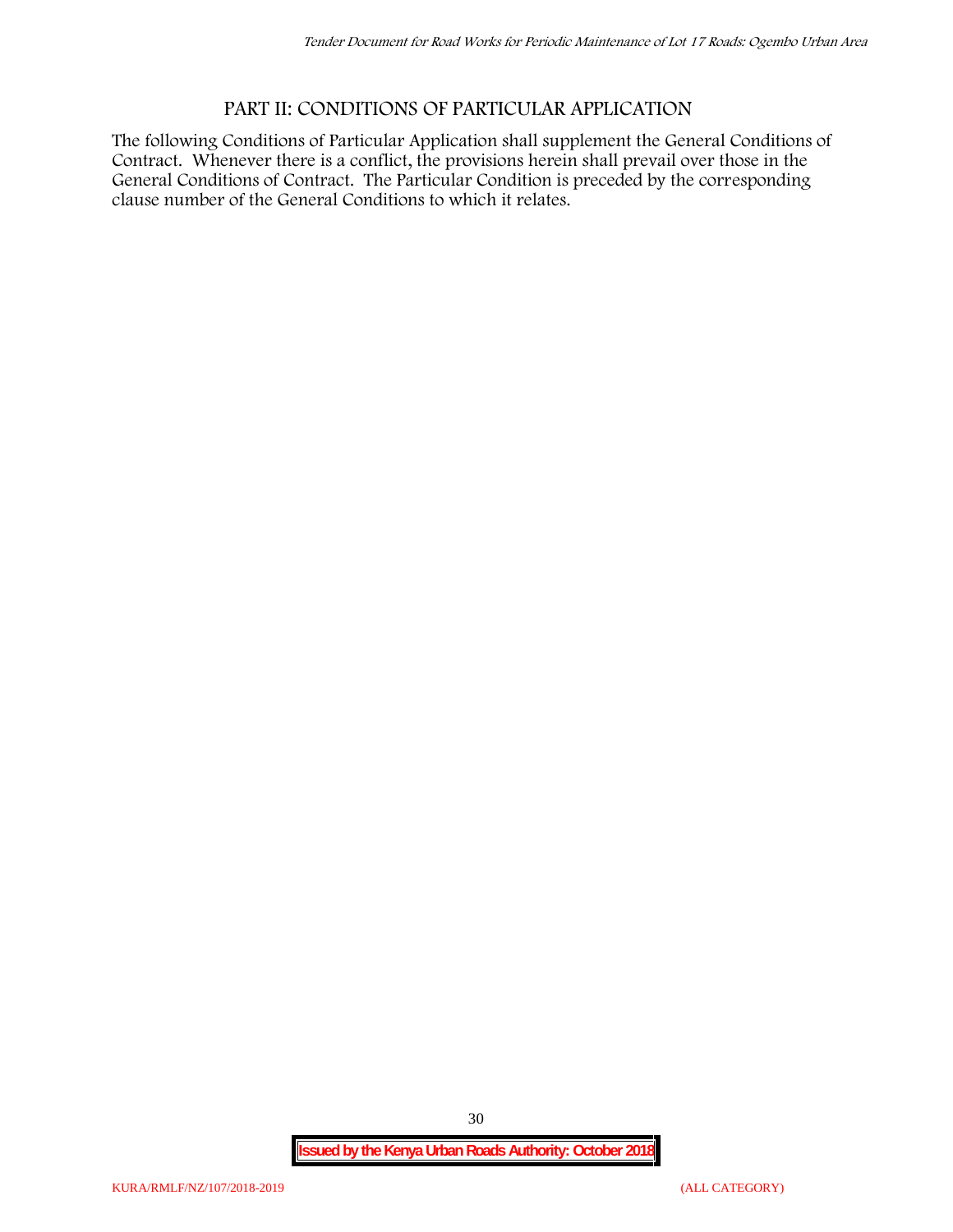## PART II: CONDITIONS OF PARTICULAR APPLICATION

The following Conditions of Particular Application shall supplement the General Conditions of Contract. Whenever there is a conflict, the provisions herein shall prevail over those in the General Conditions of Contract. The Particular Condition is preceded by the corresponding clause number of the General Conditions to which it relates.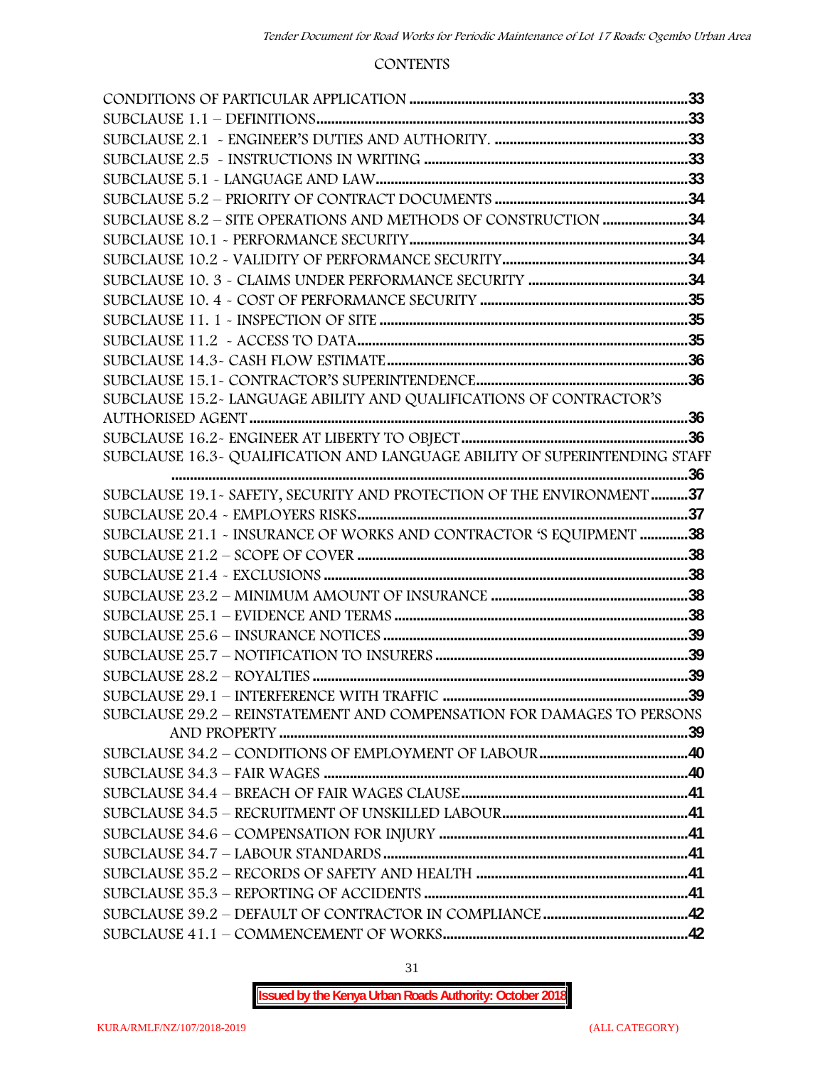## CONTENTS

CONDITIONS OF PARTICULAR APPLICATION ........................................................................33
SUBCLAUSE 1.1 – DEFINITIONS..............................................................................................33
SUBCLAUSE 2.1 - ENGINEER'S DUTIES AND AUTHORITY. ...................................................33
SUBCLAUSE 2.5 - INSTRUCTIONS IN WRITING ......................................................................33
SUBCLAUSE 5.1 - LANGUAGE AND LAW..................................................................................33
SUBCLAUSE 5.2 – PRIORITY OF CONTRACT DOCUMENTS ...................................................34
SUBCLAUSE 8.2 – SITE OPERATIONS AND METHODS OF CONSTRUCTION .......................34
SUBCLAUSE 10.1 - PERFORMANCE SECURITY.........................................................................34
SUBCLAUSE 10.2 - VALIDITY OF PERFORMANCE SECURITY.................................................34
SUBCLAUSE 10. 3 - CLAIMS UNDER PERFORMANCE SECURITY ...........................................34
SUBCLAUSE 10. 4 - COST OF PERFORMANCE SECURITY .......................................................35
SUBCLAUSE 11. 1 - INSPECTION OF SITE ..................................................................................35
SUBCLAUSE 11.2 - ACCESS TO DATA.........................................................................................35
SUBCLAUSE 14.3- CASH FLOW ESTIMATE.................................................................................36
SUBCLAUSE 15.1- CONTRACTOR'S SUPERINTENDENCE.........................................................36
SUBCLAUSE 15.2- LANGUAGE ABILITY AND QUALIFICATIONS OF CONTRACTOR'S AUTHORISED AGENT .....................................................................................................................36
SUBCLAUSE 16.2- ENGINEER AT LIBERTY TO OBJECT............................................................36
SUBCLAUSE 16.3- QUALIFICATION AND LANGUAGE ABILITY OF SUPERINTENDING STAFF .........................................................................................................................................36
SUBCLAUSE 19.1- SAFETY, SECURITY AND PROTECTION OF THE ENVIRONMENT ..........37
SUBCLAUSE 20.4 - EMPLOYERS RISKS.........................................................................................37
SUBCLAUSE 21.1 - INSURANCE OF WORKS AND CONTRACTOR 'S EQUIPMENT .............38
SUBCLAUSE 21.2 – SCOPE OF COVER ..........................................................................................38
SUBCLAUSE 21.4 - EXCLUSIONS ...................................................................................................38
SUBCLAUSE 23.2 – MINIMUM AMOUNT OF INSURANCE .......................................................38
SUBCLAUSE 25.1 – EVIDENCE AND TERMS ................................................................................38
SUBCLAUSE 25.6 – INSURANCE NOTICES ...................................................................................39
SUBCLAUSE 25.7 – NOTIFICATION TO INSURERS .....................................................................39
SUBCLAUSE 28.2 – ROYALTIES ......................................................................................................39
SUBCLAUSE 29.1 – INTERFERENCE WITH TRAFFIC ...................................................................39
SUBCLAUSE 29.2 – REINSTATEMENT AND COMPENSATION FOR DAMAGES TO PERSONS AND PROPERTY .............................................................................................................................39
SUBCLAUSE 34.2 – CONDITIONS OF EMPLOYMENT OF LABOUR.........................................40
SUBCLAUSE 34.3 – FAIR WAGES ..................................................................................................40
SUBCLAUSE 34.4 – BREACH OF FAIR WAGES CLAUSE.............................................................41
SUBCLAUSE 34.5 – RECRUITMENT OF UNSKILLED LABOUR..................................................41
SUBCLAUSE 34.6 – COMPENSATION FOR INJURY ...................................................................41
SUBCLAUSE 34.7 – LABOUR STANDARDS ..................................................................................41
SUBCLAUSE 35.2 – RECORDS OF SAFETY AND HEALTH .........................................................41
SUBCLAUSE 35.3 – REPORTING OF ACCIDENTS .......................................................................41
SUBCLAUSE 39.2 – DEFAULT OF CONTRACTOR IN COMPLIANCE ........................................42
SUBCLAUSE 41.1 – COMMENCEMENT OF WORKS...................................................................42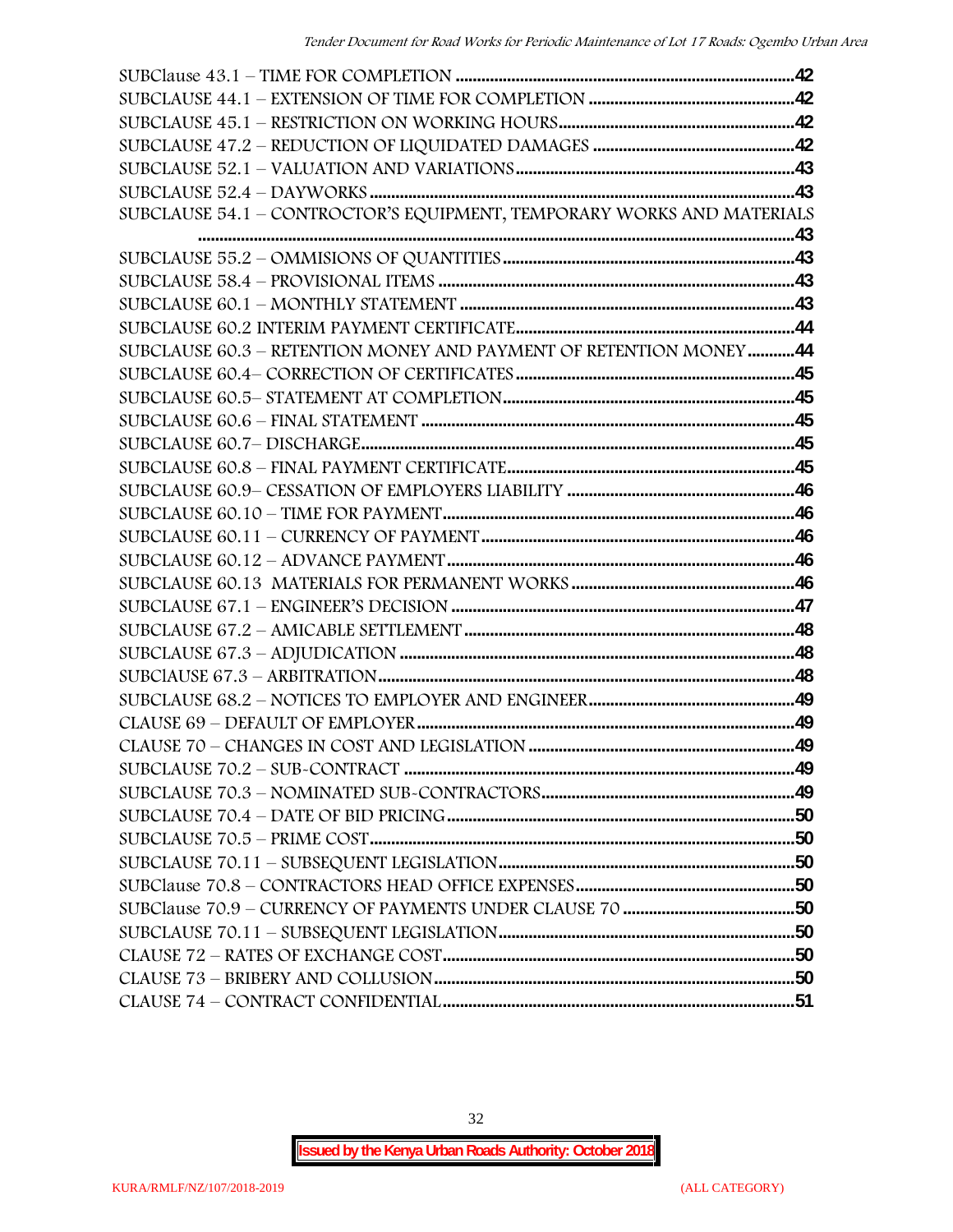SUBClause 43.1 – TIME FOR COMPLETION ....................................................................................42
SUBCLAUSE 44.1 – EXTENSION OF TIME FOR COMPLETION ......................................................42
SUBCLAUSE 45.1 – RESTRICTION ON WORKING HOURS..............................................................42
SUBCLAUSE 47.2 – REDUCTION OF LIQUIDATED DAMAGES ......................................................42
SUBCLAUSE 52.1 – VALUATION AND VARIATIONS.......................................................................43
SUBCLAUSE 52.4 – DAYWORKS .......................................................................................................43
SUBCLAUSE 54.1 – CONTRACTOR'S EQUIPMENT, TEMPORARY WORKS AND MATERIALS ...............................................................................................................................................43
SUBCLAUSE 55.2 – OMMISIONS OF QUANTITIES.........................................................................43
SUBCLAUSE 58.4 – PROVISIONAL ITEMS .......................................................................................43
SUBCLAUSE 60.1 – MONTHLY STATEMENT ...................................................................................43
SUBCLAUSE 60.2 INTERIM PAYMENT CERTIFICATE.......................................................................44
SUBCLAUSE 60.3 – RETENTION MONEY AND PAYMENT OF RETENTION MONEY...........44
SUBCLAUSE 60.4– CORRECTION OF CERTIFICATES .......................................................................45
SUBCLAUSE 60.5– STATEMENT AT COMPLETION..........................................................................45
SUBCLAUSE 60.6 – FINAL STATEMENT ............................................................................................45
SUBCLAUSE 60.7– DISCHARGE..........................................................................................................45
SUBCLAUSE 60.8 – FINAL PAYMENT CERTIFICATE........................................................................45
SUBCLAUSE 60.9– CESSATION OF EMPLOYERS LIABILITY ..........................................................46
SUBCLAUSE 60.10 – TIME FOR PAYMENT.......................................................................................46
SUBCLAUSE 60.11 – CURRENCY OF PAYMENT..............................................................................46
SUBCLAUSE 60.12 – ADVANCE PAYMENT......................................................................................46
SUBCLAUSE 60.13 MATERIALS FOR PERMANENT WORKS .........................................................46
SUBCLAUSE 67.1 – ENGINEER'S DECISION ....................................................................................47
SUBCLAUSE 67.2 – AMICABLE SETTLEMENT..................................................................................48
SUBCLAUSE 67.3 – ADJUDICATION .................................................................................................48
SUBClAUSE 67.3 – ARBITRATION......................................................................................................48
SUBCLAUSE 68.2 – NOTICES TO EMPLOYER AND ENGINEER......................................................49
CLAUSE 69 – DEFAULT OF EMPLOYER.............................................................................................49
CLAUSE 70 – CHANGES IN COST AND LEGISLATION ...................................................................49
SUBCLAUSE 70.2 – SUB-CONTRACT ................................................................................................49
SUBCLAUSE 70.3 – NOMINATED SUB-CONTRACTORS..................................................................49
SUBCLAUSE 70.4 – DATE OF BID PRICING.......................................................................................50
SUBCLAUSE 70.5 – PRIME COST........................................................................................................50
SUBCLAUSE 70.11 – SUBSEQUENT LEGISLATION...........................................................................50
SUBClause 70.8 – CONTRACTORS HEAD OFFICE EXPENSES.........................................................50
SUBClause 70.9 – CURRENCY OF PAYMENTS UNDER CLAUSE 70 ..............................................50
SUBCLAUSE 70.11 – SUBSEQUENT LEGISLATION...........................................................................50
CLAUSE 72 – RATES OF EXCHANGE COST.......................................................................................50
CLAUSE 73 – BRIBERY AND COLLUSION.........................................................................................50
CLAUSE 74 – CONTRACT CONFIDENTIAL.......................................................................................51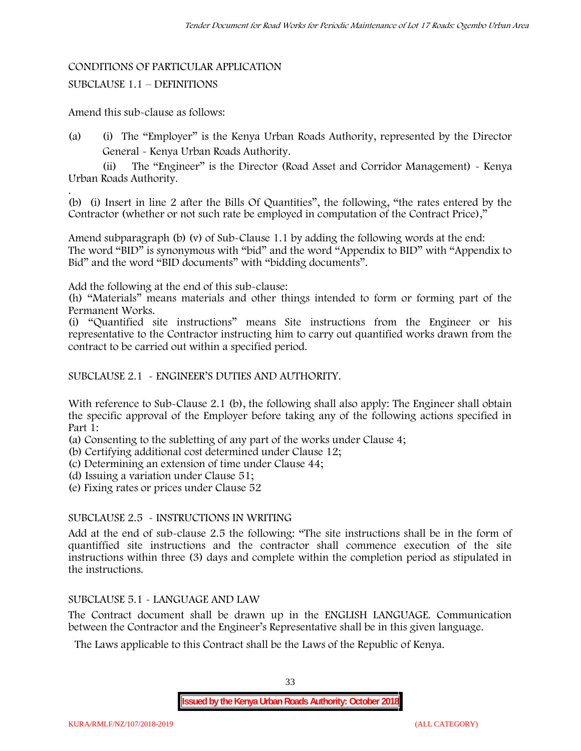CONDITIONS OF PARTICULAR APPLICATION

SUBCLAUSE 1.1 – DEFINITIONS

Amend this sub-clause as follows:

(a) (i) The "Employer" is the Kenya Urban Roads Authority, represented by the Director General - Kenya Urban Roads Authority.

(ii) The "Engineer" is the Director (Road Asset and Corridor Management) - Kenya Urban Roads Authority.

(b) (i) Insert in line 2 after the Bills Of Quantities", the following, "the rates entered by the Contractor (whether or not such rate be employed in computation of the Contract Price),"

Amend subparagraph (b) (v) of Sub-Clause 1.1 by adding the following words at the end: The word "BID" is synonymous with "bid" and the word "Appendix to BID" with "Appendix to Bid" and the word "BID documents" with "bidding documents".

Add the following at the end of this sub-clause:

(h) "Materials" means materials and other things intended to form or forming part of the Permanent Works.

(i) "Quantified site instructions" means Site instructions from the Engineer or his representative to the Contractor instructing him to carry out quantified works drawn from the contract to be carried out within a specified period.

SUBCLAUSE 2.1 - ENGINEER'S DUTIES AND AUTHORITY.

With reference to Sub-Clause 2.1 (b), the following shall also apply: The Engineer shall obtain the specific approval of the Employer before taking any of the following actions specified in Part 1:

(a) Consenting to the subletting of any part of the works under Clause 4;
(b) Certifying additional cost determined under Clause 12;
(c) Determining an extension of time under Clause 44;
(d) Issuing a variation under Clause 51;
(e) Fixing rates or prices under Clause 52

SUBCLAUSE 2.5 - INSTRUCTIONS IN WRITING

Add at the end of sub-clause 2.5 the following: "The site instructions shall be in the form of quantiffied site instructions and the contractor shall commence execution of the site instructions within three (3) days and complete within the completion period as stipulated in the instructions.

SUBCLAUSE 5.1 - LANGUAGE AND LAW

The Contract document shall be drawn up in the ENGLISH LANGUAGE. Communication between the Contractor and the Engineer's Representative shall be in this given language.

The Laws applicable to this Contract shall be the Laws of the Republic of Kenya.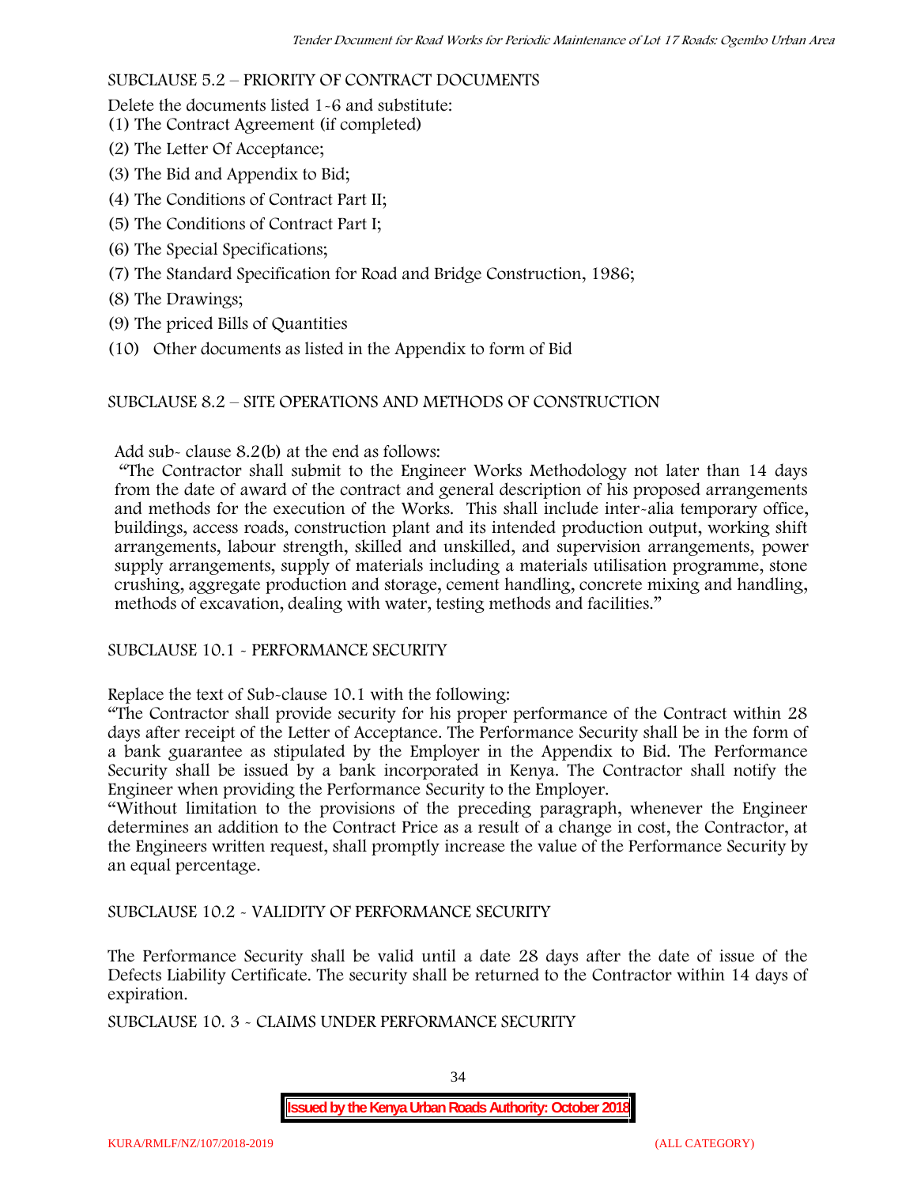SUBCLAUSE 5.2 – PRIORITY OF CONTRACT DOCUMENTS

Delete the documents listed 1-6 and substitute:

(1) The Contract Agreement (if completed)

(2) The Letter Of Acceptance;

(3) The Bid and Appendix to Bid;

(4) The Conditions of Contract Part II;

(5) The Conditions of Contract Part I;

(6) The Special Specifications;

(7) The Standard Specification for Road and Bridge Construction, 1986;

(8) The Drawings;

(9) The priced Bills of Quantities

(10) Other documents as listed in the Appendix to form of Bid

SUBCLAUSE 8.2 – SITE OPERATIONS AND METHODS OF CONSTRUCTION

Add sub- clause 8.2(b) at the end as follows:

"The Contractor shall submit to the Engineer Works Methodology not later than 14 days from the date of award of the contract and general description of his proposed arrangements and methods for the execution of the Works. This shall include inter-alia temporary office, buildings, access roads, construction plant and its intended production output, working shift arrangements, labour strength, skilled and unskilled, and supervision arrangements, power supply arrangements, supply of materials including a materials utilisation programme, stone crushing, aggregate production and storage, cement handling, concrete mixing and handling, methods of excavation, dealing with water, testing methods and facilities."

SUBCLAUSE 10.1 - PERFORMANCE SECURITY

Replace the text of Sub-clause 10.1 with the following:

"The Contractor shall provide security for his proper performance of the Contract within 28 days after receipt of the Letter of Acceptance. The Performance Security shall be in the form of a bank guarantee as stipulated by the Employer in the Appendix to Bid. The Performance Security shall be issued by a bank incorporated in Kenya. The Contractor shall notify the Engineer when providing the Performance Security to the Employer.

"Without limitation to the provisions of the preceding paragraph, whenever the Engineer determines an addition to the Contract Price as a result of a change in cost, the Contractor, at the Engineers written request, shall promptly increase the value of the Performance Security by an equal percentage.

SUBCLAUSE 10.2 - VALIDITY OF PERFORMANCE SECURITY

The Performance Security shall be valid until a date 28 days after the date of issue of the Defects Liability Certificate. The security shall be returned to the Contractor within 14 days of expiration.

SUBCLAUSE 10. 3 - CLAIMS UNDER PERFORMANCE SECURITY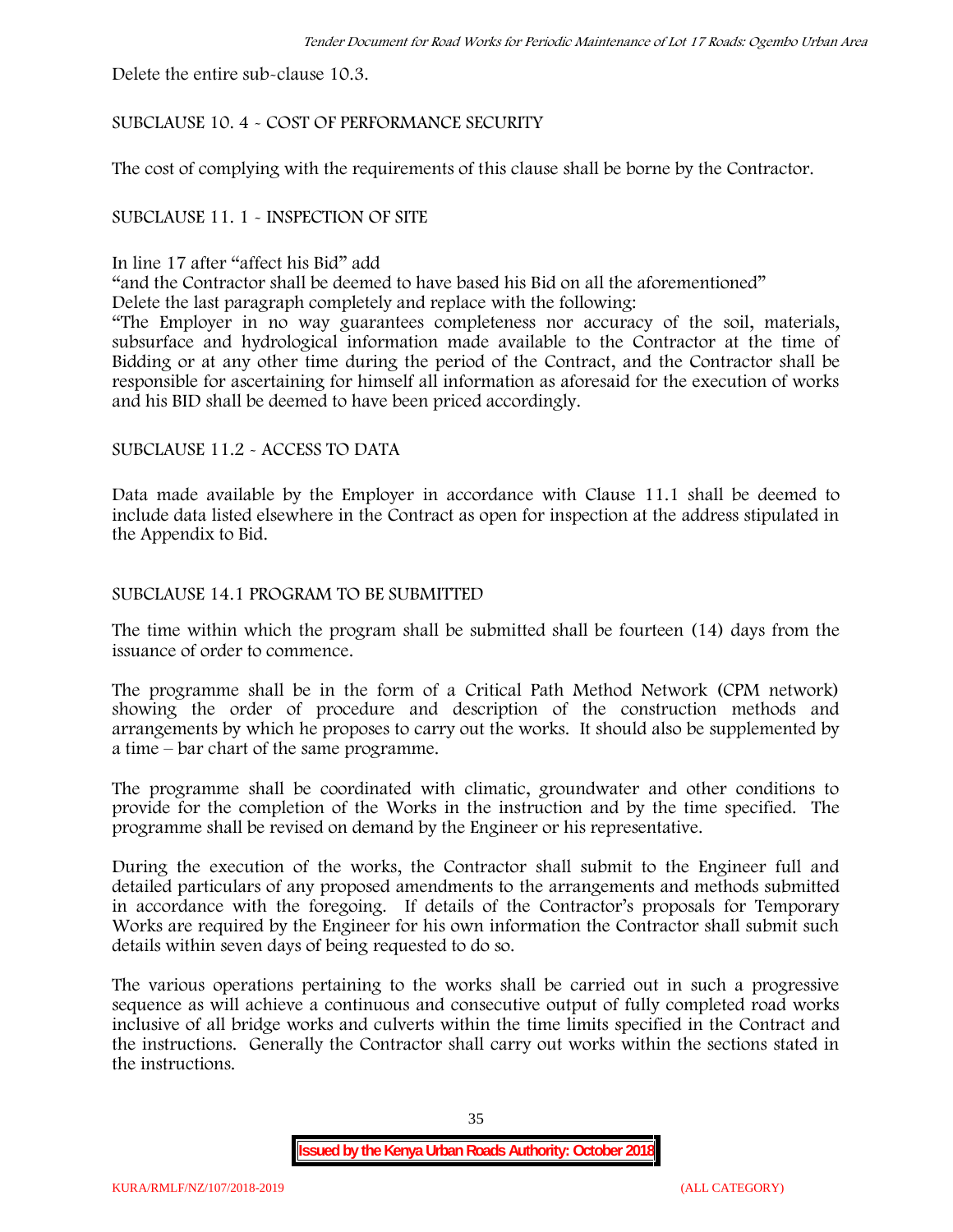Delete the entire sub-clause 10.3.

SUBCLAUSE 10. 4 - COST OF PERFORMANCE SECURITY

The cost of complying with the requirements of this clause shall be borne by the Contractor.

SUBCLAUSE 11. 1 - INSPECTION OF SITE

In line 17 after "affect his Bid" add

"and the Contractor shall be deemed to have based his Bid on all the aforementioned"

Delete the last paragraph completely and replace with the following:

"The Employer in no way guarantees completeness nor accuracy of the soil, materials, subsurface and hydrological information made available to the Contractor at the time of Bidding or at any other time during the period of the Contract, and the Contractor shall be responsible for ascertaining for himself all information as aforesaid for the execution of works and his BID shall be deemed to have been priced accordingly.

SUBCLAUSE 11.2 - ACCESS TO DATA

Data made available by the Employer in accordance with Clause 11.1 shall be deemed to include data listed elsewhere in the Contract as open for inspection at the address stipulated in the Appendix to Bid.

SUBCLAUSE 14.1 PROGRAM TO BE SUBMITTED

The time within which the program shall be submitted shall be fourteen (14) days from the issuance of order to commence.

The programme shall be in the form of a Critical Path Method Network (CPM network) showing the order of procedure and description of the construction methods and arrangements by which he proposes to carry out the works. It should also be supplemented by a time – bar chart of the same programme.

The programme shall be coordinated with climatic, groundwater and other conditions to provide for the completion of the Works in the instruction and by the time specified. The programme shall be revised on demand by the Engineer or his representative.

During the execution of the works, the Contractor shall submit to the Engineer full and detailed particulars of any proposed amendments to the arrangements and methods submitted in accordance with the foregoing. If details of the Contractor's proposals for Temporary Works are required by the Engineer for his own information the Contractor shall submit such details within seven days of being requested to do so.

The various operations pertaining to the works shall be carried out in such a progressive sequence as will achieve a continuous and consecutive output of fully completed road works inclusive of all bridge works and culverts within the time limits specified in the Contract and the instructions. Generally the Contractor shall carry out works within the sections stated in the instructions.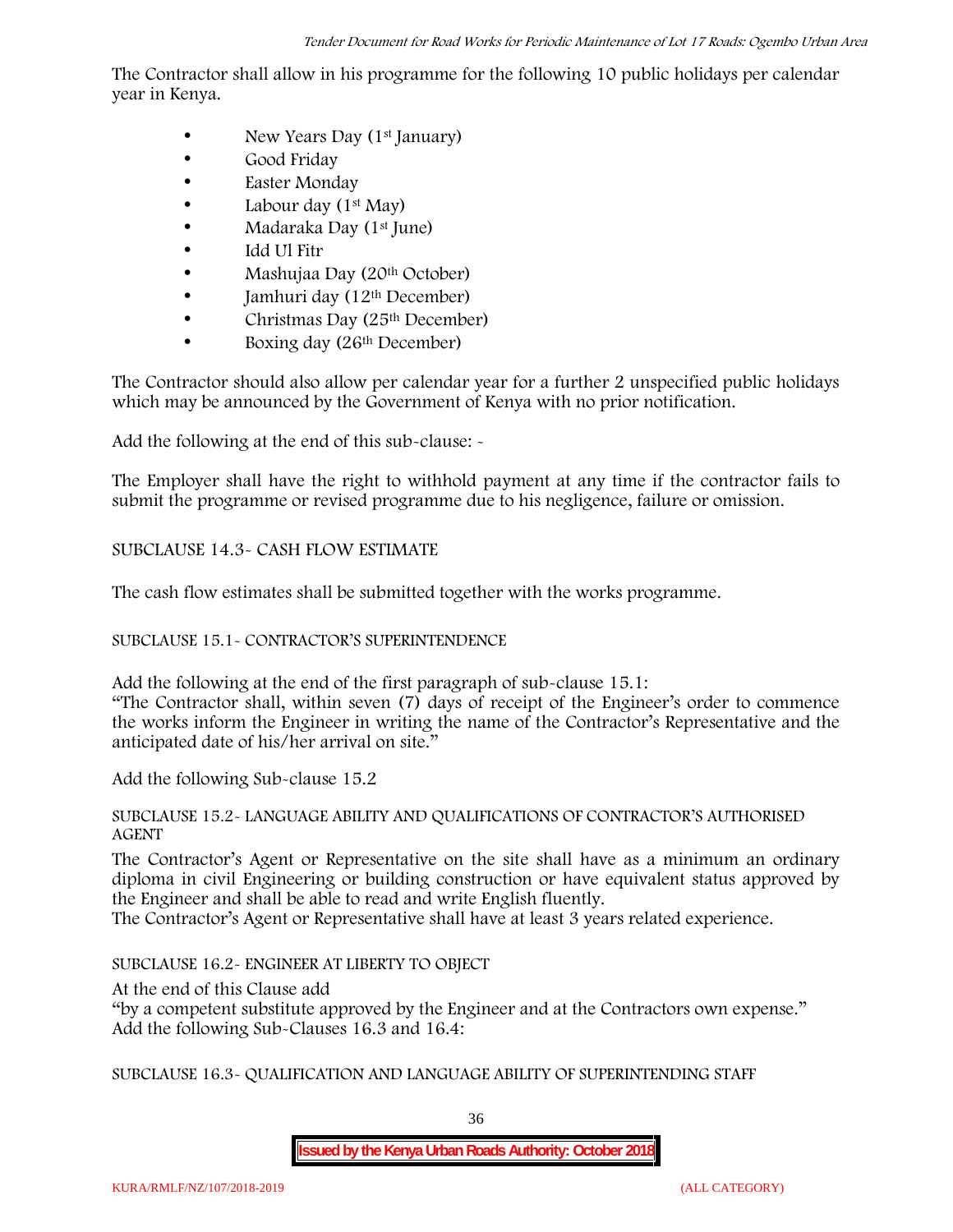The Contractor shall allow in his programme for the following 10 public holidays per calendar year in Kenya.

- New Years Day (1st January)
- Good Friday
- Easter Monday
- Labour day (1st May)
- Madaraka Day (1st June)
- Idd Ul Fitr
- Mashujaa Day (20th October)
- Jamhuri day (12th December)
- Christmas Day (25th December)
- Boxing day (26th December)

The Contractor should also allow per calendar year for a further 2 unspecified public holidays which may be announced by the Government of Kenya with no prior notification.

Add the following at the end of this sub-clause: -

The Employer shall have the right to withhold payment at any time if the contractor fails to submit the programme or revised programme due to his negligence, failure or omission.

SUBCLAUSE 14.3- CASH FLOW ESTIMATE

The cash flow estimates shall be submitted together with the works programme.

SUBCLAUSE 15.1- CONTRACTOR'S SUPERINTENDENCE

Add the following at the end of the first paragraph of sub-clause 15.1:
"The Contractor shall, within seven (7) days of receipt of the Engineer's order to commence the works inform the Engineer in writing the name of the Contractor's Representative and the anticipated date of his/her arrival on site."

Add the following Sub-clause 15.2

SUBCLAUSE 15.2- LANGUAGE ABILITY AND QUALIFICATIONS OF CONTRACTOR'S AUTHORISED AGENT

The Contractor's Agent or Representative on the site shall have as a minimum an ordinary diploma in civil Engineering or building construction or have equivalent status approved by the Engineer and shall be able to read and write English fluently.
The Contractor's Agent or Representative shall have at least 3 years related experience.

SUBCLAUSE 16.2- ENGINEER AT LIBERTY TO OBJECT

At the end of this Clause add
"by a competent substitute approved by the Engineer and at the Contractors own expense."
Add the following Sub-Clauses 16.3 and 16.4:

SUBCLAUSE 16.3- QUALIFICATION AND LANGUAGE ABILITY OF SUPERINTENDING STAFF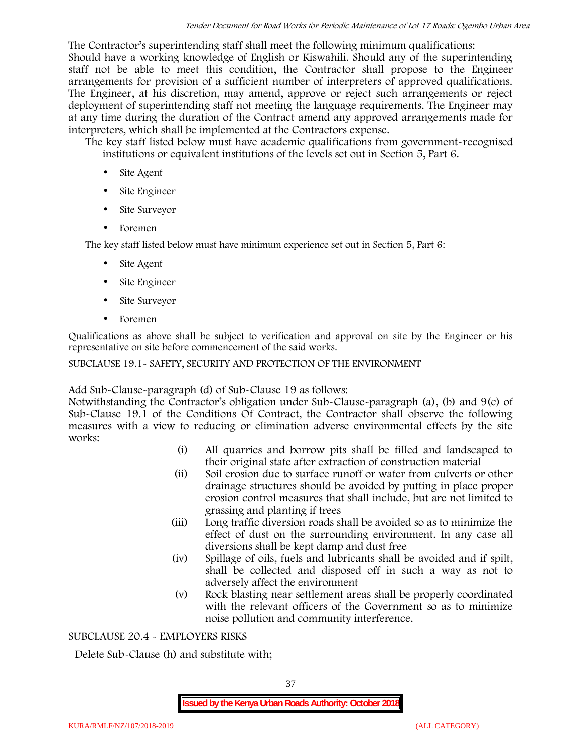The Contractor's superintending staff shall meet the following minimum qualifications:
Should have a working knowledge of English or Kiswahili. Should any of the superintending staff not be able to meet this condition, the Contractor shall propose to the Engineer arrangements for provision of a sufficient number of interpreters of approved qualifications. The Engineer, at his discretion, may amend, approve or reject such arrangements or reject deployment of superintending staff not meeting the language requirements. The Engineer may at any time during the duration of the Contract amend any approved arrangements made for interpreters, which shall be implemented at the Contractors expense.

The key staff listed below must have academic qualifications from government-recognised institutions or equivalent institutions of the levels set out in Section 5, Part 6.

- Site Agent
- Site Engineer
- Site Surveyor
- Foremen

The key staff listed below must have minimum experience set out in Section 5, Part 6:

- Site Agent
- Site Engineer
- Site Surveyor
- Foremen

Qualifications as above shall be subject to verification and approval on site by the Engineer or his representative on site before commencement of the said works.

SUBCLAUSE 19.1- SAFETY, SECURITY AND PROTECTION OF THE ENVIRONMENT

Add Sub-Clause-paragraph (d) of Sub-Clause 19 as follows:
Notwithstanding the Contractor's obligation under Sub-Clause-paragraph (a), (b) and 9(c) of Sub-Clause 19.1 of the Conditions Of Contract, the Contractor shall observe the following measures with a view to reducing or elimination adverse environmental effects by the site works:

(i) All quarries and borrow pits shall be filled and landscaped to their original state after extraction of construction material
(ii) Soil erosion due to surface runoff or water from culverts or other drainage structures should be avoided by putting in place proper erosion control measures that shall include, but are not limited to grassing and planting if trees
(iii) Long traffic diversion roads shall be avoided so as to minimize the effect of dust on the surrounding environment. In any case all diversions shall be kept damp and dust free
(iv) Spillage of oils, fuels and lubricants shall be avoided and if spilt, shall be collected and disposed off in such a way as not to adversely affect the environment
(v) Rock blasting near settlement areas shall be properly coordinated with the relevant officers of the Government so as to minimize noise pollution and community interference.

SUBCLAUSE 20.4 - EMPLOYERS RISKS

Delete Sub-Clause (h) and substitute with;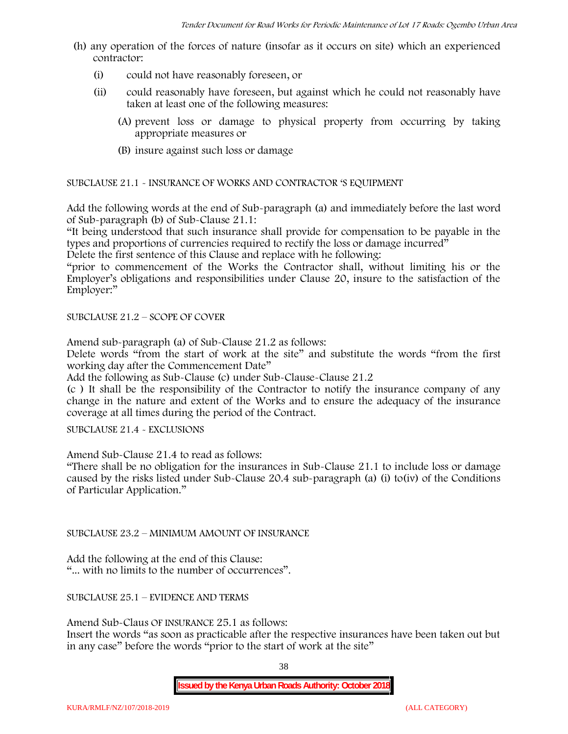(h) any operation of the forces of nature (insofar as it occurs on site) which an experienced contractor:

   (i) could not have reasonably foreseen, or

   (ii) could reasonably have foreseen, but against which he could not reasonably have taken at least one of the following measures:

      (A) prevent loss or damage to physical property from occurring by taking appropriate measures or

      (B) insure against such loss or damage

SUBCLAUSE 21.1 - INSURANCE OF WORKS AND CONTRACTOR 'S EQUIPMENT

Add the following words at the end of Sub-paragraph (a) and immediately before the last word of Sub-paragraph (b) of Sub-Clause 21.1:

"It being understood that such insurance shall provide for compensation to be payable in the types and proportions of currencies required to rectify the loss or damage incurred"

Delete the first sentence of this Clause and replace with he following:

"prior to commencement of the Works the Contractor shall, without limiting his or the Employer's obligations and responsibilities under Clause 20, insure to the satisfaction of the Employer:"

SUBCLAUSE 21.2 – SCOPE OF COVER

Amend sub-paragraph (a) of Sub-Clause 21.2 as follows:

Delete words "from the start of work at the site" and substitute the words "from the first working day after the Commencement Date"

Add the following as Sub-Clause (c) under Sub-Clause-Clause 21.2

(c ) It shall be the responsibility of the Contractor to notify the insurance company of any change in the nature and extent of the Works and to ensure the adequacy of the insurance coverage at all times during the period of the Contract.

SUBCLAUSE 21.4 - EXCLUSIONS

Amend Sub-Clause 21.4 to read as follows:

"There shall be no obligation for the insurances in Sub-Clause 21.1 to include loss or damage caused by the risks listed under Sub-Clause 20.4 sub-paragraph (a) (i) to(iv) of the Conditions of Particular Application."

SUBCLAUSE 23.2 – MINIMUM AMOUNT OF INSURANCE

Add the following at the end of this Clause:

"... with no limits to the number of occurrences".

SUBCLAUSE 25.1 – EVIDENCE AND TERMS

Amend Sub-Claus OF INSURANCE 25.1 as follows:

Insert the words "as soon as practicable after the respective insurances have been taken out but in any case" before the words "prior to the start of work at the site"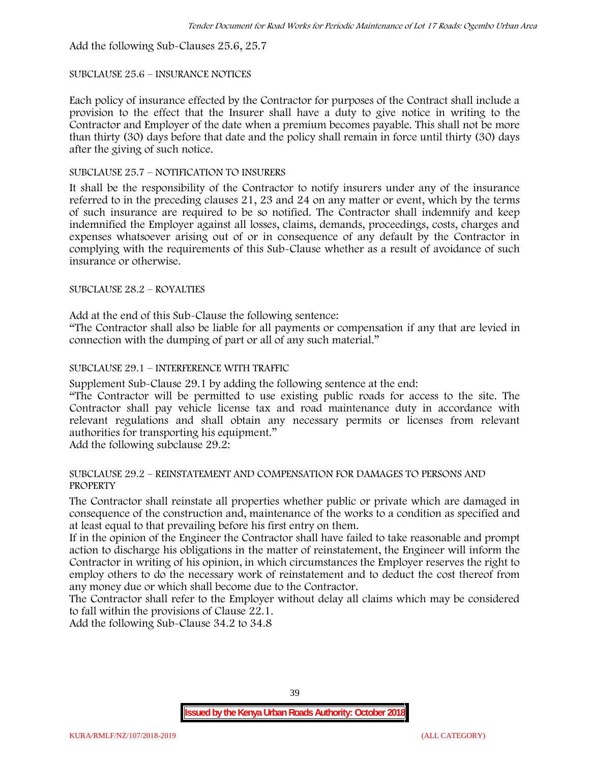Add the following Sub-Clauses 25.6, 25.7

SUBCLAUSE 25.6 – INSURANCE NOTICES

Each policy of insurance effected by the Contractor for purposes of the Contract shall include a provision to the effect that the Insurer shall have a duty to give notice in writing to the Contractor and Employer of the date when a premium becomes payable. This shall not be more than thirty (30) days before that date and the policy shall remain in force until thirty (30) days after the giving of such notice.

SUBCLAUSE 25.7 – NOTIFICATION TO INSURERS

It shall be the responsibility of the Contractor to notify insurers under any of the insurance referred to in the preceding clauses 21, 23 and 24 on any matter or event, which by the terms of such insurance are required to be so notified. The Contractor shall indemnify and keep indemnified the Employer against all losses, claims, demands, proceedings, costs, charges and expenses whatsoever arising out of or in consequence of any default by the Contractor in complying with the requirements of this Sub-Clause whether as a result of avoidance of such insurance or otherwise.

SUBCLAUSE 28.2 – ROYALTIES

Add at the end of this Sub-Clause the following sentence:

"The Contractor shall also be liable for all payments or compensation if any that are levied in connection with the dumping of part or all of any such material."

SUBCLAUSE 29.1 – INTERFERENCE WITH TRAFFIC

Supplement Sub-Clause 29.1 by adding the following sentence at the end:

"The Contractor will be permitted to use existing public roads for access to the site. The Contractor shall pay vehicle license tax and road maintenance duty in accordance with relevant regulations and shall obtain any necessary permits or licenses from relevant authorities for transporting his equipment."

Add the following subclause 29.2:

SUBCLAUSE 29.2 – REINSTATEMENT AND COMPENSATION FOR DAMAGES TO PERSONS AND PROPERTY

The Contractor shall reinstate all properties whether public or private which are damaged in consequence of the construction and, maintenance of the works to a condition as specified and at least equal to that prevailing before his first entry on them.

If in the opinion of the Engineer the Contractor shall have failed to take reasonable and prompt action to discharge his obligations in the matter of reinstatement, the Engineer will inform the Contractor in writing of his opinion, in which circumstances the Employer reserves the right to employ others to do the necessary work of reinstatement and to deduct the cost thereof from any money due or which shall become due to the Contractor.

The Contractor shall refer to the Employer without delay all claims which may be considered to fall within the provisions of Clause 22.1.

Add the following Sub-Clause 34.2 to 34.8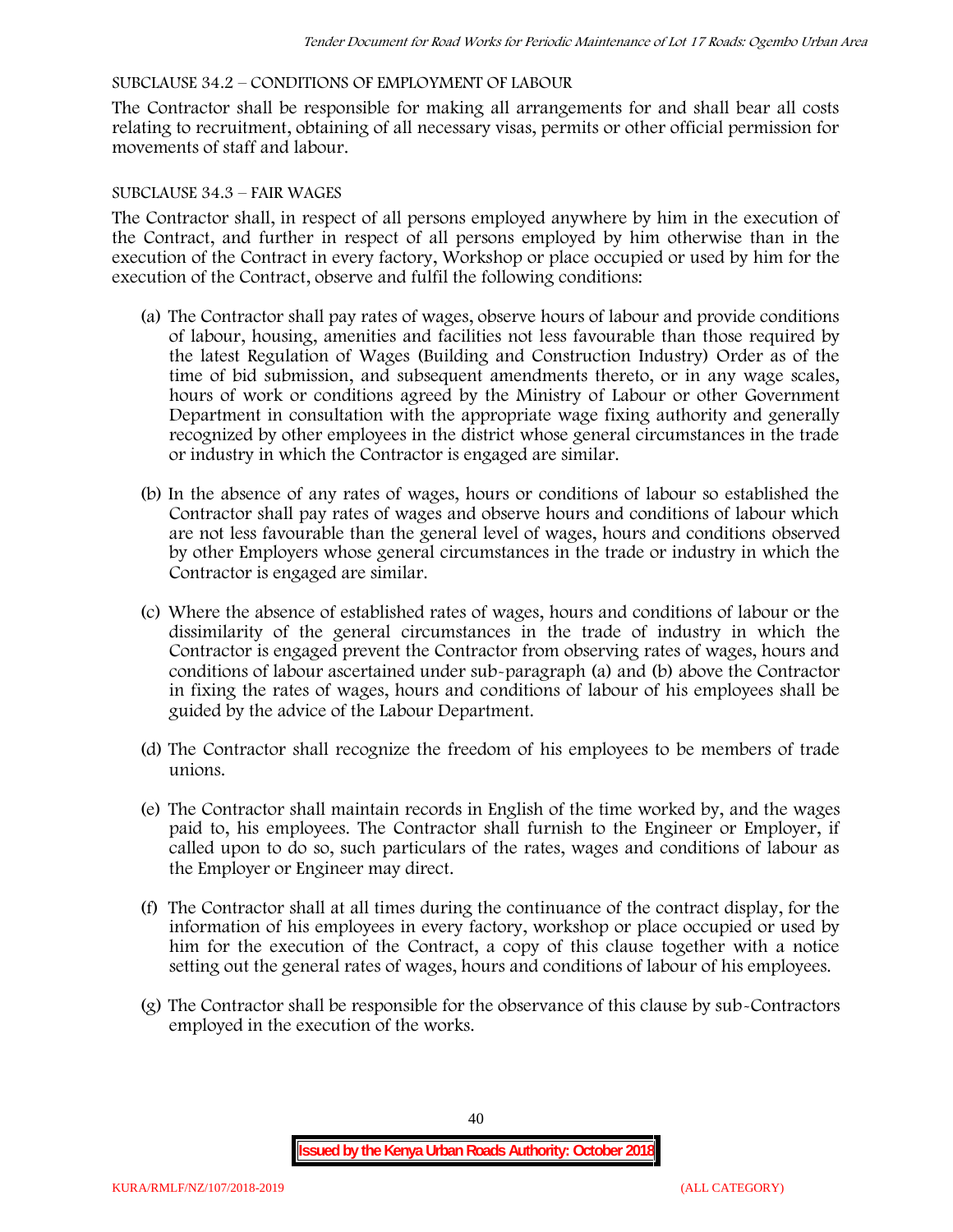SUBCLAUSE 34.2 – CONDITIONS OF EMPLOYMENT OF LABOUR

The Contractor shall be responsible for making all arrangements for and shall bear all costs relating to recruitment, obtaining of all necessary visas, permits or other official permission for movements of staff and labour.

SUBCLAUSE 34.3 – FAIR WAGES

The Contractor shall, in respect of all persons employed anywhere by him in the execution of the Contract, and further in respect of all persons employed by him otherwise than in the execution of the Contract in every factory, Workshop or place occupied or used by him for the execution of the Contract, observe and fulfil the following conditions:

(a) The Contractor shall pay rates of wages, observe hours of labour and provide conditions of labour, housing, amenities and facilities not less favourable than those required by the latest Regulation of Wages (Building and Construction Industry) Order as of the time of bid submission, and subsequent amendments thereto, or in any wage scales, hours of work or conditions agreed by the Ministry of Labour or other Government Department in consultation with the appropriate wage fixing authority and generally recognized by other employees in the district whose general circumstances in the trade or industry in which the Contractor is engaged are similar.

(b) In the absence of any rates of wages, hours or conditions of labour so established the Contractor shall pay rates of wages and observe hours and conditions of labour which are not less favourable than the general level of wages, hours and conditions observed by other Employers whose general circumstances in the trade or industry in which the Contractor is engaged are similar.

(c) Where the absence of established rates of wages, hours and conditions of labour or the dissimilarity of the general circumstances in the trade of industry in which the Contractor is engaged prevent the Contractor from observing rates of wages, hours and conditions of labour ascertained under sub-paragraph (a) and (b) above the Contractor in fixing the rates of wages, hours and conditions of labour of his employees shall be guided by the advice of the Labour Department.

(d) The Contractor shall recognize the freedom of his employees to be members of trade unions.

(e) The Contractor shall maintain records in English of the time worked by, and the wages paid to, his employees. The Contractor shall furnish to the Engineer or Employer, if called upon to do so, such particulars of the rates, wages and conditions of labour as the Employer or Engineer may direct.

(f) The Contractor shall at all times during the continuance of the contract display, for the information of his employees in every factory, workshop or place occupied or used by him for the execution of the Contract, a copy of this clause together with a notice setting out the general rates of wages, hours and conditions of labour of his employees.

(g) The Contractor shall be responsible for the observance of this clause by sub-Contractors employed in the execution of the works.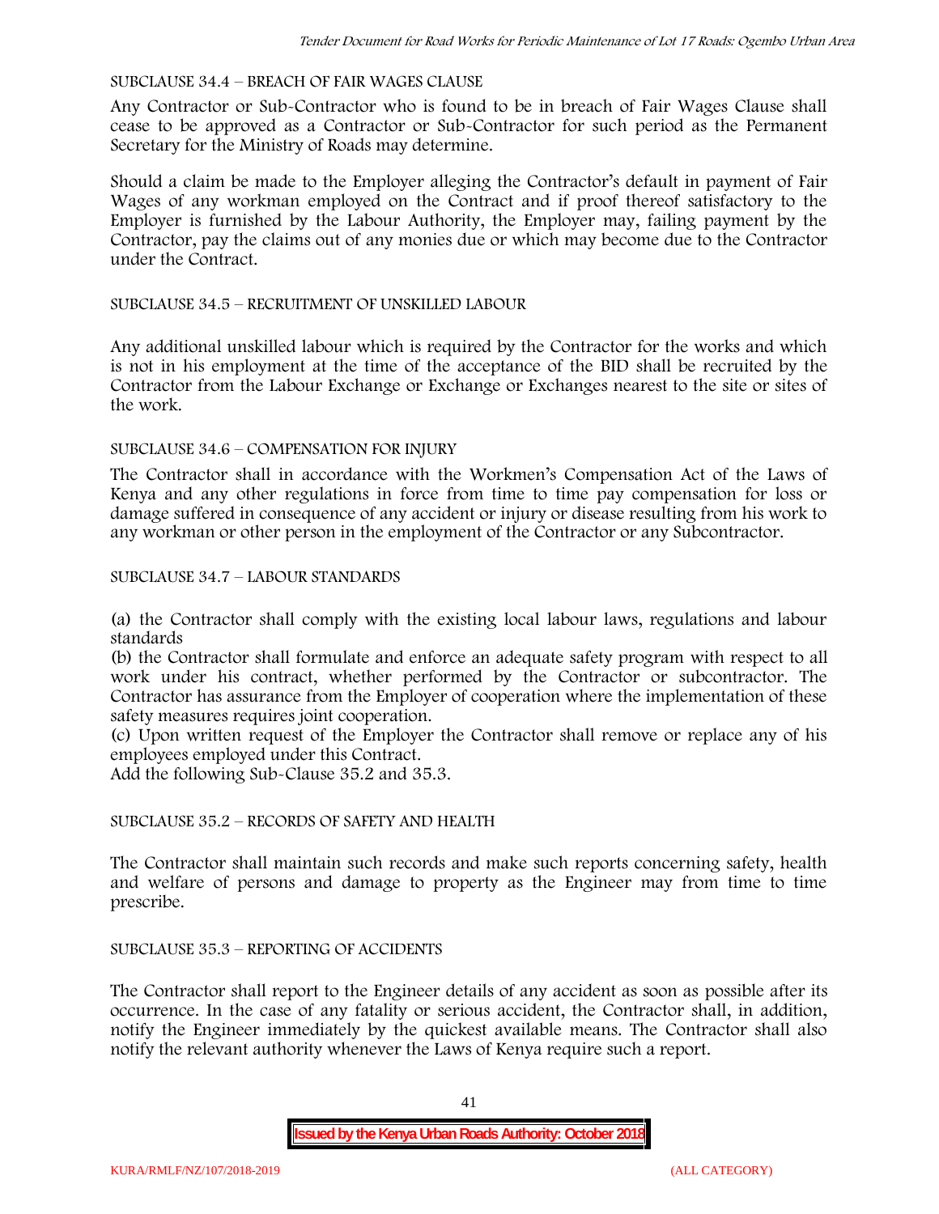SUBCLAUSE 34.4 – BREACH OF FAIR WAGES CLAUSE

Any Contractor or Sub-Contractor who is found to be in breach of Fair Wages Clause shall cease to be approved as a Contractor or Sub-Contractor for such period as the Permanent Secretary for the Ministry of Roads may determine.

Should a claim be made to the Employer alleging the Contractor's default in payment of Fair Wages of any workman employed on the Contract and if proof thereof satisfactory to the Employer is furnished by the Labour Authority, the Employer may, failing payment by the Contractor, pay the claims out of any monies due or which may become due to the Contractor under the Contract.

SUBCLAUSE 34.5 – RECRUITMENT OF UNSKILLED LABOUR

Any additional unskilled labour which is required by the Contractor for the works and which is not in his employment at the time of the acceptance of the BID shall be recruited by the Contractor from the Labour Exchange or Exchange or Exchanges nearest to the site or sites of the work.

SUBCLAUSE 34.6 – COMPENSATION FOR INJURY

The Contractor shall in accordance with the Workmen's Compensation Act of the Laws of Kenya and any other regulations in force from time to time pay compensation for loss or damage suffered in consequence of any accident or injury or disease resulting from his work to any workman or other person in the employment of the Contractor or any Subcontractor.

SUBCLAUSE 34.7 – LABOUR STANDARDS

(a) the Contractor shall comply with the existing local labour laws, regulations and labour standards

(b) the Contractor shall formulate and enforce an adequate safety program with respect to all work under his contract, whether performed by the Contractor or subcontractor. The Contractor has assurance from the Employer of cooperation where the implementation of these safety measures requires joint cooperation.

(c) Upon written request of the Employer the Contractor shall remove or replace any of his employees employed under this Contract.

Add the following Sub-Clause 35.2 and 35.3.

SUBCLAUSE 35.2 – RECORDS OF SAFETY AND HEALTH

The Contractor shall maintain such records and make such reports concerning safety, health and welfare of persons and damage to property as the Engineer may from time to time prescribe.

SUBCLAUSE 35.3 – REPORTING OF ACCIDENTS

The Contractor shall report to the Engineer details of any accident as soon as possible after its occurrence. In the case of any fatality or serious accident, the Contractor shall, in addition, notify the Engineer immediately by the quickest available means. The Contractor shall also notify the relevant authority whenever the Laws of Kenya require such a report.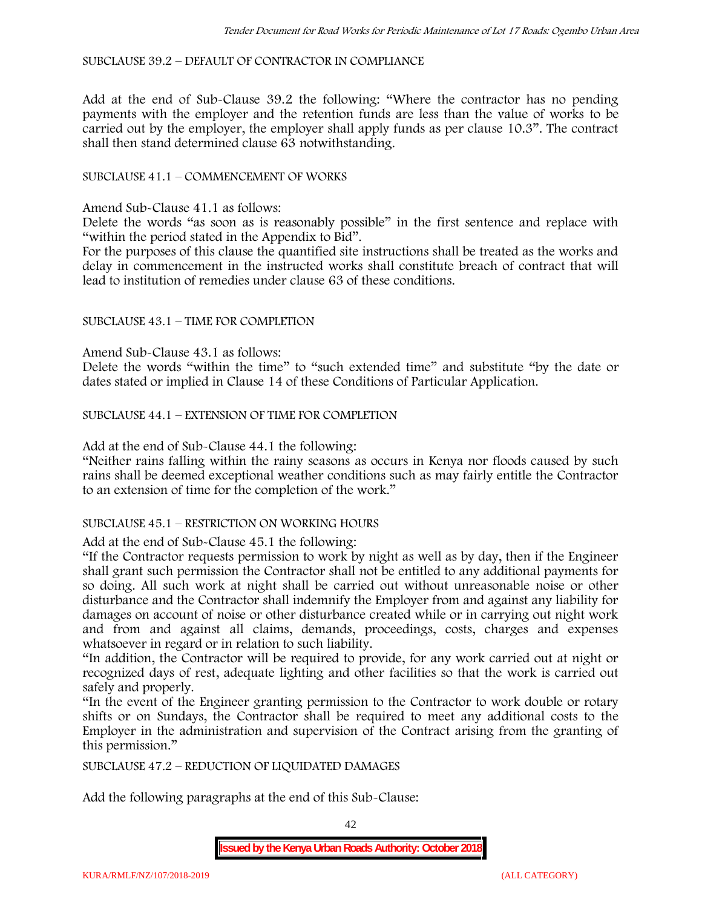SUBCLAUSE 39.2 – DEFAULT OF CONTRACTOR IN COMPLIANCE

Add at the end of Sub-Clause 39.2 the following: "Where the contractor has no pending payments with the employer and the retention funds are less than the value of works to be carried out by the employer, the employer shall apply funds as per clause 10.3". The contract shall then stand determined clause 63 notwithstanding.

SUBCLAUSE 41.1 – COMMENCEMENT OF WORKS

Amend Sub-Clause 41.1 as follows:

Delete the words "as soon as is reasonably possible" in the first sentence and replace with "within the period stated in the Appendix to Bid".

For the purposes of this clause the quantified site instructions shall be treated as the works and delay in commencement in the instructed works shall constitute breach of contract that will lead to institution of remedies under clause 63 of these conditions.

SUBCLAUSE 43.1 – TIME FOR COMPLETION

Amend Sub-Clause 43.1 as follows:

Delete the words "within the time" to "such extended time" and substitute "by the date or dates stated or implied in Clause 14 of these Conditions of Particular Application.

SUBCLAUSE 44.1 – EXTENSION OF TIME FOR COMPLETION

Add at the end of Sub-Clause 44.1 the following:

"Neither rains falling within the rainy seasons as occurs in Kenya nor floods caused by such rains shall be deemed exceptional weather conditions such as may fairly entitle the Contractor to an extension of time for the completion of the work."

SUBCLAUSE 45.1 – RESTRICTION ON WORKING HOURS

Add at the end of Sub-Clause 45.1 the following:

"If the Contractor requests permission to work by night as well as by day, then if the Engineer shall grant such permission the Contractor shall not be entitled to any additional payments for so doing. All such work at night shall be carried out without unreasonable noise or other disturbance and the Contractor shall indemnify the Employer from and against any liability for damages on account of noise or other disturbance created while or in carrying out night work and from and against all claims, demands, proceedings, costs, charges and expenses whatsoever in regard or in relation to such liability.

"In addition, the Contractor will be required to provide, for any work carried out at night or recognized days of rest, adequate lighting and other facilities so that the work is carried out safely and properly.

"In the event of the Engineer granting permission to the Contractor to work double or rotary shifts or on Sundays, the Contractor shall be required to meet any additional costs to the Employer in the administration and supervision of the Contract arising from the granting of this permission."

SUBCLAUSE 47.2 – REDUCTION OF LIQUIDATED DAMAGES

Add the following paragraphs at the end of this Sub-Clause: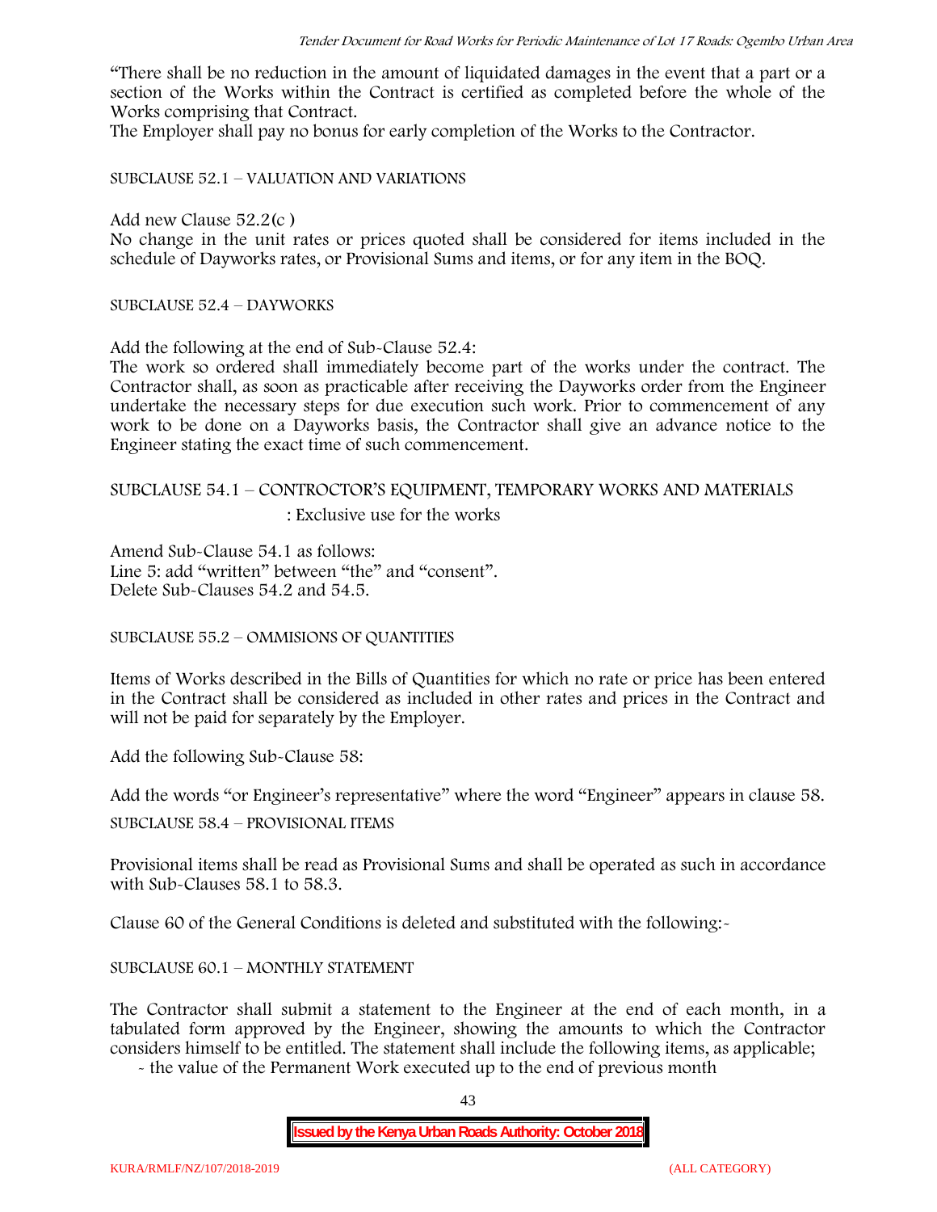"There shall be no reduction in the amount of liquidated damages in the event that a part or a section of the Works within the Contract is certified as completed before the whole of the Works comprising that Contract.

The Employer shall pay no bonus for early completion of the Works to the Contractor.

SUBCLAUSE 52.1 – VALUATION AND VARIATIONS

Add new Clause 52.2(c )

No change in the unit rates or prices quoted shall be considered for items included in the schedule of Dayworks rates, or Provisional Sums and items, or for any item in the BOQ.

SUBCLAUSE 52.4 – DAYWORKS

Add the following at the end of Sub-Clause 52.4:

The work so ordered shall immediately become part of the works under the contract. The Contractor shall, as soon as practicable after receiving the Dayworks order from the Engineer undertake the necessary steps for due execution such work. Prior to commencement of any work to be done on a Dayworks basis, the Contractor shall give an advance notice to the Engineer stating the exact time of such commencement.

SUBCLAUSE 54.1 – CONTROCTOR'S EQUIPMENT, TEMPORARY WORKS AND MATERIALS : Exclusive use for the works

Amend Sub-Clause 54.1 as follows:

Line 5: add "written" between "the" and "consent".

Delete Sub-Clauses 54.2 and 54.5.

SUBCLAUSE 55.2 – OMMISIONS OF QUANTITIES

Items of Works described in the Bills of Quantities for which no rate or price has been entered in the Contract shall be considered as included in other rates and prices in the Contract and will not be paid for separately by the Employer.

Add the following Sub-Clause 58:

Add the words "or Engineer's representative" where the word "Engineer" appears in clause 58.

SUBCLAUSE 58.4 – PROVISIONAL ITEMS

Provisional items shall be read as Provisional Sums and shall be operated as such in accordance with Sub-Clauses 58.1 to 58.3.

Clause 60 of the General Conditions is deleted and substituted with the following:-

SUBCLAUSE 60.1 – MONTHLY STATEMENT

The Contractor shall submit a statement to the Engineer at the end of each month, in a tabulated form approved by the Engineer, showing the amounts to which the Contractor considers himself to be entitled. The statement shall include the following items, as applicable;

- the value of the Permanent Work executed up to the end of previous month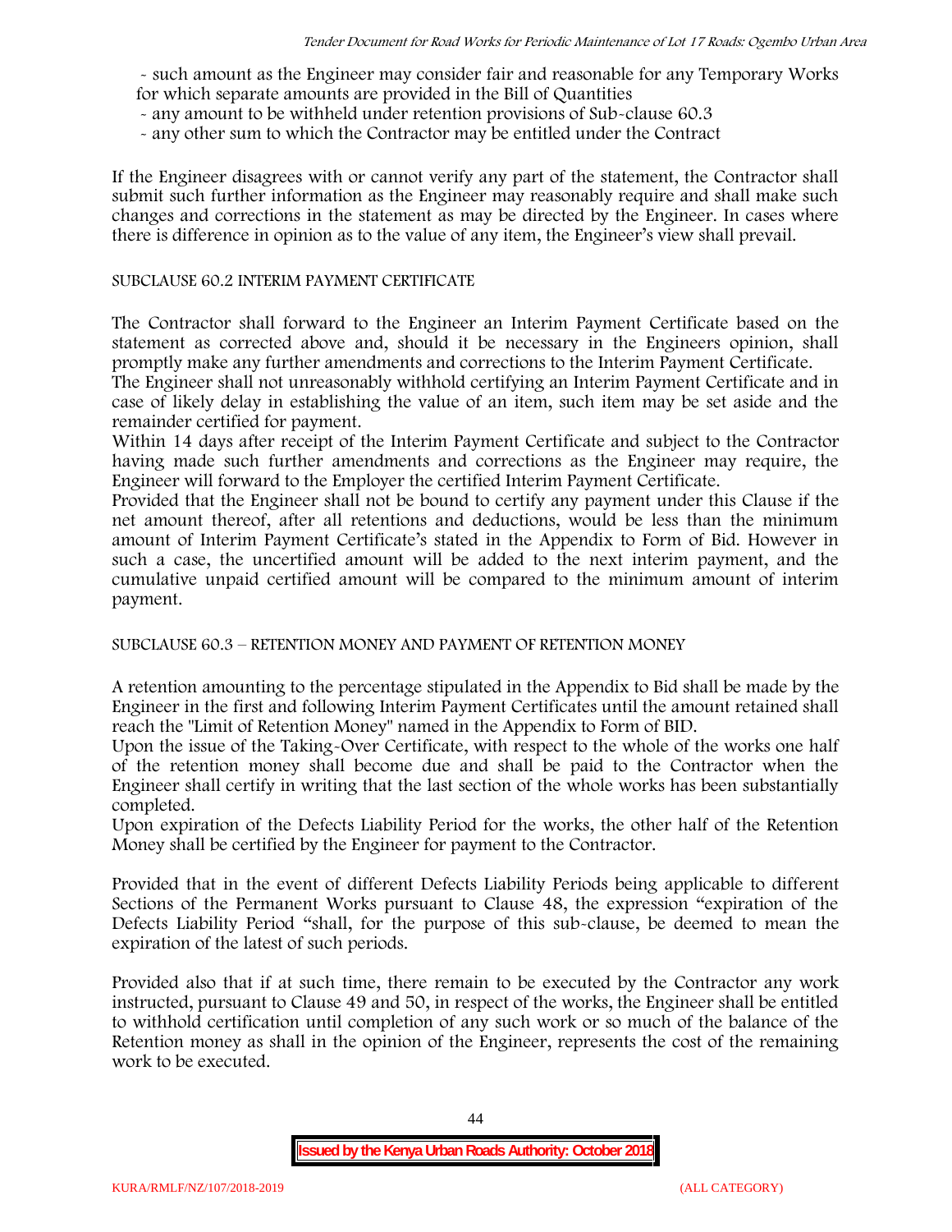- such amount as the Engineer may consider fair and reasonable for any Temporary Works for which separate amounts are provided in the Bill of Quantities
- any amount to be withheld under retention provisions of Sub-clause 60.3
- any other sum to which the Contractor may be entitled under the Contract

If the Engineer disagrees with or cannot verify any part of the statement, the Contractor shall submit such further information as the Engineer may reasonably require and shall make such changes and corrections in the statement as may be directed by the Engineer. In cases where there is difference in opinion as to the value of any item, the Engineer's view shall prevail.

SUBCLAUSE 60.2 INTERIM PAYMENT CERTIFICATE

The Contractor shall forward to the Engineer an Interim Payment Certificate based on the statement as corrected above and, should it be necessary in the Engineers opinion, shall promptly make any further amendments and corrections to the Interim Payment Certificate.

The Engineer shall not unreasonably withhold certifying an Interim Payment Certificate and in case of likely delay in establishing the value of an item, such item may be set aside and the remainder certified for payment.

Within 14 days after receipt of the Interim Payment Certificate and subject to the Contractor having made such further amendments and corrections as the Engineer may require, the Engineer will forward to the Employer the certified Interim Payment Certificate.

Provided that the Engineer shall not be bound to certify any payment under this Clause if the net amount thereof, after all retentions and deductions, would be less than the minimum amount of Interim Payment Certificate's stated in the Appendix to Form of Bid. However in such a case, the uncertified amount will be added to the next interim payment, and the cumulative unpaid certified amount will be compared to the minimum amount of interim payment.

SUBCLAUSE 60.3 – RETENTION MONEY AND PAYMENT OF RETENTION MONEY

A retention amounting to the percentage stipulated in the Appendix to Bid shall be made by the Engineer in the first and following Interim Payment Certificates until the amount retained shall reach the "Limit of Retention Money" named in the Appendix to Form of BID.

Upon the issue of the Taking-Over Certificate, with respect to the whole of the works one half of the retention money shall become due and shall be paid to the Contractor when the Engineer shall certify in writing that the last section of the whole works has been substantially completed.

Upon expiration of the Defects Liability Period for the works, the other half of the Retention Money shall be certified by the Engineer for payment to the Contractor.

Provided that in the event of different Defects Liability Periods being applicable to different Sections of the Permanent Works pursuant to Clause 48, the expression "expiration of the Defects Liability Period "shall, for the purpose of this sub-clause, be deemed to mean the expiration of the latest of such periods.

Provided also that if at such time, there remain to be executed by the Contractor any work instructed, pursuant to Clause 49 and 50, in respect of the works, the Engineer shall be entitled to withhold certification until completion of any such work or so much of the balance of the Retention money as shall in the opinion of the Engineer, represents the cost of the remaining work to be executed.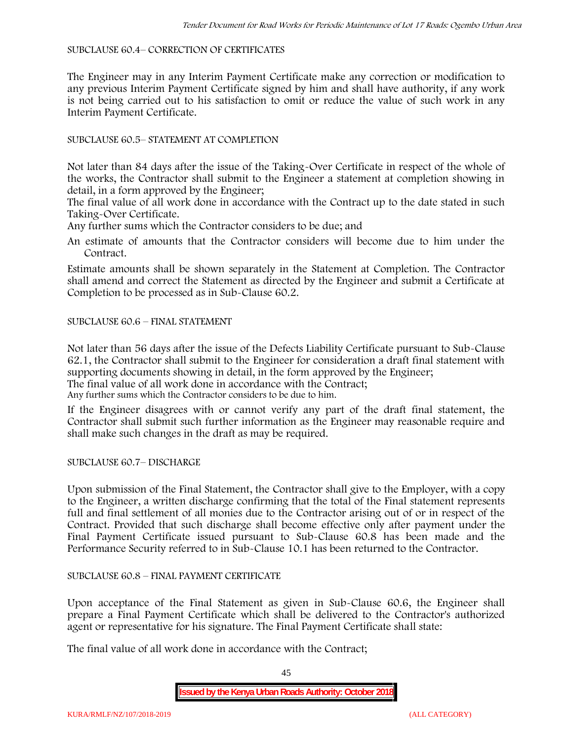SUBCLAUSE 60.4– CORRECTION OF CERTIFICATES

The Engineer may in any Interim Payment Certificate make any correction or modification to any previous Interim Payment Certificate signed by him and shall have authority, if any work is not being carried out to his satisfaction to omit or reduce the value of such work in any Interim Payment Certificate.

SUBCLAUSE 60.5– STATEMENT AT COMPLETION

Not later than 84 days after the issue of the Taking-Over Certificate in respect of the whole of the works, the Contractor shall submit to the Engineer a statement at completion showing in detail, in a form approved by the Engineer;

The final value of all work done in accordance with the Contract up to the date stated in such Taking-Over Certificate.

Any further sums which the Contractor considers to be due; and

An estimate of amounts that the Contractor considers will become due to him under the Contract.

Estimate amounts shall be shown separately in the Statement at Completion. The Contractor shall amend and correct the Statement as directed by the Engineer and submit a Certificate at Completion to be processed as in Sub-Clause 60.2.

SUBCLAUSE 60.6 – FINAL STATEMENT

Not later than 56 days after the issue of the Defects Liability Certificate pursuant to Sub-Clause 62.1, the Contractor shall submit to the Engineer for consideration a draft final statement with supporting documents showing in detail, in the form approved by the Engineer;

The final value of all work done in accordance with the Contract;

Any further sums which the Contractor considers to be due to him.

If the Engineer disagrees with or cannot verify any part of the draft final statement, the Contractor shall submit such further information as the Engineer may reasonable require and shall make such changes in the draft as may be required.

SUBCLAUSE 60.7– DISCHARGE

Upon submission of the Final Statement, the Contractor shall give to the Employer, with a copy to the Engineer, a written discharge confirming that the total of the Final statement represents full and final settlement of all monies due to the Contractor arising out of or in respect of the Contract. Provided that such discharge shall become effective only after payment under the Final Payment Certificate issued pursuant to Sub-Clause 60.8 has been made and the Performance Security referred to in Sub-Clause 10.1 has been returned to the Contractor.

SUBCLAUSE 60.8 – FINAL PAYMENT CERTIFICATE

Upon acceptance of the Final Statement as given in Sub-Clause 60.6, the Engineer shall prepare a Final Payment Certificate which shall be delivered to the Contractor's authorized agent or representative for his signature. The Final Payment Certificate shall state:

The final value of all work done in accordance with the Contract;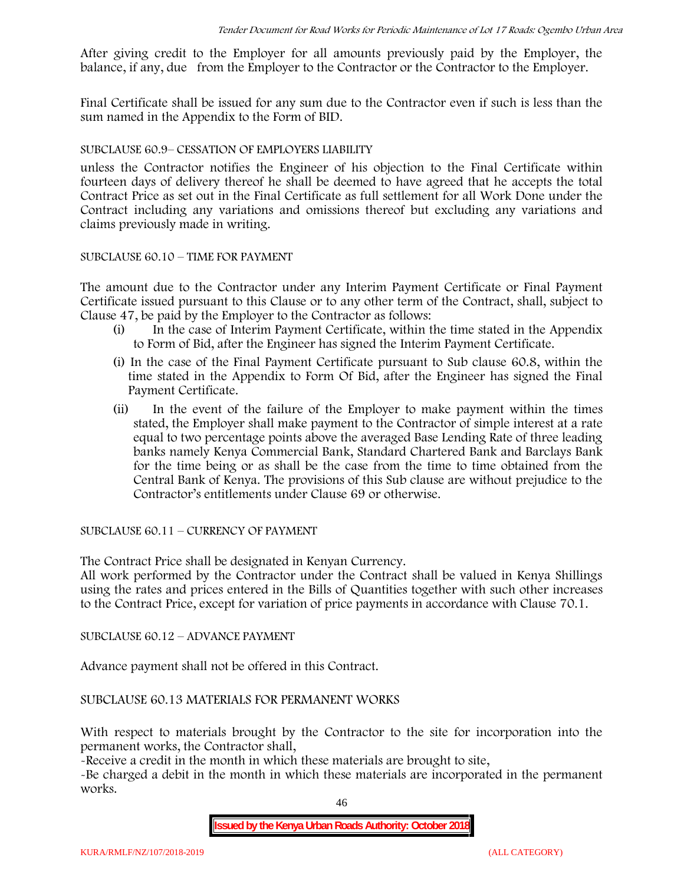After giving credit to the Employer for all amounts previously paid by the Employer, the balance, if any, due from the Employer to the Contractor or the Contractor to the Employer.

Final Certificate shall be issued for any sum due to the Contractor even if such is less than the sum named in the Appendix to the Form of BID.

SUBCLAUSE 60.9– CESSATION OF EMPLOYERS LIABILITY

unless the Contractor notifies the Engineer of his objection to the Final Certificate within fourteen days of delivery thereof he shall be deemed to have agreed that he accepts the total Contract Price as set out in the Final Certificate as full settlement for all Work Done under the Contract including any variations and omissions thereof but excluding any variations and claims previously made in writing.

SUBCLAUSE 60.10 – TIME FOR PAYMENT

The amount due to the Contractor under any Interim Payment Certificate or Final Payment Certificate issued pursuant to this Clause or to any other term of the Contract, shall, subject to Clause 47, be paid by the Employer to the Contractor as follows:

(i) In the case of Interim Payment Certificate, within the time stated in the Appendix to Form of Bid, after the Engineer has signed the Interim Payment Certificate.

(i) In the case of the Final Payment Certificate pursuant to Sub clause 60.8, within the time stated in the Appendix to Form Of Bid, after the Engineer has signed the Final Payment Certificate.

(ii) In the event of the failure of the Employer to make payment within the times stated, the Employer shall make payment to the Contractor of simple interest at a rate equal to two percentage points above the averaged Base Lending Rate of three leading banks namely Kenya Commercial Bank, Standard Chartered Bank and Barclays Bank for the time being or as shall be the case from the time to time obtained from the Central Bank of Kenya. The provisions of this Sub clause are without prejudice to the Contractor's entitlements under Clause 69 or otherwise.

SUBCLAUSE 60.11 – CURRENCY OF PAYMENT

The Contract Price shall be designated in Kenyan Currency.
All work performed by the Contractor under the Contract shall be valued in Kenya Shillings using the rates and prices entered in the Bills of Quantities together with such other increases to the Contract Price, except for variation of price payments in accordance with Clause 70.1.

SUBCLAUSE 60.12 – ADVANCE PAYMENT

Advance payment shall not be offered in this Contract.

SUBCLAUSE 60.13 MATERIALS FOR PERMANENT WORKS

With respect to materials brought by the Contractor to the site for incorporation into the permanent works, the Contractor shall,

-Receive a credit in the month in which these materials are brought to site,

-Be charged a debit in the month in which these materials are incorporated in the permanent works.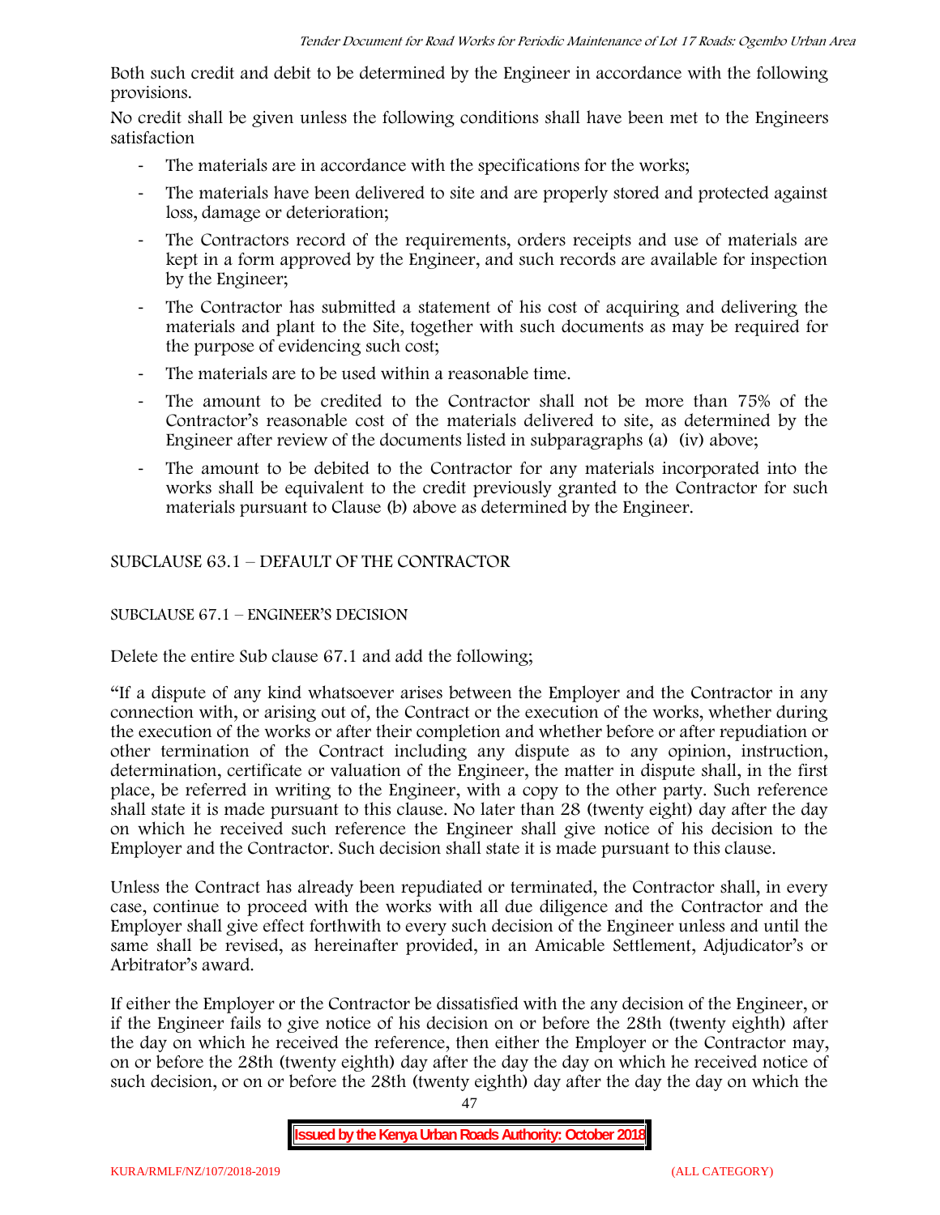Both such credit and debit to be determined by the Engineer in accordance with the following provisions.

No credit shall be given unless the following conditions shall have been met to the Engineers satisfaction

- The materials are in accordance with the specifications for the works;
- The materials have been delivered to site and are properly stored and protected against loss, damage or deterioration;
- The Contractors record of the requirements, orders receipts and use of materials are kept in a form approved by the Engineer, and such records are available for inspection by the Engineer;
- The Contractor has submitted a statement of his cost of acquiring and delivering the materials and plant to the Site, together with such documents as may be required for the purpose of evidencing such cost;
- The materials are to be used within a reasonable time.
- The amount to be credited to the Contractor shall not be more than 75% of the Contractor's reasonable cost of the materials delivered to site, as determined by the Engineer after review of the documents listed in subparagraphs (a) (iv) above;
- The amount to be debited to the Contractor for any materials incorporated into the works shall be equivalent to the credit previously granted to the Contractor for such materials pursuant to Clause (b) above as determined by the Engineer.

SUBCLAUSE 63.1 – DEFAULT OF THE CONTRACTOR

SUBCLAUSE 67.1 – ENGINEER'S DECISION

Delete the entire Sub clause 67.1 and add the following;

"If a dispute of any kind whatsoever arises between the Employer and the Contractor in any connection with, or arising out of, the Contract or the execution of the works, whether during the execution of the works or after their completion and whether before or after repudiation or other termination of the Contract including any dispute as to any opinion, instruction, determination, certificate or valuation of the Engineer, the matter in dispute shall, in the first place, be referred in writing to the Engineer, with a copy to the other party. Such reference shall state it is made pursuant to this clause. No later than 28 (twenty eight) day after the day on which he received such reference the Engineer shall give notice of his decision to the Employer and the Contractor. Such decision shall state it is made pursuant to this clause.

Unless the Contract has already been repudiated or terminated, the Contractor shall, in every case, continue to proceed with the works with all due diligence and the Contractor and the Employer shall give effect forthwith to every such decision of the Engineer unless and until the same shall be revised, as hereinafter provided, in an Amicable Settlement, Adjudicator's or Arbitrator's award.

If either the Employer or the Contractor be dissatisfied with the any decision of the Engineer, or if the Engineer fails to give notice of his decision on or before the 28th (twenty eighth) after the day on which he received the reference, then either the Employer or the Contractor may, on or before the 28th (twenty eighth) day after the day the day on which he received notice of such decision, or on or before the 28th (twenty eighth) day after the day the day on which the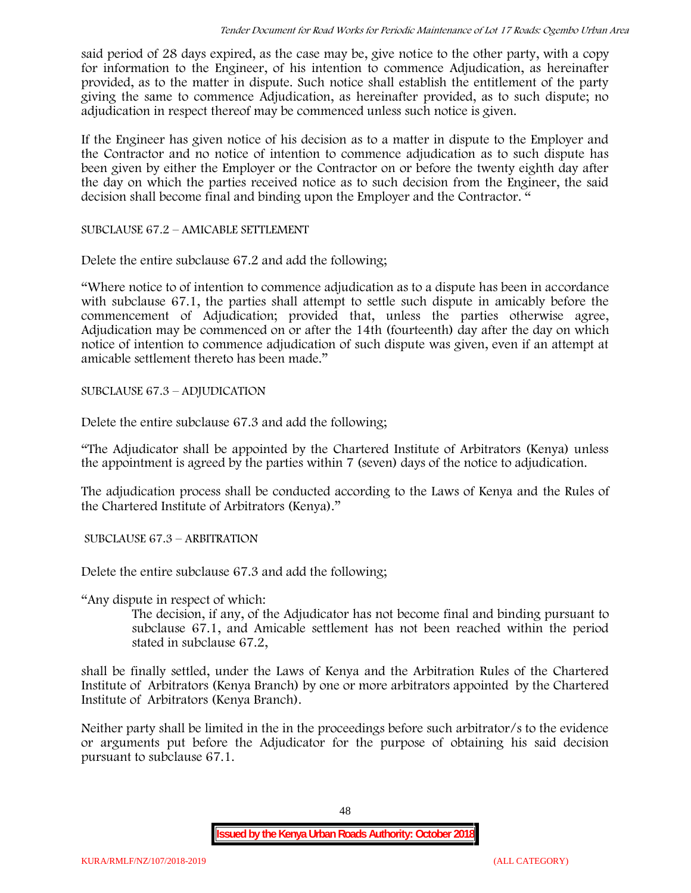said period of 28 days expired, as the case may be, give notice to the other party, with a copy for information to the Engineer, of his intention to commence Adjudication, as hereinafter provided, as to the matter in dispute. Such notice shall establish the entitlement of the party giving the same to commence Adjudication, as hereinafter provided, as to such dispute; no adjudication in respect thereof may be commenced unless such notice is given.

If the Engineer has given notice of his decision as to a matter in dispute to the Employer and the Contractor and no notice of intention to commence adjudication as to such dispute has been given by either the Employer or the Contractor on or before the twenty eighth day after the day on which the parties received notice as to such decision from the Engineer, the said decision shall become final and binding upon the Employer and the Contractor. "

SUBCLAUSE 67.2 – AMICABLE SETTLEMENT

Delete the entire subclause 67.2 and add the following;

"Where notice to of intention to commence adjudication as to a dispute has been in accordance with subclause 67.1, the parties shall attempt to settle such dispute in amicably before the commencement of Adjudication; provided that, unless the parties otherwise agree, Adjudication may be commenced on or after the 14th (fourteenth) day after the day on which notice of intention to commence adjudication of such dispute was given, even if an attempt at amicable settlement thereto has been made."

SUBCLAUSE 67.3 – ADJUDICATION

Delete the entire subclause 67.3 and add the following;

"The Adjudicator shall be appointed by the Chartered Institute of Arbitrators (Kenya) unless the appointment is agreed by the parties within 7 (seven) days of the notice to adjudication.

The adjudication process shall be conducted according to the Laws of Kenya and the Rules of the Chartered Institute of Arbitrators (Kenya)."

SUBCLAUSE 67.3 – ARBITRATION

Delete the entire subclause 67.3 and add the following;

"Any dispute in respect of which:

> The decision, if any, of the Adjudicator has not become final and binding pursuant to subclause 67.1, and Amicable settlement has not been reached within the period stated in subclause 67.2,

shall be finally settled, under the Laws of Kenya and the Arbitration Rules of the Chartered Institute of Arbitrators (Kenya Branch) by one or more arbitrators appointed by the Chartered Institute of Arbitrators (Kenya Branch).

Neither party shall be limited in the in the proceedings before such arbitrator/s to the evidence or arguments put before the Adjudicator for the purpose of obtaining his said decision pursuant to subclause 67.1.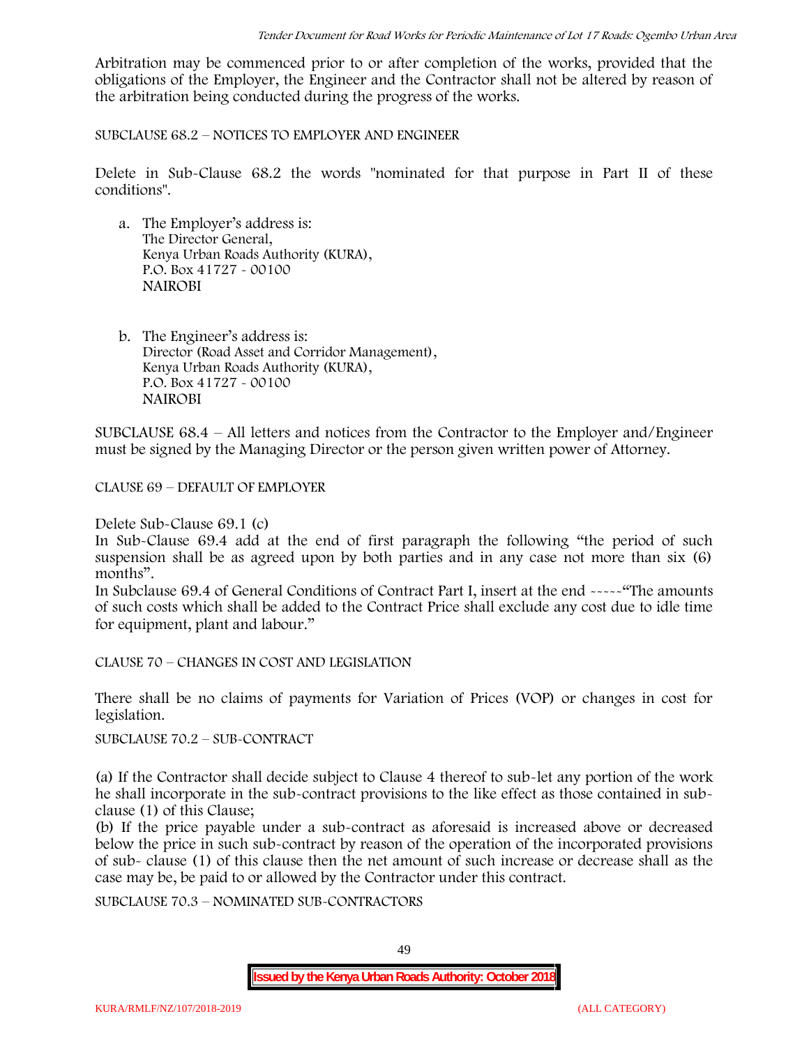Arbitration may be commenced prior to or after completion of the works, provided that the obligations of the Employer, the Engineer and the Contractor shall not be altered by reason of the arbitration being conducted during the progress of the works.

SUBCLAUSE 68.2 – NOTICES TO EMPLOYER AND ENGINEER

Delete in Sub-Clause 68.2 the words "nominated for that purpose in Part II of these conditions".

a. The Employer's address is:
   The Director General,
   Kenya Urban Roads Authority (KURA),
   P.O. Box 41727 - 00100
   NAIROBI

b. The Engineer's address is:
   Director (Road Asset and Corridor Management),
   Kenya Urban Roads Authority (KURA),
   P.O. Box 41727 - 00100
   NAIROBI

SUBCLAUSE 68.4 – All letters and notices from the Contractor to the Employer and/Engineer must be signed by the Managing Director or the person given written power of Attorney.

CLAUSE 69 – DEFAULT OF EMPLOYER

Delete Sub-Clause 69.1 (c)
In Sub-Clause 69.4 add at the end of first paragraph the following "the period of such suspension shall be as agreed upon by both parties and in any case not more than six (6) months".
In Subclause 69.4 of General Conditions of Contract Part I, insert at the end -----"The amounts of such costs which shall be added to the Contract Price shall exclude any cost due to idle time for equipment, plant and labour."

CLAUSE 70 – CHANGES IN COST AND LEGISLATION

There shall be no claims of payments for Variation of Prices (VOP) or changes in cost for legislation.

SUBCLAUSE 70.2 – SUB-CONTRACT

(a) If the Contractor shall decide subject to Clause 4 thereof to sub-let any portion of the work he shall incorporate in the sub-contract provisions to the like effect as those contained in sub-clause (1) of this Clause;
(b) If the price payable under a sub-contract as aforesaid is increased above or decreased below the price in such sub-contract by reason of the operation of the incorporated provisions of sub- clause (1) of this clause then the net amount of such increase or decrease shall as the case may be, be paid to or allowed by the Contractor under this contract.

SUBCLAUSE 70.3 – NOMINATED SUB-CONTRACTORS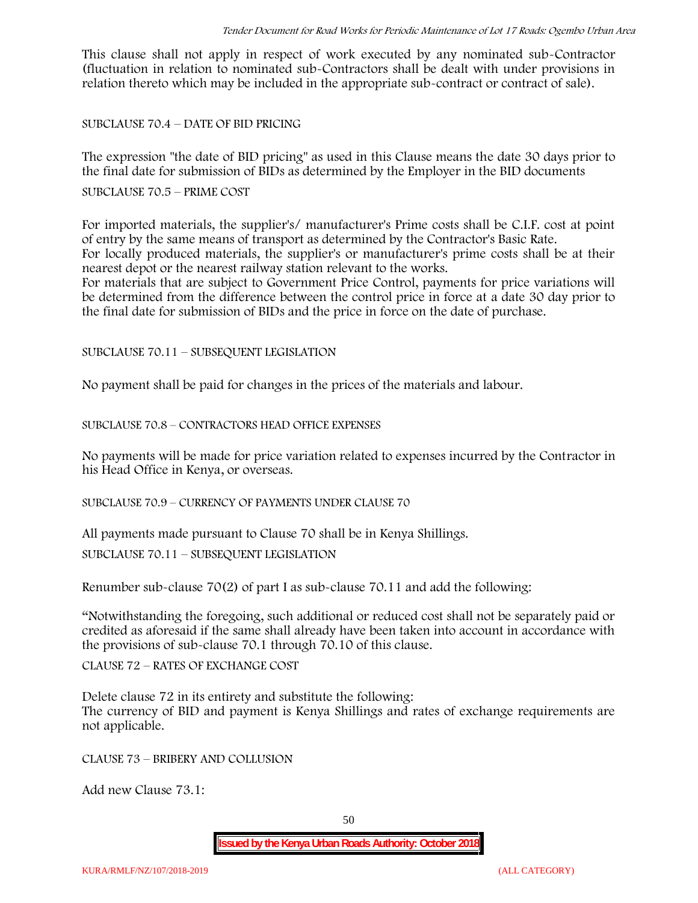This clause shall not apply in respect of work executed by any nominated sub-Contractor (fluctuation in relation to nominated sub-Contractors shall be dealt with under provisions in relation thereto which may be included in the appropriate sub-contract or contract of sale).

SUBCLAUSE 70.4 – DATE OF BID PRICING

The expression "the date of BID pricing" as used in this Clause means the date 30 days prior to the final date for submission of BIDs as determined by the Employer in the BID documents

SUBCLAUSE 70.5 – PRIME COST

For imported materials, the supplier's/ manufacturer's Prime costs shall be C.I.F. cost at point of entry by the same means of transport as determined by the Contractor's Basic Rate.
For locally produced materials, the supplier's or manufacturer's prime costs shall be at their nearest depot or the nearest railway station relevant to the works.
For materials that are subject to Government Price Control, payments for price variations will be determined from the difference between the control price in force at a date 30 day prior to the final date for submission of BIDs and the price in force on the date of purchase.

SUBCLAUSE 70.11 – SUBSEQUENT LEGISLATION

No payment shall be paid for changes in the prices of the materials and labour.

SUBCLAUSE 70.8 – CONTRACTORS HEAD OFFICE EXPENSES

No payments will be made for price variation related to expenses incurred by the Contractor in his Head Office in Kenya, or overseas.

SUBCLAUSE 70.9 – CURRENCY OF PAYMENTS UNDER CLAUSE 70

All payments made pursuant to Clause 70 shall be in Kenya Shillings.

SUBCLAUSE 70.11 – SUBSEQUENT LEGISLATION

Renumber sub-clause 70(2) of part I as sub-clause 70.11 and add the following:

"Notwithstanding the foregoing, such additional or reduced cost shall not be separately paid or credited as aforesaid if the same shall already have been taken into account in accordance with the provisions of sub-clause 70.1 through 70.10 of this clause.

CLAUSE 72 – RATES OF EXCHANGE COST

Delete clause 72 in its entirety and substitute the following:
The currency of BID and payment is Kenya Shillings and rates of exchange requirements are not applicable.

CLAUSE 73 – BRIBERY AND COLLUSION

Add new Clause 73.1: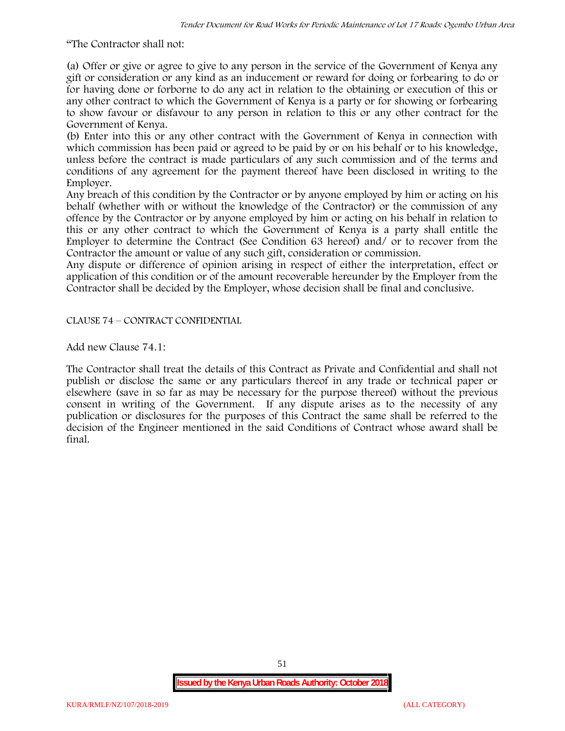"The Contractor shall not:

(a) Offer or give or agree to give to any person in the service of the Government of Kenya any gift or consideration or any kind as an inducement or reward for doing or forbearing to do or for having done or forborne to do any act in relation to the obtaining or execution of this or any other contract to which the Government of Kenya is a party or for showing or forbearing to show favour or disfavour to any person in relation to this or any other contract for the Government of Kenya.

(b) Enter into this or any other contract with the Government of Kenya in connection with which commission has been paid or agreed to be paid by or on his behalf or to his knowledge, unless before the contract is made particulars of any such commission and of the terms and conditions of any agreement for the payment thereof have been disclosed in writing to the Employer.

Any breach of this condition by the Contractor or by anyone employed by him or acting on his behalf (whether with or without the knowledge of the Contractor) or the commission of any offence by the Contractor or by anyone employed by him or acting on his behalf in relation to this or any other contract to which the Government of Kenya is a party shall entitle the Employer to determine the Contract (See Condition 63 hereof) and/ or to recover from the Contractor the amount or value of any such gift, consideration or commission.

Any dispute or difference of opinion arising in respect of either the interpretation, effect or application of this condition or of the amount recoverable hereunder by the Employer from the Contractor shall be decided by the Employer, whose decision shall be final and conclusive.

CLAUSE 74 – CONTRACT CONFIDENTIAL

Add new Clause 74.1:

The Contractor shall treat the details of this Contract as Private and Confidential and shall not publish or disclose the same or any particulars thereof in any trade or technical paper or elsewhere (save in so far as may be necessary for the purpose thereof) without the previous consent in writing of the Government. If any dispute arises as to the necessity of any publication or disclosures for the purposes of this Contract the same shall be referred to the decision of the Engineer mentioned in the said Conditions of Contract whose award shall be final.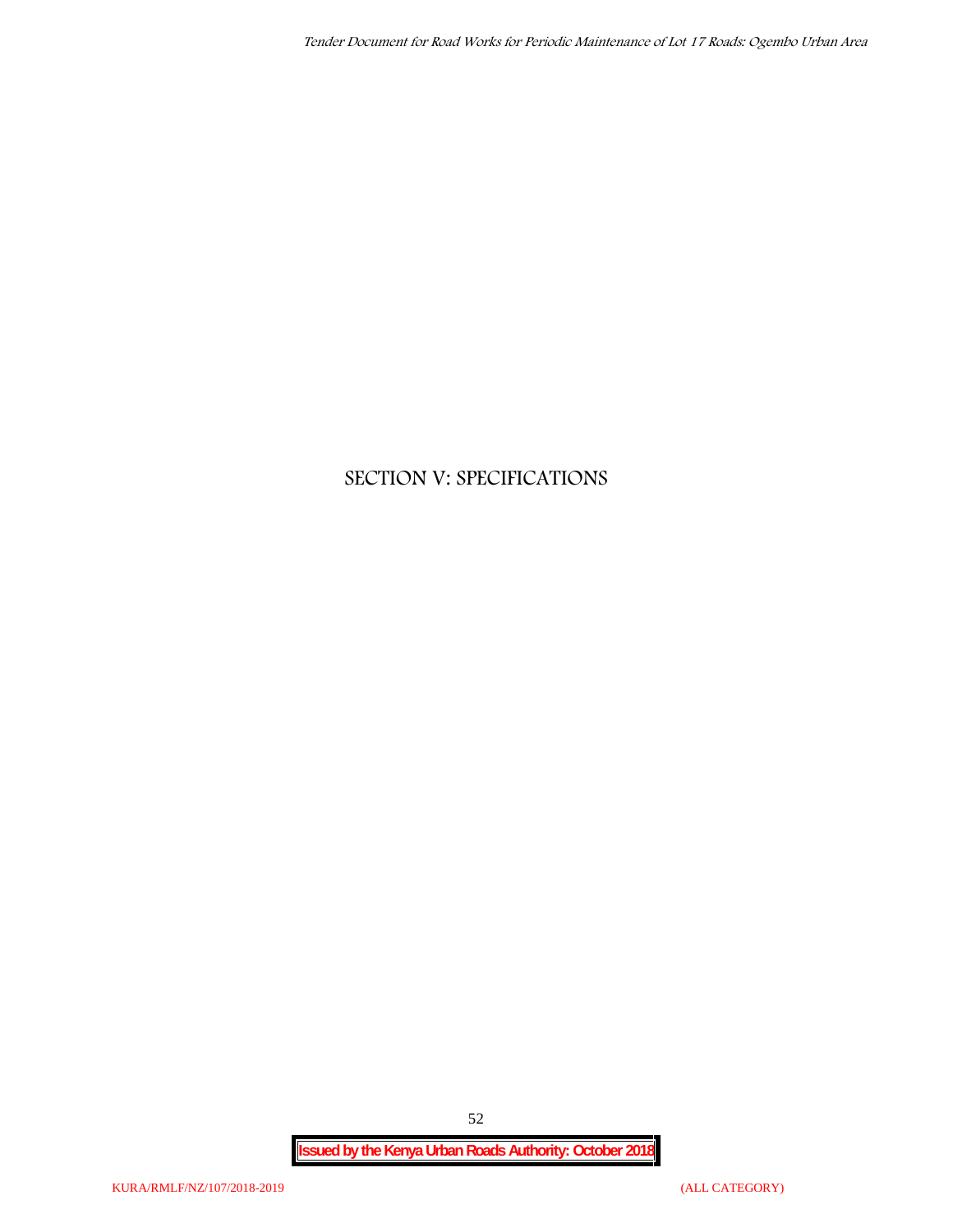# SECTION V: SPECIFICATIONS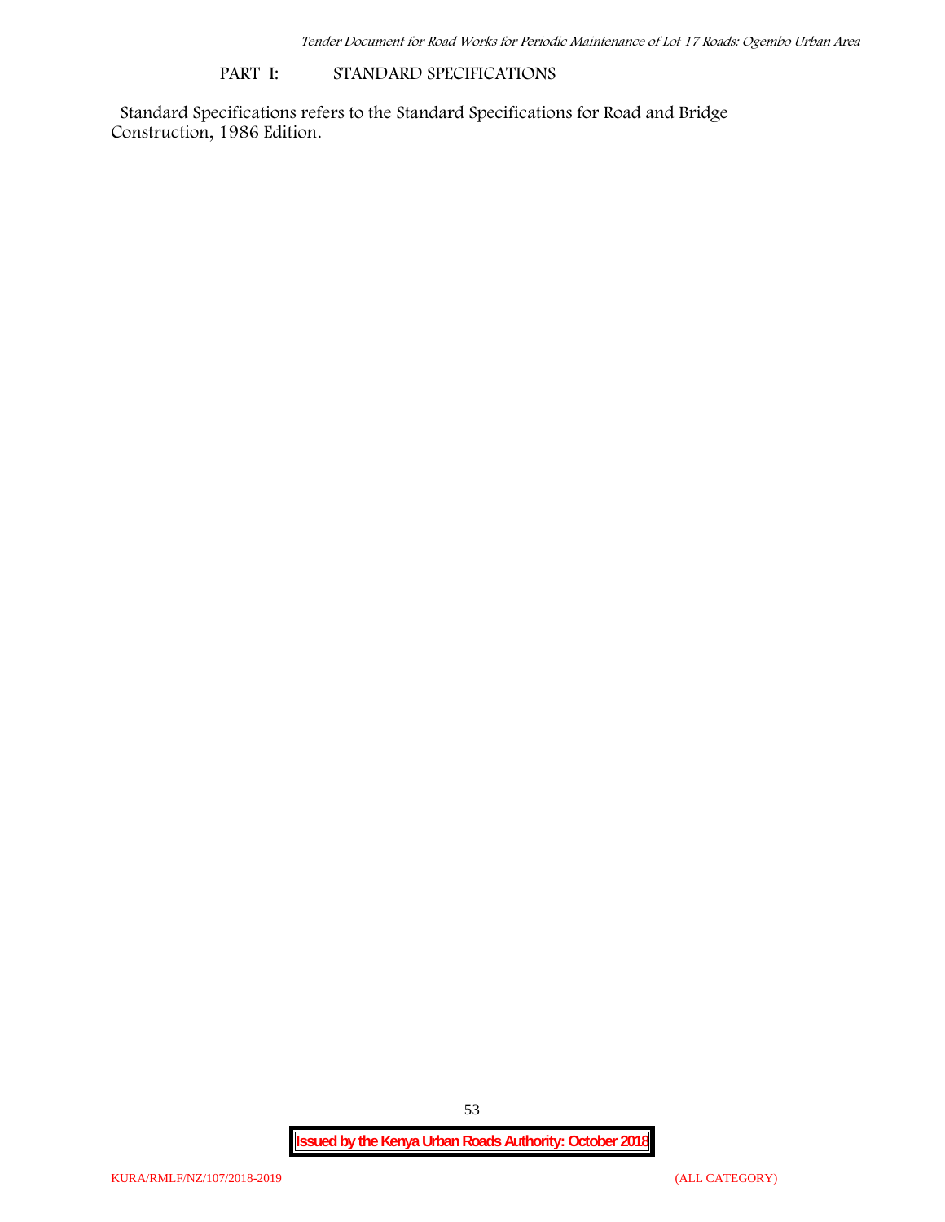## PART I: STANDARD SPECIFICATIONS

Standard Specifications refers to the Standard Specifications for Road and Bridge Construction, 1986 Edition.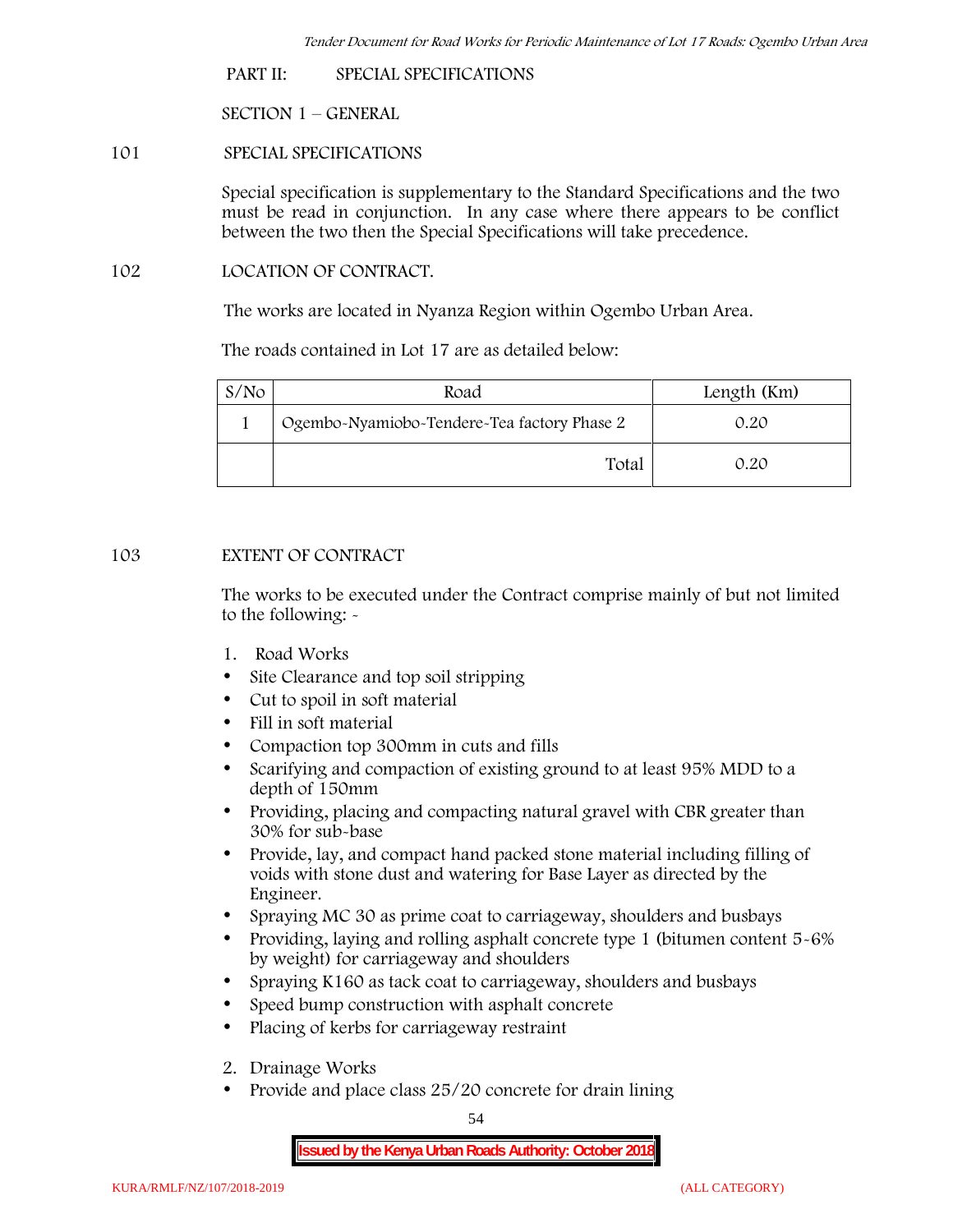## PART II: SPECIAL SPECIFICATIONS

### SECTION 1 – GENERAL

#### 101 SPECIAL SPECIFICATIONS

Special specification is supplementary to the Standard Specifications and the two must be read in conjunction. In any case where there appears to be conflict between the two then the Special Specifications will take precedence.

#### 102 LOCATION OF CONTRACT.

The works are located in Nyanza Region within Ogembo Urban Area.

The roads contained in Lot 17 are as detailed below:

| S/No | Road | Length (Km) |
|---|---|---|
| 1 | Ogembo-Nyamiobo-Tendere-Tea factory Phase 2 | 0.20 |
| | Total | 0.20 |

#### 103 EXTENT OF CONTRACT

The works to be executed under the Contract comprise mainly of but not limited to the following: -

1. Road Works

- Site Clearance and top soil stripping
- Cut to spoil in soft material
- Fill in soft material
- Compaction top 300mm in cuts and fills
- Scarifying and compaction of existing ground to at least 95% MDD to a depth of 150mm
- Providing, placing and compacting natural gravel with CBR greater than 30% for sub-base
- Provide, lay, and compact hand packed stone material including filling of voids with stone dust and watering for Base Layer as directed by the Engineer.
- Spraying MC 30 as prime coat to carriageway, shoulders and busbays
- Providing, laying and rolling asphalt concrete type 1 (bitumen content 5-6% by weight) for carriageway and shoulders
- Spraying K160 as tack coat to carriageway, shoulders and busbays
- Speed bump construction with asphalt concrete
- Placing of kerbs for carriageway restraint

2. Drainage Works

- Provide and place class 25/20 concrete for drain lining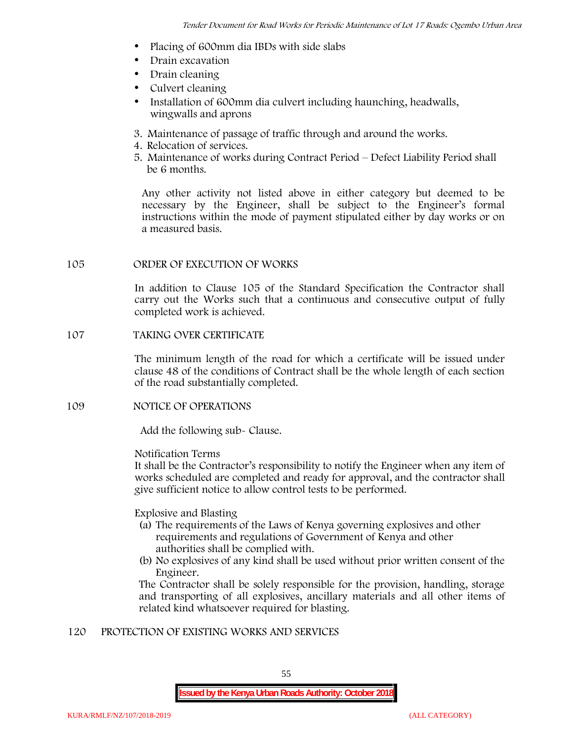- Placing of 600mm dia IBDs with side slabs
- Drain excavation
- Drain cleaning
- Culvert cleaning
- Installation of 600mm dia culvert including haunching, headwalls, wingwalls and aprons

3. Maintenance of passage of traffic through and around the works.
4. Relocation of services.
5. Maintenance of works during Contract Period – Defect Liability Period shall be 6 months.

Any other activity not listed above in either category but deemed to be necessary by the Engineer, shall be subject to the Engineer's formal instructions within the mode of payment stipulated either by day works or on a measured basis.

## 105 ORDER OF EXECUTION OF WORKS

In addition to Clause 105 of the Standard Specification the Contractor shall carry out the Works such that a continuous and consecutive output of fully completed work is achieved.

## 107 TAKING OVER CERTIFICATE

The minimum length of the road for which a certificate will be issued under clause 48 of the conditions of Contract shall be the whole length of each section of the road substantially completed.

## 109 NOTICE OF OPERATIONS

Add the following sub- Clause.

Notification Terms
It shall be the Contractor's responsibility to notify the Engineer when any item of works scheduled are completed and ready for approval, and the contractor shall give sufficient notice to allow control tests to be performed.

Explosive and Blasting

(a) The requirements of the Laws of Kenya governing explosives and other requirements and regulations of Government of Kenya and other authorities shall be complied with.
(b) No explosives of any kind shall be used without prior written consent of the Engineer.

The Contractor shall be solely responsible for the provision, handling, storage and transporting of all explosives, ancillary materials and all other items of related kind whatsoever required for blasting.

## 120 PROTECTION OF EXISTING WORKS AND SERVICES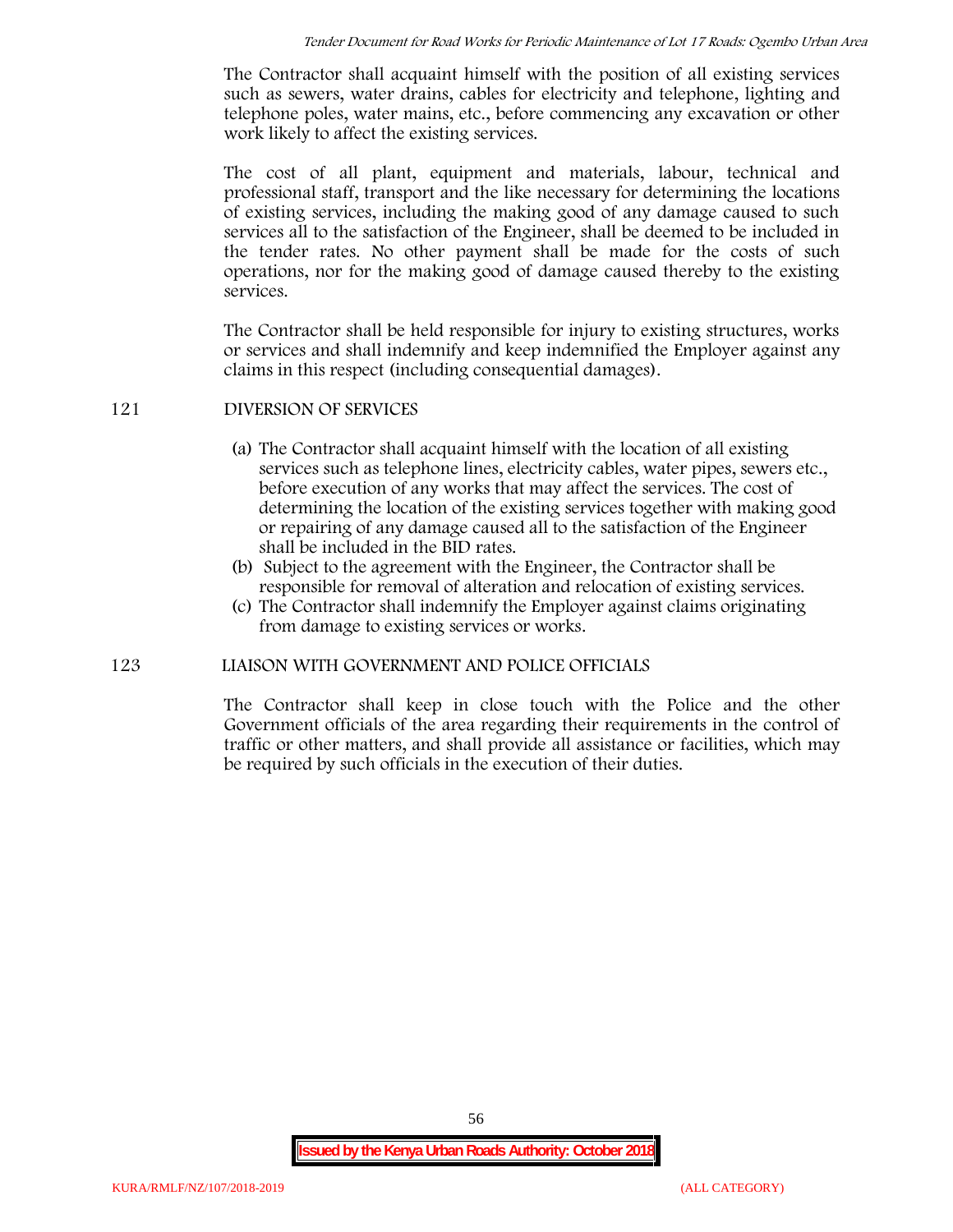The Contractor shall acquaint himself with the position of all existing services such as sewers, water drains, cables for electricity and telephone, lighting and telephone poles, water mains, etc., before commencing any excavation or other work likely to affect the existing services.

The cost of all plant, equipment and materials, labour, technical and professional staff, transport and the like necessary for determining the locations of existing services, including the making good of any damage caused to such services all to the satisfaction of the Engineer, shall be deemed to be included in the tender rates. No other payment shall be made for the costs of such operations, nor for the making good of damage caused thereby to the existing services.

The Contractor shall be held responsible for injury to existing structures, works or services and shall indemnify and keep indemnified the Employer against any claims in this respect (including consequential damages).

## 121 DIVERSION OF SERVICES

(a) The Contractor shall acquaint himself with the location of all existing services such as telephone lines, electricity cables, water pipes, sewers etc., before execution of any works that may affect the services. The cost of determining the location of the existing services together with making good or repairing of any damage caused all to the satisfaction of the Engineer shall be included in the BID rates.

(b) Subject to the agreement with the Engineer, the Contractor shall be responsible for removal of alteration and relocation of existing services.

(c) The Contractor shall indemnify the Employer against claims originating from damage to existing services or works.

## 123 LIAISON WITH GOVERNMENT AND POLICE OFFICIALS

The Contractor shall keep in close touch with the Police and the other Government officials of the area regarding their requirements in the control of traffic or other matters, and shall provide all assistance or facilities, which may be required by such officials in the execution of their duties.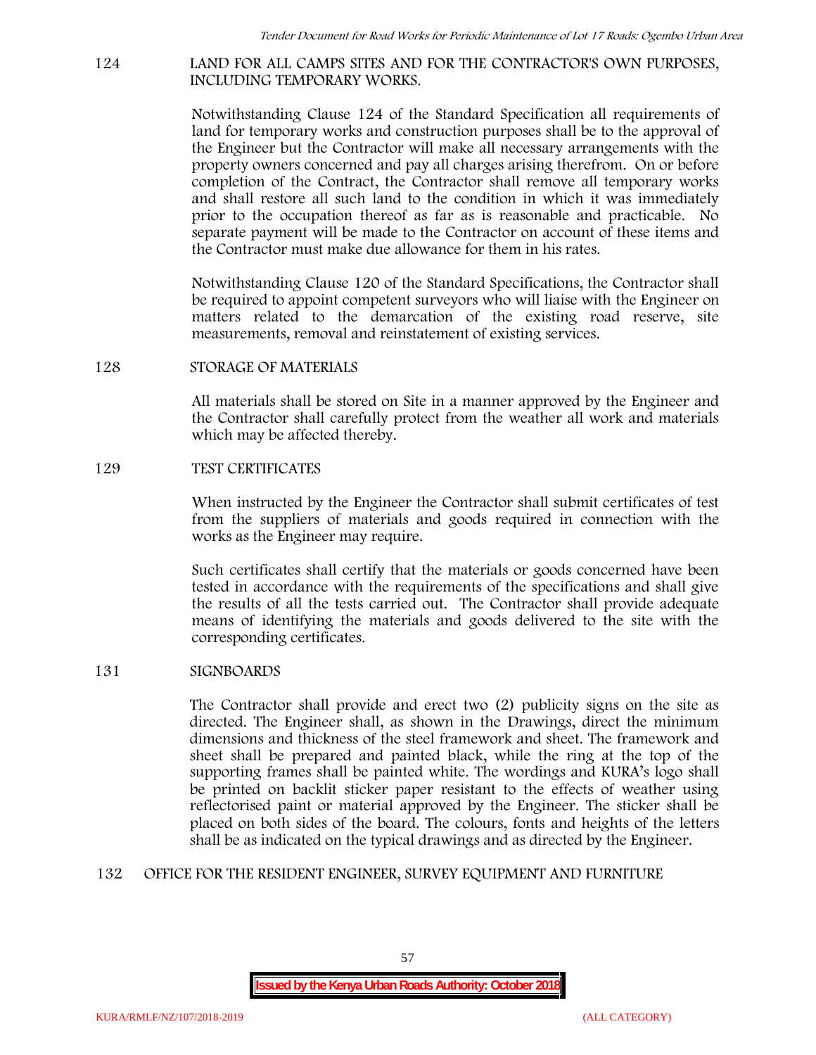## 124 LAND FOR ALL CAMPS SITES AND FOR THE CONTRACTOR'S OWN PURPOSES, INCLUDING TEMPORARY WORKS.

Notwithstanding Clause 124 of the Standard Specification all requirements of land for temporary works and construction purposes shall be to the approval of the Engineer but the Contractor will make all necessary arrangements with the property owners concerned and pay all charges arising therefrom. On or before completion of the Contract, the Contractor shall remove all temporary works and shall restore all such land to the condition in which it was immediately prior to the occupation thereof as far as is reasonable and practicable. No separate payment will be made to the Contractor on account of these items and the Contractor must make due allowance for them in his rates.

Notwithstanding Clause 120 of the Standard Specifications, the Contractor shall be required to appoint competent surveyors who will liaise with the Engineer on matters related to the demarcation of the existing road reserve, site measurements, removal and reinstatement of existing services.

## 128 STORAGE OF MATERIALS

All materials shall be stored on Site in a manner approved by the Engineer and the Contractor shall carefully protect from the weather all work and materials which may be affected thereby.

## 129 TEST CERTIFICATES

When instructed by the Engineer the Contractor shall submit certificates of test from the suppliers of materials and goods required in connection with the works as the Engineer may require.

Such certificates shall certify that the materials or goods concerned have been tested in accordance with the requirements of the specifications and shall give the results of all the tests carried out. The Contractor shall provide adequate means of identifying the materials and goods delivered to the site with the corresponding certificates.

## 131 SIGNBOARDS

The Contractor shall provide and erect two (2) publicity signs on the site as directed. The Engineer shall, as shown in the Drawings, direct the minimum dimensions and thickness of the steel framework and sheet. The framework and sheet shall be prepared and painted black, while the ring at the top of the supporting frames shall be painted white. The wordings and KURA's logo shall be printed on backlit sticker paper resistant to the effects of weather using reflectorised paint or material approved by the Engineer. The sticker shall be placed on both sides of the board. The colours, fonts and heights of the letters shall be as indicated on the typical drawings and as directed by the Engineer.

## 132 OFFICE FOR THE RESIDENT ENGINEER, SURVEY EQUIPMENT AND FURNITURE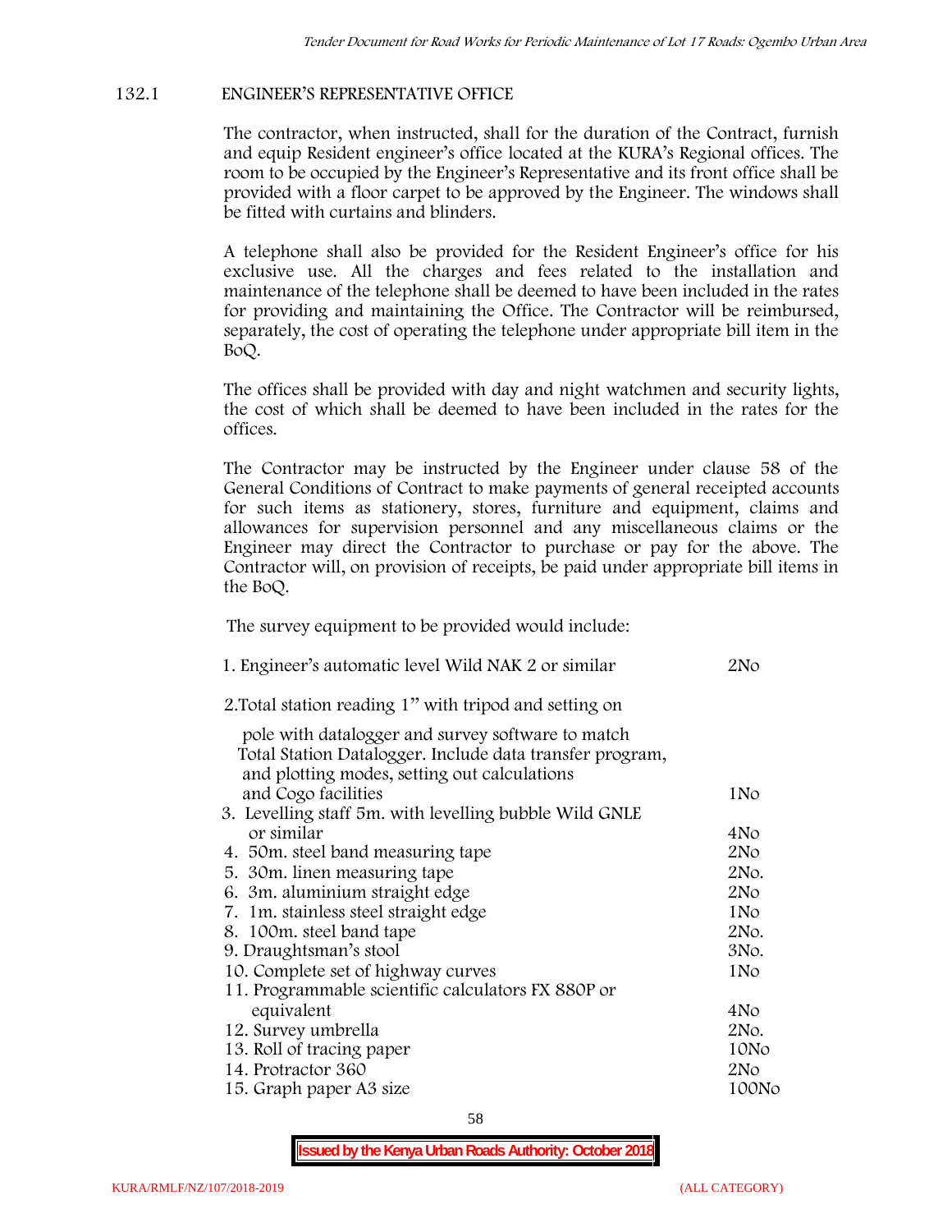### 132.1 ENGINEER'S REPRESENTATIVE OFFICE

The contractor, when instructed, shall for the duration of the Contract, furnish and equip Resident engineer's office located at the KURA's Regional offices. The room to be occupied by the Engineer's Representative and its front office shall be provided with a floor carpet to be approved by the Engineer. The windows shall be fitted with curtains and blinders.

A telephone shall also be provided for the Resident Engineer's office for his exclusive use. All the charges and fees related to the installation and maintenance of the telephone shall be deemed to have been included in the rates for providing and maintaining the Office. The Contractor will be reimbursed, separately, the cost of operating the telephone under appropriate bill item in the BoQ.

The offices shall be provided with day and night watchmen and security lights, the cost of which shall be deemed to have been included in the rates for the offices.

The Contractor may be instructed by the Engineer under clause 58 of the General Conditions of Contract to make payments of general receipted accounts for such items as stationery, stores, furniture and equipment, claims and allowances for supervision personnel and any miscellaneous claims or the Engineer may direct the Contractor to purchase or pay for the above. The Contractor will, on provision of receipts, be paid under appropriate bill items in the BoQ.

The survey equipment to be provided would include:

| Item | Quantity |
|---|---|
| 1. Engineer's automatic level Wild NAK 2 or similar | 2No |
| 2. Total station reading 1" with tripod and setting on pole with datalogger and survey software to match Total Station Datalogger. Include data transfer program, and plotting modes, setting out calculations and Cogo facilities | 1No |
| 3. Levelling staff 5m. with levelling bubble Wild GNLE or similar | 4No |
| 4. 50m. steel band measuring tape | 2No |
| 5. 30m. linen measuring tape | 2No. |
| 6. 3m. aluminium straight edge | 2No |
| 7. 1m. stainless steel straight edge | 1No |
| 8. 100m. steel band tape | 2No. |
| 9. Draughtsman's stool | 3No. |
| 10. Complete set of highway curves | 1No |
| 11. Programmable scientific calculators FX 880P or equivalent | 4No |
| 12. Survey umbrella | 2No. |
| 13. Roll of tracing paper | 10No |
| 14. Protractor 360 | 2No |
| 15. Graph paper A3 size | 100No |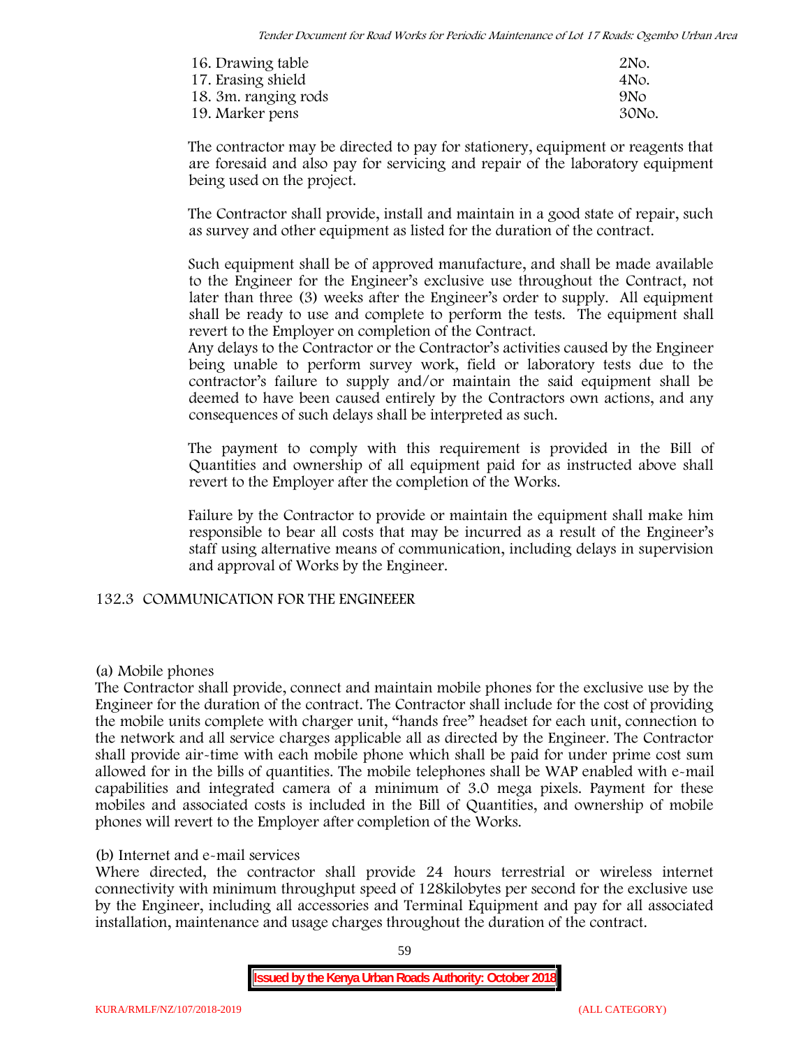| | |
|---|---|
| 16. Drawing table | 2No. |
| 17. Erasing shield | 4No. |
| 18. 3m. ranging rods | 9No |
| 19. Marker pens | 30No. |

The contractor may be directed to pay for stationery, equipment or reagents that are foresaid and also pay for servicing and repair of the laboratory equipment being used on the project.

The Contractor shall provide, install and maintain in a good state of repair, such as survey and other equipment as listed for the duration of the contract.

Such equipment shall be of approved manufacture, and shall be made available to the Engineer for the Engineer's exclusive use throughout the Contract, not later than three (3) weeks after the Engineer's order to supply. All equipment shall be ready to use and complete to perform the tests. The equipment shall revert to the Employer on completion of the Contract.

Any delays to the Contractor or the Contractor's activities caused by the Engineer being unable to perform survey work, field or laboratory tests due to the contractor's failure to supply and/or maintain the said equipment shall be deemed to have been caused entirely by the Contractors own actions, and any consequences of such delays shall be interpreted as such.

The payment to comply with this requirement is provided in the Bill of Quantities and ownership of all equipment paid for as instructed above shall revert to the Employer after the completion of the Works.

Failure by the Contractor to provide or maintain the equipment shall make him responsible to bear all costs that may be incurred as a result of the Engineer's staff using alternative means of communication, including delays in supervision and approval of Works by the Engineer.

## 132.3 COMMUNICATION FOR THE ENGINEEER

(a) Mobile phones

The Contractor shall provide, connect and maintain mobile phones for the exclusive use by the Engineer for the duration of the contract. The Contractor shall include for the cost of providing the mobile units complete with charger unit, "hands free" headset for each unit, connection to the network and all service charges applicable all as directed by the Engineer. The Contractor shall provide air-time with each mobile phone which shall be paid for under prime cost sum allowed for in the bills of quantities. The mobile telephones shall be WAP enabled with e-mail capabilities and integrated camera of a minimum of 3.0 mega pixels. Payment for these mobiles and associated costs is included in the Bill of Quantities, and ownership of mobile phones will revert to the Employer after completion of the Works.

(b) Internet and e-mail services

Where directed, the contractor shall provide 24 hours terrestrial or wireless internet connectivity with minimum throughput speed of 128kilobytes per second for the exclusive use by the Engineer, including all accessories and Terminal Equipment and pay for all associated installation, maintenance and usage charges throughout the duration of the contract.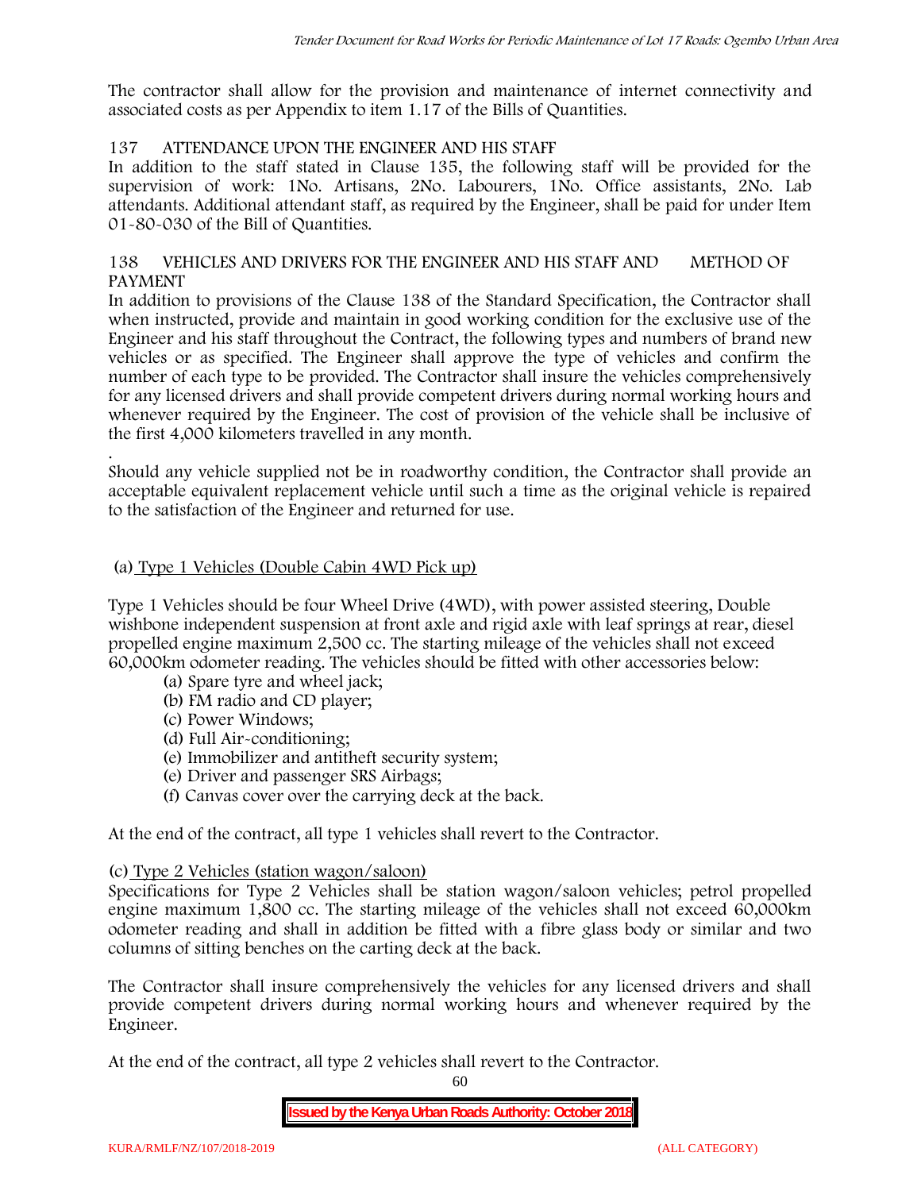The contractor shall allow for the provision and maintenance of internet connectivity and associated costs as per Appendix to item 1.17 of the Bills of Quantities.

## 137 ATTENDANCE UPON THE ENGINEER AND HIS STAFF

In addition to the staff stated in Clause 135, the following staff will be provided for the supervision of work: 1No. Artisans, 2No. Labourers, 1No. Office assistants, 2No. Lab attendants. Additional attendant staff, as required by the Engineer, shall be paid for under Item 01-80-030 of the Bill of Quantities.

## 138 VEHICLES AND DRIVERS FOR THE ENGINEER AND HIS STAFF AND METHOD OF PAYMENT

In addition to provisions of the Clause 138 of the Standard Specification, the Contractor shall when instructed, provide and maintain in good working condition for the exclusive use of the Engineer and his staff throughout the Contract, the following types and numbers of brand new vehicles or as specified. The Engineer shall approve the type of vehicles and confirm the number of each type to be provided. The Contractor shall insure the vehicles comprehensively for any licensed drivers and shall provide competent drivers during normal working hours and whenever required by the Engineer. The cost of provision of the vehicle shall be inclusive of the first 4,000 kilometers travelled in any month.

.

Should any vehicle supplied not be in roadworthy condition, the Contractor shall provide an acceptable equivalent replacement vehicle until such a time as the original vehicle is repaired to the satisfaction of the Engineer and returned for use.

(a) Type 1 Vehicles (Double Cabin 4WD Pick up)

Type 1 Vehicles should be four Wheel Drive (4WD), with power assisted steering, Double wishbone independent suspension at front axle and rigid axle with leaf springs at rear, diesel propelled engine maximum 2,500 cc. The starting mileage of the vehicles shall not exceed 60,000km odometer reading. The vehicles should be fitted with other accessories below:

- (a) Spare tyre and wheel jack;
- (b) FM radio and CD player;
- (c) Power Windows;
- (d) Full Air-conditioning;
- (e) Immobilizer and antitheft security system;
- (e) Driver and passenger SRS Airbags;
- (f) Canvas cover over the carrying deck at the back.

At the end of the contract, all type 1 vehicles shall revert to the Contractor.

(c) Type 2 Vehicles (station wagon/saloon)

Specifications for Type 2 Vehicles shall be station wagon/saloon vehicles; petrol propelled engine maximum 1,800 cc. The starting mileage of the vehicles shall not exceed 60,000km odometer reading and shall in addition be fitted with a fibre glass body or similar and two columns of sitting benches on the carting deck at the back.

The Contractor shall insure comprehensively the vehicles for any licensed drivers and shall provide competent drivers during normal working hours and whenever required by the Engineer.

At the end of the contract, all type 2 vehicles shall revert to the Contractor.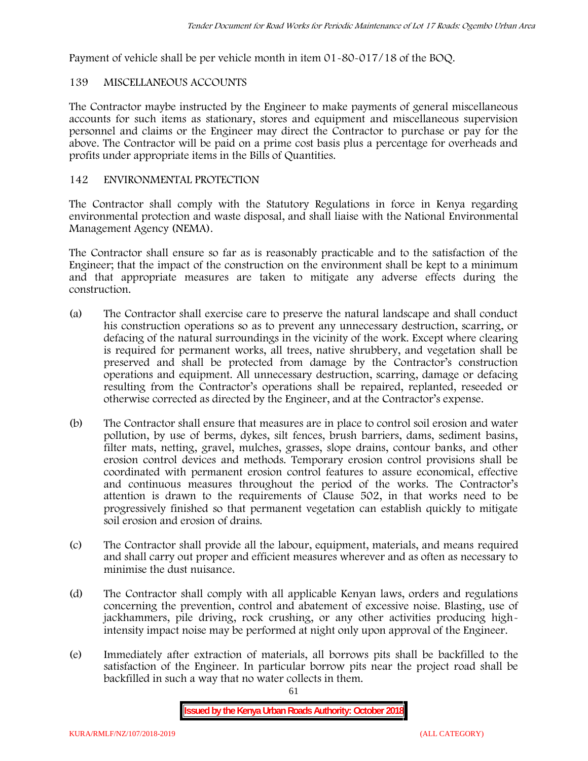Payment of vehicle shall be per vehicle month in item 01-80-017/18 of the BOQ.

## 139 MISCELLANEOUS ACCOUNTS

The Contractor maybe instructed by the Engineer to make payments of general miscellaneous accounts for such items as stationary, stores and equipment and miscellaneous supervision personnel and claims or the Engineer may direct the Contractor to purchase or pay for the above. The Contractor will be paid on a prime cost basis plus a percentage for overheads and profits under appropriate items in the Bills of Quantities.

## 142 ENVIRONMENTAL PROTECTION

The Contractor shall comply with the Statutory Regulations in force in Kenya regarding environmental protection and waste disposal, and shall liaise with the National Environmental Management Agency (NEMA).

The Contractor shall ensure so far as is reasonably practicable and to the satisfaction of the Engineer; that the impact of the construction on the environment shall be kept to a minimum and that appropriate measures are taken to mitigate any adverse effects during the construction.

(a) The Contractor shall exercise care to preserve the natural landscape and shall conduct his construction operations so as to prevent any unnecessary destruction, scarring, or defacing of the natural surroundings in the vicinity of the work. Except where clearing is required for permanent works, all trees, native shrubbery, and vegetation shall be preserved and shall be protected from damage by the Contractor's construction operations and equipment. All unnecessary destruction, scarring, damage or defacing resulting from the Contractor's operations shall be repaired, replanted, reseeded or otherwise corrected as directed by the Engineer, and at the Contractor's expense.

(b) The Contractor shall ensure that measures are in place to control soil erosion and water pollution, by use of berms, dykes, silt fences, brush barriers, dams, sediment basins, filter mats, netting, gravel, mulches, grasses, slope drains, contour banks, and other erosion control devices and methods. Temporary erosion control provisions shall be coordinated with permanent erosion control features to assure economical, effective and continuous measures throughout the period of the works. The Contractor's attention is drawn to the requirements of Clause 502, in that works need to be progressively finished so that permanent vegetation can establish quickly to mitigate soil erosion and erosion of drains.

(c) The Contractor shall provide all the labour, equipment, materials, and means required and shall carry out proper and efficient measures wherever and as often as necessary to minimise the dust nuisance.

(d) The Contractor shall comply with all applicable Kenyan laws, orders and regulations concerning the prevention, control and abatement of excessive noise. Blasting, use of jackhammers, pile driving, rock crushing, or any other activities producing high-intensity impact noise may be performed at night only upon approval of the Engineer.

(e) Immediately after extraction of materials, all borrows pits shall be backfilled to the satisfaction of the Engineer. In particular borrow pits near the project road shall be backfilled in such a way that no water collects in them.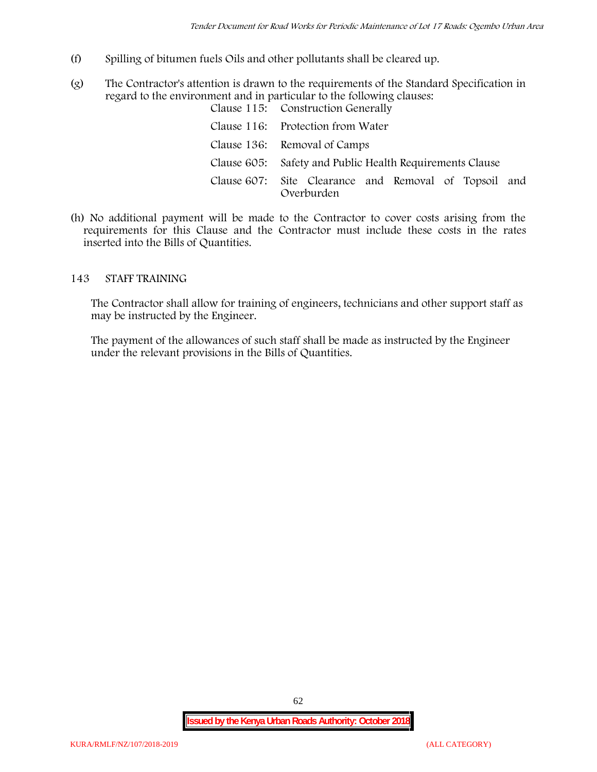(f) Spilling of bitumen fuels Oils and other pollutants shall be cleared up.

(g) The Contractor's attention is drawn to the requirements of the Standard Specification in regard to the environment and in particular to the following clauses:

| | |
|---|---|
| Clause 115: | Construction Generally |
| Clause 116: | Protection from Water |
| Clause 136: | Removal of Camps |
| Clause 605: | Safety and Public Health Requirements Clause |
| Clause 607: | Site Clearance and Removal of Topsoil and Overburden |

(h) No additional payment will be made to the Contractor to cover costs arising from the requirements for this Clause and the Contractor must include these costs in the rates inserted into the Bills of Quantities.

## 143 STAFF TRAINING

The Contractor shall allow for training of engineers, technicians and other support staff as may be instructed by the Engineer.

The payment of the allowances of such staff shall be made as instructed by the Engineer under the relevant provisions in the Bills of Quantities.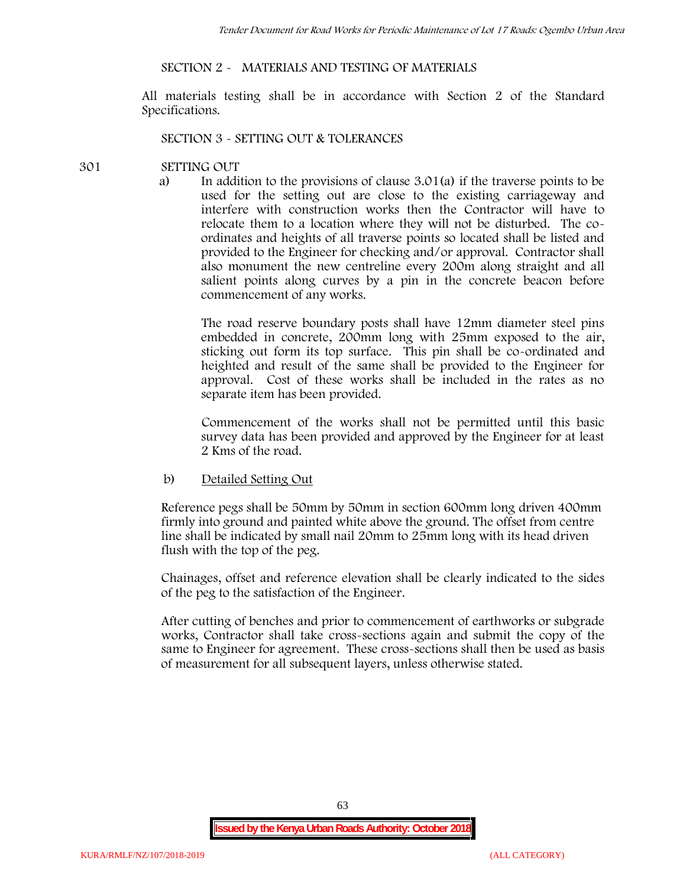## SECTION 2 - MATERIALS AND TESTING OF MATERIALS

All materials testing shall be in accordance with Section 2 of the Standard Specifications.

## SECTION 3 - SETTING OUT & TOLERANCES

### 301 SETTING OUT

a) In addition to the provisions of clause 3.01(a) if the traverse points to be used for the setting out are close to the existing carriageway and interfere with construction works then the Contractor will have to relocate them to a location where they will not be disturbed. The co-ordinates and heights of all traverse points so located shall be listed and provided to the Engineer for checking and/or approval. Contractor shall also monument the new centreline every 200m along straight and all salient points along curves by a pin in the concrete beacon before commencement of any works.

The road reserve boundary posts shall have 12mm diameter steel pins embedded in concrete, 200mm long with 25mm exposed to the air, sticking out form its top surface. This pin shall be co-ordinated and heighted and result of the same shall be provided to the Engineer for approval. Cost of these works shall be included in the rates as no separate item has been provided.

Commencement of the works shall not be permitted until this basic survey data has been provided and approved by the Engineer for at least 2 Kms of the road.

b) Detailed Setting Out

Reference pegs shall be 50mm by 50mm in section 600mm long driven 400mm firmly into ground and painted white above the ground. The offset from centre line shall be indicated by small nail 20mm to 25mm long with its head driven flush with the top of the peg.

Chainages, offset and reference elevation shall be clearly indicated to the sides of the peg to the satisfaction of the Engineer.

After cutting of benches and prior to commencement of earthworks or subgrade works, Contractor shall take cross-sections again and submit the copy of the same to Engineer for agreement. These cross-sections shall then be used as basis of measurement for all subsequent layers, unless otherwise stated.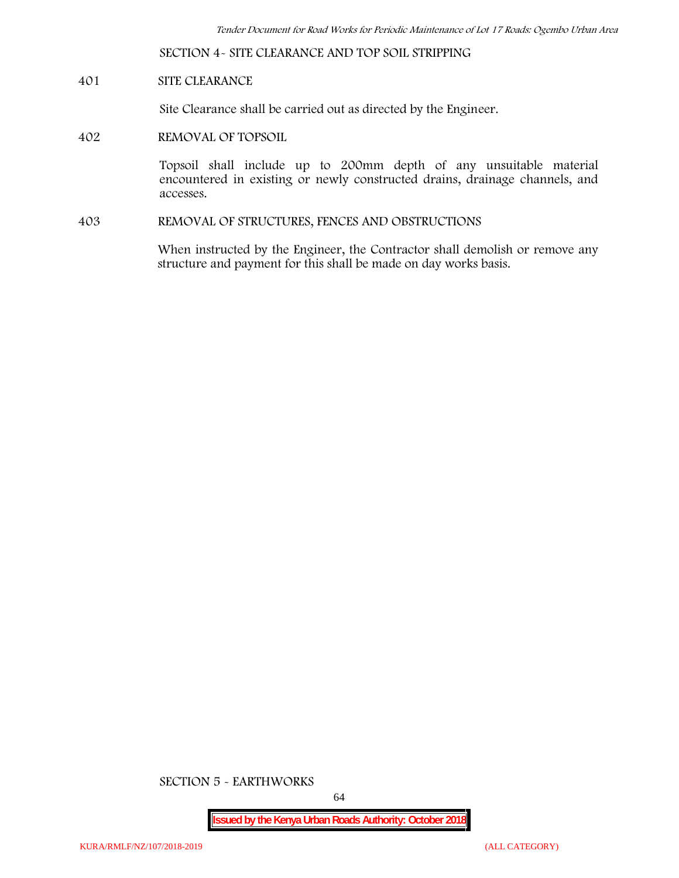## SECTION 4- SITE CLEARANCE AND TOP SOIL STRIPPING

### 401 SITE CLEARANCE

Site Clearance shall be carried out as directed by the Engineer.

### 402 REMOVAL OF TOPSOIL

Topsoil shall include up to 200mm depth of any unsuitable material encountered in existing or newly constructed drains, drainage channels, and accesses.

### 403 REMOVAL OF STRUCTURES, FENCES AND OBSTRUCTIONS

When instructed by the Engineer, the Contractor shall demolish or remove any structure and payment for this shall be made on day works basis.

## SECTION 5 - EARTHWORKS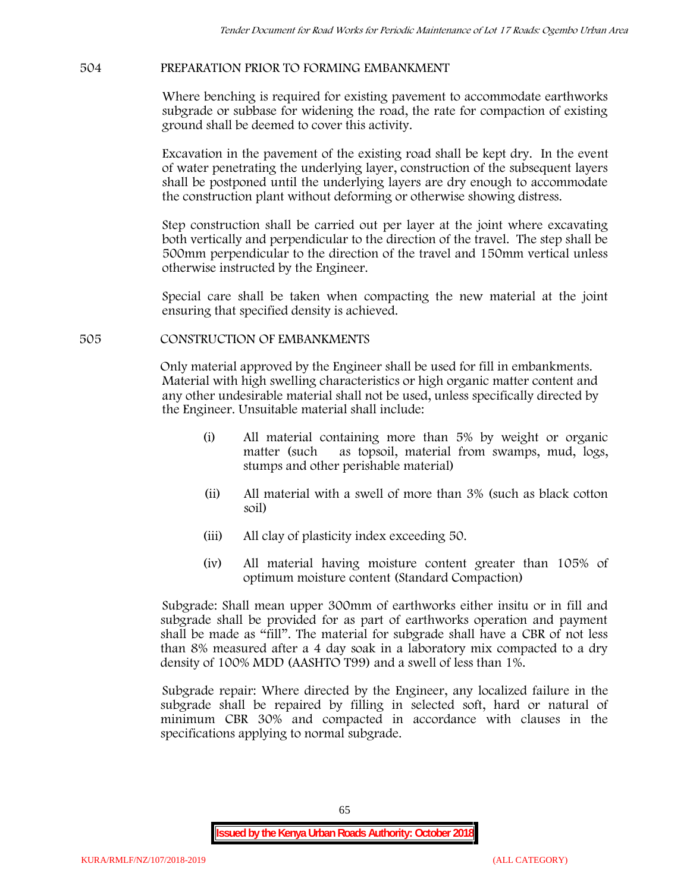## 504 PREPARATION PRIOR TO FORMING EMBANKMENT

Where benching is required for existing pavement to accommodate earthworks subgrade or subbase for widening the road, the rate for compaction of existing ground shall be deemed to cover this activity.

Excavation in the pavement of the existing road shall be kept dry. In the event of water penetrating the underlying layer, construction of the subsequent layers shall be postponed until the underlying layers are dry enough to accommodate the construction plant without deforming or otherwise showing distress.

Step construction shall be carried out per layer at the joint where excavating both vertically and perpendicular to the direction of the travel. The step shall be 500mm perpendicular to the direction of the travel and 150mm vertical unless otherwise instructed by the Engineer.

Special care shall be taken when compacting the new material at the joint ensuring that specified density is achieved.

## 505 CONSTRUCTION OF EMBANKMENTS

Only material approved by the Engineer shall be used for fill in embankments. Material with high swelling characteristics or high organic matter content and any other undesirable material shall not be used, unless specifically directed by the Engineer. Unsuitable material shall include:

(i) All material containing more than 5% by weight or organic matter (such as topsoil, material from swamps, mud, logs, stumps and other perishable material)

(ii) All material with a swell of more than 3% (such as black cotton soil)

(iii) All clay of plasticity index exceeding 50.

(iv) All material having moisture content greater than 105% of optimum moisture content (Standard Compaction)

Subgrade: Shall mean upper 300mm of earthworks either insitu or in fill and subgrade shall be provided for as part of earthworks operation and payment shall be made as "fill". The material for subgrade shall have a CBR of not less than 8% measured after a 4 day soak in a laboratory mix compacted to a dry density of 100% MDD (AASHTO T99) and a swell of less than 1%.

Subgrade repair: Where directed by the Engineer, any localized failure in the subgrade shall be repaired by filling in selected soft, hard or natural of minimum CBR 30% and compacted in accordance with clauses in the specifications applying to normal subgrade.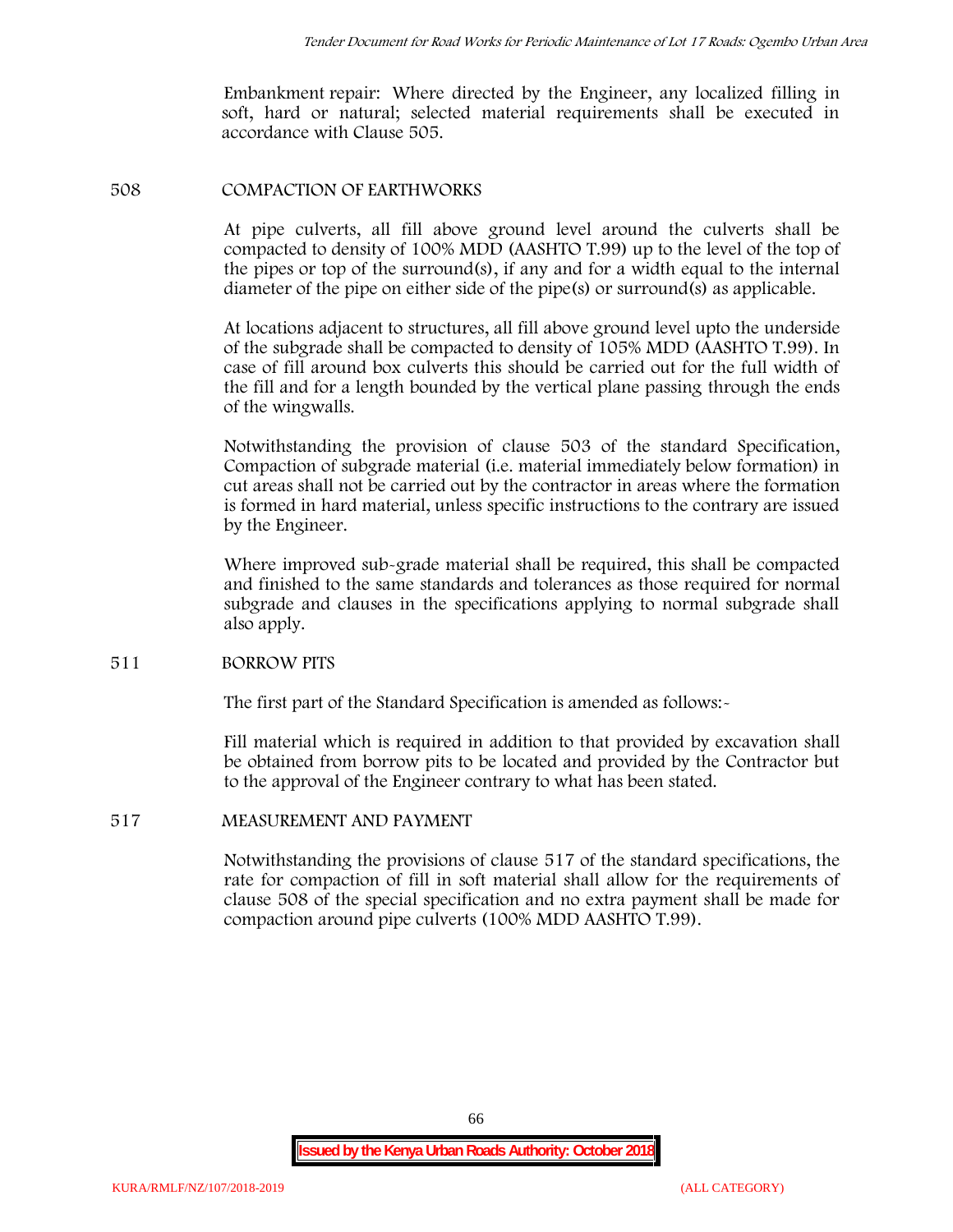Embankment repair: Where directed by the Engineer, any localized filling in soft, hard or natural; selected material requirements shall be executed in accordance with Clause 505.

## 508 COMPACTION OF EARTHWORKS

At pipe culverts, all fill above ground level around the culverts shall be compacted to density of 100% MDD (AASHTO T.99) up to the level of the top of the pipes or top of the surround(s), if any and for a width equal to the internal diameter of the pipe on either side of the pipe(s) or surround(s) as applicable.

At locations adjacent to structures, all fill above ground level upto the underside of the subgrade shall be compacted to density of 105% MDD (AASHTO T.99). In case of fill around box culverts this should be carried out for the full width of the fill and for a length bounded by the vertical plane passing through the ends of the wingwalls.

Notwithstanding the provision of clause 503 of the standard Specification, Compaction of subgrade material (i.e. material immediately below formation) in cut areas shall not be carried out by the contractor in areas where the formation is formed in hard material, unless specific instructions to the contrary are issued by the Engineer.

Where improved sub-grade material shall be required, this shall be compacted and finished to the same standards and tolerances as those required for normal subgrade and clauses in the specifications applying to normal subgrade shall also apply.

## 511 BORROW PITS

The first part of the Standard Specification is amended as follows:-

Fill material which is required in addition to that provided by excavation shall be obtained from borrow pits to be located and provided by the Contractor but to the approval of the Engineer contrary to what has been stated.

## 517 MEASUREMENT AND PAYMENT

Notwithstanding the provisions of clause 517 of the standard specifications, the rate for compaction of fill in soft material shall allow for the requirements of clause 508 of the special specification and no extra payment shall be made for compaction around pipe culverts (100% MDD AASHTO T.99).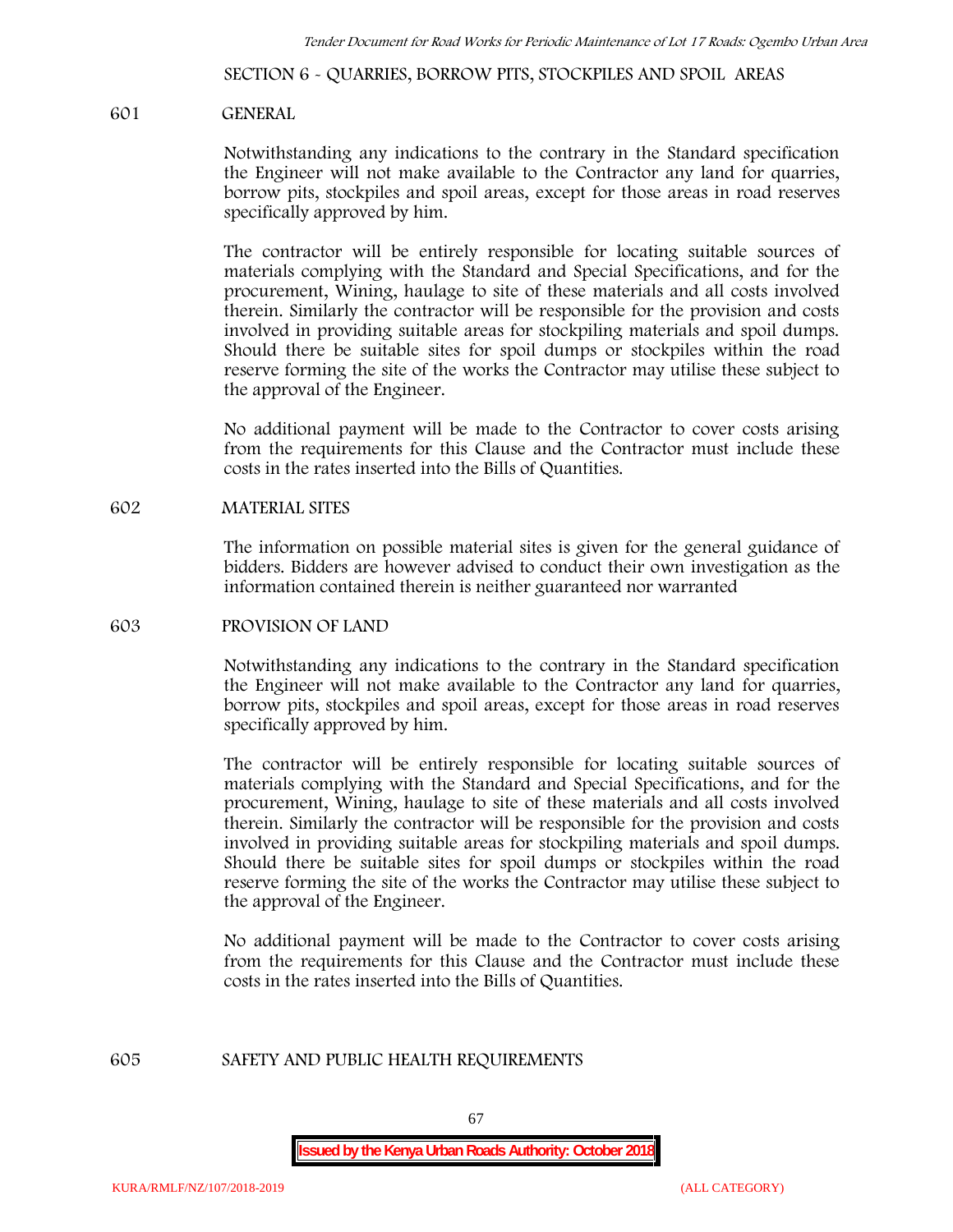SECTION 6 - QUARRIES, BORROW PITS, STOCKPILES AND SPOIL AREAS

601 GENERAL

Notwithstanding any indications to the contrary in the Standard specification the Engineer will not make available to the Contractor any land for quarries, borrow pits, stockpiles and spoil areas, except for those areas in road reserves specifically approved by him.

The contractor will be entirely responsible for locating suitable sources of materials complying with the Standard and Special Specifications, and for the procurement, Wining, haulage to site of these materials and all costs involved therein. Similarly the contractor will be responsible for the provision and costs involved in providing suitable areas for stockpiling materials and spoil dumps. Should there be suitable sites for spoil dumps or stockpiles within the road reserve forming the site of the works the Contractor may utilise these subject to the approval of the Engineer.

No additional payment will be made to the Contractor to cover costs arising from the requirements for this Clause and the Contractor must include these costs in the rates inserted into the Bills of Quantities.

602 MATERIAL SITES

The information on possible material sites is given for the general guidance of bidders. Bidders are however advised to conduct their own investigation as the information contained therein is neither guaranteed nor warranted

603 PROVISION OF LAND

Notwithstanding any indications to the contrary in the Standard specification the Engineer will not make available to the Contractor any land for quarries, borrow pits, stockpiles and spoil areas, except for those areas in road reserves specifically approved by him.

The contractor will be entirely responsible for locating suitable sources of materials complying with the Standard and Special Specifications, and for the procurement, Wining, haulage to site of these materials and all costs involved therein. Similarly the contractor will be responsible for the provision and costs involved in providing suitable areas for stockpiling materials and spoil dumps. Should there be suitable sites for spoil dumps or stockpiles within the road reserve forming the site of the works the Contractor may utilise these subject to the approval of the Engineer.

No additional payment will be made to the Contractor to cover costs arising from the requirements for this Clause and the Contractor must include these costs in the rates inserted into the Bills of Quantities.

605 SAFETY AND PUBLIC HEALTH REQUIREMENTS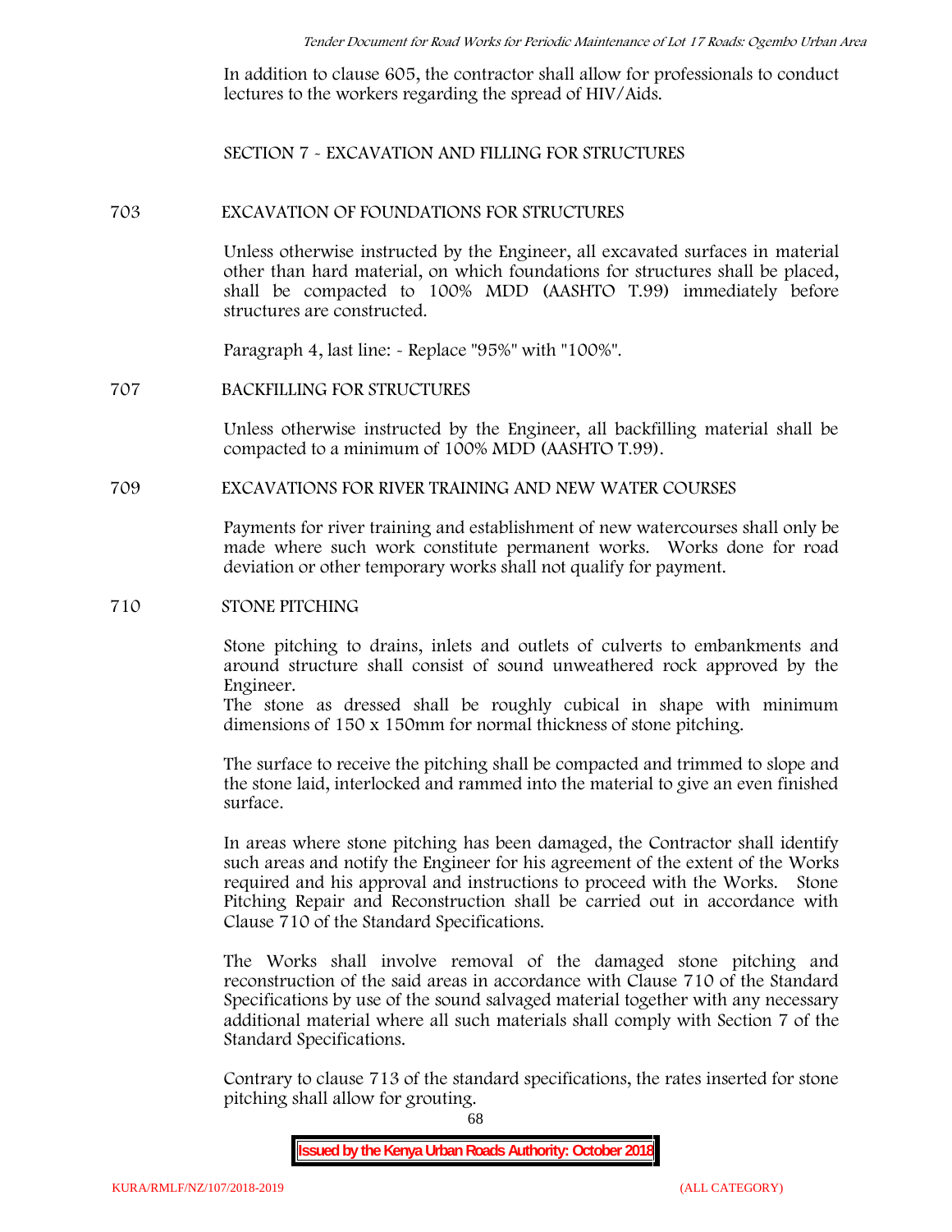In addition to clause 605, the contractor shall allow for professionals to conduct lectures to the workers regarding the spread of HIV/Aids.

## SECTION 7 - EXCAVATION AND FILLING FOR STRUCTURES

### 703 EXCAVATION OF FOUNDATIONS FOR STRUCTURES

Unless otherwise instructed by the Engineer, all excavated surfaces in material other than hard material, on which foundations for structures shall be placed, shall be compacted to 100% MDD (AASHTO T.99) immediately before structures are constructed.

Paragraph 4, last line: - Replace "95%" with "100%".

### 707 BACKFILLING FOR STRUCTURES

Unless otherwise instructed by the Engineer, all backfilling material shall be compacted to a minimum of 100% MDD (AASHTO T.99).

### 709 EXCAVATIONS FOR RIVER TRAINING AND NEW WATER COURSES

Payments for river training and establishment of new watercourses shall only be made where such work constitute permanent works. Works done for road deviation or other temporary works shall not qualify for payment.

### 710 STONE PITCHING

Stone pitching to drains, inlets and outlets of culverts to embankments and around structure shall consist of sound unweathered rock approved by the Engineer.
The stone as dressed shall be roughly cubical in shape with minimum dimensions of 150 x 150mm for normal thickness of stone pitching.

The surface to receive the pitching shall be compacted and trimmed to slope and the stone laid, interlocked and rammed into the material to give an even finished surface.

In areas where stone pitching has been damaged, the Contractor shall identify such areas and notify the Engineer for his agreement of the extent of the Works required and his approval and instructions to proceed with the Works. Stone Pitching Repair and Reconstruction shall be carried out in accordance with Clause 710 of the Standard Specifications.

The Works shall involve removal of the damaged stone pitching and reconstruction of the said areas in accordance with Clause 710 of the Standard Specifications by use of the sound salvaged material together with any necessary additional material where all such materials shall comply with Section 7 of the Standard Specifications.

Contrary to clause 713 of the standard specifications, the rates inserted for stone pitching shall allow for grouting.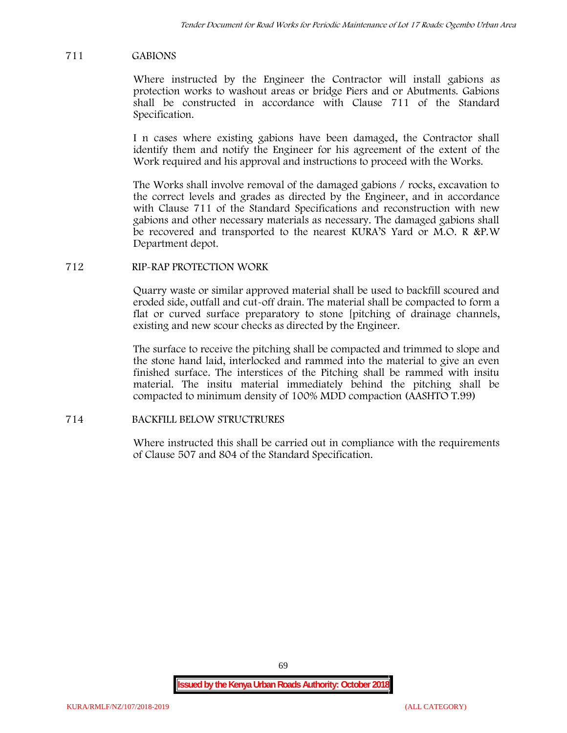## 711 GABIONS

Where instructed by the Engineer the Contractor will install gabions as protection works to washout areas or bridge Piers and or Abutments. Gabions shall be constructed in accordance with Clause 711 of the Standard Specification.

I n cases where existing gabions have been damaged, the Contractor shall identify them and notify the Engineer for his agreement of the extent of the Work required and his approval and instructions to proceed with the Works.

The Works shall involve removal of the damaged gabions / rocks, excavation to the correct levels and grades as directed by the Engineer, and in accordance with Clause 711 of the Standard Specifications and reconstruction with new gabions and other necessary materials as necessary. The damaged gabions shall be recovered and transported to the nearest KURA'S Yard or M.O. R &P.W Department depot.

## 712 RIP-RAP PROTECTION WORK

Quarry waste or similar approved material shall be used to backfill scoured and eroded side, outfall and cut-off drain. The material shall be compacted to form a flat or curved surface preparatory to stone [pitching of drainage channels, existing and new scour checks as directed by the Engineer.

The surface to receive the pitching shall be compacted and trimmed to slope and the stone hand laid, interlocked and rammed into the material to give an even finished surface. The interstices of the Pitching shall be rammed with insitu material. The insitu material immediately behind the pitching shall be compacted to minimum density of 100% MDD compaction (AASHTO T.99)

## 714 BACKFILL BELOW STRUCTRURES

Where instructed this shall be carried out in compliance with the requirements of Clause 507 and 804 of the Standard Specification.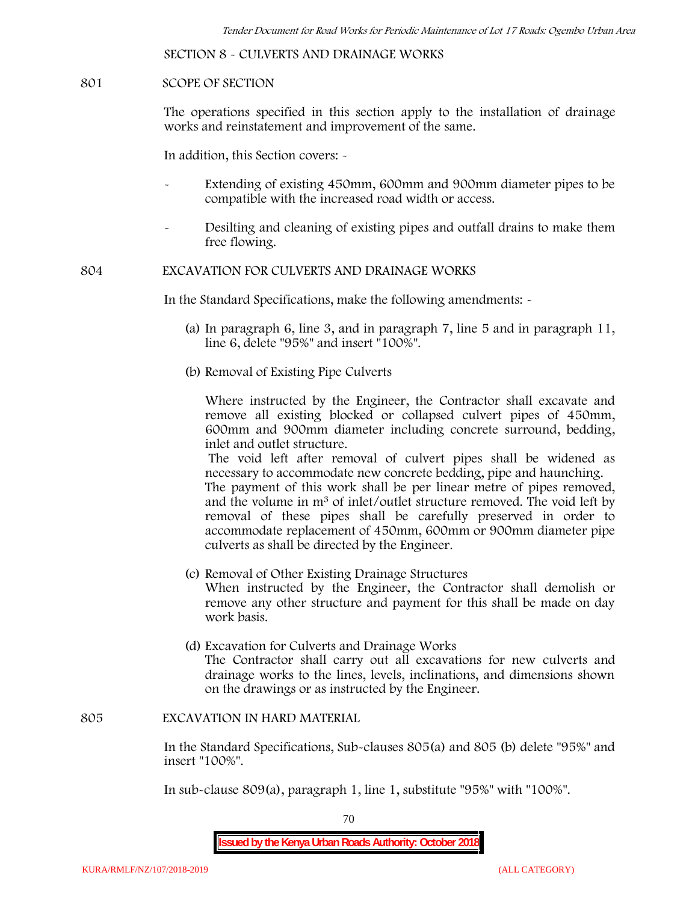## SECTION 8 - CULVERTS AND DRAINAGE WORKS

### 801 SCOPE OF SECTION

The operations specified in this section apply to the installation of drainage works and reinstatement and improvement of the same.

In addition, this Section covers: -

- Extending of existing 450mm, 600mm and 900mm diameter pipes to be compatible with the increased road width or access.
- Desilting and cleaning of existing pipes and outfall drains to make them free flowing.

### 804 EXCAVATION FOR CULVERTS AND DRAINAGE WORKS

In the Standard Specifications, make the following amendments: -

(a) In paragraph 6, line 3, and in paragraph 7, line 5 and in paragraph 11, line 6, delete "95%" and insert "100%".

(b) Removal of Existing Pipe Culverts

Where instructed by the Engineer, the Contractor shall excavate and remove all existing blocked or collapsed culvert pipes of 450mm, 600mm and 900mm diameter including concrete surround, bedding, inlet and outlet structure.
The void left after removal of culvert pipes shall be widened as necessary to accommodate new concrete bedding, pipe and haunching.
The payment of this work shall be per linear metre of pipes removed, and the volume in $m^3$ of inlet/outlet structure removed. The void left by removal of these pipes shall be carefully preserved in order to accommodate replacement of 450mm, 600mm or 900mm diameter pipe culverts as shall be directed by the Engineer.

(c) Removal of Other Existing Drainage Structures
When instructed by the Engineer, the Contractor shall demolish or remove any other structure and payment for this shall be made on day work basis.

(d) Excavation for Culverts and Drainage Works
The Contractor shall carry out all excavations for new culverts and drainage works to the lines, levels, inclinations, and dimensions shown on the drawings or as instructed by the Engineer.

### 805 EXCAVATION IN HARD MATERIAL

In the Standard Specifications, Sub-clauses 805(a) and 805 (b) delete "95%" and insert "100%".

In sub-clause 809(a), paragraph 1, line 1, substitute "95%" with "100%".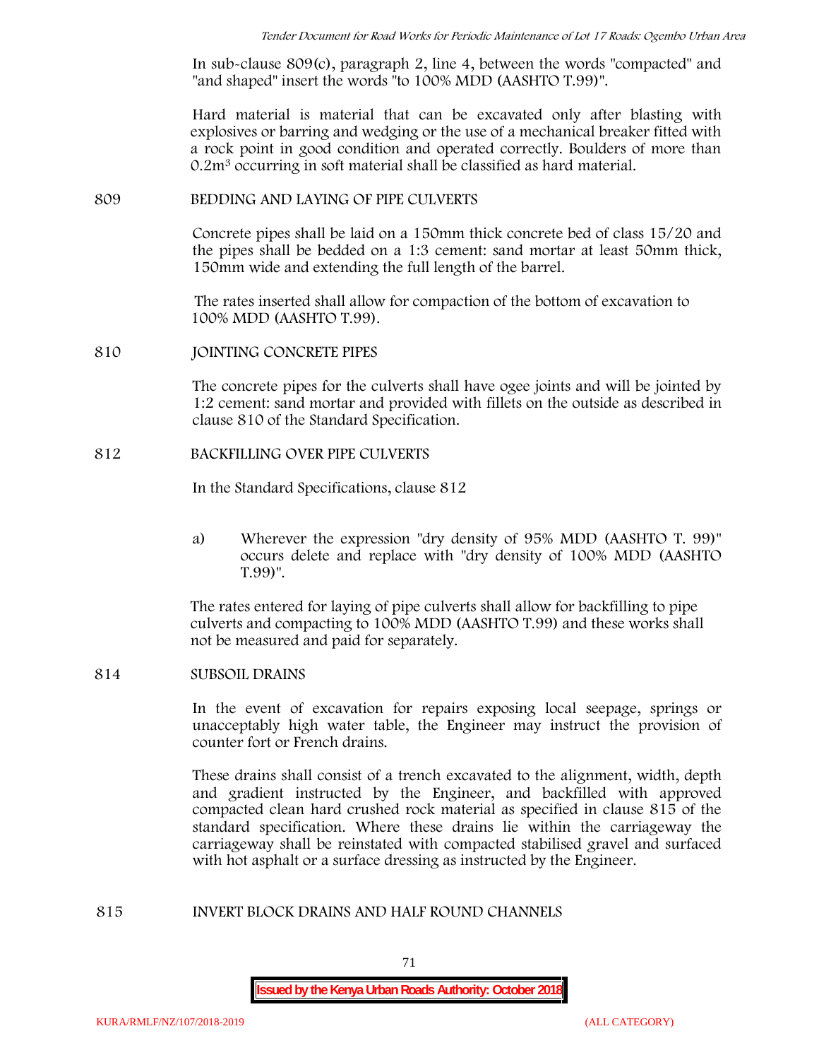In sub-clause 809(c), paragraph 2, line 4, between the words "compacted" and "and shaped" insert the words "to 100% MDD (AASHTO T.99)".

Hard material is material that can be excavated only after blasting with explosives or barring and wedging or the use of a mechanical breaker fitted with a rock point in good condition and operated correctly. Boulders of more than $0.2m^3$ occurring in soft material shall be classified as hard material.

## 809 BEDDING AND LAYING OF PIPE CULVERTS

Concrete pipes shall be laid on a 150mm thick concrete bed of class 15/20 and the pipes shall be bedded on a 1:3 cement: sand mortar at least 50mm thick, 150mm wide and extending the full length of the barrel.

The rates inserted shall allow for compaction of the bottom of excavation to 100% MDD (AASHTO T.99).

## 810 JOINTING CONCRETE PIPES

The concrete pipes for the culverts shall have ogee joints and will be jointed by 1:2 cement: sand mortar and provided with fillets on the outside as described in clause 810 of the Standard Specification.

## 812 BACKFILLING OVER PIPE CULVERTS

In the Standard Specifications, clause 812

a) Wherever the expression "dry density of 95% MDD (AASHTO T. 99)" occurs delete and replace with "dry density of 100% MDD (AASHTO T.99)".

The rates entered for laying of pipe culverts shall allow for backfilling to pipe culverts and compacting to 100% MDD (AASHTO T.99) and these works shall not be measured and paid for separately.

## 814 SUBSOIL DRAINS

In the event of excavation for repairs exposing local seepage, springs or unacceptably high water table, the Engineer may instruct the provision of counter fort or French drains.

These drains shall consist of a trench excavated to the alignment, width, depth and gradient instructed by the Engineer, and backfilled with approved compacted clean hard crushed rock material as specified in clause 815 of the standard specification. Where these drains lie within the carriageway the carriageway shall be reinstated with compacted stabilised gravel and surfaced with hot asphalt or a surface dressing as instructed by the Engineer.

## 815 INVERT BLOCK DRAINS AND HALF ROUND CHANNELS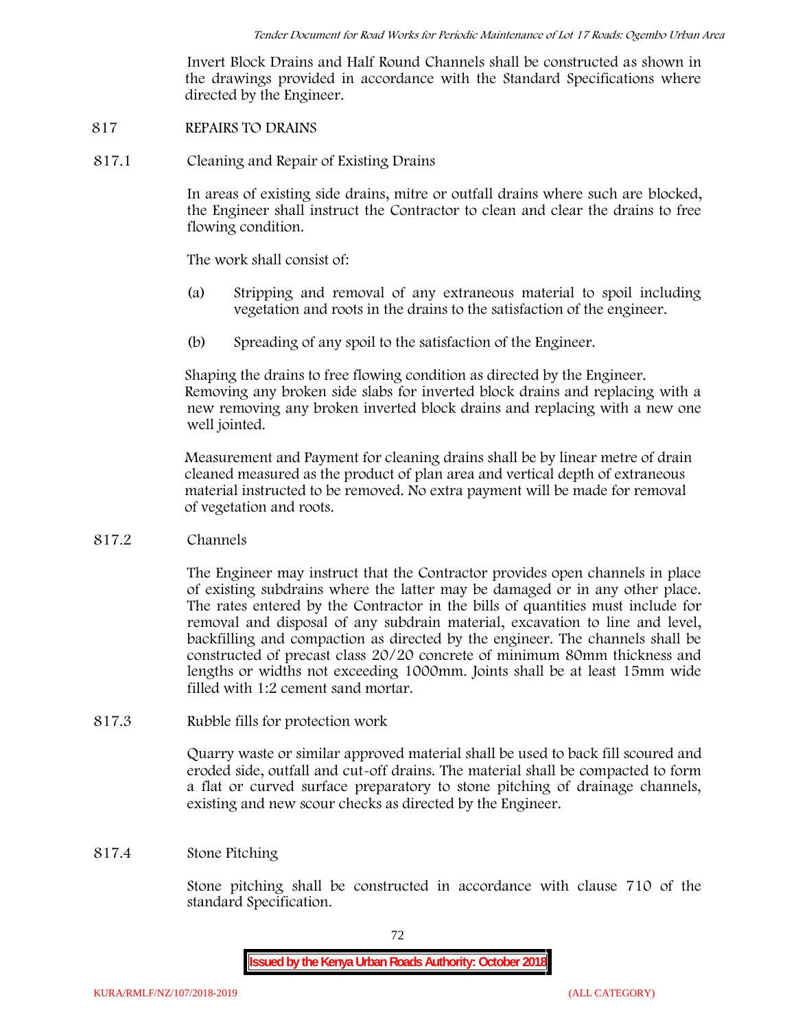Invert Block Drains and Half Round Channels shall be constructed as shown in the drawings provided in accordance with the Standard Specifications where directed by the Engineer.

## 817 REPAIRS TO DRAINS

### 817.1 Cleaning and Repair of Existing Drains

In areas of existing side drains, mitre or outfall drains where such are blocked, the Engineer shall instruct the Contractor to clean and clear the drains to free flowing condition.

The work shall consist of:

(a) Stripping and removal of any extraneous material to spoil including vegetation and roots in the drains to the satisfaction of the engineer.

(b) Spreading of any spoil to the satisfaction of the Engineer.

Shaping the drains to free flowing condition as directed by the Engineer. Removing any broken side slabs for inverted block drains and replacing with a new removing any broken inverted block drains and replacing with a new one well jointed.

Measurement and Payment for cleaning drains shall be by linear metre of drain cleaned measured as the product of plan area and vertical depth of extraneous material instructed to be removed. No extra payment will be made for removal of vegetation and roots.

### 817.2 Channels

The Engineer may instruct that the Contractor provides open channels in place of existing subdrains where the latter may be damaged or in any other place. The rates entered by the Contractor in the bills of quantities must include for removal and disposal of any subdrain material, excavation to line and level, backfilling and compaction as directed by the engineer. The channels shall be constructed of precast class 20/20 concrete of minimum 80mm thickness and lengths or widths not exceeding 1000mm. Joints shall be at least 15mm wide filled with 1:2 cement sand mortar.

### 817.3 Rubble fills for protection work

Quarry waste or similar approved material shall be used to back fill scoured and eroded side, outfall and cut-off drains. The material shall be compacted to form a flat or curved surface preparatory to stone pitching of drainage channels, existing and new scour checks as directed by the Engineer.

### 817.4 Stone Pitching

Stone pitching shall be constructed in accordance with clause 710 of the standard Specification.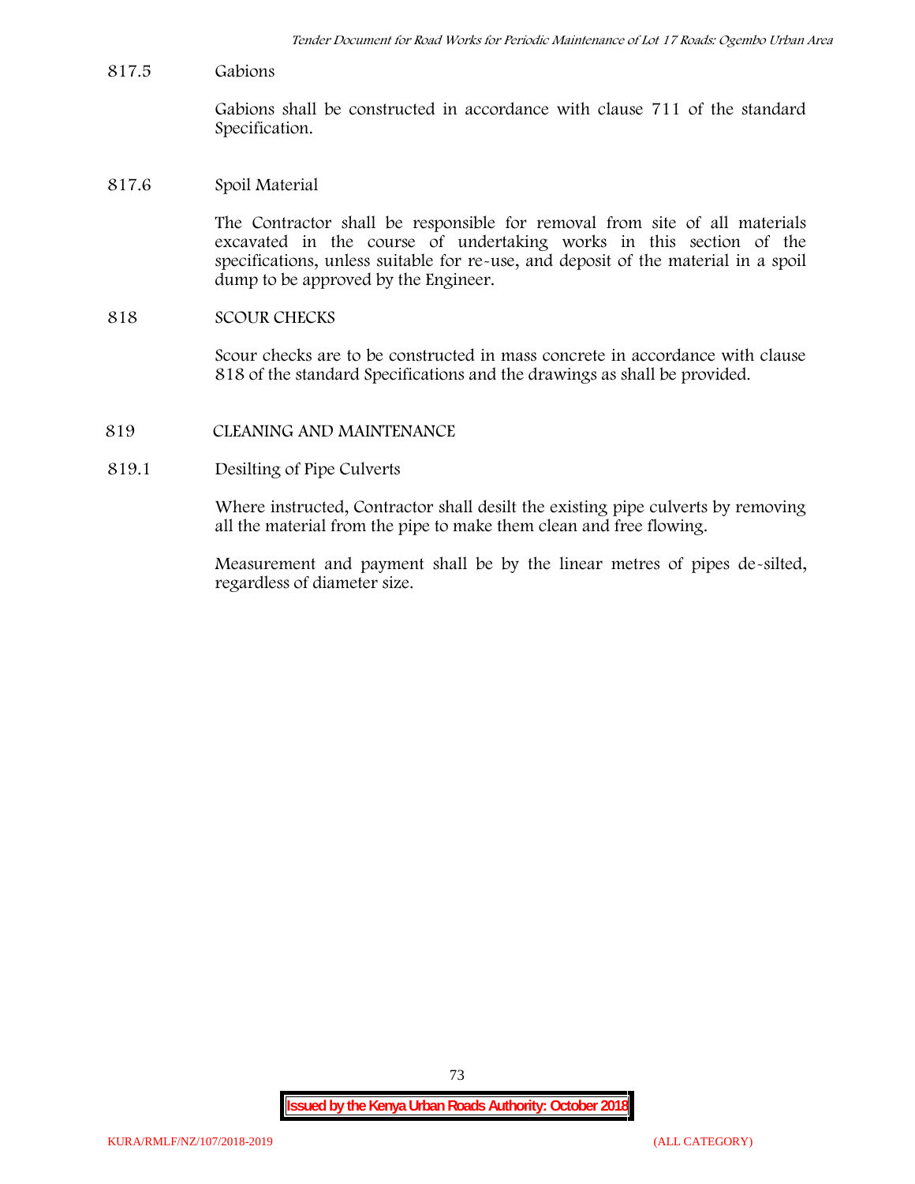817.5 Gabions

Gabions shall be constructed in accordance with clause 711 of the standard Specification.

817.6 Spoil Material

The Contractor shall be responsible for removal from site of all materials excavated in the course of undertaking works in this section of the specifications, unless suitable for re-use, and deposit of the material in a spoil dump to be approved by the Engineer.

818 SCOUR CHECKS

Scour checks are to be constructed in mass concrete in accordance with clause 818 of the standard Specifications and the drawings as shall be provided.

819 CLEANING AND MAINTENANCE

819.1 Desilting of Pipe Culverts

Where instructed, Contractor shall desilt the existing pipe culverts by removing all the material from the pipe to make them clean and free flowing.

Measurement and payment shall be by the linear metres of pipes de-silted, regardless of diameter size.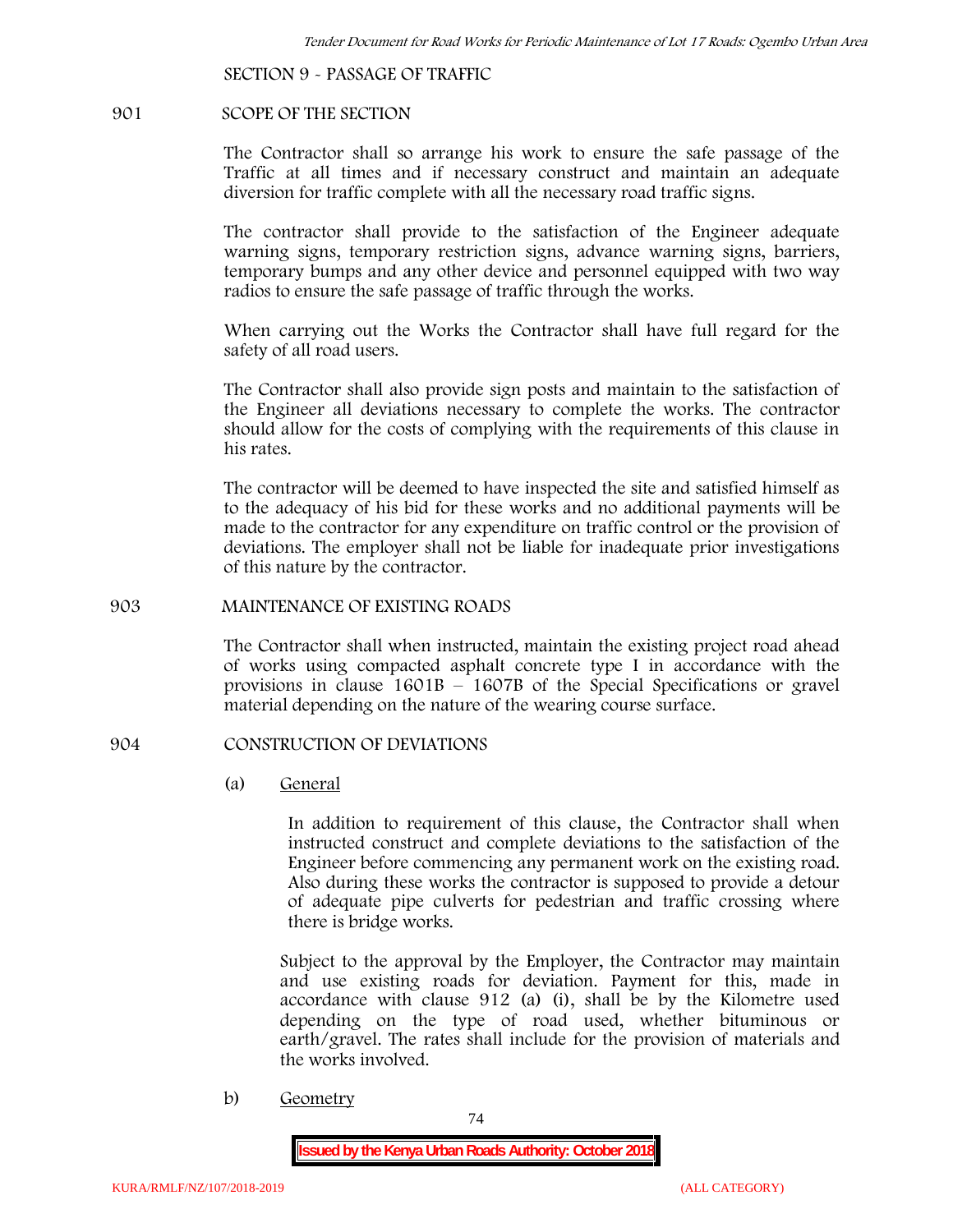## SECTION 9 - PASSAGE OF TRAFFIC

### 901 SCOPE OF THE SECTION

The Contractor shall so arrange his work to ensure the safe passage of the Traffic at all times and if necessary construct and maintain an adequate diversion for traffic complete with all the necessary road traffic signs.

The contractor shall provide to the satisfaction of the Engineer adequate warning signs, temporary restriction signs, advance warning signs, barriers, temporary bumps and any other device and personnel equipped with two way radios to ensure the safe passage of traffic through the works.

When carrying out the Works the Contractor shall have full regard for the safety of all road users.

The Contractor shall also provide sign posts and maintain to the satisfaction of the Engineer all deviations necessary to complete the works. The contractor should allow for the costs of complying with the requirements of this clause in his rates.

The contractor will be deemed to have inspected the site and satisfied himself as to the adequacy of his bid for these works and no additional payments will be made to the contractor for any expenditure on traffic control or the provision of deviations. The employer shall not be liable for inadequate prior investigations of this nature by the contractor.

### 903 MAINTENANCE OF EXISTING ROADS

The Contractor shall when instructed, maintain the existing project road ahead of works using compacted asphalt concrete type I in accordance with the provisions in clause 1601B – 1607B of the Special Specifications or gravel material depending on the nature of the wearing course surface.

### 904 CONSTRUCTION OF DEVIATIONS

(a) <u>General</u>

In addition to requirement of this clause, the Contractor shall when instructed construct and complete deviations to the satisfaction of the Engineer before commencing any permanent work on the existing road. Also during these works the contractor is supposed to provide a detour of adequate pipe culverts for pedestrian and traffic crossing where there is bridge works.

Subject to the approval by the Employer, the Contractor may maintain and use existing roads for deviation. Payment for this, made in accordance with clause 912 (a) (i), shall be by the Kilometre used depending on the type of road used, whether bituminous or earth/gravel. The rates shall include for the provision of materials and the works involved.

b) <u>Geometry</u>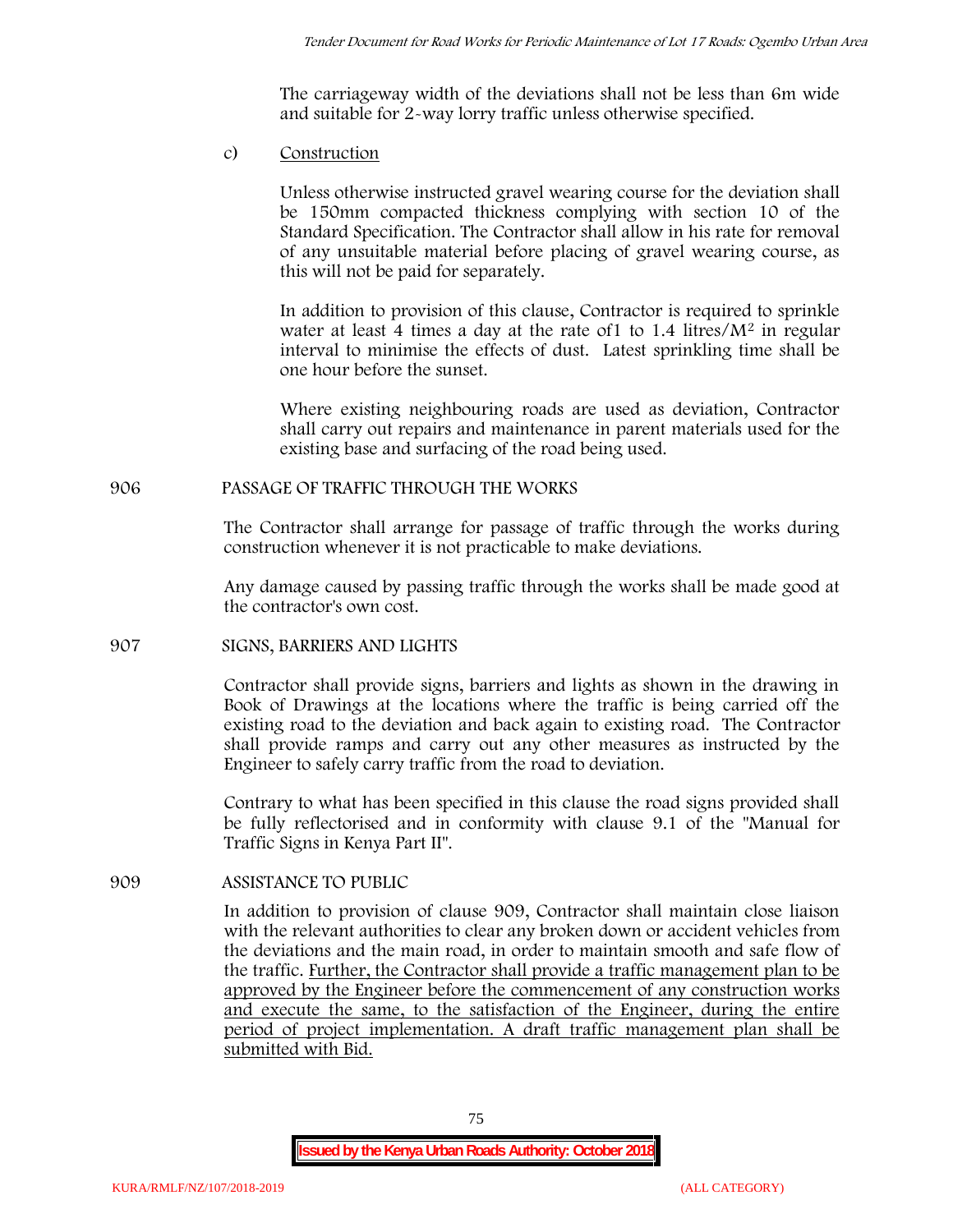The carriageway width of the deviations shall not be less than 6m wide and suitable for 2-way lorry traffic unless otherwise specified.

c) Construction

Unless otherwise instructed gravel wearing course for the deviation shall be 150mm compacted thickness complying with section 10 of the Standard Specification. The Contractor shall allow in his rate for removal of any unsuitable material before placing of gravel wearing course, as this will not be paid for separately.

In addition to provision of this clause, Contractor is required to sprinkle water at least 4 times a day at the rate of1 to 1.4 litres/$M^2$ in regular interval to minimise the effects of dust. Latest sprinkling time shall be one hour before the sunset.

Where existing neighbouring roads are used as deviation, Contractor shall carry out repairs and maintenance in parent materials used for the existing base and surfacing of the road being used.

906 PASSAGE OF TRAFFIC THROUGH THE WORKS

The Contractor shall arrange for passage of traffic through the works during construction whenever it is not practicable to make deviations.

Any damage caused by passing traffic through the works shall be made good at the contractor's own cost.

907 SIGNS, BARRIERS AND LIGHTS

Contractor shall provide signs, barriers and lights as shown in the drawing in Book of Drawings at the locations where the traffic is being carried off the existing road to the deviation and back again to existing road. The Contractor shall provide ramps and carry out any other measures as instructed by the Engineer to safely carry traffic from the road to deviation.

Contrary to what has been specified in this clause the road signs provided shall be fully reflectorised and in conformity with clause 9.1 of the "Manual for Traffic Signs in Kenya Part II".

909 ASSISTANCE TO PUBLIC

In addition to provision of clause 909, Contractor shall maintain close liaison with the relevant authorities to clear any broken down or accident vehicles from the deviations and the main road, in order to maintain smooth and safe flow of the traffic. Further, the Contractor shall provide a traffic management plan to be approved by the Engineer before the commencement of any construction works and execute the same, to the satisfaction of the Engineer, during the entire period of project implementation. A draft traffic management plan shall be submitted with Bid.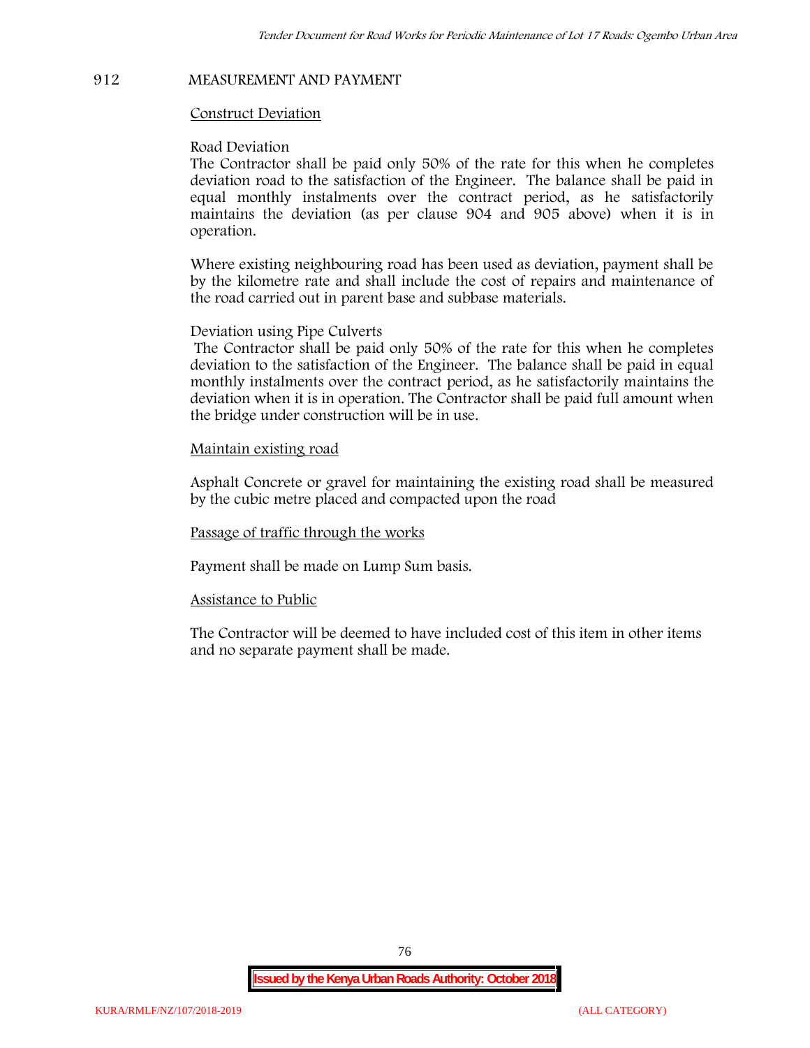## 912 MEASUREMENT AND PAYMENT

<u>Construct Deviation</u>

Road Deviation

The Contractor shall be paid only 50% of the rate for this when he completes deviation road to the satisfaction of the Engineer. The balance shall be paid in equal monthly instalments over the contract period, as he satisfactorily maintains the deviation (as per clause 904 and 905 above) when it is in operation.

Where existing neighbouring road has been used as deviation, payment shall be by the kilometre rate and shall include the cost of repairs and maintenance of the road carried out in parent base and subbase materials.

Deviation using Pipe Culverts

The Contractor shall be paid only 50% of the rate for this when he completes deviation to the satisfaction of the Engineer. The balance shall be paid in equal monthly instalments over the contract period, as he satisfactorily maintains the deviation when it is in operation. The Contractor shall be paid full amount when the bridge under construction will be in use.

<u>Maintain existing road</u>

Asphalt Concrete or gravel for maintaining the existing road shall be measured by the cubic metre placed and compacted upon the road

<u>Passage of traffic through the works</u>

Payment shall be made on Lump Sum basis.

<u>Assistance to Public</u>

The Contractor will be deemed to have included cost of this item in other items and no separate payment shall be made.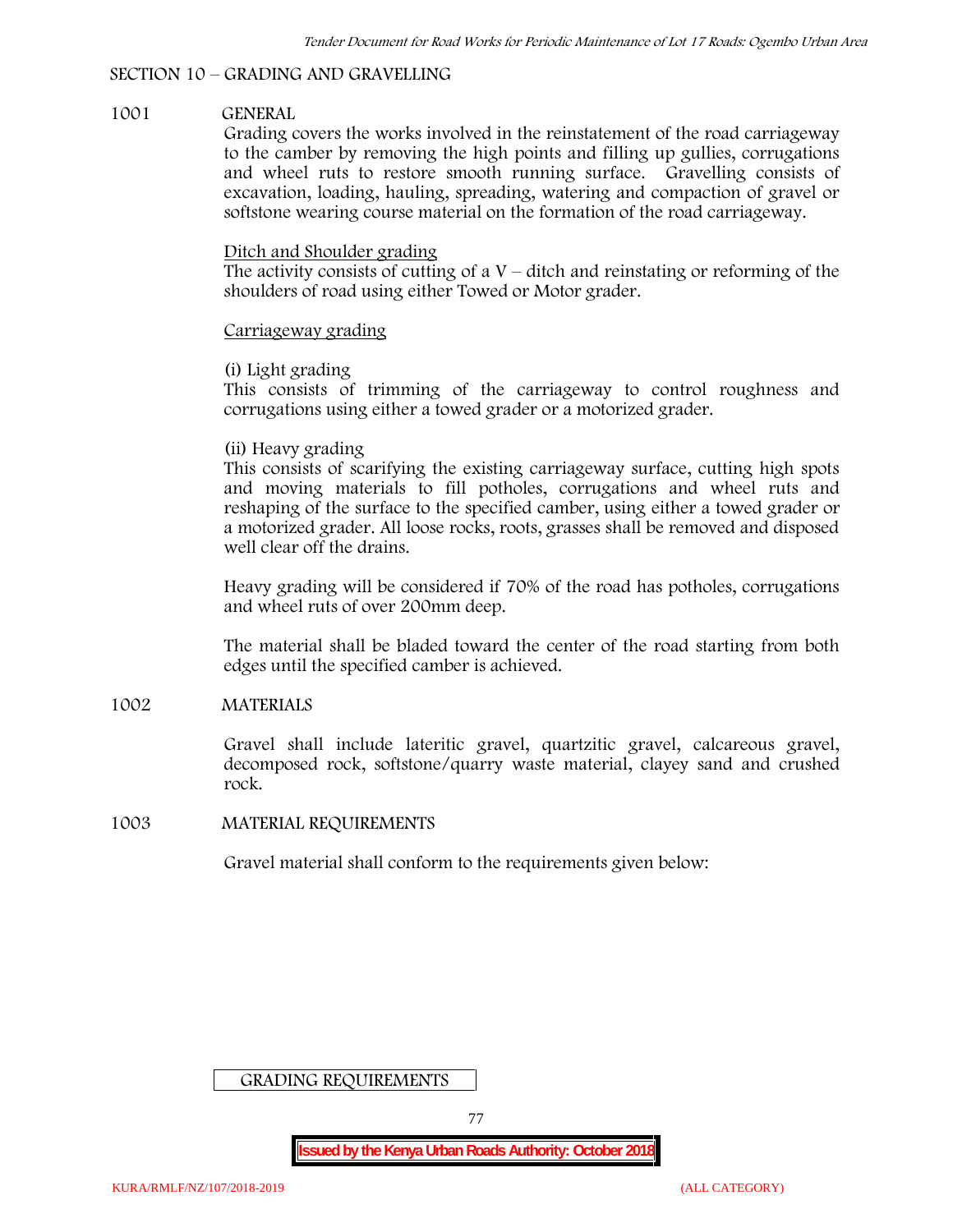## SECTION 10 – GRADING AND GRAVELLING

### 1001 GENERAL

Grading covers the works involved in the reinstatement of the road carriageway to the camber by removing the high points and filling up gullies, corrugations and wheel ruts to restore smooth running surface. Gravelling consists of excavation, loading, hauling, spreading, watering and compaction of gravel or softstone wearing course material on the formation of the road carriageway.

Ditch and Shoulder grading

The activity consists of cutting of a V – ditch and reinstating or reforming of the shoulders of road using either Towed or Motor grader.

Carriageway grading

(i) Light grading

This consists of trimming of the carriageway to control roughness and corrugations using either a towed grader or a motorized grader.

(ii) Heavy grading

This consists of scarifying the existing carriageway surface, cutting high spots and moving materials to fill potholes, corrugations and wheel ruts and reshaping of the surface to the specified camber, using either a towed grader or a motorized grader. All loose rocks, roots, grasses shall be removed and disposed well clear off the drains.

Heavy grading will be considered if 70% of the road has potholes, corrugations and wheel ruts of over 200mm deep.

The material shall be bladed toward the center of the road starting from both edges until the specified camber is achieved.

### 1002 MATERIALS

Gravel shall include lateritic gravel, quartzitic gravel, calcareous gravel, decomposed rock, softstone/quarry waste material, clayey sand and crushed rock.

### 1003 MATERIAL REQUIREMENTS

Gravel material shall conform to the requirements given below:

GRADING REQUIREMENTS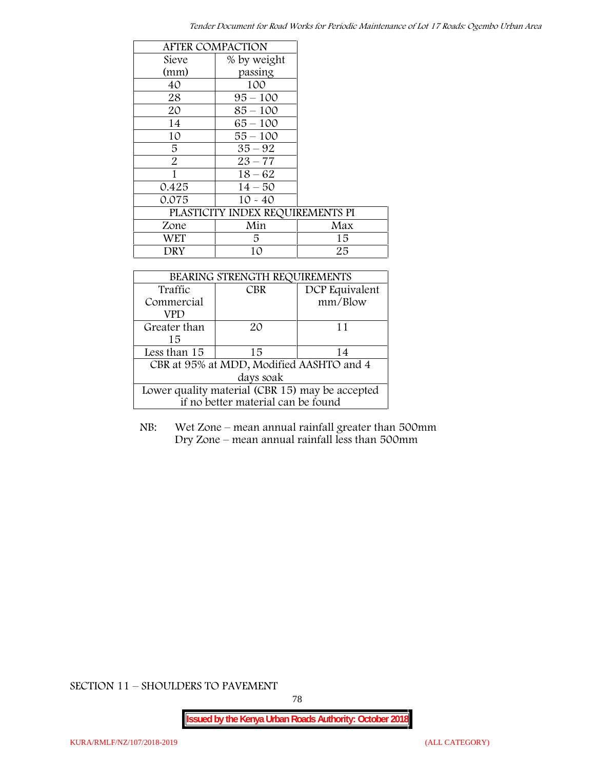| AFTER COMPACTION | | |
|---|---|---|
| Sieve (mm) | % by weight passing | |
| 40 | 100 | |
| 28 | 95 – 100 | |
| 20 | 85 – 100 | |
| 14 | 65 – 100 | |
| 10 | 55 – 100 | |
| 5 | 35 – 92 | |
| 2 | 23 – 77 | |
| 1 | 18 – 62 | |
| 0.425 | 14 – 50 | |
| 0.075 | 10 - 40 | |
| PLASTICITY INDEX REQUIREMENTS PI | | |
| Zone | Min | Max |
| WET | 5 | 15 |
| DRY | 10 | 25 |

| BEARING STRENGTH REQUIREMENTS | | |
|---|---|---|
| Traffic Commercial VPD | CBR | DCP Equivalent mm/Blow |
| Greater than 15 | 20 | 11 |
| Less than 15 | 15 | 14 |
| CBR at 95% at MDD, Modified AASHTO and 4 days soak | | |
| Lower quality material (CBR 15) may be accepted if no better material can be found | | |

NB: Wet Zone – mean annual rainfall greater than 500mm
Dry Zone – mean annual rainfall less than 500mm

SECTION 11 – SHOULDERS TO PAVEMENT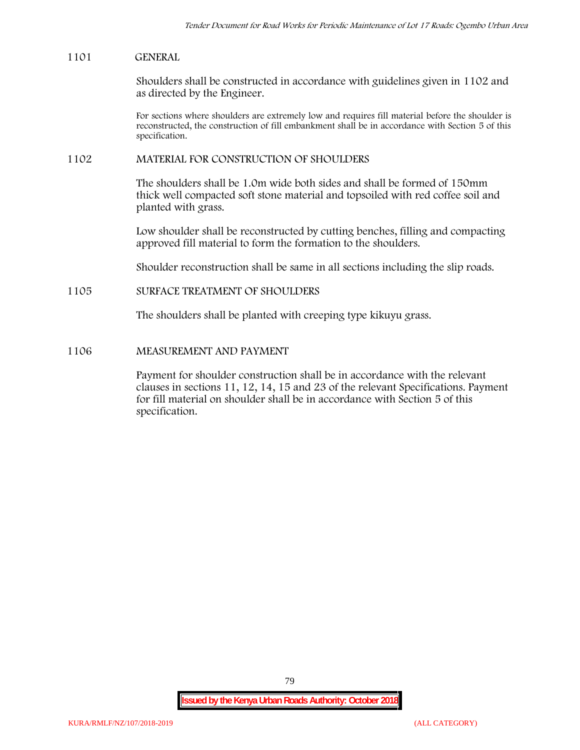## 1101 GENERAL

Shoulders shall be constructed in accordance with guidelines given in 1102 and as directed by the Engineer.

For sections where shoulders are extremely low and requires fill material before the shoulder is reconstructed, the construction of fill embankment shall be in accordance with Section 5 of this specification.

## 1102 MATERIAL FOR CONSTRUCTION OF SHOULDERS

The shoulders shall be 1.0m wide both sides and shall be formed of 150mm thick well compacted soft stone material and topsoiled with red coffee soil and planted with grass.

Low shoulder shall be reconstructed by cutting benches, filling and compacting approved fill material to form the formation to the shoulders.

Shoulder reconstruction shall be same in all sections including the slip roads.

## 1105 SURFACE TREATMENT OF SHOULDERS

The shoulders shall be planted with creeping type kikuyu grass.

## 1106 MEASUREMENT AND PAYMENT

Payment for shoulder construction shall be in accordance with the relevant clauses in sections 11, 12, 14, 15 and 23 of the relevant Specifications. Payment for fill material on shoulder shall be in accordance with Section 5 of this specification.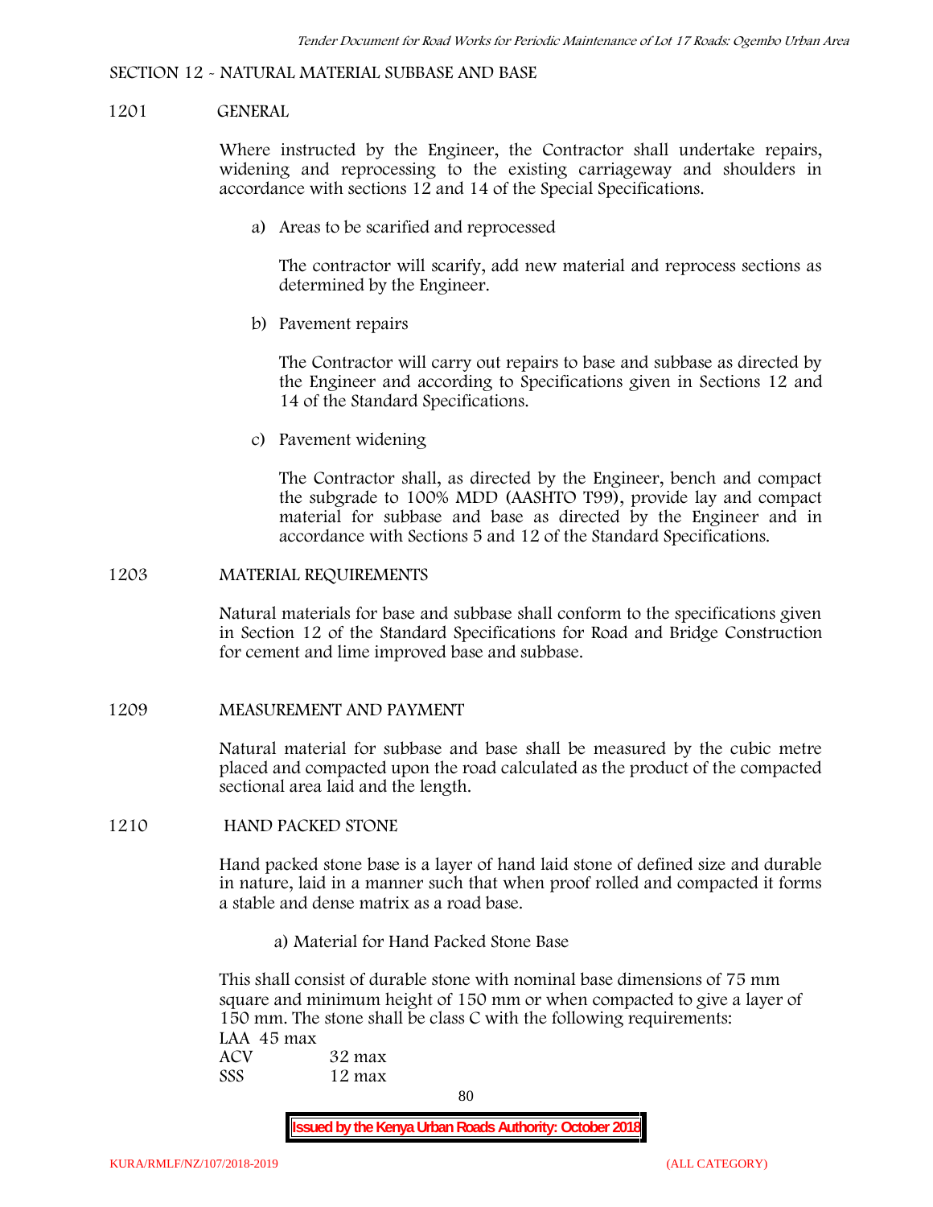## SECTION 12 - NATURAL MATERIAL SUBBASE AND BASE

### 1201 GENERAL

Where instructed by the Engineer, the Contractor shall undertake repairs, widening and reprocessing to the existing carriageway and shoulders in accordance with sections 12 and 14 of the Special Specifications.

a) Areas to be scarified and reprocessed

The contractor will scarify, add new material and reprocess sections as determined by the Engineer.

b) Pavement repairs

The Contractor will carry out repairs to base and subbase as directed by the Engineer and according to Specifications given in Sections 12 and 14 of the Standard Specifications.

c) Pavement widening

The Contractor shall, as directed by the Engineer, bench and compact the subgrade to 100% MDD (AASHTO T99), provide lay and compact material for subbase and base as directed by the Engineer and in accordance with Sections 5 and 12 of the Standard Specifications.

### 1203 MATERIAL REQUIREMENTS

Natural materials for base and subbase shall conform to the specifications given in Section 12 of the Standard Specifications for Road and Bridge Construction for cement and lime improved base and subbase.

### 1209 MEASUREMENT AND PAYMENT

Natural material for subbase and base shall be measured by the cubic metre placed and compacted upon the road calculated as the product of the compacted sectional area laid and the length.

### 1210 HAND PACKED STONE

Hand packed stone base is a layer of hand laid stone of defined size and durable in nature, laid in a manner such that when proof rolled and compacted it forms a stable and dense matrix as a road base.

a) Material for Hand Packed Stone Base

This shall consist of durable stone with nominal base dimensions of 75 mm square and minimum height of 150 mm or when compacted to give a layer of 150 mm. The stone shall be class C with the following requirements:

LAA 45 max
ACV 32 max
SSS 12 max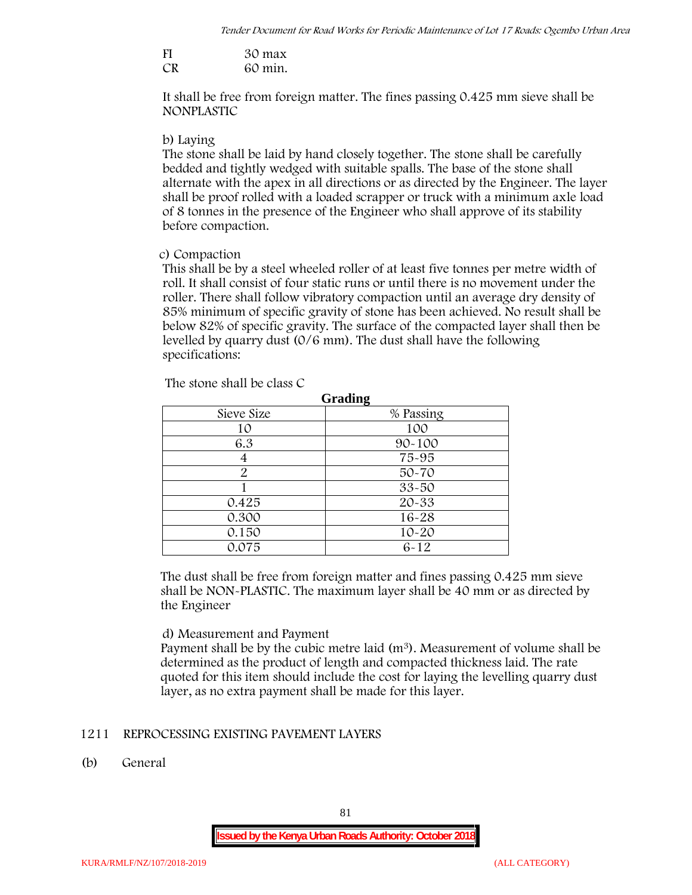FI 30 max
CR 60 min.

It shall be free from foreign matter. The fines passing 0.425 mm sieve shall be NONPLASTIC

b) Laying

The stone shall be laid by hand closely together. The stone shall be carefully bedded and tightly wedged with suitable spalls. The base of the stone shall alternate with the apex in all directions or as directed by the Engineer. The layer shall be proof rolled with a loaded scrapper or truck with a minimum axle load of 8 tonnes in the presence of the Engineer who shall approve of its stability before compaction.

c) Compaction

This shall be by a steel wheeled roller of at least five tonnes per metre width of roll. It shall consist of four static runs or until there is no movement under the roller. There shall follow vibratory compaction until an average dry density of 85% minimum of specific gravity of stone has been achieved. No result shall be below 82% of specific gravity. The surface of the compacted layer shall then be levelled by quarry dust (0/6 mm). The dust shall have the following specifications:

The stone shall be class C

**Grading**

| Sieve Size | % Passing |
|---|---|
| 10 | 100 |
| 6.3 | 90-100 |
| 4 | 75-95 |
| 2 | 50-70 |
| 1 | 33-50 |
| 0.425 | 20-33 |
| 0.300 | 16-28 |
| 0.150 | 10-20 |
| 0.075 | 6-12 |

The dust shall be free from foreign matter and fines passing 0.425 mm sieve shall be NON-PLASTIC. The maximum layer shall be 40 mm or as directed by the Engineer

d) Measurement and Payment

Payment shall be by the cubic metre laid ($m^3$). Measurement of volume shall be determined as the product of length and compacted thickness laid. The rate quoted for this item should include the cost for laying the levelling quarry dust layer, as no extra payment shall be made for this layer.

## 1211 REPROCESSING EXISTING PAVEMENT LAYERS

(b) General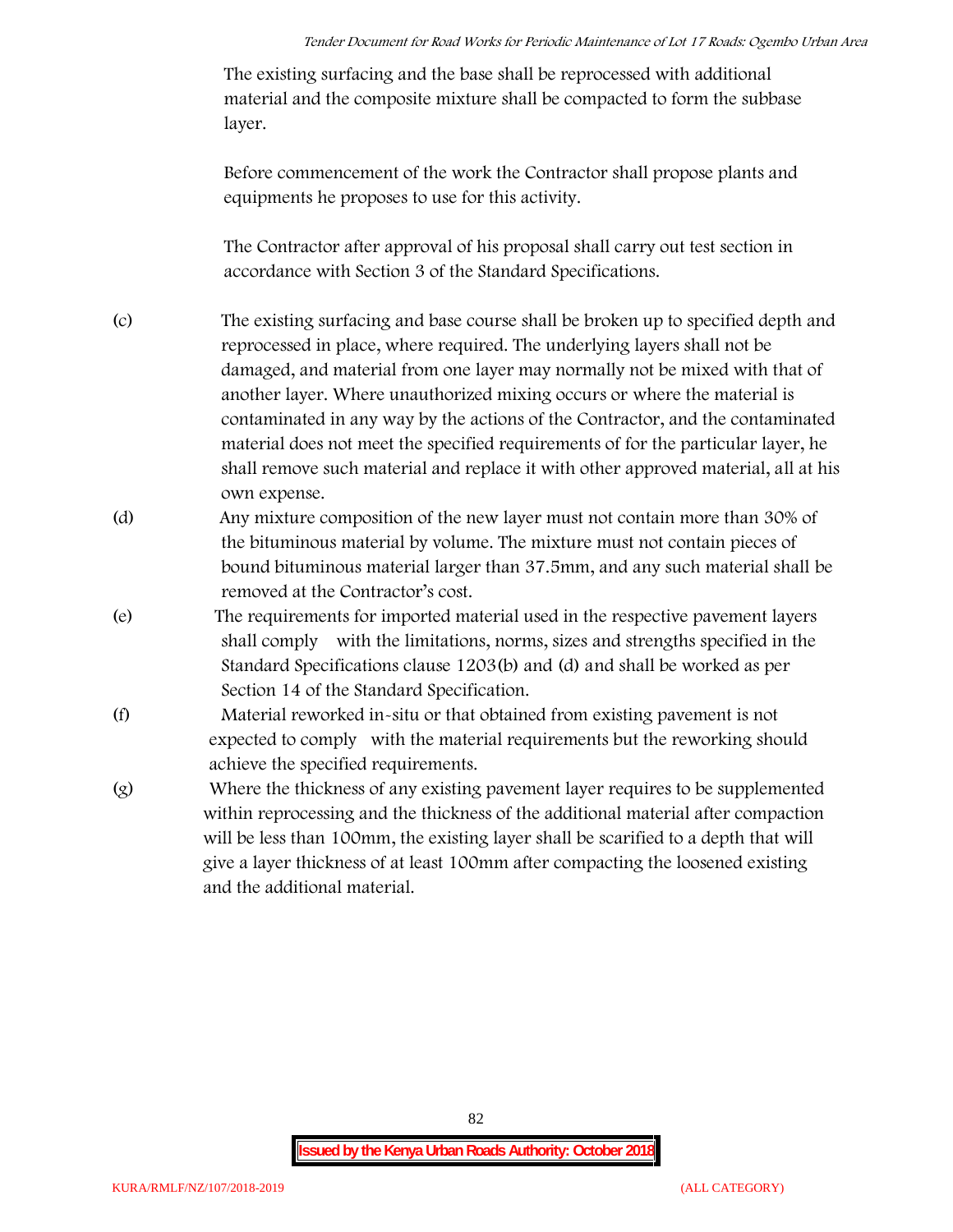The existing surfacing and the base shall be reprocessed with additional material and the composite mixture shall be compacted to form the subbase layer.

Before commencement of the work the Contractor shall propose plants and equipments he proposes to use for this activity.

The Contractor after approval of his proposal shall carry out test section in accordance with Section 3 of the Standard Specifications.

(c) The existing surfacing and base course shall be broken up to specified depth and reprocessed in place, where required. The underlying layers shall not be damaged, and material from one layer may normally not be mixed with that of another layer. Where unauthorized mixing occurs or where the material is contaminated in any way by the actions of the Contractor, and the contaminated material does not meet the specified requirements of for the particular layer, he shall remove such material and replace it with other approved material, all at his own expense.

(d) Any mixture composition of the new layer must not contain more than 30% of the bituminous material by volume. The mixture must not contain pieces of bound bituminous material larger than 37.5mm, and any such material shall be removed at the Contractor's cost.

(e) The requirements for imported material used in the respective pavement layers shall comply with the limitations, norms, sizes and strengths specified in the Standard Specifications clause 1203(b) and (d) and shall be worked as per Section 14 of the Standard Specification.

(f) Material reworked in-situ or that obtained from existing pavement is not expected to comply with the material requirements but the reworking should achieve the specified requirements.

(g) Where the thickness of any existing pavement layer requires to be supplemented within reprocessing and the thickness of the additional material after compaction will be less than 100mm, the existing layer shall be scarified to a depth that will give a layer thickness of at least 100mm after compacting the loosened existing and the additional material.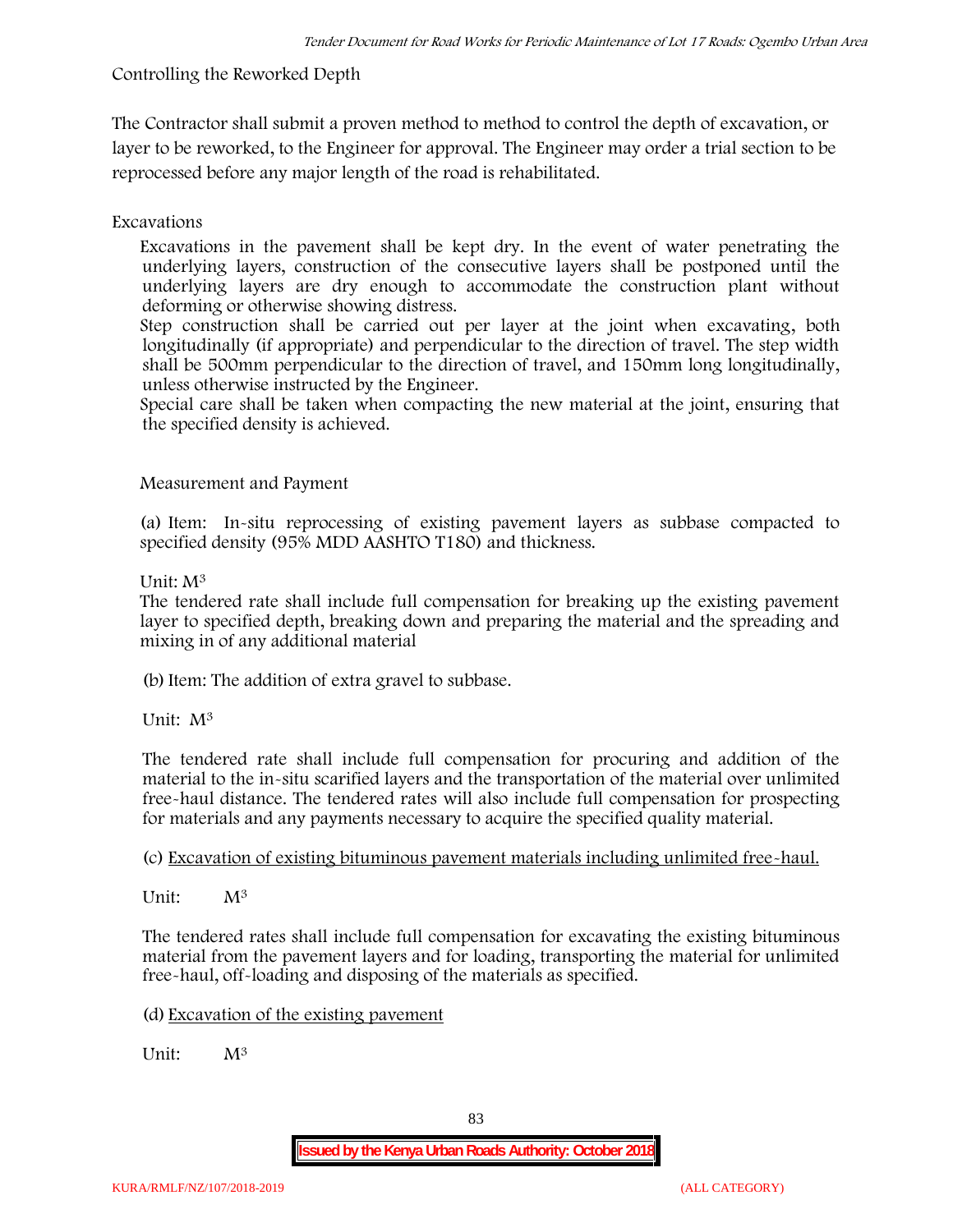Controlling the Reworked Depth

The Contractor shall submit a proven method to method to control the depth of excavation, or layer to be reworked, to the Engineer for approval. The Engineer may order a trial section to be reprocessed before any major length of the road is rehabilitated.

Excavations

Excavations in the pavement shall be kept dry. In the event of water penetrating the underlying layers, construction of the consecutive layers shall be postponed until the underlying layers are dry enough to accommodate the construction plant without deforming or otherwise showing distress.

Step construction shall be carried out per layer at the joint when excavating, both longitudinally (if appropriate) and perpendicular to the direction of travel. The step width shall be 500mm perpendicular to the direction of travel, and 150mm long longitudinally, unless otherwise instructed by the Engineer.

Special care shall be taken when compacting the new material at the joint, ensuring that the specified density is achieved.

Measurement and Payment

(a) Item: In-situ reprocessing of existing pavement layers as subbase compacted to specified density (95% MDD AASHTO T180) and thickness.

Unit: $M^3$

The tendered rate shall include full compensation for breaking up the existing pavement layer to specified depth, breaking down and preparing the material and the spreading and mixing in of any additional material

(b) Item: The addition of extra gravel to subbase.

Unit: $M^3$

The tendered rate shall include full compensation for procuring and addition of the material to the in-situ scarified layers and the transportation of the material over unlimited free-haul distance. The tendered rates will also include full compensation for prospecting for materials and any payments necessary to acquire the specified quality material.

(c) Excavation of existing bituminous pavement materials including unlimited free-haul.

Unit: $M^3$

The tendered rates shall include full compensation for excavating the existing bituminous material from the pavement layers and for loading, transporting the material for unlimited free-haul, off-loading and disposing of the materials as specified.

(d) Excavation of the existing pavement

Unit: $M^3$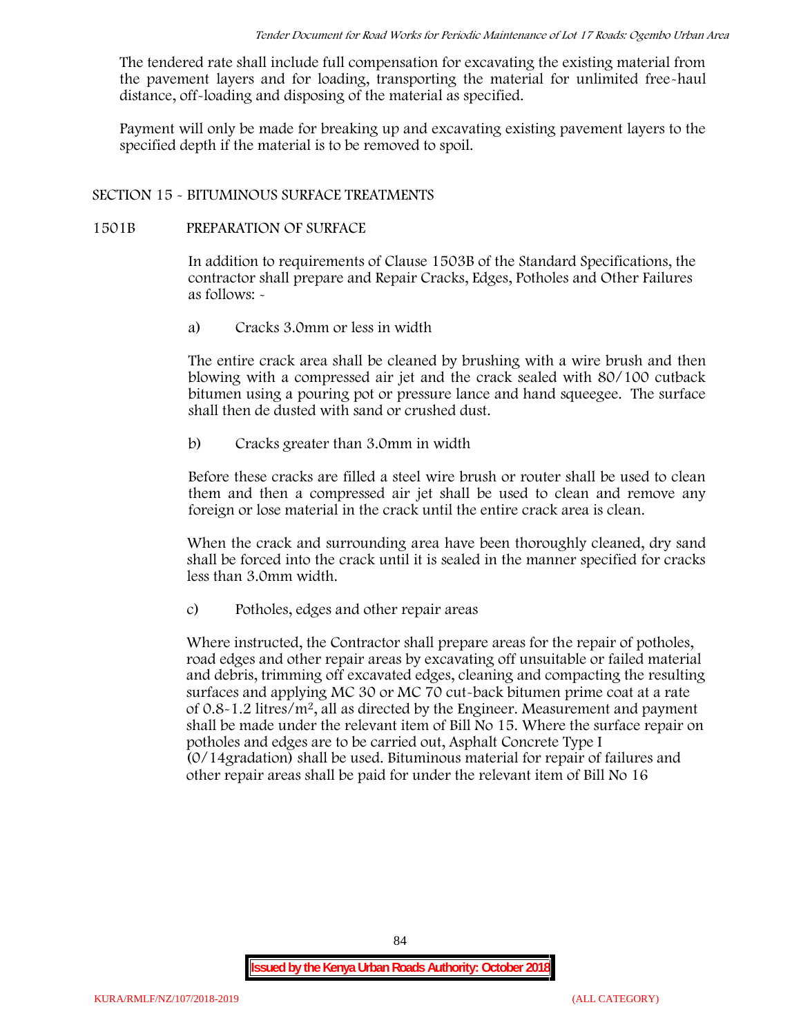The tendered rate shall include full compensation for excavating the existing material from the pavement layers and for loading, transporting the material for unlimited free-haul distance, off-loading and disposing of the material as specified.

Payment will only be made for breaking up and excavating existing pavement layers to the specified depth if the material is to be removed to spoil.

## SECTION 15 - BITUMINOUS SURFACE TREATMENTS

### 1501B PREPARATION OF SURFACE

In addition to requirements of Clause 1503B of the Standard Specifications, the contractor shall prepare and Repair Cracks, Edges, Potholes and Other Failures as follows: -

a) Cracks 3.0mm or less in width

The entire crack area shall be cleaned by brushing with a wire brush and then blowing with a compressed air jet and the crack sealed with 80/100 cutback bitumen using a pouring pot or pressure lance and hand squeegee. The surface shall then de dusted with sand or crushed dust.

b) Cracks greater than 3.0mm in width

Before these cracks are filled a steel wire brush or router shall be used to clean them and then a compressed air jet shall be used to clean and remove any foreign or lose material in the crack until the entire crack area is clean.

When the crack and surrounding area have been thoroughly cleaned, dry sand shall be forced into the crack until it is sealed in the manner specified for cracks less than 3.0mm width.

c) Potholes, edges and other repair areas

Where instructed, the Contractor shall prepare areas for the repair of potholes, road edges and other repair areas by excavating off unsuitable or failed material and debris, trimming off excavated edges, cleaning and compacting the resulting surfaces and applying MC 30 or MC 70 cut-back bitumen prime coat at a rate of 0.8-1.2 litres/$m^2$, all as directed by the Engineer. Measurement and payment shall be made under the relevant item of Bill No 15. Where the surface repair on potholes and edges are to be carried out, Asphalt Concrete Type I (0/14gradation) shall be used. Bituminous material for repair of failures and other repair areas shall be paid for under the relevant item of Bill No 16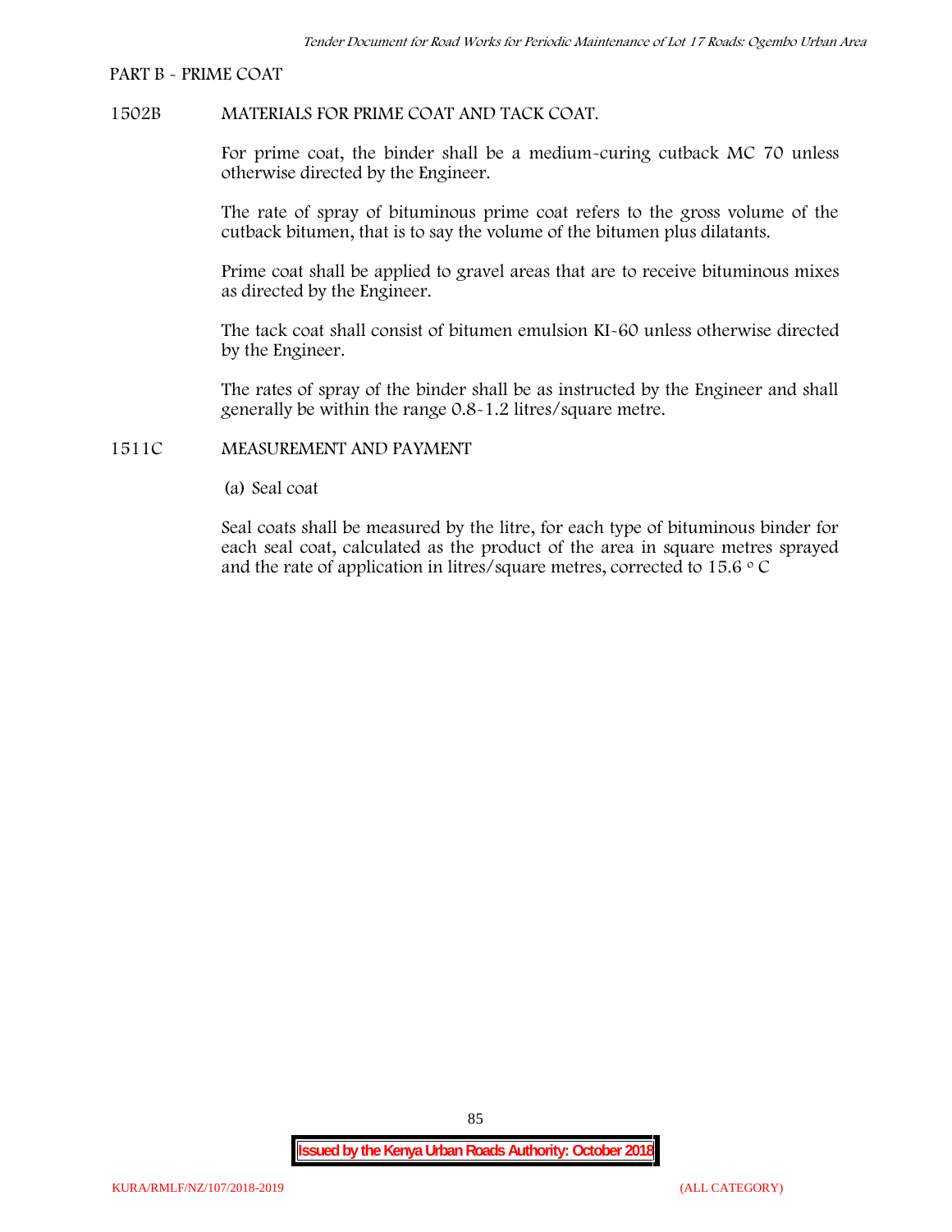PART B - PRIME COAT

1502B MATERIALS FOR PRIME COAT AND TACK COAT.

For prime coat, the binder shall be a medium-curing cutback MC 70 unless otherwise directed by the Engineer.

The rate of spray of bituminous prime coat refers to the gross volume of the cutback bitumen, that is to say the volume of the bitumen plus dilatants.

Prime coat shall be applied to gravel areas that are to receive bituminous mixes as directed by the Engineer.

The tack coat shall consist of bitumen emulsion KI-60 unless otherwise directed by the Engineer.

The rates of spray of the binder shall be as instructed by the Engineer and shall generally be within the range 0.8-1.2 litres/square metre.

1511C MEASUREMENT AND PAYMENT

(a) Seal coat

Seal coats shall be measured by the litre, for each type of bituminous binder for each seal coat, calculated as the product of the area in square metres sprayed and the rate of application in litres/square metres, corrected to 15.6 $^{o}$ C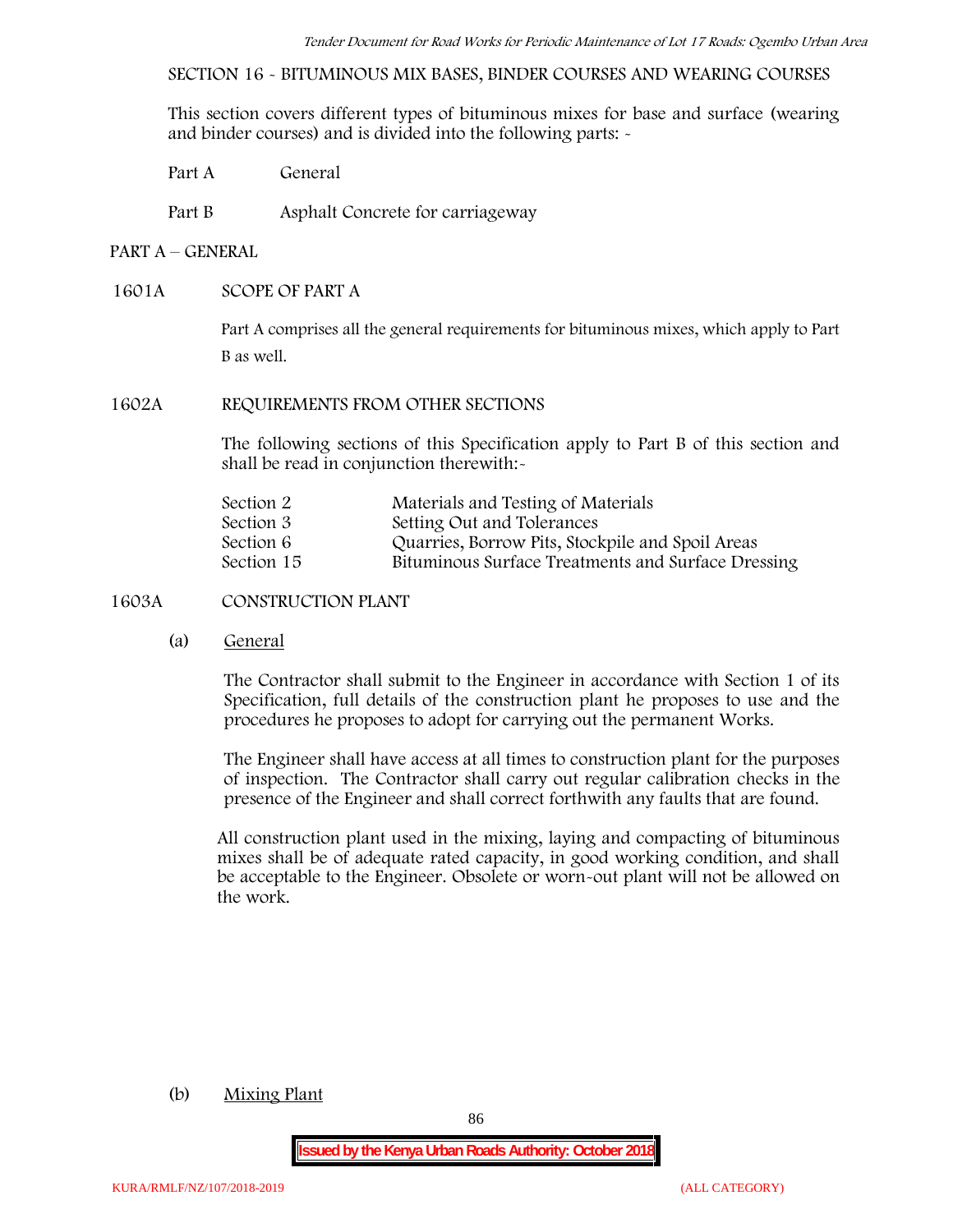SECTION 16 - BITUMINOUS MIX BASES, BINDER COURSES AND WEARING COURSES

This section covers different types of bituminous mixes for base and surface (wearing and binder courses) and is divided into the following parts: -

Part A General

Part B Asphalt Concrete for carriageway

## PART A – GENERAL

### 1601A SCOPE OF PART A

Part A comprises all the general requirements for bituminous mixes, which apply to Part B as well.

### 1602A REQUIREMENTS FROM OTHER SECTIONS

The following sections of this Specification apply to Part B of this section and shall be read in conjunction therewith:-

| | |
|---|---|
| Section 2 | Materials and Testing of Materials |
| Section 3 | Setting Out and Tolerances |
| Section 6 | Quarries, Borrow Pits, Stockpile and Spoil Areas |
| Section 15 | Bituminous Surface Treatments and Surface Dressing |

### 1603A CONSTRUCTION PLANT

(a) General

The Contractor shall submit to the Engineer in accordance with Section 1 of its Specification, full details of the construction plant he proposes to use and the procedures he proposes to adopt for carrying out the permanent Works.

The Engineer shall have access at all times to construction plant for the purposes of inspection. The Contractor shall carry out regular calibration checks in the presence of the Engineer and shall correct forthwith any faults that are found.

All construction plant used in the mixing, laying and compacting of bituminous mixes shall be of adequate rated capacity, in good working condition, and shall be acceptable to the Engineer. Obsolete or worn-out plant will not be allowed on the work.

(b) Mixing Plant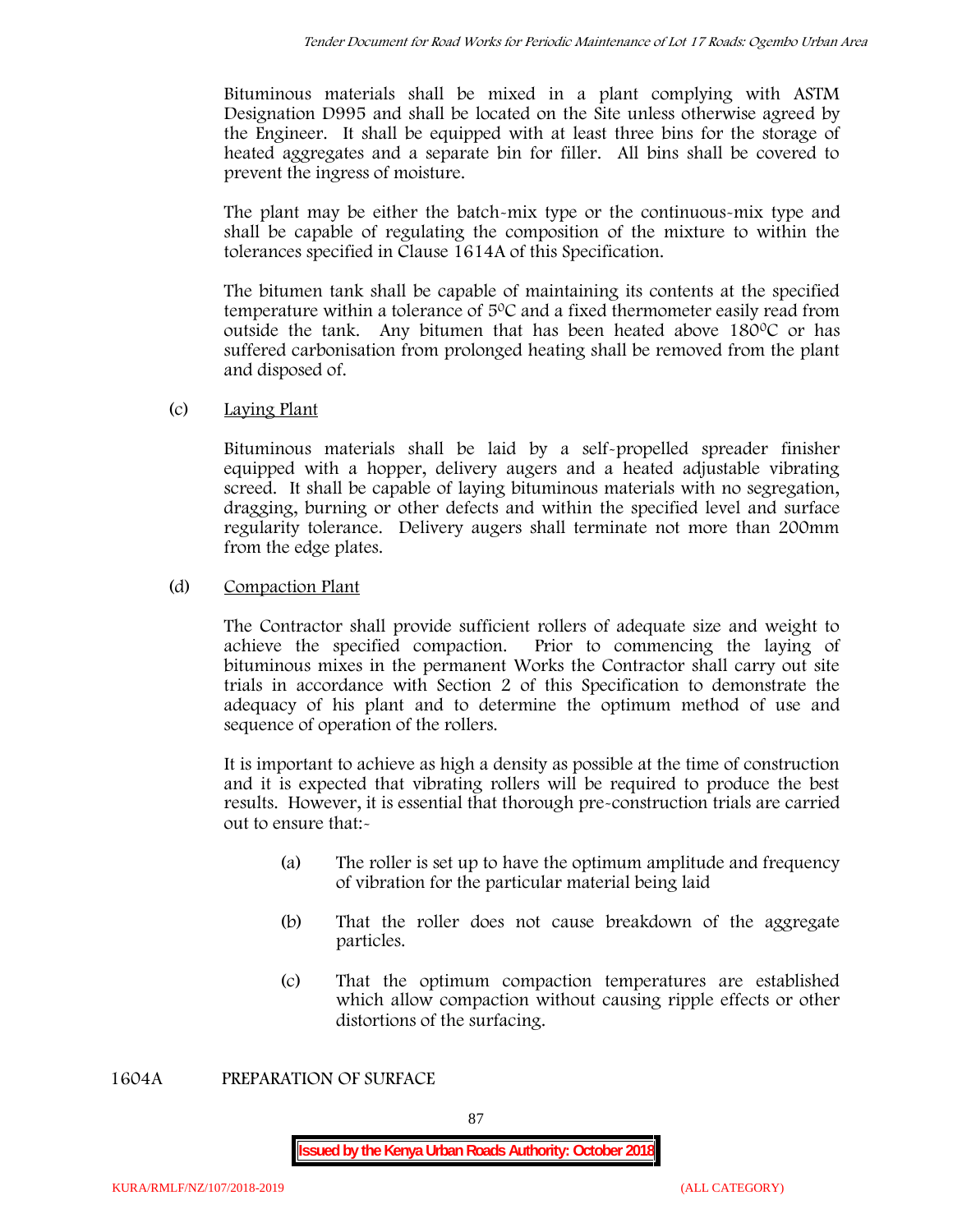Bituminous materials shall be mixed in a plant complying with ASTM Designation D995 and shall be located on the Site unless otherwise agreed by the Engineer. It shall be equipped with at least three bins for the storage of heated aggregates and a separate bin for filler. All bins shall be covered to prevent the ingress of moisture.

The plant may be either the batch-mix type or the continuous-mix type and shall be capable of regulating the composition of the mixture to within the tolerances specified in Clause 1614A of this Specification.

The bitumen tank shall be capable of maintaining its contents at the specified temperature within a tolerance of $5^0C$ and a fixed thermometer easily read from outside the tank. Any bitumen that has been heated above $180^0C$ or has suffered carbonisation from prolonged heating shall be removed from the plant and disposed of.

(c) Laying Plant

Bituminous materials shall be laid by a self-propelled spreader finisher equipped with a hopper, delivery augers and a heated adjustable vibrating screed. It shall be capable of laying bituminous materials with no segregation, dragging, burning or other defects and within the specified level and surface regularity tolerance. Delivery augers shall terminate not more than 200mm from the edge plates.

(d) Compaction Plant

The Contractor shall provide sufficient rollers of adequate size and weight to achieve the specified compaction. Prior to commencing the laying of bituminous mixes in the permanent Works the Contractor shall carry out site trials in accordance with Section 2 of this Specification to demonstrate the adequacy of his plant and to determine the optimum method of use and sequence of operation of the rollers.

It is important to achieve as high a density as possible at the time of construction and it is expected that vibrating rollers will be required to produce the best results. However, it is essential that thorough pre-construction trials are carried out to ensure that:-

(a) The roller is set up to have the optimum amplitude and frequency of vibration for the particular material being laid

(b) That the roller does not cause breakdown of the aggregate particles.

(c) That the optimum compaction temperatures are established which allow compaction without causing ripple effects or other distortions of the surfacing.

## 1604A PREPARATION OF SURFACE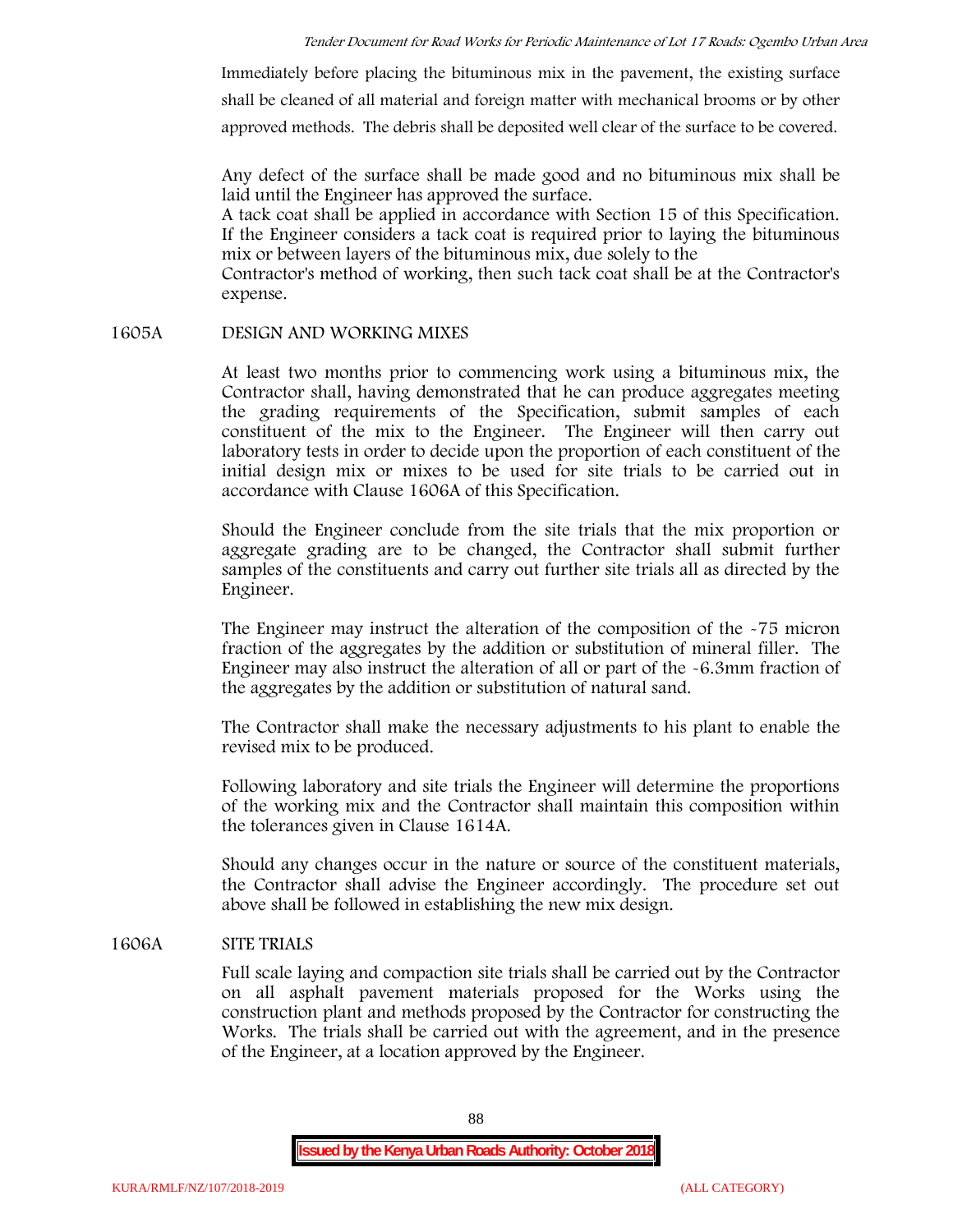Immediately before placing the bituminous mix in the pavement, the existing surface shall be cleaned of all material and foreign matter with mechanical brooms or by other approved methods. The debris shall be deposited well clear of the surface to be covered.

Any defect of the surface shall be made good and no bituminous mix shall be laid until the Engineer has approved the surface.
A tack coat shall be applied in accordance with Section 15 of this Specification. If the Engineer considers a tack coat is required prior to laying the bituminous mix or between layers of the bituminous mix, due solely to the
Contractor's method of working, then such tack coat shall be at the Contractor's expense.

## 1605A DESIGN AND WORKING MIXES

At least two months prior to commencing work using a bituminous mix, the Contractor shall, having demonstrated that he can produce aggregates meeting the grading requirements of the Specification, submit samples of each constituent of the mix to the Engineer. The Engineer will then carry out laboratory tests in order to decide upon the proportion of each constituent of the initial design mix or mixes to be used for site trials to be carried out in accordance with Clause 1606A of this Specification.

Should the Engineer conclude from the site trials that the mix proportion or aggregate grading are to be changed, the Contractor shall submit further samples of the constituents and carry out further site trials all as directed by the Engineer.

The Engineer may instruct the alteration of the composition of the -75 micron fraction of the aggregates by the addition or substitution of mineral filler. The Engineer may also instruct the alteration of all or part of the -6.3mm fraction of the aggregates by the addition or substitution of natural sand.

The Contractor shall make the necessary adjustments to his plant to enable the revised mix to be produced.

Following laboratory and site trials the Engineer will determine the proportions of the working mix and the Contractor shall maintain this composition within the tolerances given in Clause 1614A.

Should any changes occur in the nature or source of the constituent materials, the Contractor shall advise the Engineer accordingly. The procedure set out above shall be followed in establishing the new mix design.

## 1606A SITE TRIALS

Full scale laying and compaction site trials shall be carried out by the Contractor on all asphalt pavement materials proposed for the Works using the construction plant and methods proposed by the Contractor for constructing the Works. The trials shall be carried out with the agreement, and in the presence of the Engineer, at a location approved by the Engineer.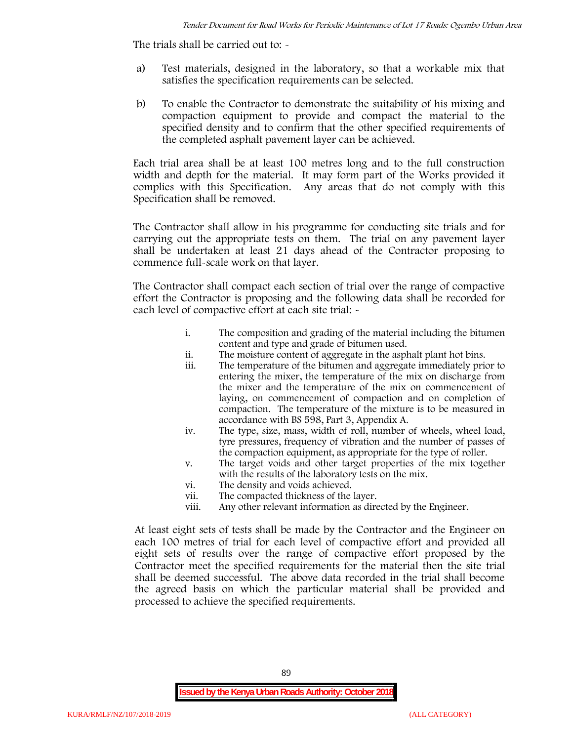The trials shall be carried out to: -

a) Test materials, designed in the laboratory, so that a workable mix that satisfies the specification requirements can be selected.

b) To enable the Contractor to demonstrate the suitability of his mixing and compaction equipment to provide and compact the material to the specified density and to confirm that the other specified requirements of the completed asphalt pavement layer can be achieved.

Each trial area shall be at least 100 metres long and to the full construction width and depth for the material. It may form part of the Works provided it complies with this Specification. Any areas that do not comply with this Specification shall be removed.

The Contractor shall allow in his programme for conducting site trials and for carrying out the appropriate tests on them. The trial on any pavement layer shall be undertaken at least 21 days ahead of the Contractor proposing to commence full-scale work on that layer.

The Contractor shall compact each section of trial over the range of compactive effort the Contractor is proposing and the following data shall be recorded for each level of compactive effort at each site trial: -

i. The composition and grading of the material including the bitumen content and type and grade of bitumen used.
ii. The moisture content of aggregate in the asphalt plant hot bins.
iii. The temperature of the bitumen and aggregate immediately prior to entering the mixer, the temperature of the mix on discharge from the mixer and the temperature of the mix on commencement of laying, on commencement of compaction and on completion of compaction. The temperature of the mixture is to be measured in accordance with BS 598, Part 3, Appendix A.
iv. The type, size, mass, width of roll, number of wheels, wheel load, tyre pressures, frequency of vibration and the number of passes of the compaction equipment, as appropriate for the type of roller.
v. The target voids and other target properties of the mix together with the results of the laboratory tests on the mix.
vi. The density and voids achieved.
vii. The compacted thickness of the layer.
viii. Any other relevant information as directed by the Engineer.

At least eight sets of tests shall be made by the Contractor and the Engineer on each 100 metres of trial for each level of compactive effort and provided all eight sets of results over the range of compactive effort proposed by the Contractor meet the specified requirements for the material then the site trial shall be deemed successful. The above data recorded in the trial shall become the agreed basis on which the particular material shall be provided and processed to achieve the specified requirements.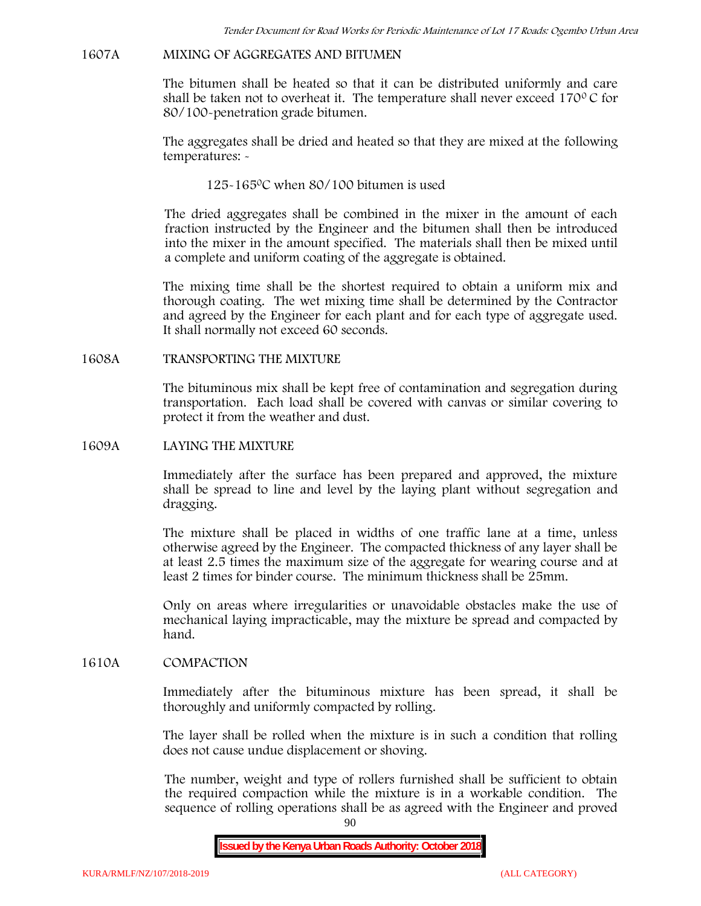## 1607A MIXING OF AGGREGATES AND BITUMEN

The bitumen shall be heated so that it can be distributed uniformly and care shall be taken not to overheat it. The temperature shall never exceed 170$^0$ C for 80/100-penetration grade bitumen.

The aggregates shall be dried and heated so that they are mixed at the following temperatures: -

125-165$^0$C when 80/100 bitumen is used

The dried aggregates shall be combined in the mixer in the amount of each fraction instructed by the Engineer and the bitumen shall then be introduced into the mixer in the amount specified. The materials shall then be mixed until a complete and uniform coating of the aggregate is obtained.

The mixing time shall be the shortest required to obtain a uniform mix and thorough coating. The wet mixing time shall be determined by the Contractor and agreed by the Engineer for each plant and for each type of aggregate used. It shall normally not exceed 60 seconds.

## 1608A TRANSPORTING THE MIXTURE

The bituminous mix shall be kept free of contamination and segregation during transportation. Each load shall be covered with canvas or similar covering to protect it from the weather and dust.

## 1609A LAYING THE MIXTURE

Immediately after the surface has been prepared and approved, the mixture shall be spread to line and level by the laying plant without segregation and dragging.

The mixture shall be placed in widths of one traffic lane at a time, unless otherwise agreed by the Engineer. The compacted thickness of any layer shall be at least 2.5 times the maximum size of the aggregate for wearing course and at least 2 times for binder course. The minimum thickness shall be 25mm.

Only on areas where irregularities or unavoidable obstacles make the use of mechanical laying impracticable, may the mixture be spread and compacted by hand.

## 1610A COMPACTION

Immediately after the bituminous mixture has been spread, it shall be thoroughly and uniformly compacted by rolling.

The layer shall be rolled when the mixture is in such a condition that rolling does not cause undue displacement or shoving.

The number, weight and type of rollers furnished shall be sufficient to obtain the required compaction while the mixture is in a workable condition. The sequence of rolling operations shall be as agreed with the Engineer and proved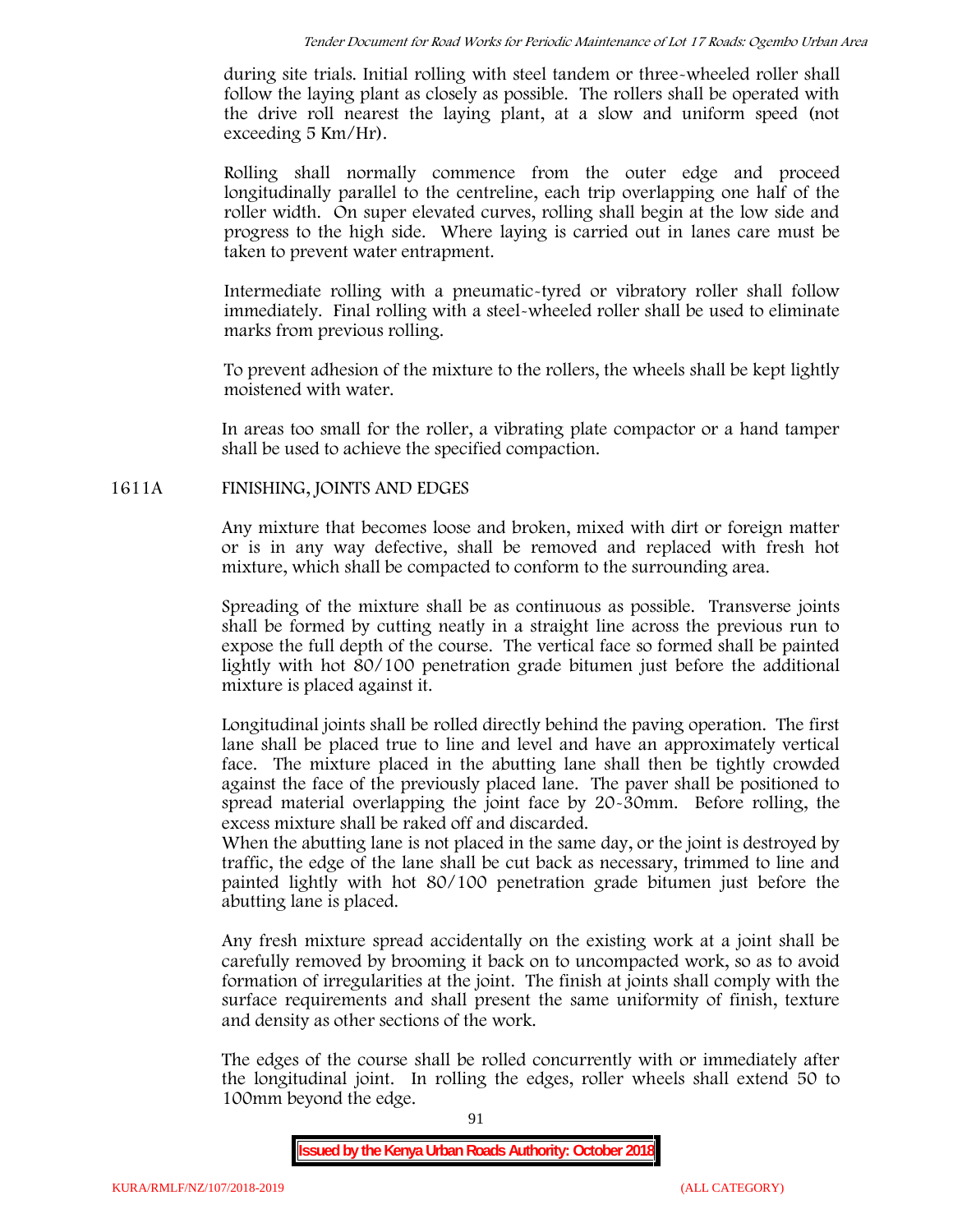during site trials. Initial rolling with steel tandem or three-wheeled roller shall follow the laying plant as closely as possible. The rollers shall be operated with the drive roll nearest the laying plant, at a slow and uniform speed (not exceeding 5 Km/Hr).

Rolling shall normally commence from the outer edge and proceed longitudinally parallel to the centreline, each trip overlapping one half of the roller width. On super elevated curves, rolling shall begin at the low side and progress to the high side. Where laying is carried out in lanes care must be taken to prevent water entrapment.

Intermediate rolling with a pneumatic-tyred or vibratory roller shall follow immediately. Final rolling with a steel-wheeled roller shall be used to eliminate marks from previous rolling.

To prevent adhesion of the mixture to the rollers, the wheels shall be kept lightly moistened with water.

In areas too small for the roller, a vibrating plate compactor or a hand tamper shall be used to achieve the specified compaction.

## 1611A FINISHING, JOINTS AND EDGES

Any mixture that becomes loose and broken, mixed with dirt or foreign matter or is in any way defective, shall be removed and replaced with fresh hot mixture, which shall be compacted to conform to the surrounding area.

Spreading of the mixture shall be as continuous as possible. Transverse joints shall be formed by cutting neatly in a straight line across the previous run to expose the full depth of the course. The vertical face so formed shall be painted lightly with hot 80/100 penetration grade bitumen just before the additional mixture is placed against it.

Longitudinal joints shall be rolled directly behind the paving operation. The first lane shall be placed true to line and level and have an approximately vertical face. The mixture placed in the abutting lane shall then be tightly crowded against the face of the previously placed lane. The paver shall be positioned to spread material overlapping the joint face by 20-30mm. Before rolling, the excess mixture shall be raked off and discarded.
When the abutting lane is not placed in the same day, or the joint is destroyed by traffic, the edge of the lane shall be cut back as necessary, trimmed to line and painted lightly with hot 80/100 penetration grade bitumen just before the abutting lane is placed.

Any fresh mixture spread accidentally on the existing work at a joint shall be carefully removed by brooming it back on to uncompacted work, so as to avoid formation of irregularities at the joint. The finish at joints shall comply with the surface requirements and shall present the same uniformity of finish, texture and density as other sections of the work.

The edges of the course shall be rolled concurrently with or immediately after the longitudinal joint. In rolling the edges, roller wheels shall extend 50 to 100mm beyond the edge.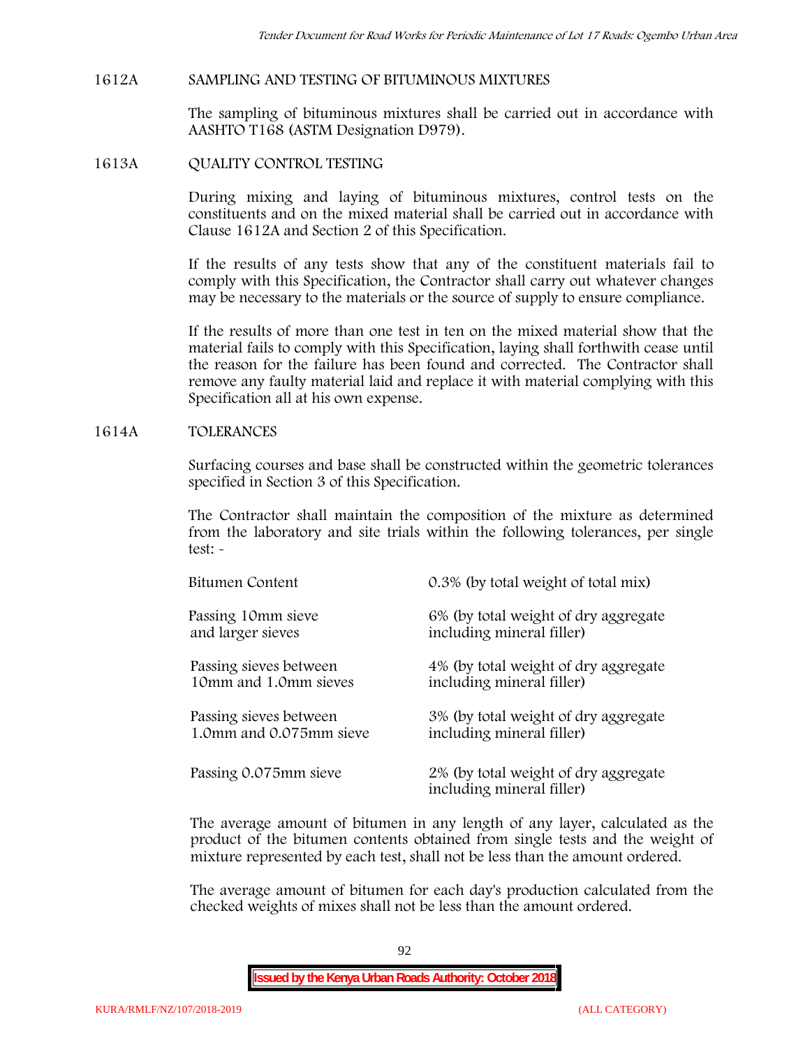## 1612A SAMPLING AND TESTING OF BITUMINOUS MIXTURES

The sampling of bituminous mixtures shall be carried out in accordance with AASHTO T168 (ASTM Designation D979).

## 1613A QUALITY CONTROL TESTING

During mixing and laying of bituminous mixtures, control tests on the constituents and on the mixed material shall be carried out in accordance with Clause 1612A and Section 2 of this Specification.

If the results of any tests show that any of the constituent materials fail to comply with this Specification, the Contractor shall carry out whatever changes may be necessary to the materials or the source of supply to ensure compliance.

If the results of more than one test in ten on the mixed material show that the material fails to comply with this Specification, laying shall forthwith cease until the reason for the failure has been found and corrected. The Contractor shall remove any faulty material laid and replace it with material complying with this Specification all at his own expense.

## 1614A TOLERANCES

Surfacing courses and base shall be constructed within the geometric tolerances specified in Section 3 of this Specification.

The Contractor shall maintain the composition of the mixture as determined from the laboratory and site trials within the following tolerances, per single test: -

| | |
|---|---|
| Bitumen Content | 0.3% (by total weight of total mix) |
| Passing 10mm sieve and larger sieves | 6% (by total weight of dry aggregate including mineral filler) |
| Passing sieves between 10mm and 1.0mm sieves | 4% (by total weight of dry aggregate including mineral filler) |
| Passing sieves between 1.0mm and 0.075mm sieve | 3% (by total weight of dry aggregate including mineral filler) |
| Passing 0.075mm sieve | 2% (by total weight of dry aggregate including mineral filler) |

The average amount of bitumen in any length of any layer, calculated as the product of the bitumen contents obtained from single tests and the weight of mixture represented by each test, shall not be less than the amount ordered.

The average amount of bitumen for each day's production calculated from the checked weights of mixes shall not be less than the amount ordered.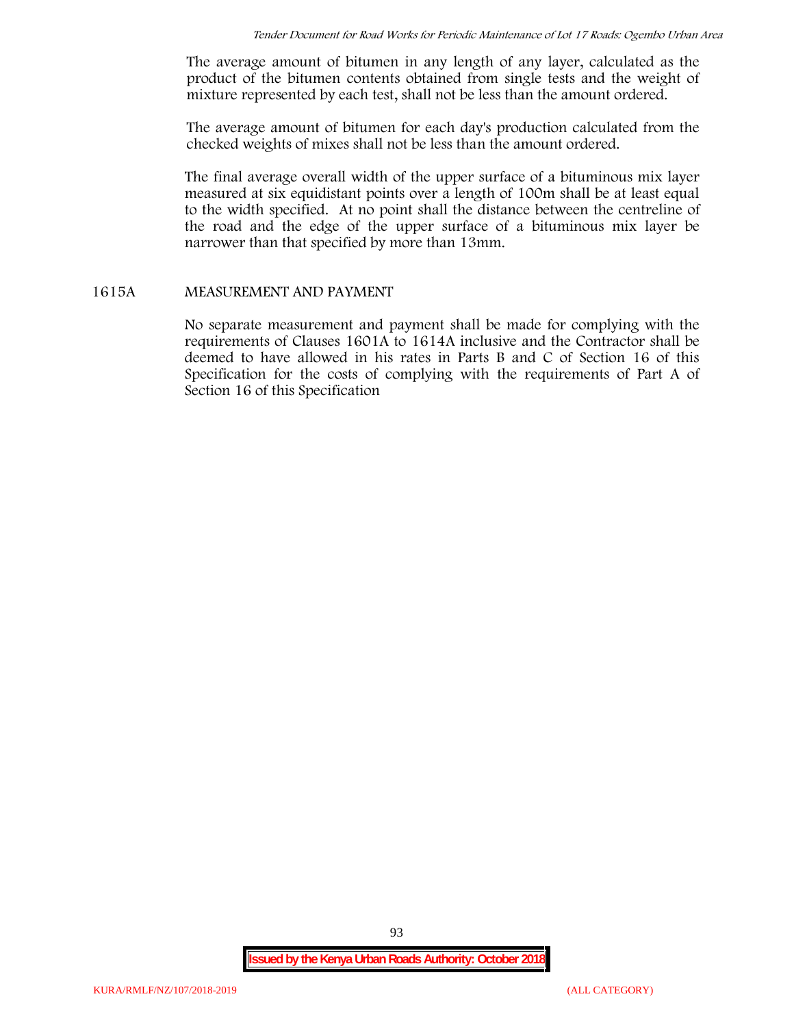The average amount of bitumen in any length of any layer, calculated as the product of the bitumen contents obtained from single tests and the weight of mixture represented by each test, shall not be less than the amount ordered.

The average amount of bitumen for each day's production calculated from the checked weights of mixes shall not be less than the amount ordered.

The final average overall width of the upper surface of a bituminous mix layer measured at six equidistant points over a length of 100m shall be at least equal to the width specified. At no point shall the distance between the centreline of the road and the edge of the upper surface of a bituminous mix layer be narrower than that specified by more than 13mm.

## 1615A MEASUREMENT AND PAYMENT

No separate measurement and payment shall be made for complying with the requirements of Clauses 1601A to 1614A inclusive and the Contractor shall be deemed to have allowed in his rates in Parts B and C of Section 16 of this Specification for the costs of complying with the requirements of Part A of Section 16 of this Specification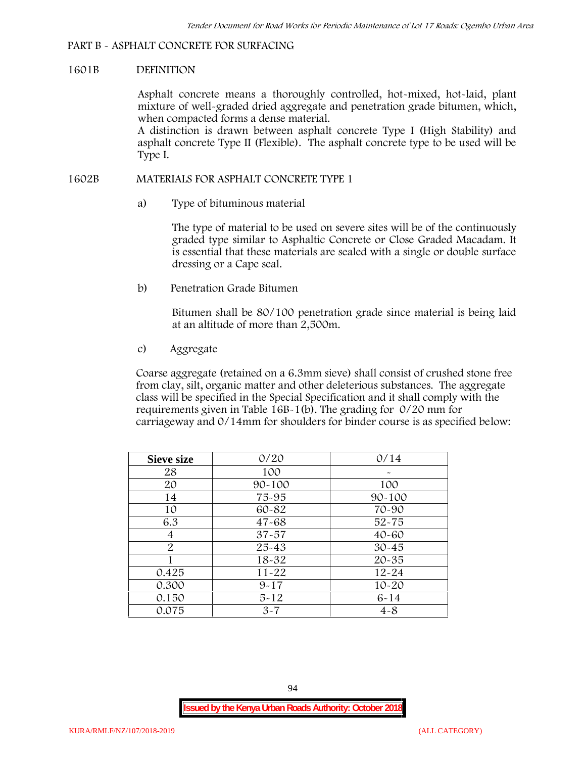## PART B - ASPHALT CONCRETE FOR SURFACING

### 1601B DEFINITION

Asphalt concrete means a thoroughly controlled, hot-mixed, hot-laid, plant mixture of well-graded dried aggregate and penetration grade bitumen, which, when compacted forms a dense material.

A distinction is drawn between asphalt concrete Type I (High Stability) and asphalt concrete Type II (Flexible). The asphalt concrete type to be used will be Type I.

### 1602B MATERIALS FOR ASPHALT CONCRETE TYPE 1

a) Type of bituminous material

The type of material to be used on severe sites will be of the continuously graded type similar to Asphaltic Concrete or Close Graded Macadam. It is essential that these materials are sealed with a single or double surface dressing or a Cape seal.

b) Penetration Grade Bitumen

Bitumen shall be 80/100 penetration grade since material is being laid at an altitude of more than 2,500m.

c) Aggregate

Coarse aggregate (retained on a 6.3mm sieve) shall consist of crushed stone free from clay, silt, organic matter and other deleterious substances. The aggregate class will be specified in the Special Specification and it shall comply with the requirements given in Table 16B-1(b). The grading for 0/20 mm for carriageway and 0/14mm for shoulders for binder course is as specified below:

| Sieve size | 0/20 | 0/14 |
|---|---|---|
| 28 | 100 | - |
| 20 | 90-100 | 100 |
| 14 | 75-95 | 90-100 |
| 10 | 60-82 | 70-90 |
| 6.3 | 47-68 | 52-75 |
| 4 | 37-57 | 40-60 |
| 2 | 25-43 | 30-45 |
| 1 | 18-32 | 20-35 |
| 0.425 | 11-22 | 12-24 |
| 0.300 | 9-17 | 10-20 |
| 0.150 | 5-12 | 6-14 |
| 0.075 | 3-7 | 4-8 |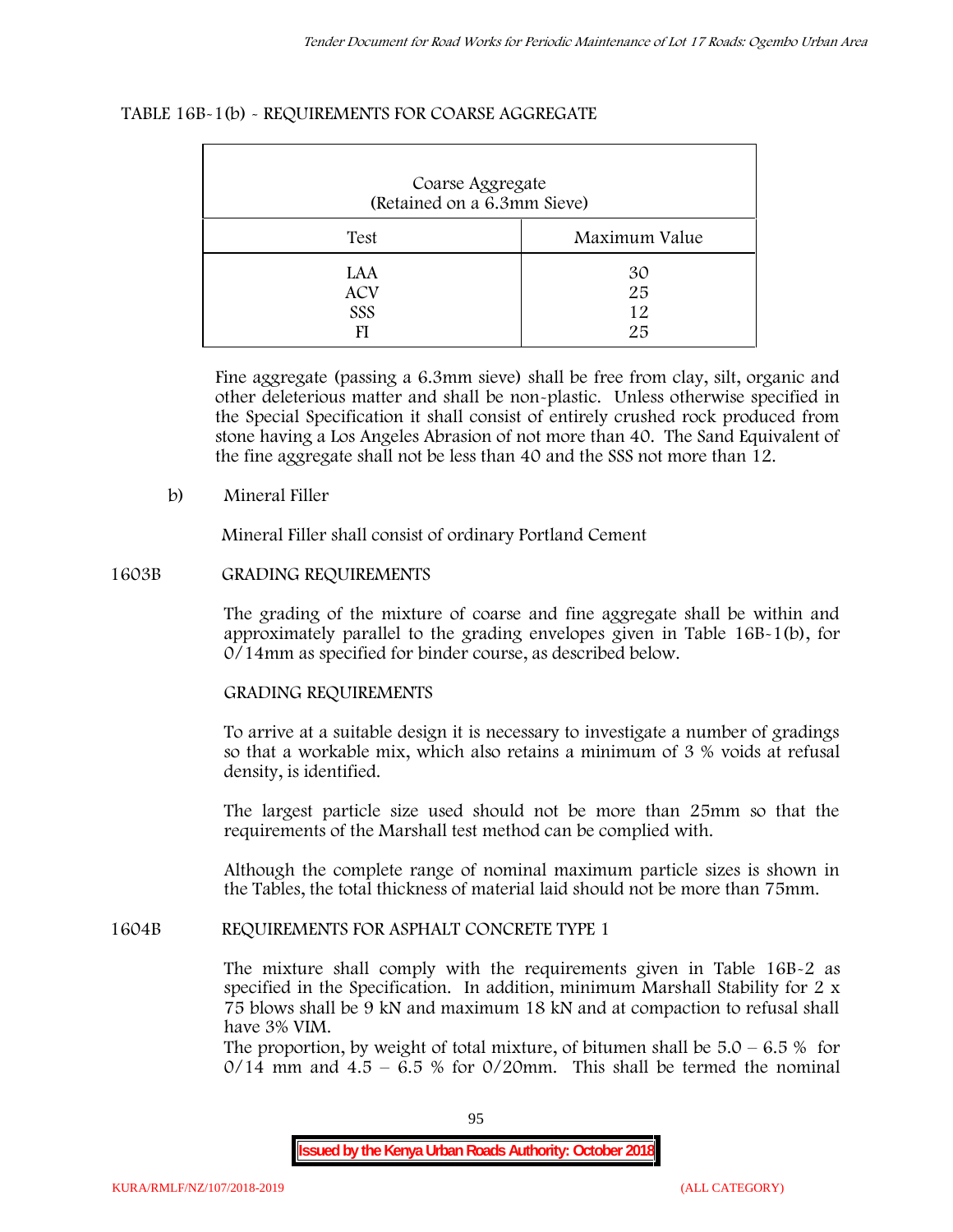TABLE 16B-1(b) - REQUIREMENTS FOR COARSE AGGREGATE

| Coarse Aggregate (Retained on a 6.3mm Sieve) | |
|---|---|
| Test | Maximum Value |
| LAA | 30 |
| ACV | 25 |
| SSS | 12 |
| FI | 25 |

Fine aggregate (passing a 6.3mm sieve) shall be free from clay, silt, organic and other deleterious matter and shall be non-plastic. Unless otherwise specified in the Special Specification it shall consist of entirely crushed rock produced from stone having a Los Angeles Abrasion of not more than 40. The Sand Equivalent of the fine aggregate shall not be less than 40 and the SSS not more than 12.

b) Mineral Filler

Mineral Filler shall consist of ordinary Portland Cement

## 1603B GRADING REQUIREMENTS

The grading of the mixture of coarse and fine aggregate shall be within and approximately parallel to the grading envelopes given in Table 16B-1(b), for 0/14mm as specified for binder course, as described below.

GRADING REQUIREMENTS

To arrive at a suitable design it is necessary to investigate a number of gradings so that a workable mix, which also retains a minimum of 3 % voids at refusal density, is identified.

The largest particle size used should not be more than 25mm so that the requirements of the Marshall test method can be complied with.

Although the complete range of nominal maximum particle sizes is shown in the Tables, the total thickness of material laid should not be more than 75mm.

## 1604B REQUIREMENTS FOR ASPHALT CONCRETE TYPE 1

The mixture shall comply with the requirements given in Table 16B-2 as specified in the Specification. In addition, minimum Marshall Stability for 2 x 75 blows shall be 9 kN and maximum 18 kN and at compaction to refusal shall have 3% VIM.

The proportion, by weight of total mixture, of bitumen shall be 5.0 – 6.5 % for 0/14 mm and 4.5 – 6.5 % for 0/20mm. This shall be termed the nominal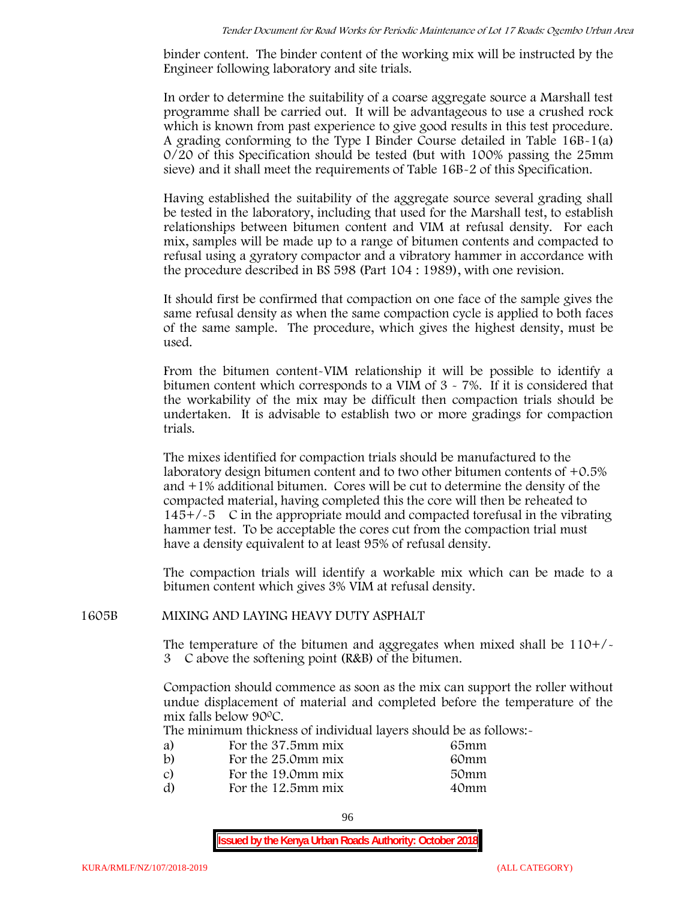binder content. The binder content of the working mix will be instructed by the Engineer following laboratory and site trials.

In order to determine the suitability of a coarse aggregate source a Marshall test programme shall be carried out. It will be advantageous to use a crushed rock which is known from past experience to give good results in this test procedure. A grading conforming to the Type I Binder Course detailed in Table 16B-1(a) 0/20 of this Specification should be tested (but with 100% passing the 25mm sieve) and it shall meet the requirements of Table 16B-2 of this Specification.

Having established the suitability of the aggregate source several grading shall be tested in the laboratory, including that used for the Marshall test, to establish relationships between bitumen content and VIM at refusal density. For each mix, samples will be made up to a range of bitumen contents and compacted to refusal using a gyratory compactor and a vibratory hammer in accordance with the procedure described in BS 598 (Part 104 : 1989), with one revision.

It should first be confirmed that compaction on one face of the sample gives the same refusal density as when the same compaction cycle is applied to both faces of the same sample. The procedure, which gives the highest density, must be used.

From the bitumen content-VIM relationship it will be possible to identify a bitumen content which corresponds to a VIM of 3 - 7%. If it is considered that the workability of the mix may be difficult then compaction trials should be undertaken. It is advisable to establish two or more gradings for compaction trials.

The mixes identified for compaction trials should be manufactured to the laboratory design bitumen content and to two other bitumen contents of +0.5% and +1% additional bitumen. Cores will be cut to determine the density of the compacted material, having completed this the core will then be reheated to 145+/-5 C in the appropriate mould and compacted torefusal in the vibrating hammer test. To be acceptable the cores cut from the compaction trial must have a density equivalent to at least 95% of refusal density.

The compaction trials will identify a workable mix which can be made to a bitumen content which gives 3% VIM at refusal density.

## 1605B MIXING AND LAYING HEAVY DUTY ASPHALT

The temperature of the bitumen and aggregates when mixed shall be 110+/-3 C above the softening point (R&B) of the bitumen.

Compaction should commence as soon as the mix can support the roller without undue displacement of material and completed before the temperature of the mix falls below 90°C.

The minimum thickness of individual layers should be as follows:-

| | | |
|---|---|---|
| a) | For the 37.5mm mix | 65mm |
| b) | For the 25.0mm mix | 60mm |
| c) | For the 19.0mm mix | 50mm |
| d) | For the 12.5mm mix | 40mm |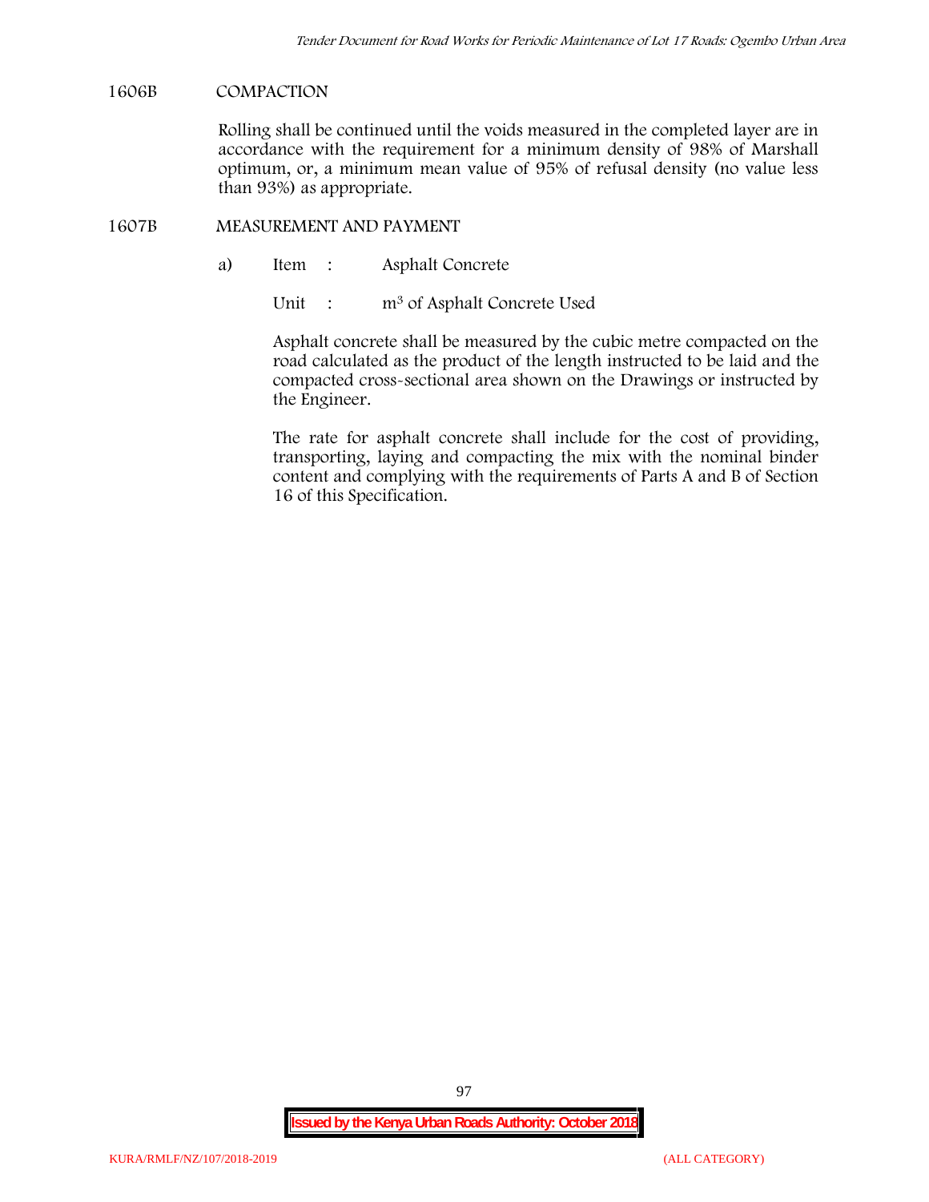## 1606B COMPACTION

Rolling shall be continued until the voids measured in the completed layer are in accordance with the requirement for a minimum density of 98% of Marshall optimum, or, a minimum mean value of 95% of refusal density (no value less than 93%) as appropriate.

## 1607B MEASUREMENT AND PAYMENT

a) Item : Asphalt Concrete

Unit : $m^3$ of Asphalt Concrete Used

Asphalt concrete shall be measured by the cubic metre compacted on the road calculated as the product of the length instructed to be laid and the compacted cross-sectional area shown on the Drawings or instructed by the Engineer.

The rate for asphalt concrete shall include for the cost of providing, transporting, laying and compacting the mix with the nominal binder content and complying with the requirements of Parts A and B of Section 16 of this Specification.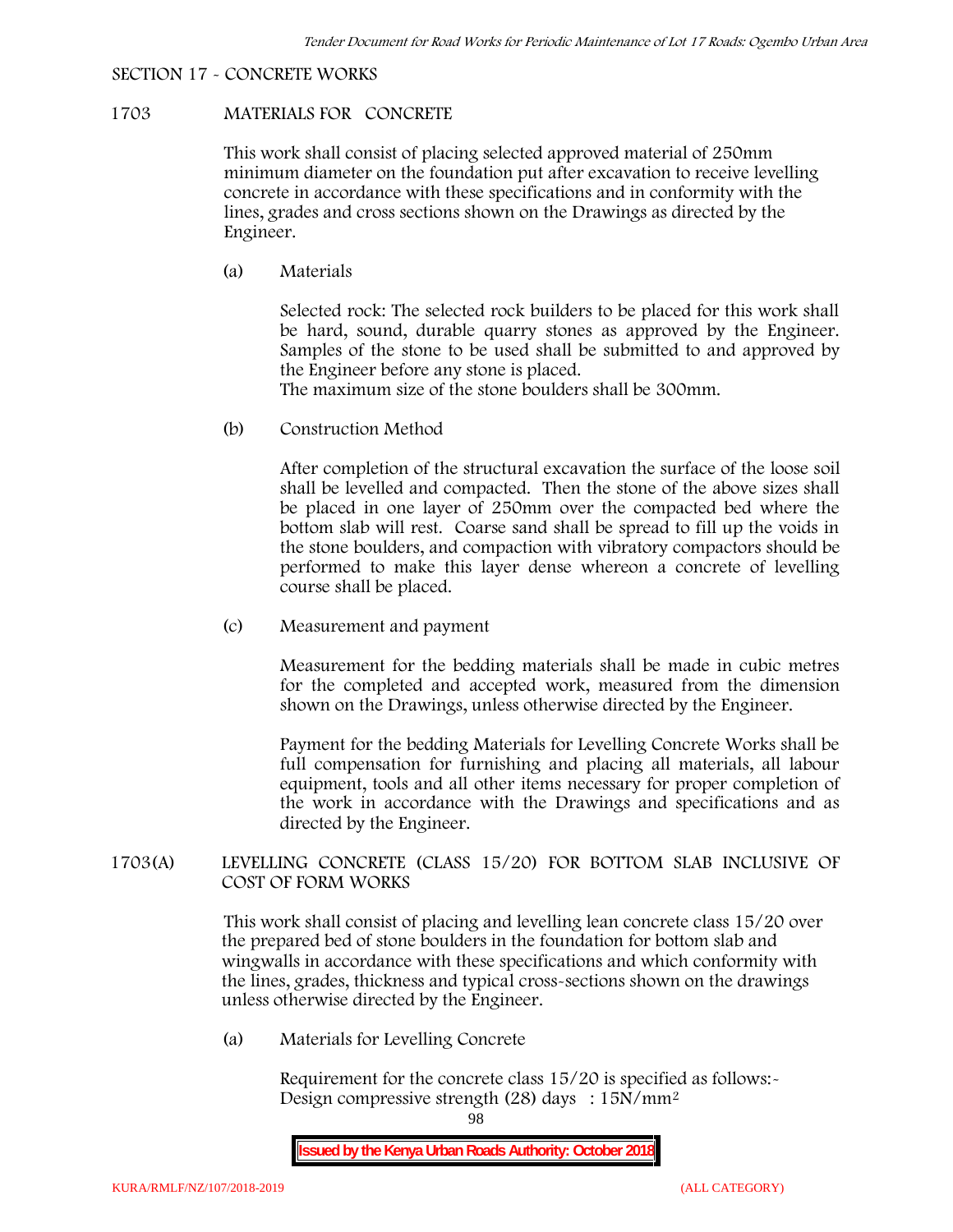SECTION 17 - CONCRETE WORKS

## 1703 MATERIALS FOR CONCRETE

This work shall consist of placing selected approved material of 250mm minimum diameter on the foundation put after excavation to receive levelling concrete in accordance with these specifications and in conformity with the lines, grades and cross sections shown on the Drawings as directed by the Engineer.

(a) Materials

Selected rock: The selected rock builders to be placed for this work shall be hard, sound, durable quarry stones as approved by the Engineer. Samples of the stone to be used shall be submitted to and approved by the Engineer before any stone is placed.
The maximum size of the stone boulders shall be 300mm.

(b) Construction Method

After completion of the structural excavation the surface of the loose soil shall be levelled and compacted. Then the stone of the above sizes shall be placed in one layer of 250mm over the compacted bed where the bottom slab will rest. Coarse sand shall be spread to fill up the voids in the stone boulders, and compaction with vibratory compactors should be performed to make this layer dense whereon a concrete of levelling course shall be placed.

(c) Measurement and payment

Measurement for the bedding materials shall be made in cubic metres for the completed and accepted work, measured from the dimension shown on the Drawings, unless otherwise directed by the Engineer.

Payment for the bedding Materials for Levelling Concrete Works shall be full compensation for furnishing and placing all materials, all labour equipment, tools and all other items necessary for proper completion of the work in accordance with the Drawings and specifications and as directed by the Engineer.

## 1703(A) LEVELLING CONCRETE (CLASS 15/20) FOR BOTTOM SLAB INCLUSIVE OF COST OF FORM WORKS

This work shall consist of placing and levelling lean concrete class 15/20 over the prepared bed of stone boulders in the foundation for bottom slab and wingwalls in accordance with these specifications and which conformity with the lines, grades, thickness and typical cross-sections shown on the drawings unless otherwise directed by the Engineer.

(a) Materials for Levelling Concrete

Requirement for the concrete class 15/20 is specified as follows:-
Design compressive strength (28) days : $15N/mm^2$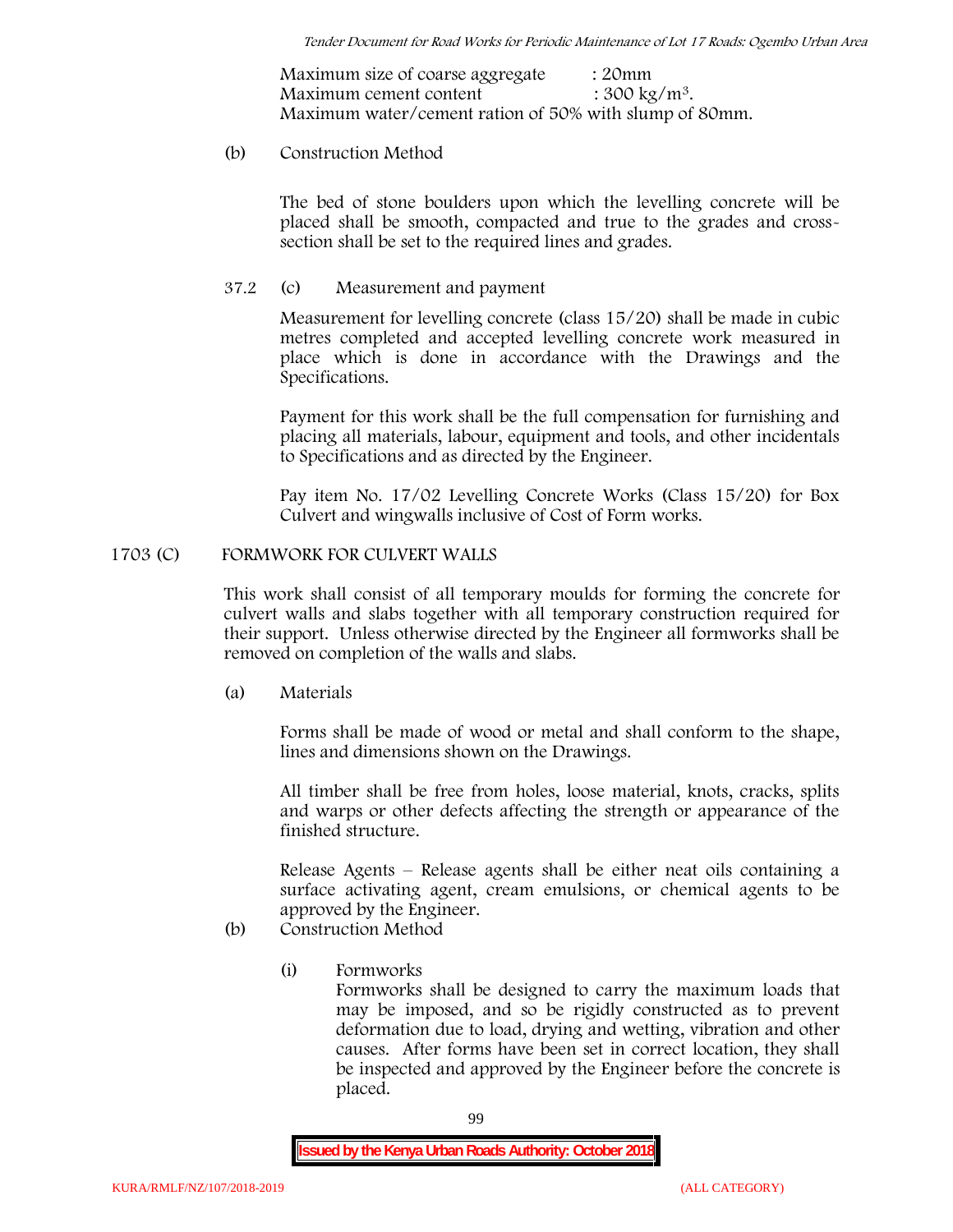Maximum size of coarse aggregate : 20mm
Maximum cement content : 300 kg/m$^3$.
Maximum water/cement ration of 50% with slump of 80mm.

(b) Construction Method

The bed of stone boulders upon which the levelling concrete will be placed shall be smooth, compacted and true to the grades and cross-section shall be set to the required lines and grades.

37.2 (c) Measurement and payment

Measurement for levelling concrete (class 15/20) shall be made in cubic metres completed and accepted levelling concrete work measured in place which is done in accordance with the Drawings and the Specifications.

Payment for this work shall be the full compensation for furnishing and placing all materials, labour, equipment and tools, and other incidentals to Specifications and as directed by the Engineer.

Pay item No. 17/02 Levelling Concrete Works (Class 15/20) for Box Culvert and wingwalls inclusive of Cost of Form works.

## 1703 (C) FORMWORK FOR CULVERT WALLS

This work shall consist of all temporary moulds for forming the concrete for culvert walls and slabs together with all temporary construction required for their support. Unless otherwise directed by the Engineer all formworks shall be removed on completion of the walls and slabs.

(a) Materials

Forms shall be made of wood or metal and shall conform to the shape, lines and dimensions shown on the Drawings.

All timber shall be free from holes, loose material, knots, cracks, splits and warps or other defects affecting the strength or appearance of the finished structure.

Release Agents – Release agents shall be either neat oils containing a surface activating agent, cream emulsions, or chemical agents to be approved by the Engineer.

(b) Construction Method

(i) Formworks
Formworks shall be designed to carry the maximum loads that may be imposed, and so be rigidly constructed as to prevent deformation due to load, drying and wetting, vibration and other causes. After forms have been set in correct location, they shall be inspected and approved by the Engineer before the concrete is placed.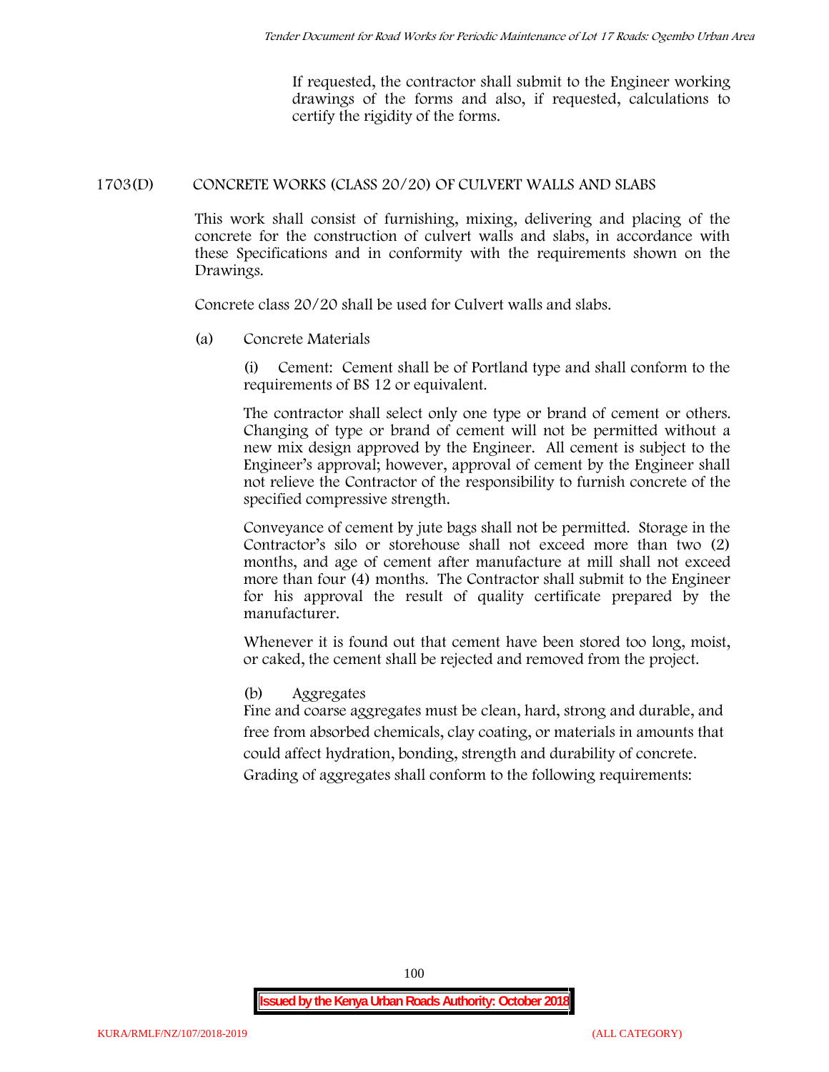If requested, the contractor shall submit to the Engineer working drawings of the forms and also, if requested, calculations to certify the rigidity of the forms.

## 1703(D) CONCRETE WORKS (CLASS 20/20) OF CULVERT WALLS AND SLABS

This work shall consist of furnishing, mixing, delivering and placing of the concrete for the construction of culvert walls and slabs, in accordance with these Specifications and in conformity with the requirements shown on the Drawings.

Concrete class 20/20 shall be used for Culvert walls and slabs.

(a) Concrete Materials

(i) Cement: Cement shall be of Portland type and shall conform to the requirements of BS 12 or equivalent.

The contractor shall select only one type or brand of cement or others. Changing of type or brand of cement will not be permitted without a new mix design approved by the Engineer. All cement is subject to the Engineer's approval; however, approval of cement by the Engineer shall not relieve the Contractor of the responsibility to furnish concrete of the specified compressive strength.

Conveyance of cement by jute bags shall not be permitted. Storage in the Contractor's silo or storehouse shall not exceed more than two (2) months, and age of cement after manufacture at mill shall not exceed more than four (4) months. The Contractor shall submit to the Engineer for his approval the result of quality certificate prepared by the manufacturer.

Whenever it is found out that cement have been stored too long, moist, or caked, the cement shall be rejected and removed from the project.

(b) Aggregates

Fine and coarse aggregates must be clean, hard, strong and durable, and free from absorbed chemicals, clay coating, or materials in amounts that could affect hydration, bonding, strength and durability of concrete.

Grading of aggregates shall conform to the following requirements: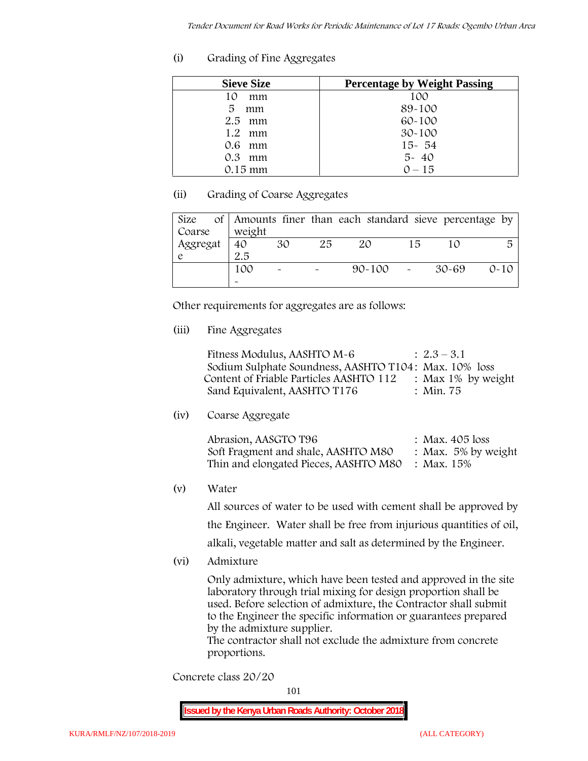(i) Grading of Fine Aggregates

| Sieve Size | Percentage by Weight Passing |
|---|---|
| 10 mm | 100 |
| 5 mm | 89-100 |
| 2.5 mm | 60-100 |
| 1.2 mm | 30-100 |
| 0.6 mm | 15- 54 |
| 0.3 mm | 5- 40 |
| 0.15 mm | 0 – 15 |

(ii) Grading of Coarse Aggregates

| Size of Coarse Aggregate | Amounts finer than each standard sieve percentage by weight | | | | | | |
|---|---|---|---|---|---|---|---|
| | 40 2.5 | 30 | 25 | 20 | 15 | 10 | 5 |
| | 100 - | - | - | 90-100 | - | 30-69 | 0-10 |

Other requirements for aggregates are as follows:

(iii) Fine Aggregates

Fitness Modulus, AASHTO M-6 : 2.3 – 3.1
Sodium Sulphate Soundness, AASHTO T104: Max. 10% loss
Content of Friable Particles AASHTO 112 : Max 1% by weight
Sand Equivalent, AASHTO T176 : Min. 75

(iv) Coarse Aggregate

Abrasion, AASGTO T96 : Max. 405 loss
Soft Fragment and shale, AASHTO M80 : Max. 5% by weight
Thin and elongated Pieces, AASHTO M80 : Max. 15%

(v) Water

All sources of water to be used with cement shall be approved by the Engineer. Water shall be free from injurious quantities of oil, alkali, vegetable matter and salt as determined by the Engineer.

(vi) Admixture

Only admixture, which have been tested and approved in the site laboratory through trial mixing for design proportion shall be used. Before selection of admixture, the Contractor shall submit to the Engineer the specific information or guarantees prepared by the admixture supplier.
The contractor shall not exclude the admixture from concrete proportions.

Concrete class 20/20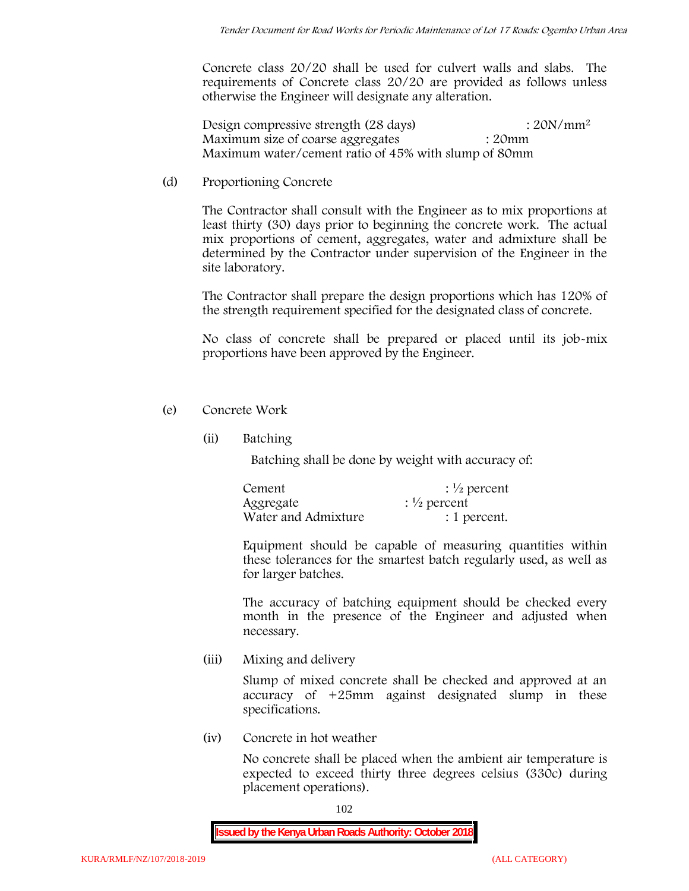Concrete class 20/20 shall be used for culvert walls and slabs. The requirements of Concrete class 20/20 are provided as follows unless otherwise the Engineer will designate any alteration.

Design compressive strength (28 days) : 20N/mm$^2$
Maximum size of coarse aggregates : 20mm
Maximum water/cement ratio of 45% with slump of 80mm

(d) Proportioning Concrete

The Contractor shall consult with the Engineer as to mix proportions at least thirty (30) days prior to beginning the concrete work. The actual mix proportions of cement, aggregates, water and admixture shall be determined by the Contractor under supervision of the Engineer in the site laboratory.

The Contractor shall prepare the design proportions which has 120% of the strength requirement specified for the designated class of concrete.

No class of concrete shall be prepared or placed until its job-mix proportions have been approved by the Engineer.

(e) Concrete Work

(ii) Batching

Batching shall be done by weight with accuracy of:

Cement : ½ percent
Aggregate : ½ percent
Water and Admixture : 1 percent.

Equipment should be capable of measuring quantities within these tolerances for the smartest batch regularly used, as well as for larger batches.

The accuracy of batching equipment should be checked every month in the presence of the Engineer and adjusted when necessary.

(iii) Mixing and delivery

Slump of mixed concrete shall be checked and approved at an accuracy of +25mm against designated slump in these specifications.

(iv) Concrete in hot weather

No concrete shall be placed when the ambient air temperature is expected to exceed thirty three degrees celsius (33$^0$c) during placement operations).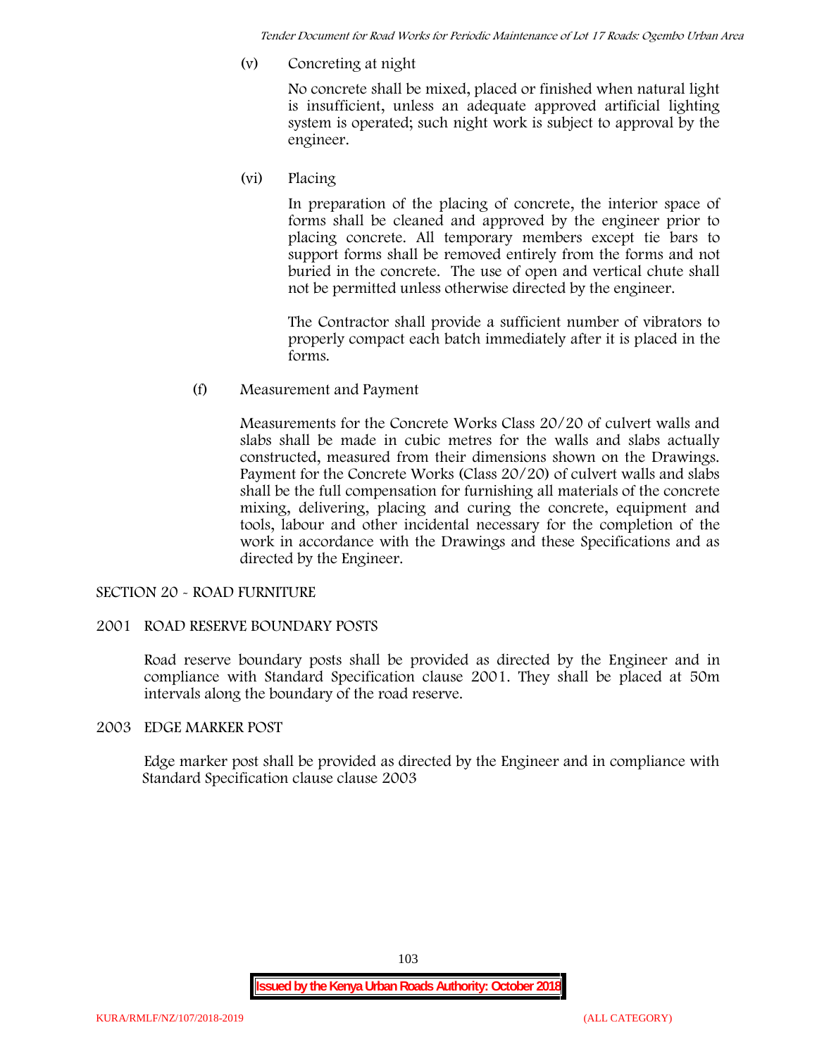(v) Concreting at night

No concrete shall be mixed, placed or finished when natural light is insufficient, unless an adequate approved artificial lighting system is operated; such night work is subject to approval by the engineer.

(vi) Placing

In preparation of the placing of concrete, the interior space of forms shall be cleaned and approved by the engineer prior to placing concrete. All temporary members except tie bars to support forms shall be removed entirely from the forms and not buried in the concrete. The use of open and vertical chute shall not be permitted unless otherwise directed by the engineer.

The Contractor shall provide a sufficient number of vibrators to properly compact each batch immediately after it is placed in the forms.

(f) Measurement and Payment

Measurements for the Concrete Works Class 20/20 of culvert walls and slabs shall be made in cubic metres for the walls and slabs actually constructed, measured from their dimensions shown on the Drawings. Payment for the Concrete Works (Class 20/20) of culvert walls and slabs shall be the full compensation for furnishing all materials of the concrete mixing, delivering, placing and curing the concrete, equipment and tools, labour and other incidental necessary for the completion of the work in accordance with the Drawings and these Specifications and as directed by the Engineer.

## SECTION 20 - ROAD FURNITURE

### 2001 ROAD RESERVE BOUNDARY POSTS

Road reserve boundary posts shall be provided as directed by the Engineer and in compliance with Standard Specification clause 2001. They shall be placed at 50m intervals along the boundary of the road reserve.

### 2003 EDGE MARKER POST

Edge marker post shall be provided as directed by the Engineer and in compliance with Standard Specification clause clause 2003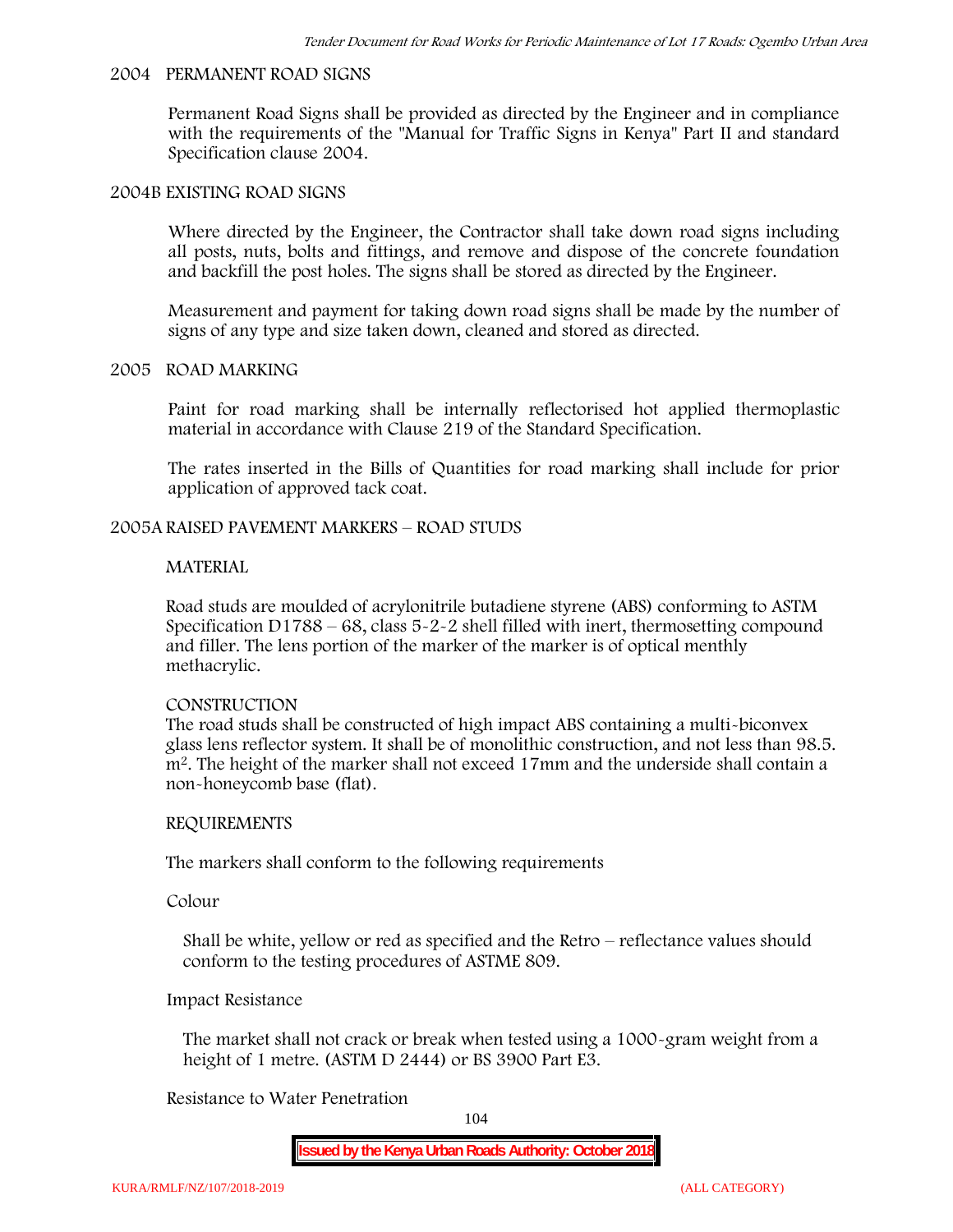## 2004 PERMANENT ROAD SIGNS

Permanent Road Signs shall be provided as directed by the Engineer and in compliance with the requirements of the "Manual for Traffic Signs in Kenya" Part II and standard Specification clause 2004.

## 2004B EXISTING ROAD SIGNS

Where directed by the Engineer, the Contractor shall take down road signs including all posts, nuts, bolts and fittings, and remove and dispose of the concrete foundation and backfill the post holes. The signs shall be stored as directed by the Engineer.

Measurement and payment for taking down road signs shall be made by the number of signs of any type and size taken down, cleaned and stored as directed.

## 2005 ROAD MARKING

Paint for road marking shall be internally reflectorised hot applied thermoplastic material in accordance with Clause 219 of the Standard Specification.

The rates inserted in the Bills of Quantities for road marking shall include for prior application of approved tack coat.

## 2005A RAISED PAVEMENT MARKERS – ROAD STUDS

### MATERIAL

Road studs are moulded of acrylonitrile butadiene styrene (ABS) conforming to ASTM Specification D1788 – 68, class 5-2-2 shell filled with inert, thermosetting compound and filler. The lens portion of the marker of the marker is of optical menthly methacrylic.

### CONSTRUCTION

The road studs shall be constructed of high impact ABS containing a multi-biconvex glass lens reflector system. It shall be of monolithic construction, and not less than 98.5. $m^2$. The height of the marker shall not exceed 17mm and the underside shall contain a non-honeycomb base (flat).

### REQUIREMENTS

The markers shall conform to the following requirements

Colour

Shall be white, yellow or red as specified and the Retro – reflectance values should conform to the testing procedures of ASTME 809.

Impact Resistance

The market shall not crack or break when tested using a 1000-gram weight from a height of 1 metre. (ASTM D 2444) or BS 3900 Part E3.

Resistance to Water Penetration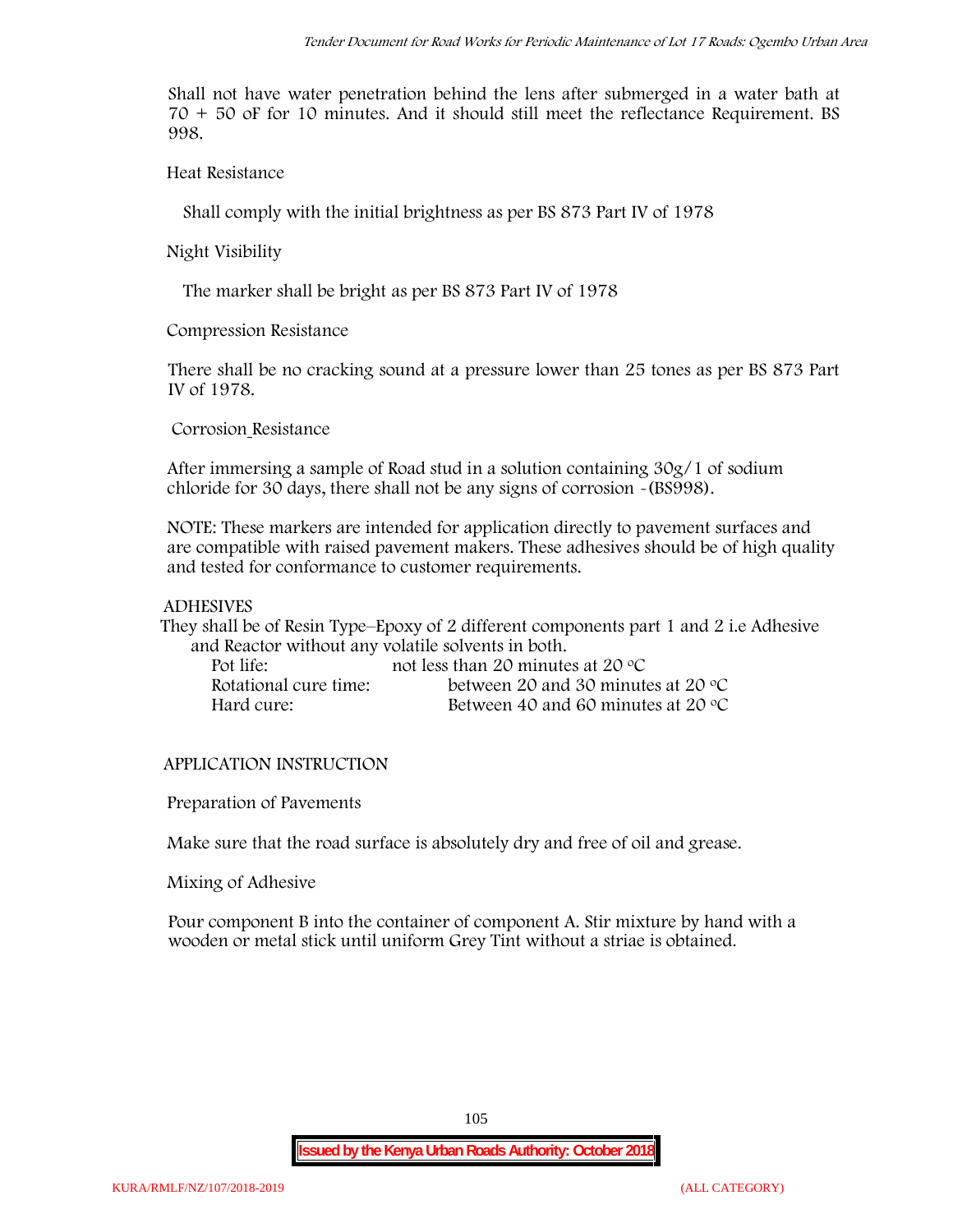Shall not have water penetration behind the lens after submerged in a water bath at 70 + 50 oF for 10 minutes. And it should still meet the reflectance Requirement. BS 998.

Heat Resistance

Shall comply with the initial brightness as per BS 873 Part IV of 1978

Night Visibility

The marker shall be bright as per BS 873 Part IV of 1978

Compression Resistance

There shall be no cracking sound at a pressure lower than 25 tones as per BS 873 Part IV of 1978.

Corrosion Resistance

After immersing a sample of Road stud in a solution containing 30g/1 of sodium chloride for 30 days, there shall not be any signs of corrosion -(BS998).

NOTE: These markers are intended for application directly to pavement surfaces and are compatible with raised pavement makers. These adhesives should be of high quality and tested for conformance to customer requirements.

ADHESIVES

They shall be of Resin Type–Epoxy of 2 different components part 1 and 2 i.e Adhesive and Reactor without any volatile solvents in both.

| | |
|---|---|
| Pot life: | not less than 20 minutes at 20 °C |
| Rotational cure time: | between 20 and 30 minutes at 20 °C |
| Hard cure: | Between 40 and 60 minutes at 20 °C |

APPLICATION INSTRUCTION

Preparation of Pavements

Make sure that the road surface is absolutely dry and free of oil and grease.

Mixing of Adhesive

Pour component B into the container of component A. Stir mixture by hand with a wooden or metal stick until uniform Grey Tint without a striae is obtained.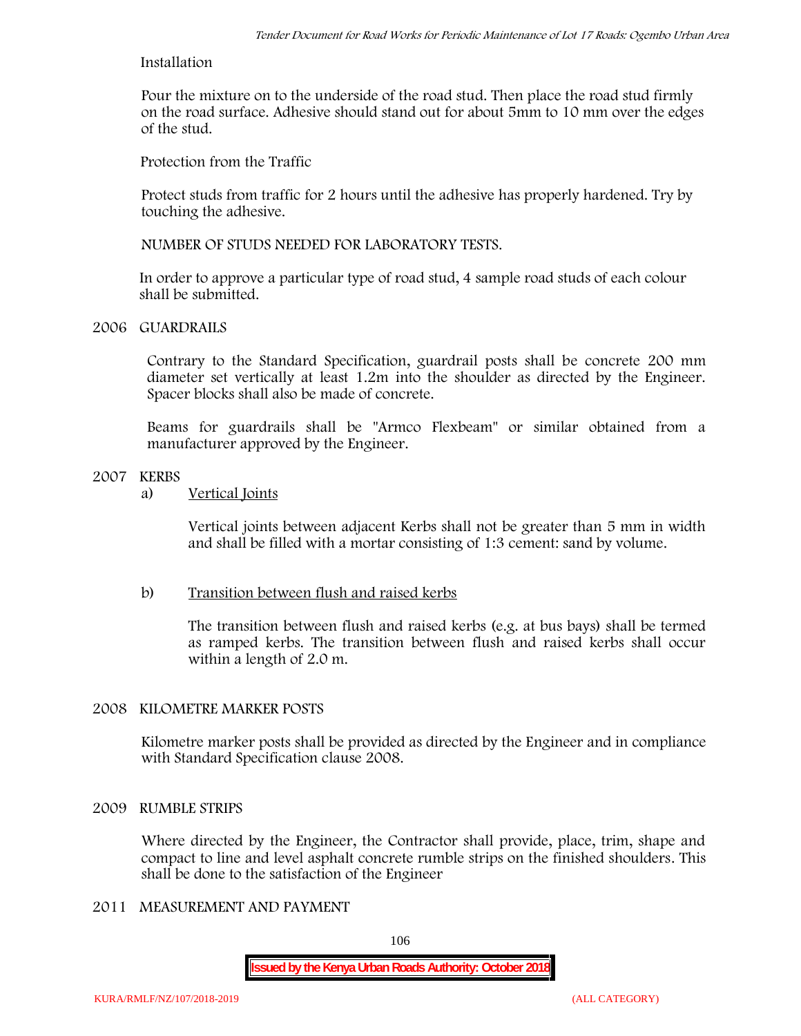Installation

Pour the mixture on to the underside of the road stud. Then place the road stud firmly on the road surface. Adhesive should stand out for about 5mm to 10 mm over the edges of the stud.

Protection from the Traffic

Protect studs from traffic for 2 hours until the adhesive has properly hardened. Try by touching the adhesive.

NUMBER OF STUDS NEEDED FOR LABORATORY TESTS.

In order to approve a particular type of road stud, 4 sample road studs of each colour shall be submitted.

## 2006 GUARDRAILS

Contrary to the Standard Specification, guardrail posts shall be concrete 200 mm diameter set vertically at least 1.2m into the shoulder as directed by the Engineer. Spacer blocks shall also be made of concrete.

Beams for guardrails shall be "Armco Flexbeam" or similar obtained from a manufacturer approved by the Engineer.

## 2007 KERBS

a) Vertical Joints

Vertical joints between adjacent Kerbs shall not be greater than 5 mm in width and shall be filled with a mortar consisting of 1:3 cement: sand by volume.

b) Transition between flush and raised kerbs

The transition between flush and raised kerbs (e.g. at bus bays) shall be termed as ramped kerbs. The transition between flush and raised kerbs shall occur within a length of 2.0 m.

## 2008 KILOMETRE MARKER POSTS

Kilometre marker posts shall be provided as directed by the Engineer and in compliance with Standard Specification clause 2008.

## 2009 RUMBLE STRIPS

Where directed by the Engineer, the Contractor shall provide, place, trim, shape and compact to line and level asphalt concrete rumble strips on the finished shoulders. This shall be done to the satisfaction of the Engineer

## 2011 MEASUREMENT AND PAYMENT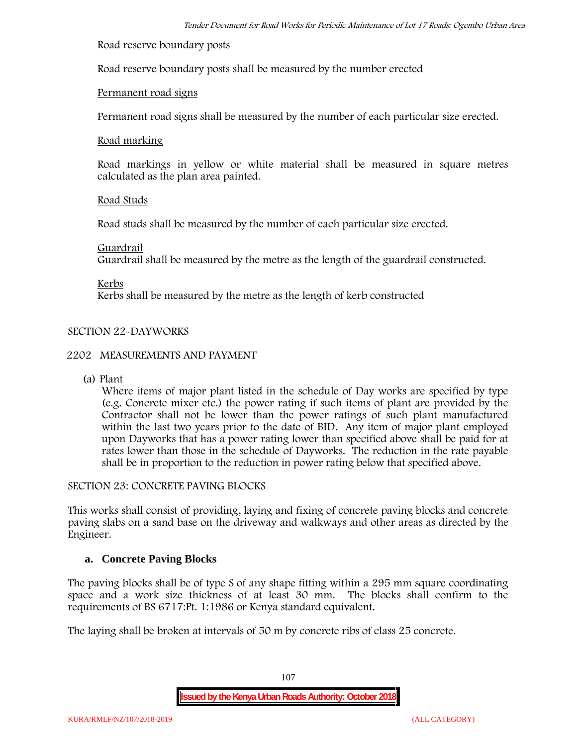Road reserve boundary posts

Road reserve boundary posts shall be measured by the number erected

Permanent road signs

Permanent road signs shall be measured by the number of each particular size erected.

Road marking

Road markings in yellow or white material shall be measured in square metres calculated as the plan area painted.

Road Studs

Road studs shall be measured by the number of each particular size erected.

Guardrail

Guardrail shall be measured by the metre as the length of the guardrail constructed.

Kerbs

Kerbs shall be measured by the metre as the length of kerb constructed

SECTION 22-DAYWORKS

2202 MEASUREMENTS AND PAYMENT

(a) Plant

Where items of major plant listed in the schedule of Day works are specified by type (e.g. Concrete mixer etc.) the power rating if such items of plant are provided by the Contractor shall not be lower than the power ratings of such plant manufactured within the last two years prior to the date of BID. Any item of major plant employed upon Dayworks that has a power rating lower than specified above shall be paid for at rates lower than those in the schedule of Dayworks. The reduction in the rate payable shall be in proportion to the reduction in power rating below that specified above.

SECTION 23: CONCRETE PAVING BLOCKS

This works shall consist of providing, laying and fixing of concrete paving blocks and concrete paving slabs on a sand base on the driveway and walkways and other areas as directed by the Engineer.

**a. Concrete Paving Blocks**

The paving blocks shall be of type S of any shape fitting within a 295 mm square coordinating space and a work size thickness of at least 30 mm. The blocks shall confirm to the requirements of BS 6717:Pt. 1:1986 or Kenya standard equivalent.

The laying shall be broken at intervals of 50 m by concrete ribs of class 25 concrete.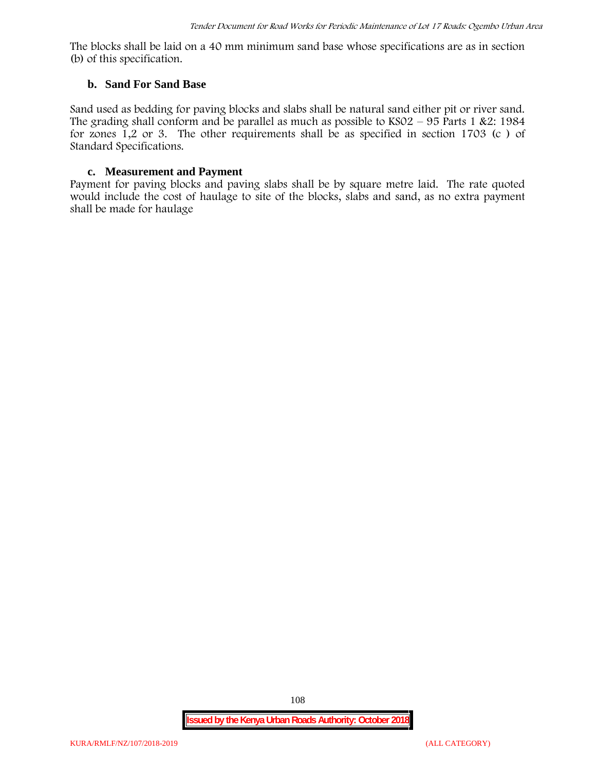The blocks shall be laid on a 40 mm minimum sand base whose specifications are as in section (b) of this specification.

### b. Sand For Sand Base

Sand used as bedding for paving blocks and slabs shall be natural sand either pit or river sand. The grading shall conform and be parallel as much as possible to KS02 – 95 Parts 1 &2: 1984 for zones 1,2 or 3. The other requirements shall be as specified in section 1703 (c ) of Standard Specifications.

### c. Measurement and Payment

Payment for paving blocks and paving slabs shall be by square metre laid. The rate quoted would include the cost of haulage to site of the blocks, slabs and sand, as no extra payment shall be made for haulage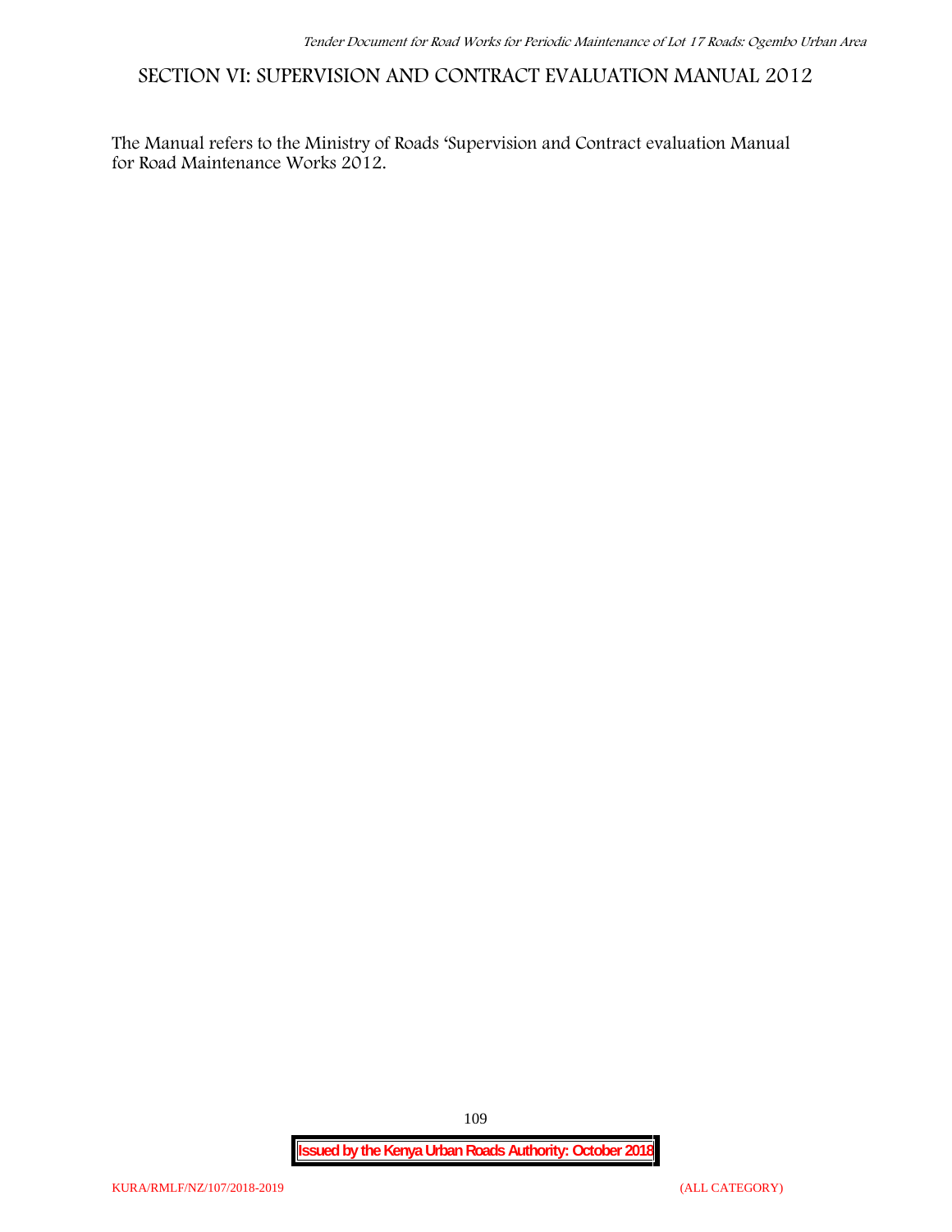# SECTION VI: SUPERVISION AND CONTRACT EVALUATION MANUAL 2012

The Manual refers to the Ministry of Roads 'Supervision and Contract evaluation Manual for Road Maintenance Works 2012.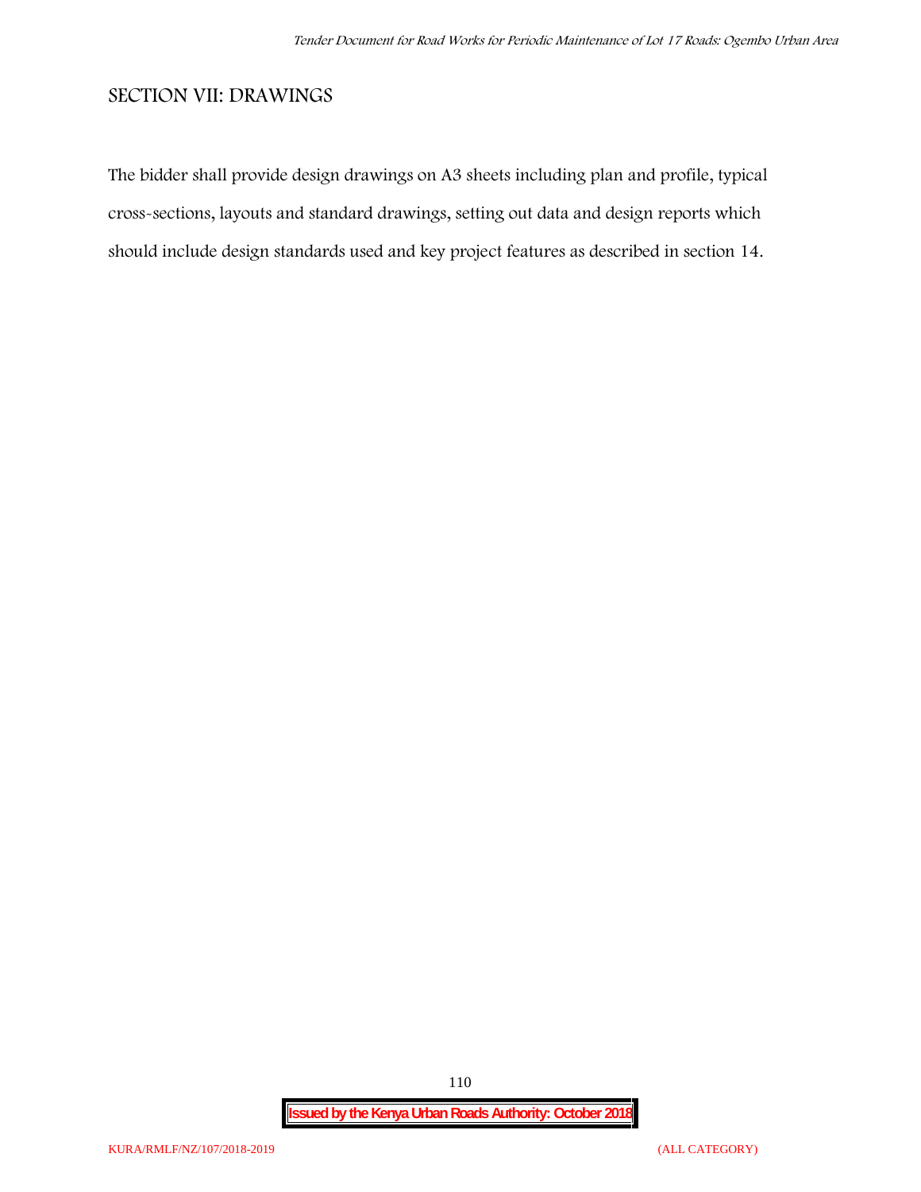## SECTION VII: DRAWINGS

The bidder shall provide design drawings on A3 sheets including plan and profile, typical cross-sections, layouts and standard drawings, setting out data and design reports which should include design standards used and key project features as described in section 14.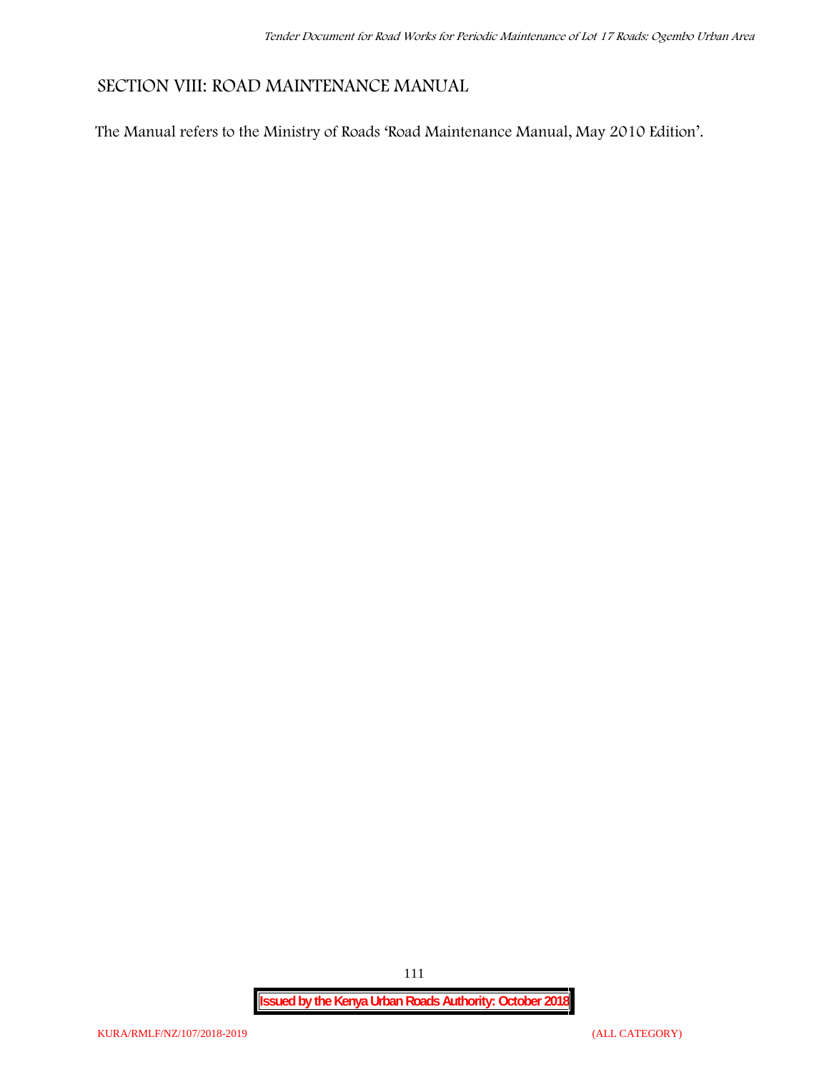# SECTION VIII: ROAD MAINTENANCE MANUAL

The Manual refers to the Ministry of Roads 'Road Maintenance Manual, May 2010 Edition'.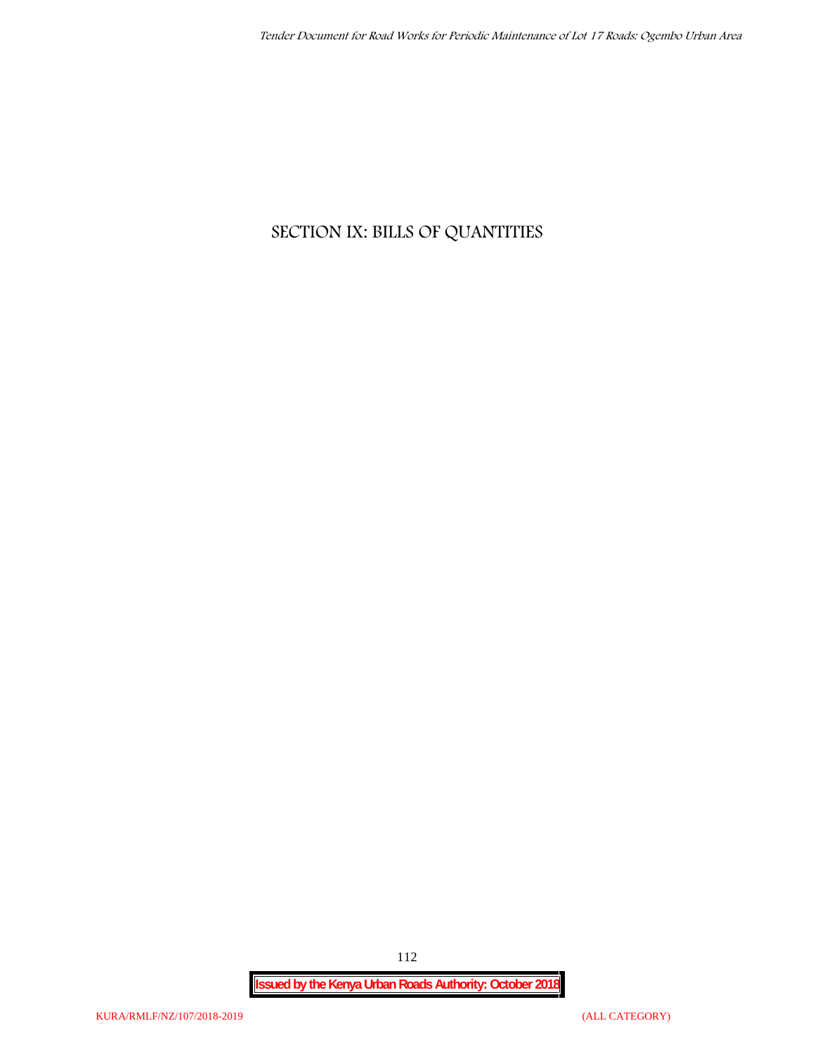# SECTION IX: BILLS OF QUANTITIES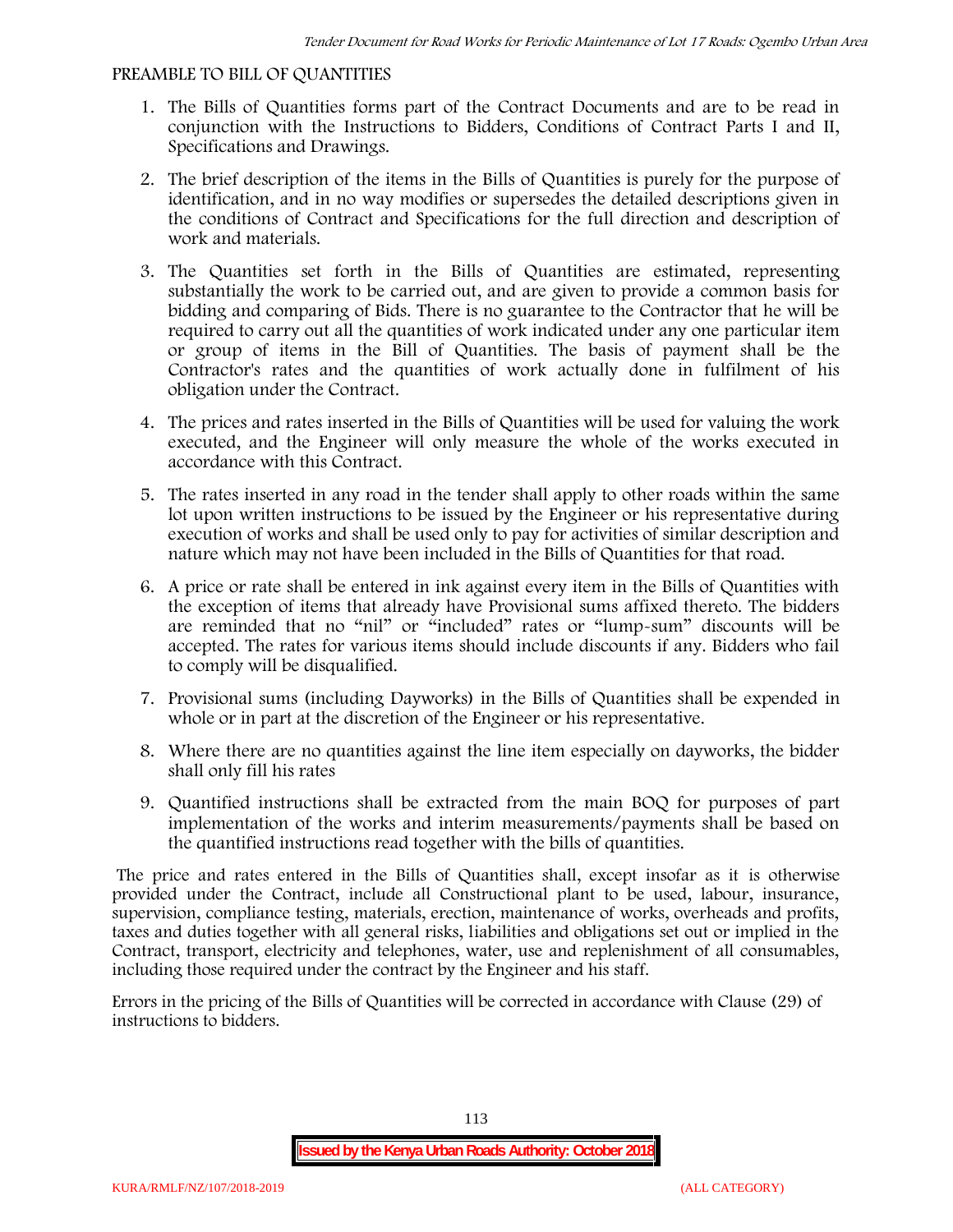## PREAMBLE TO BILL OF QUANTITIES

1. The Bills of Quantities forms part of the Contract Documents and are to be read in conjunction with the Instructions to Bidders, Conditions of Contract Parts I and II, Specifications and Drawings.
2. The brief description of the items in the Bills of Quantities is purely for the purpose of identification, and in no way modifies or supersedes the detailed descriptions given in the conditions of Contract and Specifications for the full direction and description of work and materials.
3. The Quantities set forth in the Bills of Quantities are estimated, representing substantially the work to be carried out, and are given to provide a common basis for bidding and comparing of Bids. There is no guarantee to the Contractor that he will be required to carry out all the quantities of work indicated under any one particular item or group of items in the Bill of Quantities. The basis of payment shall be the Contractor's rates and the quantities of work actually done in fulfilment of his obligation under the Contract.
4. The prices and rates inserted in the Bills of Quantities will be used for valuing the work executed, and the Engineer will only measure the whole of the works executed in accordance with this Contract.
5. The rates inserted in any road in the tender shall apply to other roads within the same lot upon written instructions to be issued by the Engineer or his representative during execution of works and shall be used only to pay for activities of similar description and nature which may not have been included in the Bills of Quantities for that road.
6. A price or rate shall be entered in ink against every item in the Bills of Quantities with the exception of items that already have Provisional sums affixed thereto. The bidders are reminded that no "nil" or "included" rates or "lump-sum" discounts will be accepted. The rates for various items should include discounts if any. Bidders who fail to comply will be disqualified.
7. Provisional sums (including Dayworks) in the Bills of Quantities shall be expended in whole or in part at the discretion of the Engineer or his representative.
8. Where there are no quantities against the line item especially on dayworks, the bidder shall only fill his rates
9. Quantified instructions shall be extracted from the main BOQ for purposes of part implementation of the works and interim measurements/payments shall be based on the quantified instructions read together with the bills of quantities.

The price and rates entered in the Bills of Quantities shall, except insofar as it is otherwise provided under the Contract, include all Constructional plant to be used, labour, insurance, supervision, compliance testing, materials, erection, maintenance of works, overheads and profits, taxes and duties together with all general risks, liabilities and obligations set out or implied in the Contract, transport, electricity and telephones, water, use and replenishment of all consumables, including those required under the contract by the Engineer and his staff.

Errors in the pricing of the Bills of Quantities will be corrected in accordance with Clause (29) of instructions to bidders.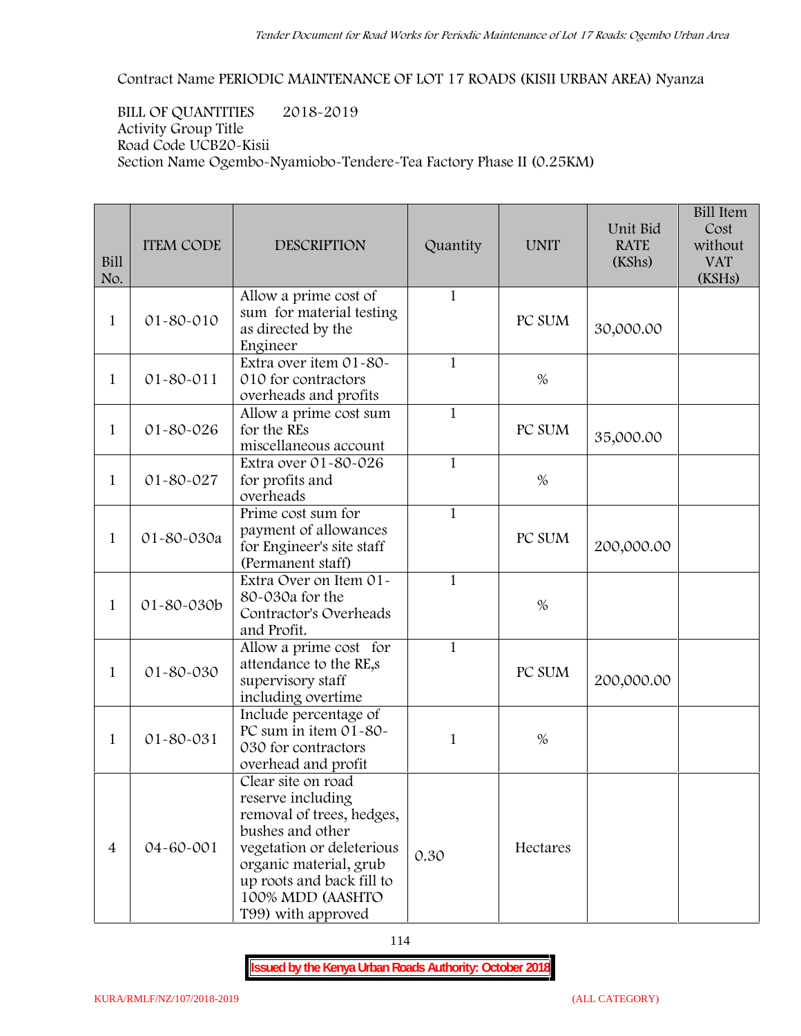Contract Name PERIODIC MAINTENANCE OF LOT 17 ROADS (KISII URBAN AREA) Nyanza

BILL OF QUANTITIES 2018-2019
Activity Group Title
Road Code UCB20-Kisii
Section Name Ogembo-Nyamiobo-Tendere-Tea Factory Phase II (0.25KM)

| Bill No. | ITEM CODE | DESCRIPTION | Quantity | UNIT | Unit Bid RATE (KShs) | Bill Item Cost without VAT (KSHs) |
|---|---|---|---|---|---|---|
| 1 | 01-80-010 | Allow a prime cost of sum for material testing as directed by the Engineer | 1 | PC SUM | 30,000.00 | |
| 1 | 01-80-011 | Extra over item 01-80-010 for contractors overheads and profits | 1 | % | | |
| 1 | 01-80-026 | Allow a prime cost sum for the REs miscellaneous account | 1 | PC SUM | 35,000.00 | |
| 1 | 01-80-027 | Extra over 01-80-026 for profits and overheads | 1 | % | | |
| 1 | 01-80-030a | Prime cost sum for payment of allowances for Engineer's site staff (Permanent staff) | 1 | PC SUM | 200,000.00 | |
| 1 | 01-80-030b | Extra Over on Item 01-80-030a for the Contractor's Overheads and Profit. | 1 | % | | |
| 1 | 01-80-030 | Allow a prime cost for attendance to the RE,s supervisory staff including overtime | 1 | PC SUM | 200,000.00 | |
| 1 | 01-80-031 | Include percentage of PC sum in item 01-80-030 for contractors overhead and profit | 1 | % | | |
| 4 | 04-60-001 | Clear site on road reserve including removal of trees, hedges, bushes and other vegetation or deleterious organic material, grub up roots and back fill to 100% MDD (AASHTO T99) with approved | 0.30 | Hectares | | |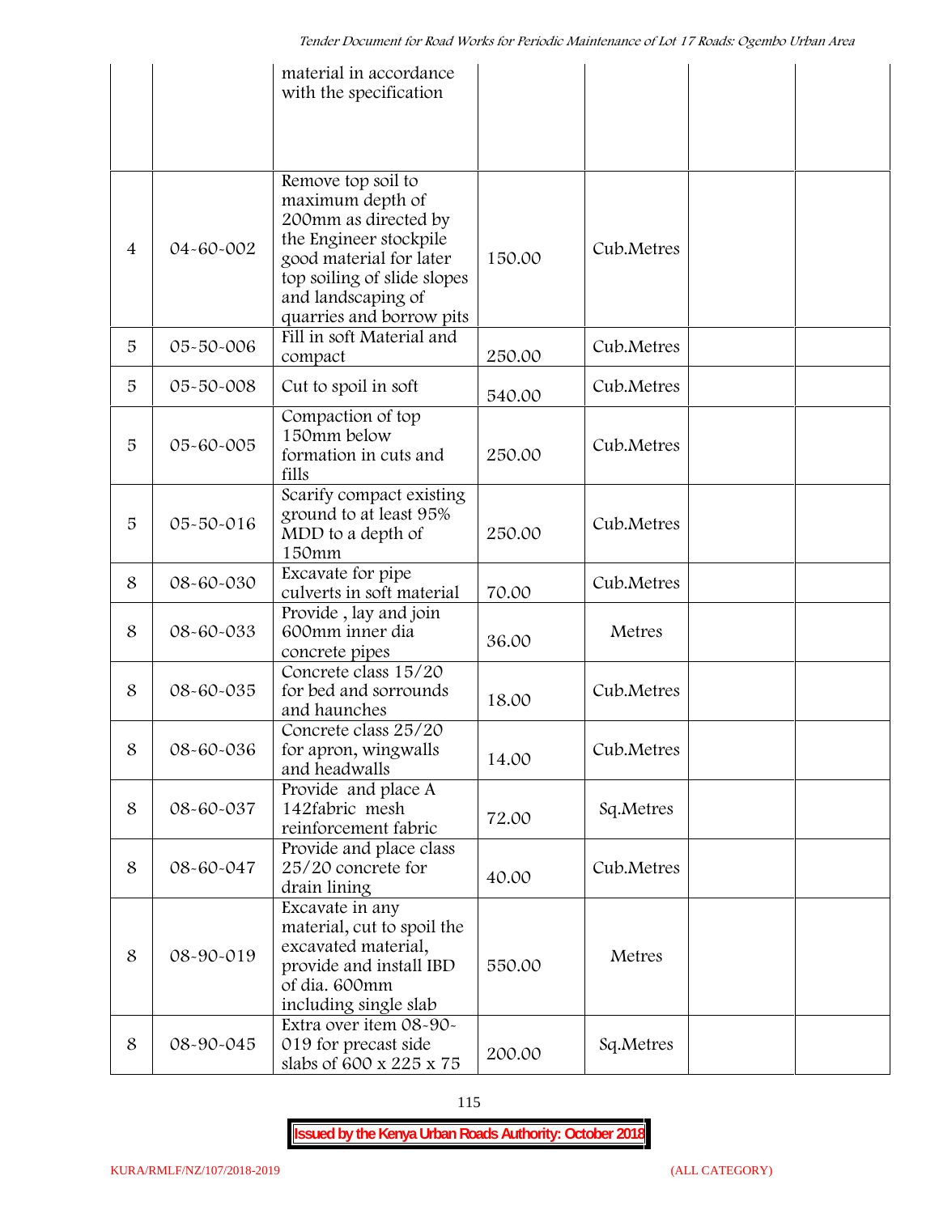| | | material in accordance with the specification | | | | |
|---|---|---|---|---|---|---|
| 4 | 04-60-002 | Remove top soil to maximum depth of 200mm as directed by the Engineer stockpile good material for later top soiling of slide slopes and landscaping of quarries and borrow pits | 150.00 | Cub.Metres | | |
| 5 | 05-50-006 | Fill in soft Material and compact | 250.00 | Cub.Metres | | |
| 5 | 05-50-008 | Cut to spoil in soft | 540.00 | Cub.Metres | | |
| 5 | 05-60-005 | Compaction of top 150mm below formation in cuts and fills | 250.00 | Cub.Metres | | |
| 5 | 05-50-016 | Scarify compact existing ground to at least 95% MDD to a depth of 150mm | 250.00 | Cub.Metres | | |
| 8 | 08-60-030 | Excavate for pipe culverts in soft material | 70.00 | Cub.Metres | | |
| 8 | 08-60-033 | Provide , lay and join 600mm inner dia concrete pipes | 36.00 | Metres | | |
| 8 | 08-60-035 | Concrete class 15/20 for bed and sorrounds and haunches | 18.00 | Cub.Metres | | |
| 8 | 08-60-036 | Concrete class 25/20 for apron, wingwalls and headwalls | 14.00 | Cub.Metres | | |
| 8 | 08-60-037 | Provide and place A 142fabric mesh reinforcement fabric | 72.00 | Sq.Metres | | |
| 8 | 08-60-047 | Provide and place class 25/20 concrete for drain lining | 40.00 | Cub.Metres | | |
| 8 | 08-90-019 | Excavate in any material, cut to spoil the excavated material, provide and install IBD of dia. 600mm including single slab | 550.00 | Metres | | |
| 8 | 08-90-045 | Extra over item 08-90-019 for precast side slabs of 600 x 225 x 75 | 200.00 | Sq.Metres | | |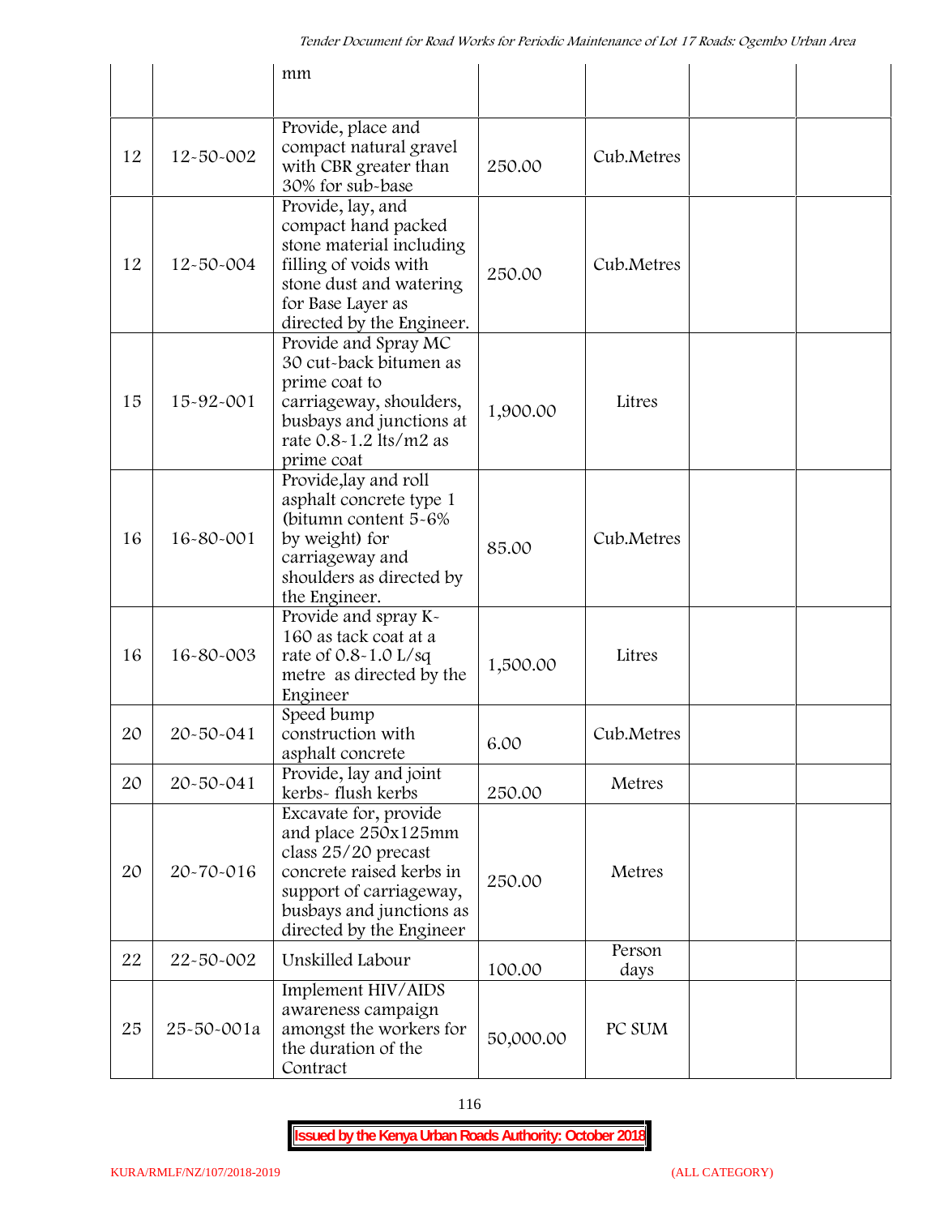| | | mm | | | | |
|---|---|---|---|---|---|---|
| 12 | 12-50-002 | Provide, place and compact natural gravel with CBR greater than 30% for sub-base | 250.00 | Cub.Metres | | |
| 12 | 12-50-004 | Provide, lay, and compact hand packed stone material including filling of voids with stone dust and watering for Base Layer as directed by the Engineer. | 250.00 | Cub.Metres | | |
| 15 | 15-92-001 | Provide and Spray MC 30 cut-back bitumen as prime coat to carriageway, shoulders, busbays and junctions at rate 0.8-1.2 lts/m2 as prime coat | 1,900.00 | Litres | | |
| 16 | 16-80-001 | Provide,lay and roll asphalt concrete type 1 (bitumn content 5-6% by weight) for carriageway and shoulders as directed by the Engineer. | 85.00 | Cub.Metres | | |
| 16 | 16-80-003 | Provide and spray K-160 as tack coat at a rate of 0.8-1.0 L/sq metre as directed by the Engineer | 1,500.00 | Litres | | |
| 20 | 20-50-041 | Speed bump construction with asphalt concrete | 6.00 | Cub.Metres | | |
| 20 | 20-50-041 | Provide, lay and joint kerbs- flush kerbs | 250.00 | Metres | | |
| 20 | 20-70-016 | Excavate for, provide and place 250x125mm class 25/20 precast concrete raised kerbs in support of carriageway, busbays and junctions as directed by the Engineer | 250.00 | Metres | | |
| 22 | 22-50-002 | Unskilled Labour | 100.00 | Person days | | |
| 25 | 25-50-001a | Implement HIV/AIDS awareness campaign amongst the workers for the duration of the Contract | 50,000.00 | PC SUM | | |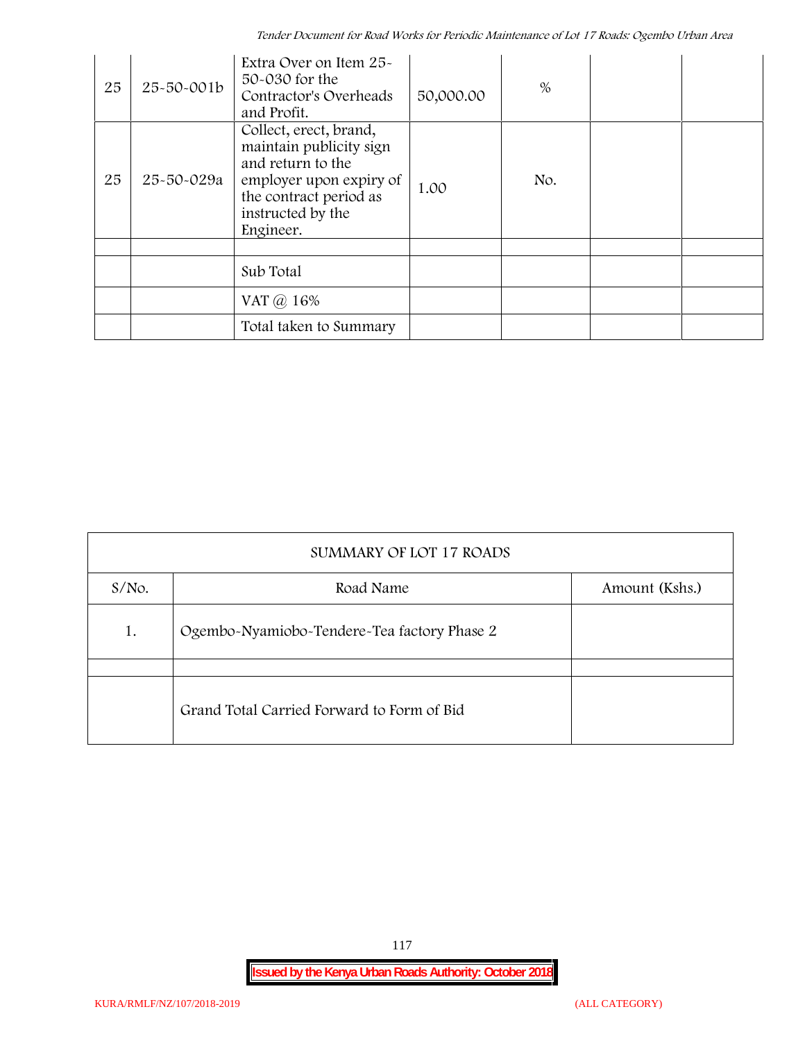| | | | | | | |
|---|---|---|---|---|---|---|
| 25 | 25-50-001b | Extra Over on Item 25-50-030 for the Contractor's Overheads and Profit. | 50,000.00 | % | | |
| 25 | 25-50-029a | Collect, erect, brand, maintain publicity sign and return to the employer upon expiry of the contract period as instructed by the Engineer. | 1.00 | No. | | |
| | | | | | | |
| | | Sub Total | | | | |
| | | VAT @ 16% | | | | |
| | | Total taken to Summary | | | | |

| SUMMARY OF LOT 17 ROADS | | |
|---|---|---|
| S/No. | Road Name | Amount (Kshs.) |
| 1. | Ogembo-Nyamiobo-Tendere-Tea factory Phase 2 | |
| | | |
| | Grand Total Carried Forward to Form of Bid | |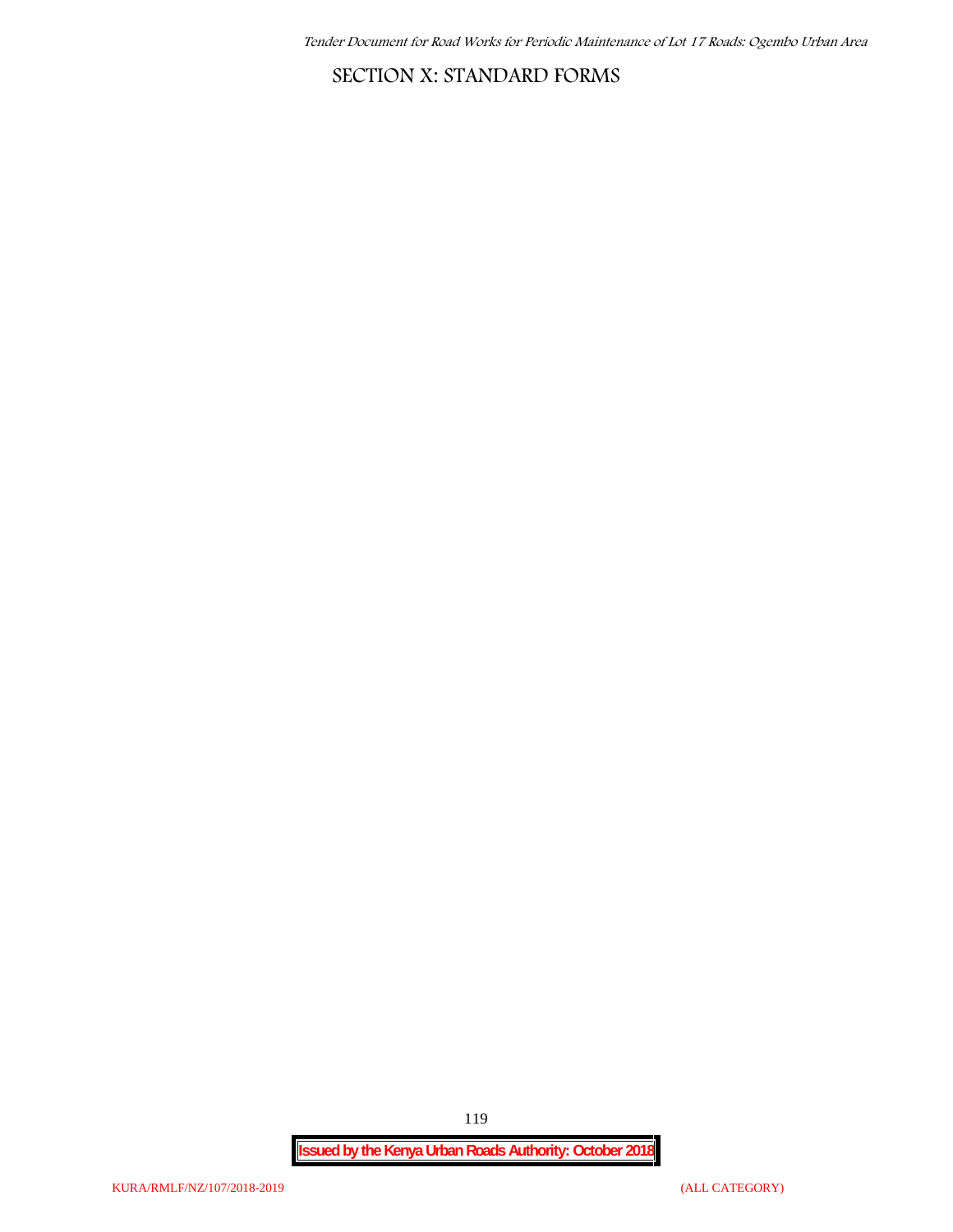# SECTION X: STANDARD FORMS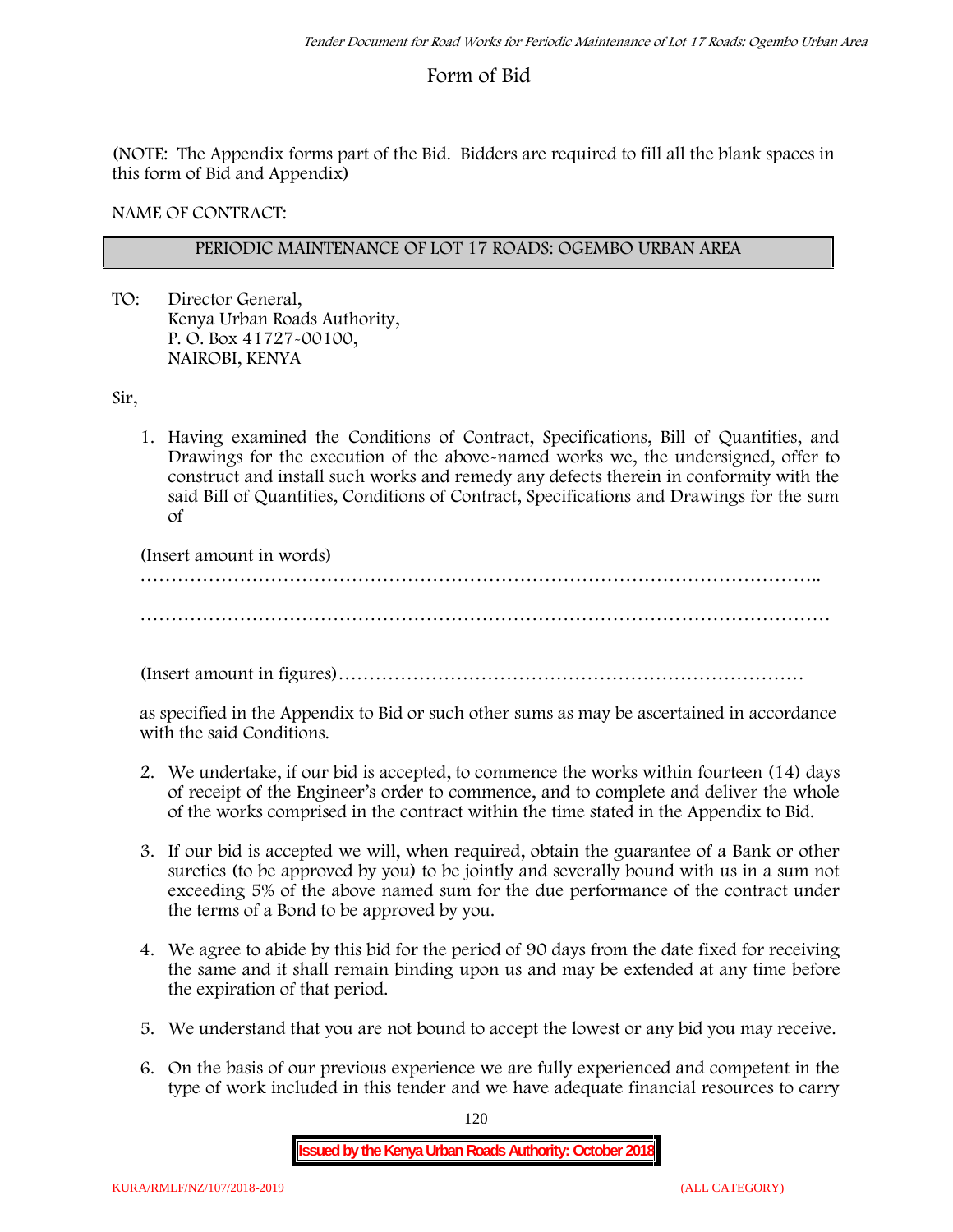# Form of Bid

(NOTE: The Appendix forms part of the Bid. Bidders are required to fill all the blank spaces in this form of Bid and Appendix)

NAME OF CONTRACT:

| PERIODIC MAINTENANCE OF LOT 17 ROADS: OGEMBO URBAN AREA |
|---|

TO: Director General,
Kenya Urban Roads Authority,
P. O. Box 41727-00100,
NAIROBI, KENYA

Sir,

1. Having examined the Conditions of Contract, Specifications, Bill of Quantities, and Drawings for the execution of the above-named works we, the undersigned, offer to construct and install such works and remedy any defects therein in conformity with the said Bill of Quantities, Conditions of Contract, Specifications and Drawings for the sum of

   (Insert amount in words)
   …………………………………………………………………………………………………..
   …………………………………………………………………………………………………

   (Insert amount in figures)…………………………………………………………………

   as specified in the Appendix to Bid or such other sums as may be ascertained in accordance with the said Conditions.

2. We undertake, if our bid is accepted, to commence the works within fourteen (14) days of receipt of the Engineer's order to commence, and to complete and deliver the whole of the works comprised in the contract within the time stated in the Appendix to Bid.

3. If our bid is accepted we will, when required, obtain the guarantee of a Bank or other sureties (to be approved by you) to be jointly and severally bound with us in a sum not exceeding 5% of the above named sum for the due performance of the contract under the terms of a Bond to be approved by you.

4. We agree to abide by this bid for the period of 90 days from the date fixed for receiving the same and it shall remain binding upon us and may be extended at any time before the expiration of that period.

5. We understand that you are not bound to accept the lowest or any bid you may receive.

6. On the basis of our previous experience we are fully experienced and competent in the type of work included in this tender and we have adequate financial resources to carry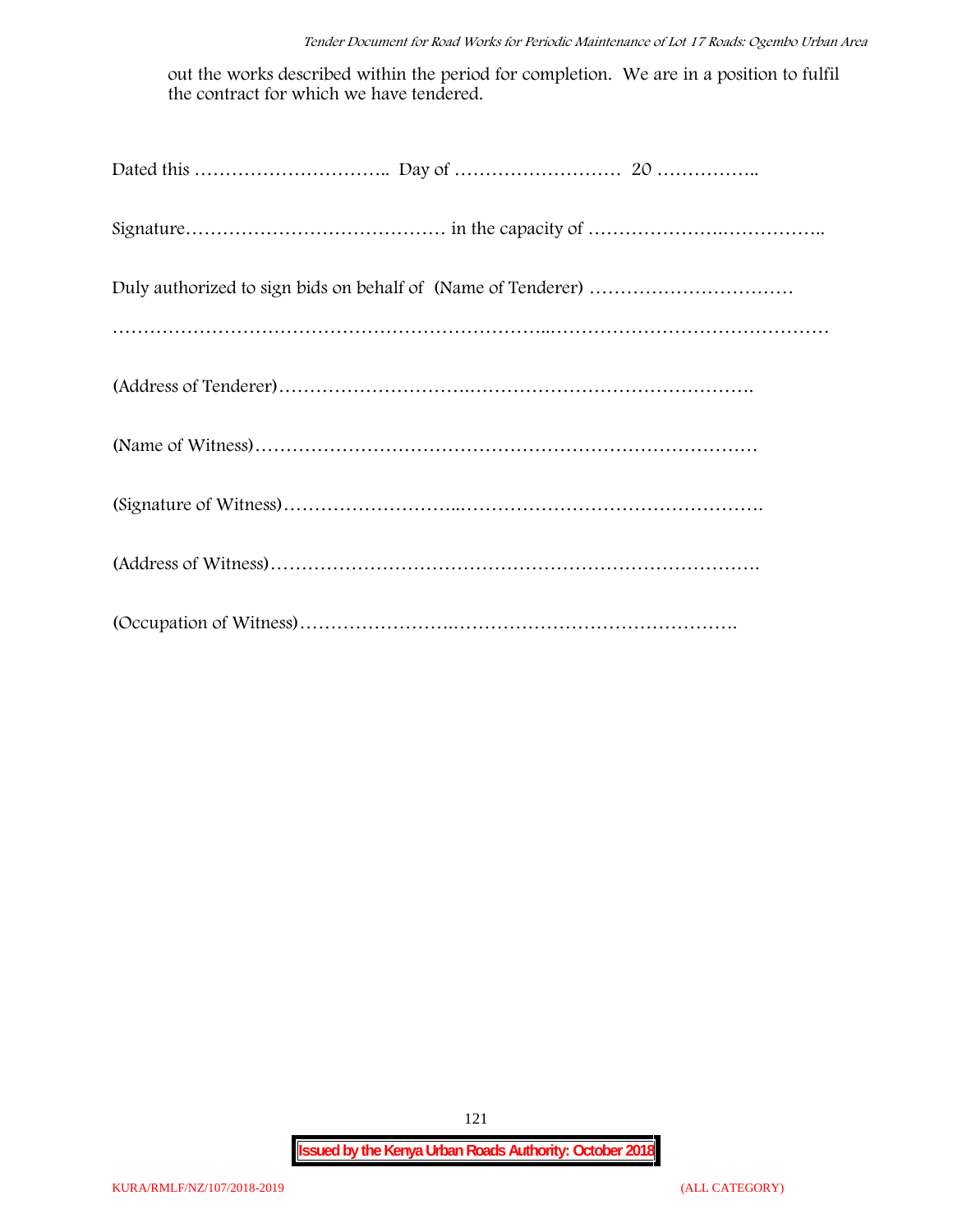out the works described within the period for completion. We are in a position to fulfil the contract for which we have tendered.

Dated this ………………………….. Day of ……………………… 20 ……………..

Signature…………………………………… in the capacity of …………………….……………..

Duly authorized to sign bids on behalf of (Name of Tenderer) ……………………………

…………………………………………………………..………………………………………

(Address of Tenderer)………………………….……………………………………….

(Name of Witness)………………………………………………………………………

(Signature of Witness)………………………..………………………………………….

(Address of Witness)…………………………………………………………………….

(Occupation of Witness)…………………….……………………………………….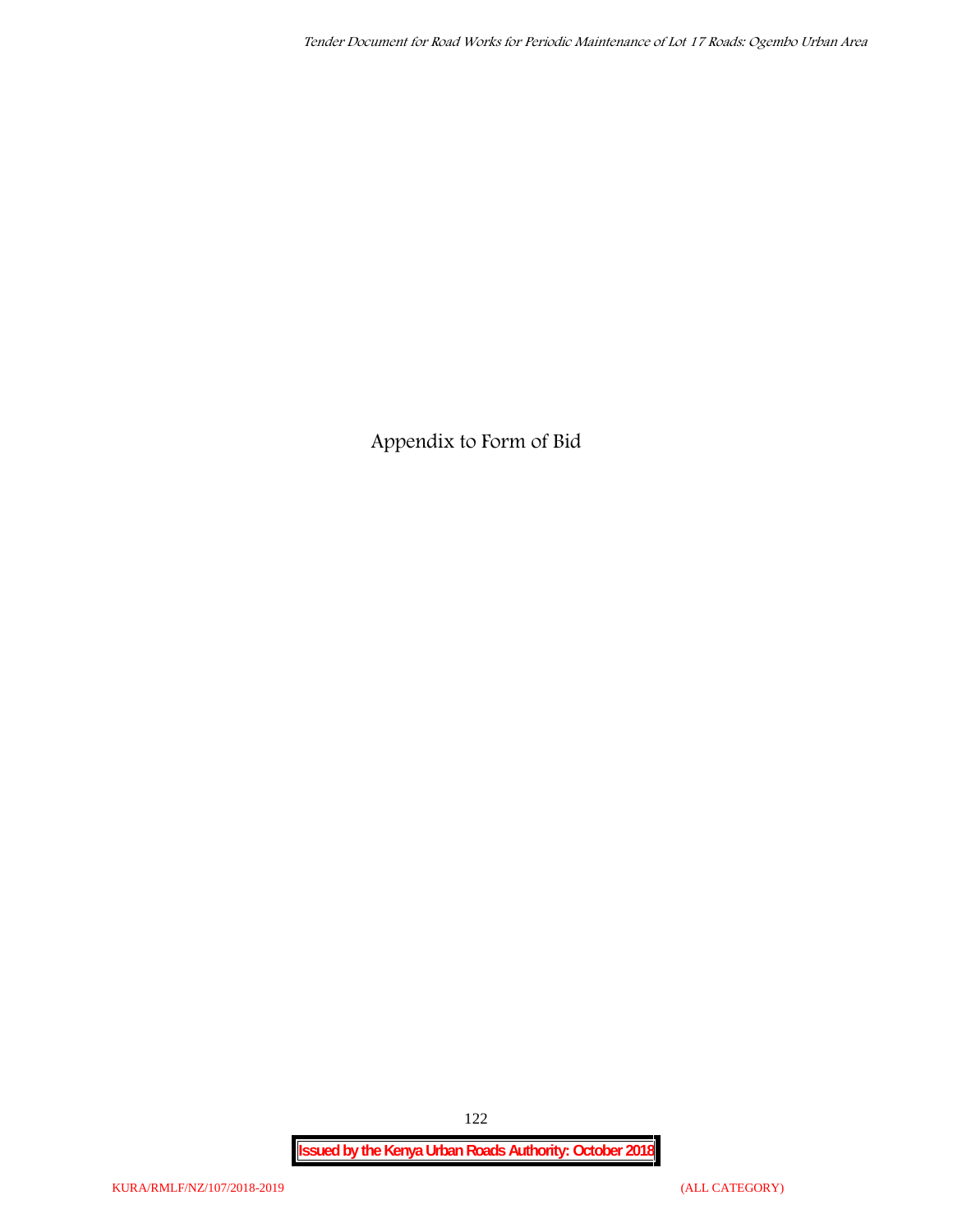# Appendix to Form of Bid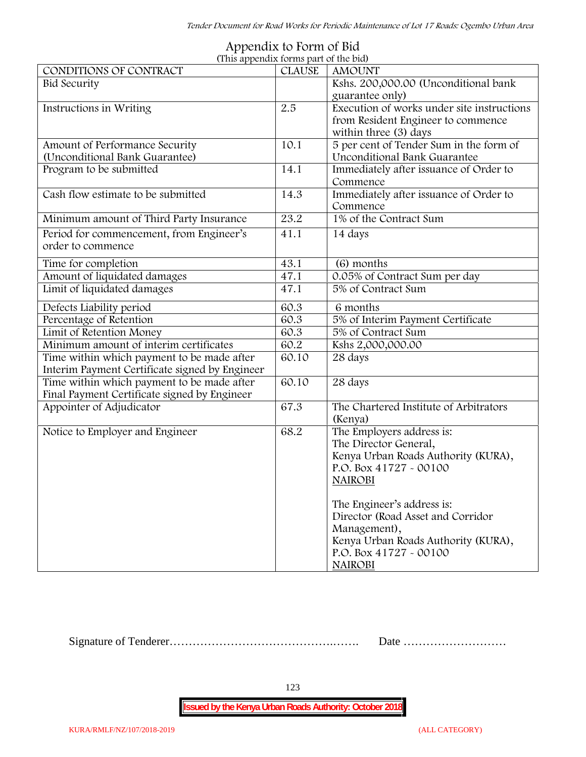# Appendix to Form of Bid

(This appendix forms part of the bid)

| CONDITIONS OF CONTRACT | CLAUSE | AMOUNT |
|---|---|---|
| Bid Security | | Kshs. 200,000.00 (Unconditional bank guarantee only) |
| Instructions in Writing | 2.5 | Execution of works under site instructions from Resident Engineer to commence within three (3) days |
| Amount of Performance Security (Unconditional Bank Guarantee) | 10.1 | 5 per cent of Tender Sum in the form of Unconditional Bank Guarantee |
| Program to be submitted | 14.1 | Immediately after issuance of Order to Commence |
| Cash flow estimate to be submitted | 14.3 | Immediately after issuance of Order to Commence |
| Minimum amount of Third Party Insurance | 23.2 | 1% of the Contract Sum |
| Period for commencement, from Engineer's order to commence | 41.1 | 14 days |
| Time for completion | 43.1 | (6) months |
| Amount of liquidated damages | 47.1 | 0.05% of Contract Sum per day |
| Limit of liquidated damages | 47.1 | 5% of Contract Sum |
| Defects Liability period | 60.3 | 6 months |
| Percentage of Retention | 60.3 | 5% of Interim Payment Certificate |
| Limit of Retention Money | 60.3 | 5% of Contract Sum |
| Minimum amount of interim certificates | 60.2 | Kshs 2,000,000.00 |
| Time within which payment to be made after Interim Payment Certificate signed by Engineer | 60.10 | 28 days |
| Time within which payment to be made after Final Payment Certificate signed by Engineer | 60.10 | 28 days |
| Appointer of Adjudicator | 67.3 | The Chartered Institute of Arbitrators (Kenya) |
| Notice to Employer and Engineer | 68.2 | The Employers address is: The Director General, Kenya Urban Roads Authority (KURA), P.O. Box 41727 - 00100 NAIROBI <br><br> The Engineer's address is: Director (Road Asset and Corridor Management), Kenya Urban Roads Authority (KURA), P.O. Box 41727 - 00100 NAIROBI |

Signature of Tenderer……………………………………..……. Date ………………………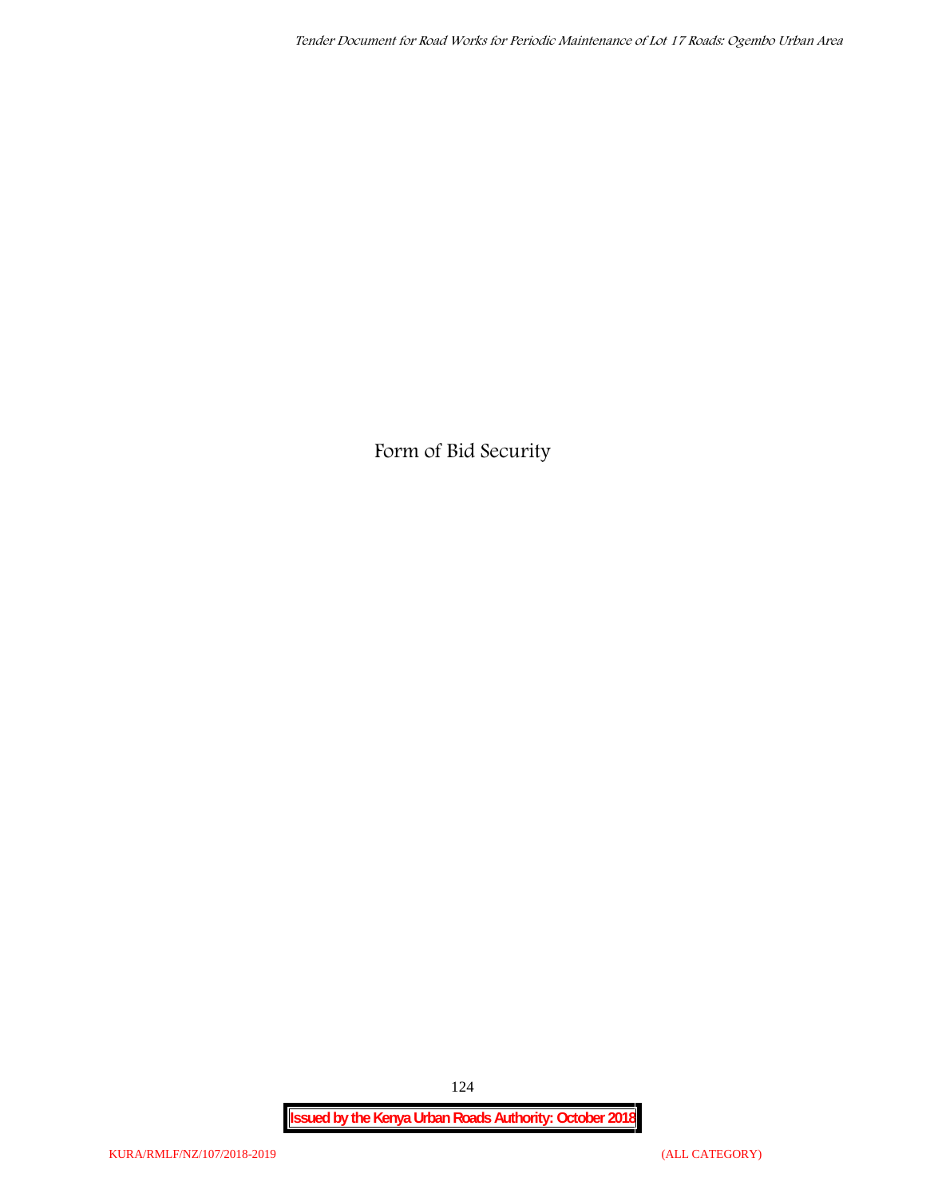# Form of Bid Security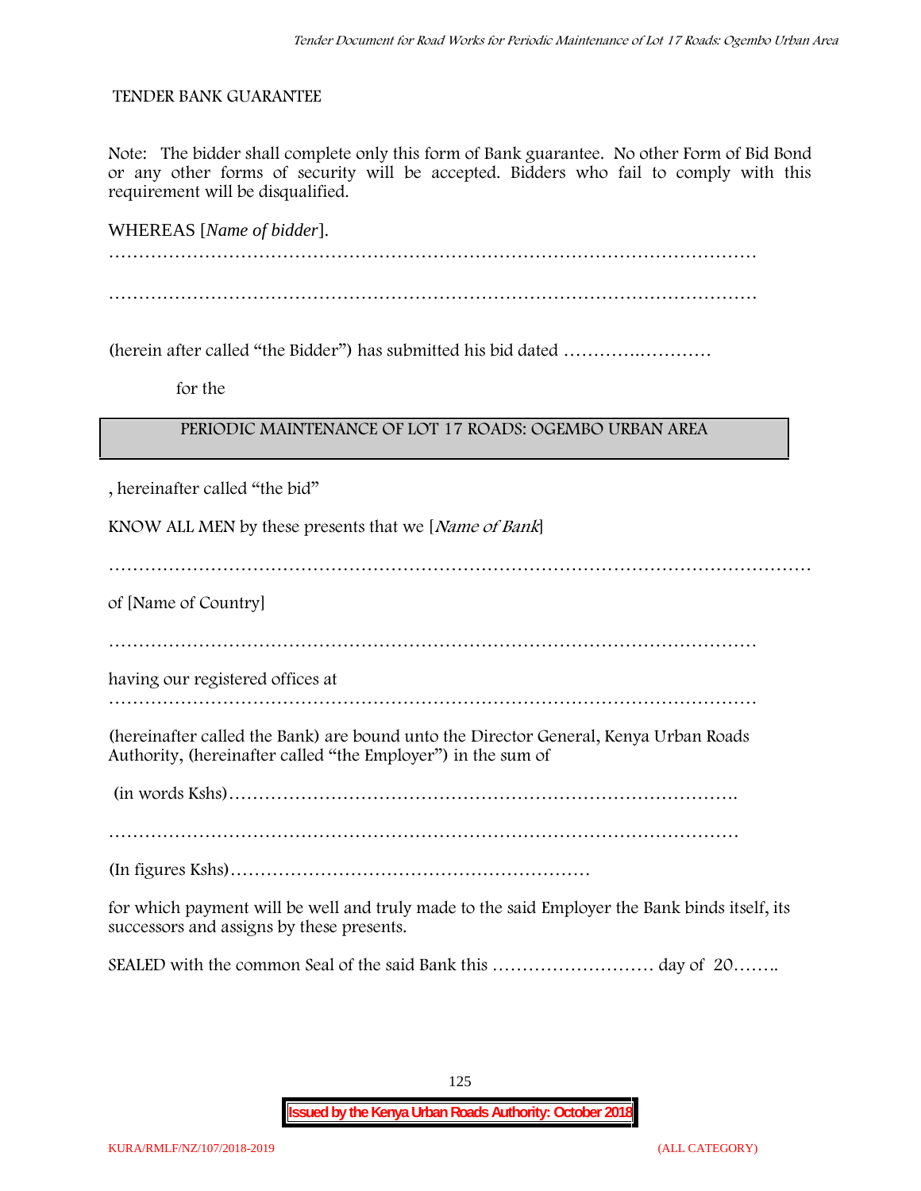TENDER BANK GUARANTEE

Note: The bidder shall complete only this form of Bank guarantee. No other Form of Bid Bond or any other forms of security will be accepted. Bidders who fail to comply with this requirement will be disqualified.

WHEREAS [*Name of bidder*].

…………………………………………………………………………………………………

…………………………………………………………………………………………………

(herein after called "the Bidder") has submitted his bid dated ………….…………

for the

| PERIODIC MAINTENANCE OF LOT 17 ROADS: OGEMBO URBAN AREA |
|---|

, hereinafter called "the bid"

KNOW ALL MEN by these presents that we [*Name of Bank*]

……………………………………………………………………………………………………

of [Name of Country]

…………………………………………………………………………………………………

having our registered offices at

…………………………………………………………………………………………………

(hereinafter called the Bank) are bound unto the Director General, Kenya Urban Roads Authority, (hereinafter called "the Employer") in the sum of

(in words Kshs)……………………………………………………………………………

…………………………………………………………………………………………………

(In figures Kshs)……………………………………………………

for which payment will be well and truly made to the said Employer the Bank binds itself, its successors and assigns by these presents.

SEALED with the common Seal of the said Bank this ……………………… day of 20……..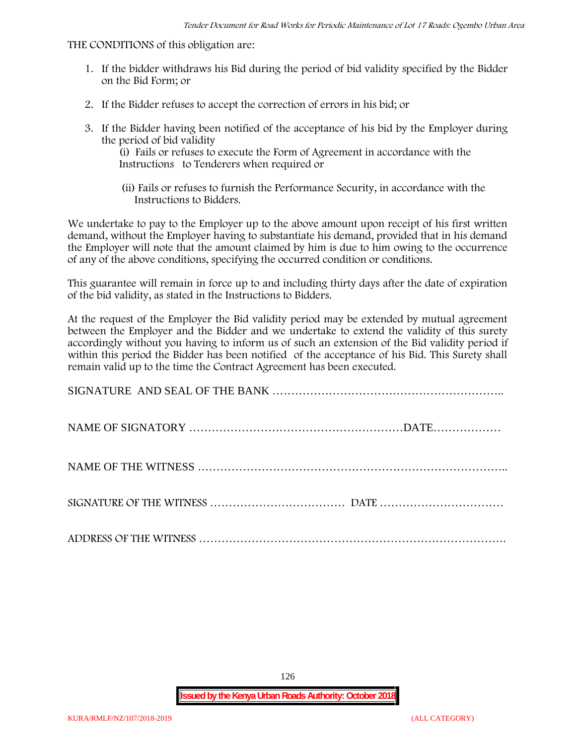THE CONDITIONS of this obligation are:

1. If the bidder withdraws his Bid during the period of bid validity specified by the Bidder on the Bid Form; or
2. If the Bidder refuses to accept the correction of errors in his bid; or
3. If the Bidder having been notified of the acceptance of his bid by the Employer during the period of bid validity
   (i) Fails or refuses to execute the Form of Agreement in accordance with the Instructions to Tenderers when required or

   (ii) Fails or refuses to furnish the Performance Security, in accordance with the Instructions to Bidders.

We undertake to pay to the Employer up to the above amount upon receipt of his first written demand, without the Employer having to substantiate his demand, provided that in his demand the Employer will note that the amount claimed by him is due to him owing to the occurrence of any of the above conditions, specifying the occurred condition or conditions.

This guarantee will remain in force up to and including thirty days after the date of expiration of the bid validity, as stated in the Instructions to Bidders.

At the request of the Employer the Bid validity period may be extended by mutual agreement between the Employer and the Bidder and we undertake to extend the validity of this surety accordingly without you having to inform us of such an extension of the Bid validity period if within this period the Bidder has been notified of the acceptance of his Bid. This Surety shall remain valid up to the time the Contract Agreement has been executed.

SIGNATURE AND SEAL OF THE BANK …………………………………………………..

NAME OF SIGNATORY …………………………………………………DATE………………

NAME OF THE WITNESS ………………………………………………………………………..

SIGNATURE OF THE WITNESS ……………………………… DATE ……………………………

ADDRESS OF THE WITNESS ……………………………………………………………………….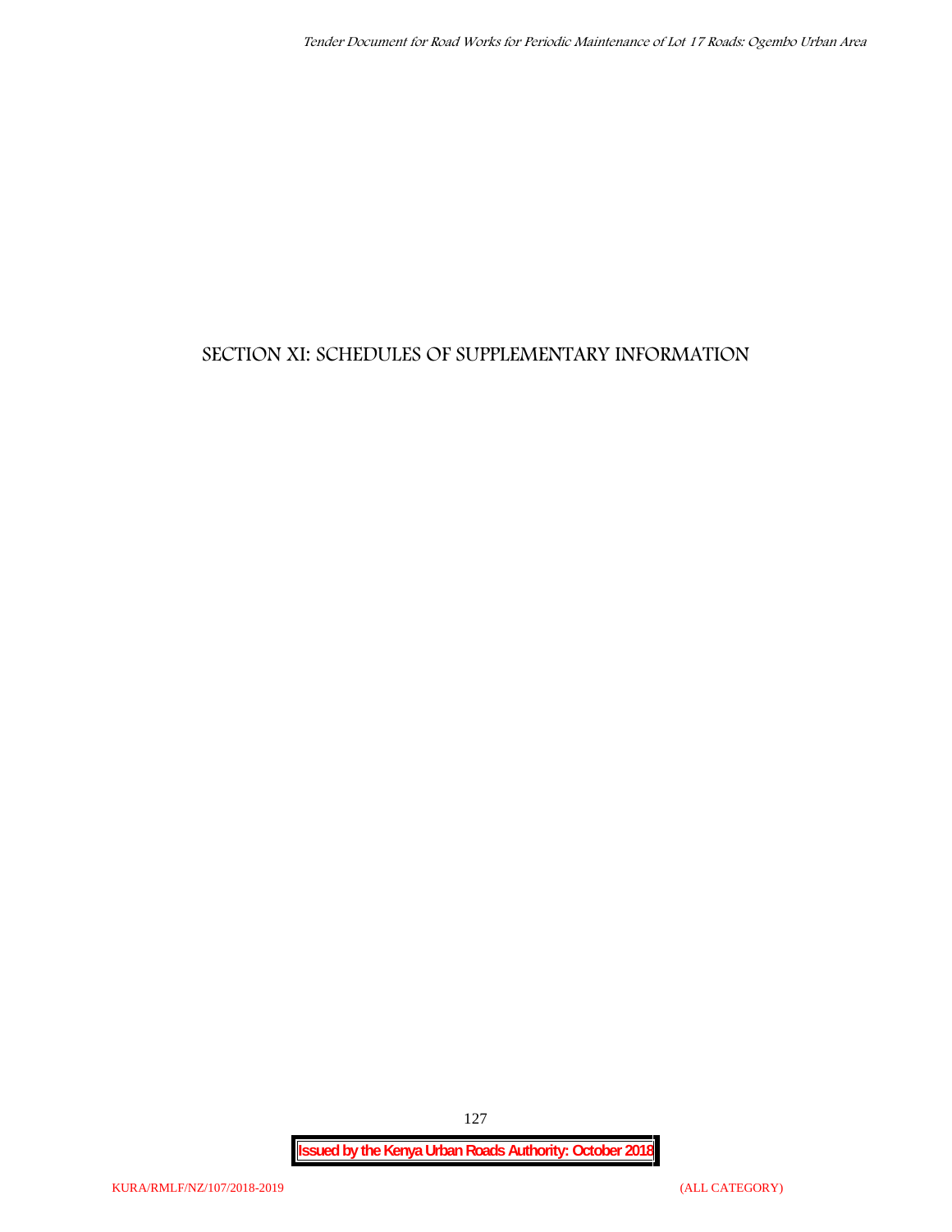# SECTION XI: SCHEDULES OF SUPPLEMENTARY INFORMATION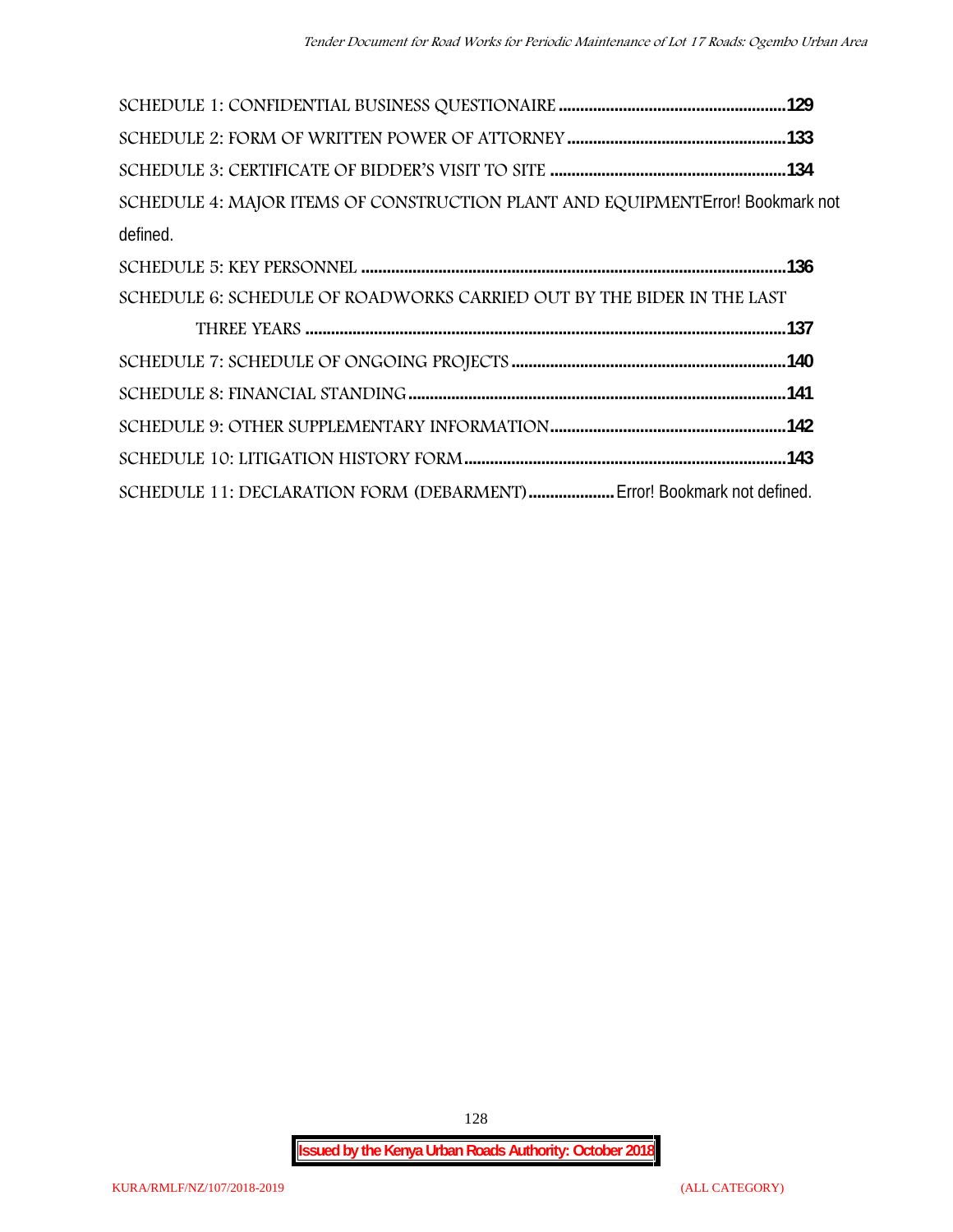SCHEDULE 1: CONFIDENTIAL BUSINESS QUESTIONAIRE ....................................................129

SCHEDULE 2: FORM OF WRITTEN POWER OF ATTORNEY ..................................................133

SCHEDULE 3: CERTIFICATE OF BIDDER'S VISIT TO SITE ......................................................134

SCHEDULE 4: MAJOR ITEMS OF CONSTRUCTION PLANT AND EQUIPMENTError! Bookmark not defined.

SCHEDULE 5: KEY PERSONNEL ..................................................................................................136

SCHEDULE 6: SCHEDULE OF ROADWORKS CARRIED OUT BY THE BIDER IN THE LAST THREE YEARS ...............................................................................................................137

SCHEDULE 7: SCHEDULE OF ONGOING PROJECTS ................................................................140

SCHEDULE 8: FINANCIAL STANDING.......................................................................................141

SCHEDULE 9: OTHER SUPPLEMENTARY INFORMATION......................................................142

SCHEDULE 10: LITIGATION HISTORY FORM..........................................................................143

SCHEDULE 11: DECLARATION FORM (DEBARMENT)....................Error! Bookmark not defined.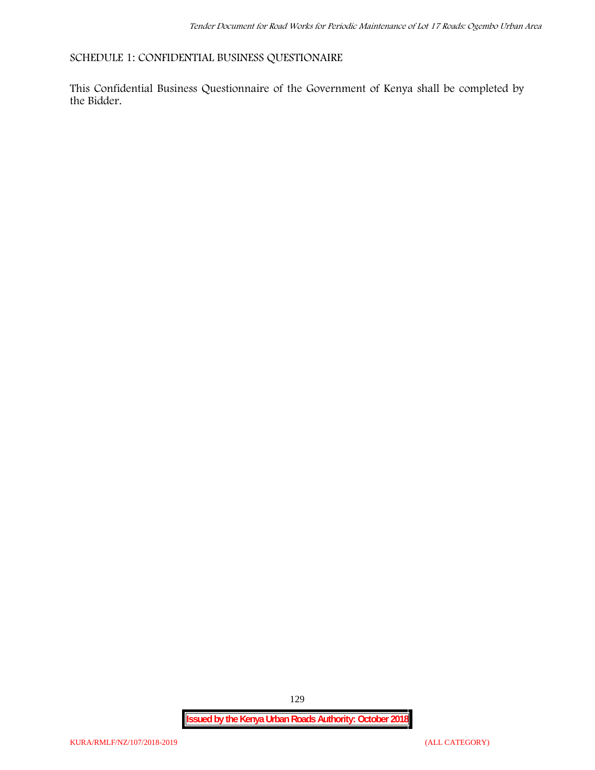## SCHEDULE 1: CONFIDENTIAL BUSINESS QUESTIONAIRE

This Confidential Business Questionnaire of the Government of Kenya shall be completed by the Bidder.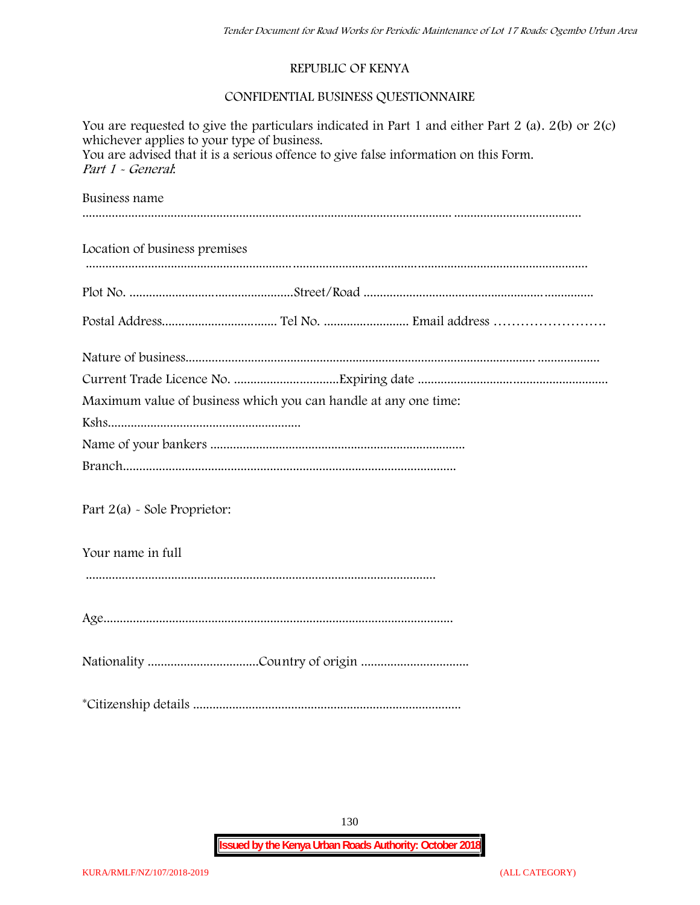REPUBLIC OF KENYA

CONFIDENTIAL BUSINESS QUESTIONNAIRE

You are requested to give the particulars indicated in Part 1 and either Part 2 (a). 2(b) or 2(c) whichever applies to your type of business.
You are advised that it is a serious offence to give false information on this Form.
*Part 1 - General:*

Business name

……………………………………………………………………………………………… ………………………………

Location of business premises

…………………………………………………………………………………………………………………………………

Plot No. ……………………………………………Street/Road ……………………………………………………………

Postal Address……………………………… Tel No. ……………………… Email address ……………………

Nature of business……………………………………………………………………………………… ………………

Current Trade Licence No. ……………………………Expiring date ……………………………………………………

Maximum value of business which you can handle at any one time:

Kshs……………………………………………………

Name of your bankers ……………………………………………………………………

Branch……………………………………………………………………………………

Part 2(a) - Sole Proprietor:

Your name in full

………………………………………………………………………………………………

Age………………………………………………………………………………………………

Nationality ……………………………Country of origin ……………………………

*Citizenship details ………………………………………………………………………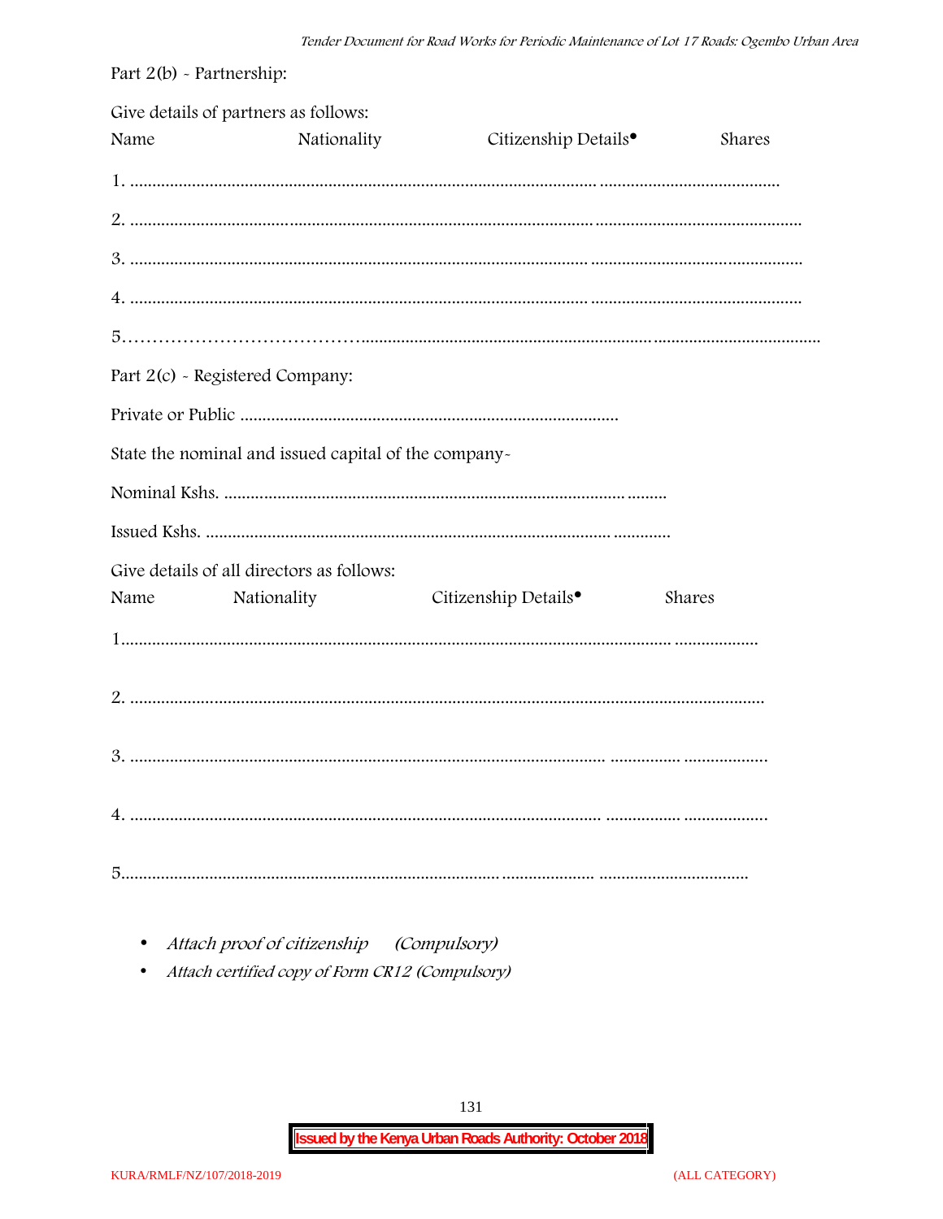Part 2(b) - Partnership:

Give details of partners as follows:

Name Nationality Citizenship Details• Shares

1. ........................................................................................................................ ........................................

2. ........................................................................................................................ ...............................................

3. ........................................................................................................................ ...............................................

4. ........................................................................................................................ ...............................................

5………………………………….......................................................................................... ......................................

Part 2(c) - Registered Company:

Private or Public .....................................................................................

State the nominal and issued capital of the company-

Nominal Kshs. ....................................................................................... .........

Issued Kshs. ......................................................................................... .............

Give details of all directors as follows:

Name Nationality Citizenship Details• Shares

1............................................................................................................................. ...................

2. .............................................................................................................................................

3. ........................................................................................................... ................ ..................

4. ........................................................................................................... ................. ..................

5......................................................................................................... ..................... .................................

- *Attach proof of citizenship (Compulsory)*
- *Attach certified copy of Form CR12 (Compulsory)*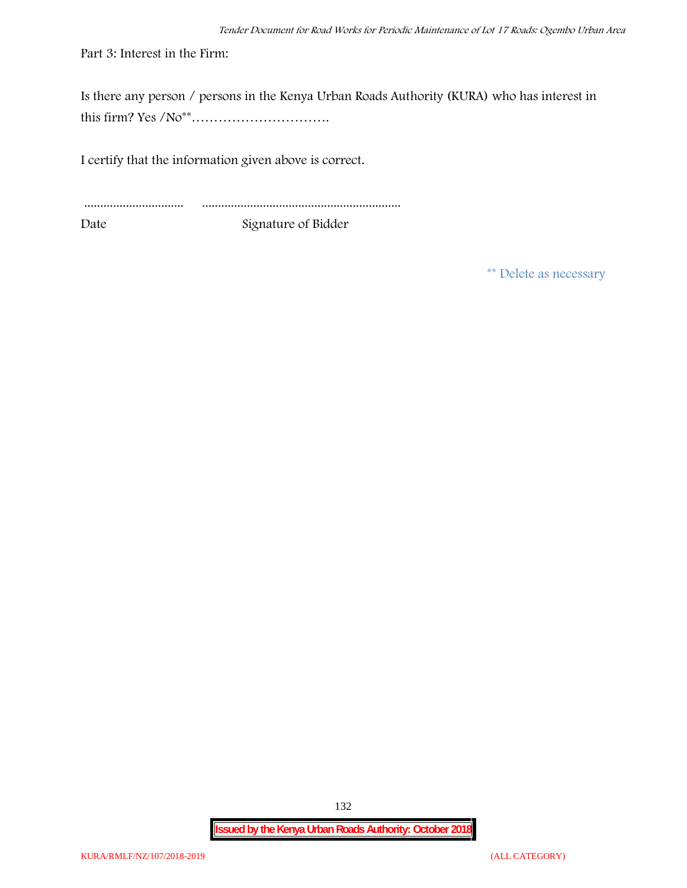Part 3: Interest in the Firm:

Is there any person / persons in the Kenya Urban Roads Authority (KURA) who has interest in this firm? Yes /No** ………………………….

I certify that the information given above is correct.

............................... ..............................................................

Date Signature of Bidder

** Delete as necessary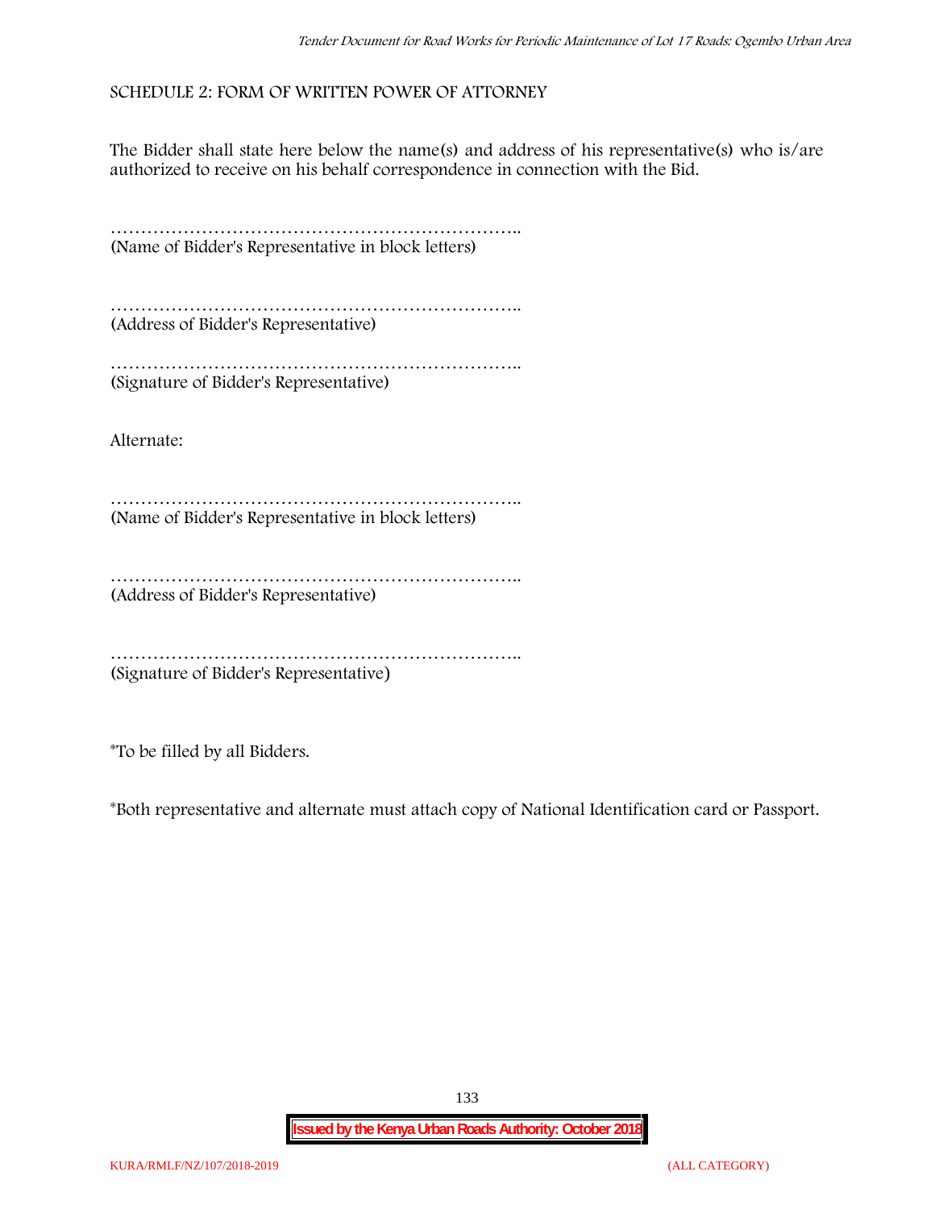## SCHEDULE 2: FORM OF WRITTEN POWER OF ATTORNEY

The Bidder shall state here below the name(s) and address of his representative(s) who is/are authorized to receive on his behalf correspondence in connection with the Bid.

…………………………………………………………..
(Name of Bidder's Representative in block letters)

…………………………………………………………..
(Address of Bidder's Representative)

…………………………………………………………..
(Signature of Bidder's Representative)

Alternate:

…………………………………………………………..
(Name of Bidder's Representative in block letters)

…………………………………………………………..
(Address of Bidder's Representative)

…………………………………………………………..
(Signature of Bidder's Representative)

*To be filled by all Bidders.

*Both representative and alternate must attach copy of National Identification card or Passport.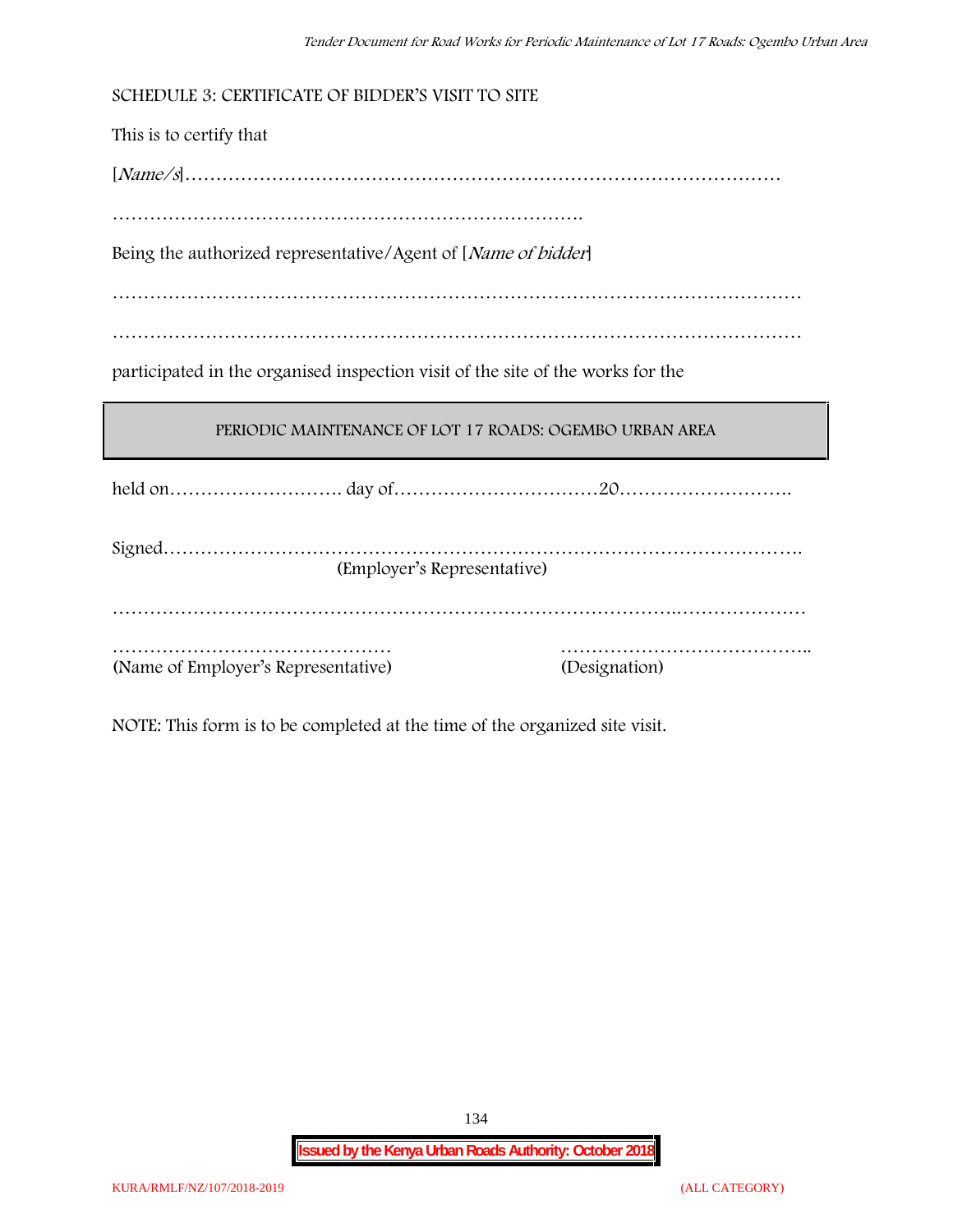SCHEDULE 3: CERTIFICATE OF BIDDER'S VISIT TO SITE

This is to certify that

[*Name/s*]……………………………………………………………………………………

…………………………………………………………………….

Being the authorized representative/Agent of [*Name of bidder*]

…………………………………………………………………………………………………

…………………………………………………………………………………………………

participated in the organised inspection visit of the site of the works for the

**PERIODIC MAINTENANCE OF LOT 17 ROADS: OGEMBO URBAN AREA**

held on………………………. day of……………………………20……………………….

Signed……………………………………………………………………………………….
(Employer's Representative)

……………………………………………………………………………..…………………

……………………………………… (Name of Employer's Representative)

………………………………….. (Designation)

NOTE: This form is to be completed at the time of the organized site visit.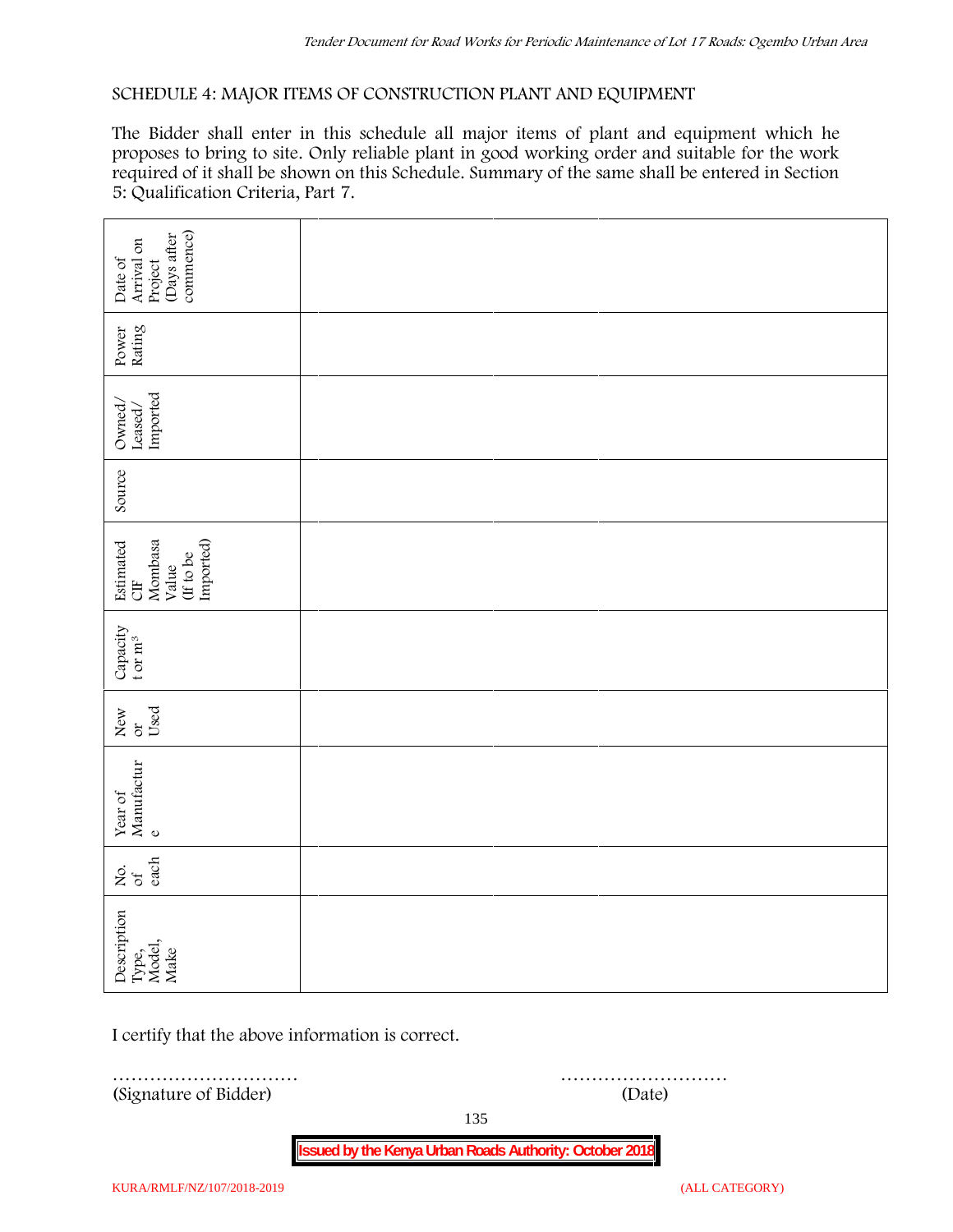## SCHEDULE 4: MAJOR ITEMS OF CONSTRUCTION PLANT AND EQUIPMENT

The Bidder shall enter in this schedule all major items of plant and equipment which he proposes to bring to site. Only reliable plant in good working order and suitable for the work required of it shall be shown on this Schedule. Summary of the same shall be entered in Section 5: Qualification Criteria, Part 7.

| Description Type, Model, Make | No. of each | Year of Manufacture | New or Used | Capacity t or $m^3$ | Estimated CIF Mombasa Value (If to be Imported) | Source | Owned/ Leased/ Imported | Power Rating | Date of Arrival on Project (Days after commence) |
|---|---|---|---|---|---|---|---|---|---|
| | | | | | | | | | |
| | | | | | | | | | |
| | | | | | | | | | |

I certify that the above information is correct.

………………………… ………………………

(Signature of Bidder) (Date)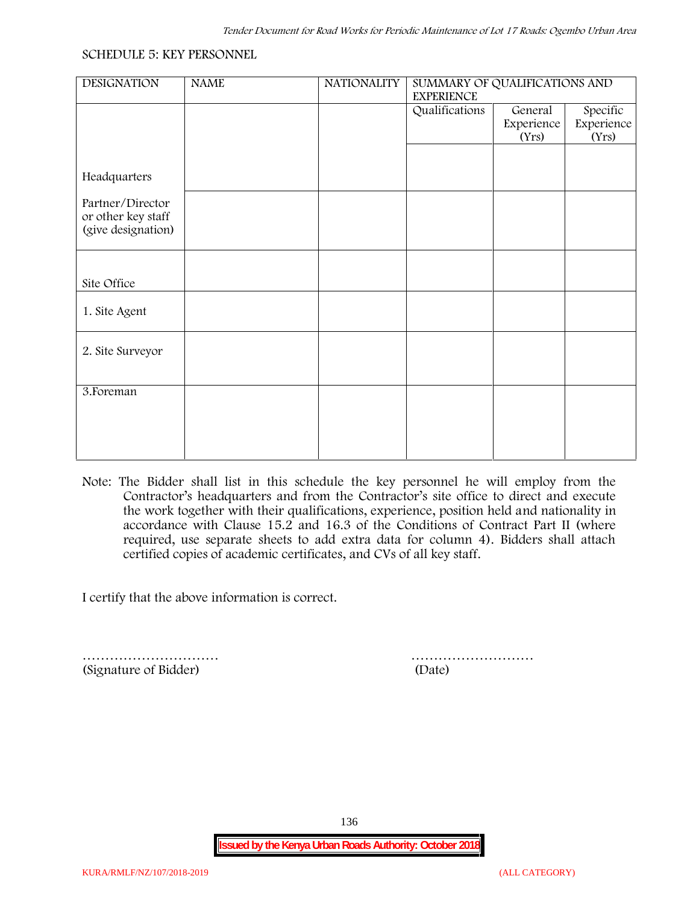SCHEDULE 5: KEY PERSONNEL

| DESIGNATION | NAME | NATIONALITY | SUMMARY OF QUALIFICATIONS AND EXPERIENCE | | |
|---|---|---|---|---|---|
| | | | Qualifications | General Experience (Yrs) | Specific Experience (Yrs) |
| Headquarters | | | | | |
| Partner/Director or other key staff (give designation) | | | | | |
| Site Office | | | | | |
| 1. Site Agent | | | | | |
| 2. Site Surveyor | | | | | |
| 3.Foreman | | | | | |

Note: The Bidder shall list in this schedule the key personnel he will employ from the Contractor's headquarters and from the Contractor's site office to direct and execute the work together with their qualifications, experience, position held and nationality in accordance with Clause 15.2 and 16.3 of the Conditions of Contract Part II (where required, use separate sheets to add extra data for column 4). Bidders shall attach certified copies of academic certificates, and CVs of all key staff.

I certify that the above information is correct.

………………………… (Signature of Bidder)

……………………… (Date)

**Issued by the Kenya Urban Roads Authority: October 2018**

KURA/RMLF/NZ/107/2018-2019 (ALL CATEGORY)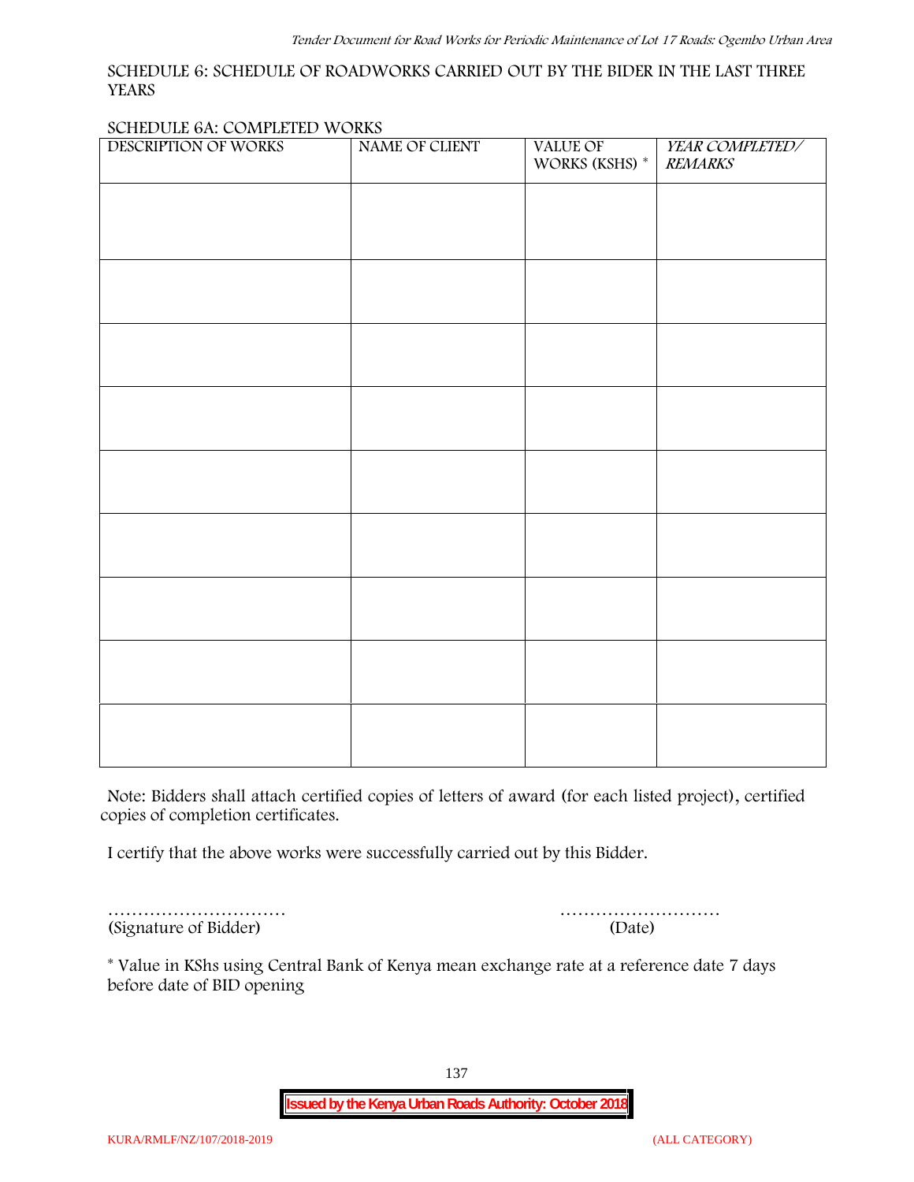SCHEDULE 6: SCHEDULE OF ROADWORKS CARRIED OUT BY THE BIDER IN THE LAST THREE YEARS

SCHEDULE 6A: COMPLETED WORKS

| DESCRIPTION OF WORKS | NAME OF CLIENT | VALUE OF WORKS (KSHS) * | *YEAR COMPLETED/ REMARKS* |
|---|---|---|---|
| | | | |
| | | | |
| | | | |
| | | | |
| | | | |
| | | | |
| | | | |
| | | | |
| | | | |

Note: Bidders shall attach certified copies of letters of award (for each listed project), certified copies of completion certificates.

I certify that the above works were successfully carried out by this Bidder.

………………………… ………………………
(Signature of Bidder) (Date)

* Value in KShs using Central Bank of Kenya mean exchange rate at a reference date 7 days before date of BID opening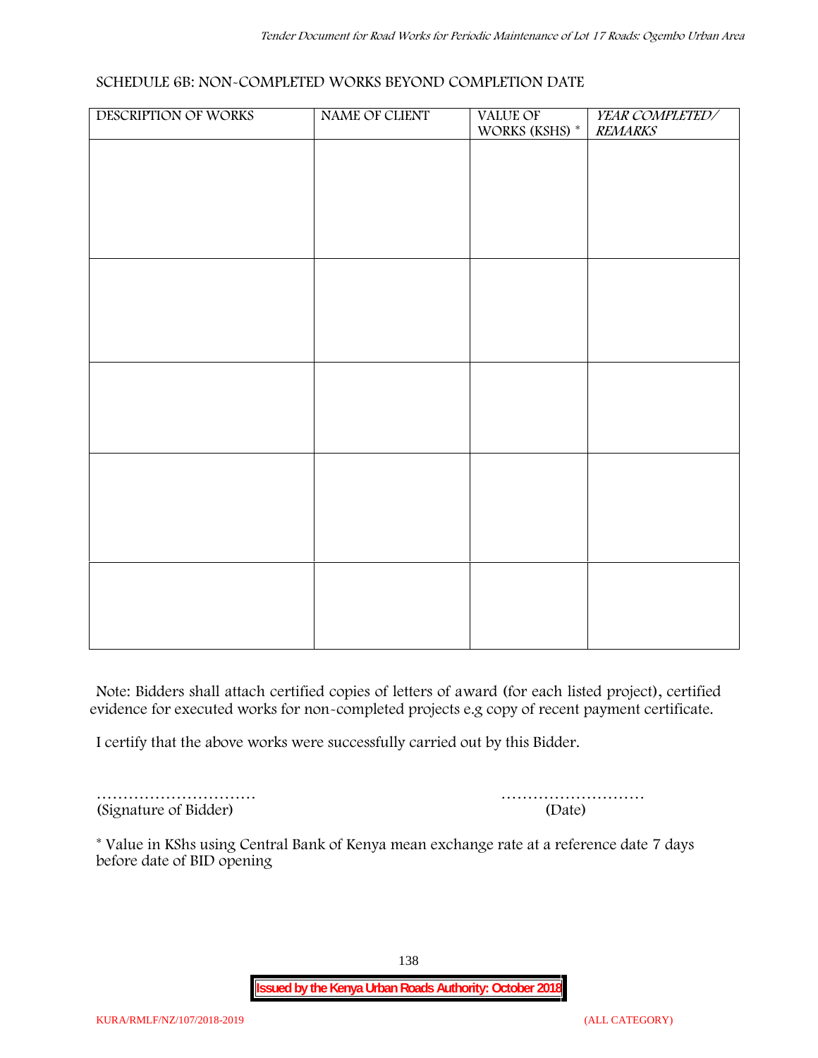SCHEDULE 6B: NON-COMPLETED WORKS BEYOND COMPLETION DATE

| DESCRIPTION OF WORKS | NAME OF CLIENT | VALUE OF WORKS (KSHS) * | *YEAR COMPLETED/ REMARKS* |
|---|---|---|---|
| | | | |
| | | | |
| | | | |
| | | | |
| | | | |

Note: Bidders shall attach certified copies of letters of award (for each listed project), certified evidence for executed works for non-completed projects e.g copy of recent payment certificate.

I certify that the above works were successfully carried out by this Bidder.

………………………… (Signature of Bidder)

……………………… (Date)

* Value in KShs using Central Bank of Kenya mean exchange rate at a reference date 7 days before date of BID opening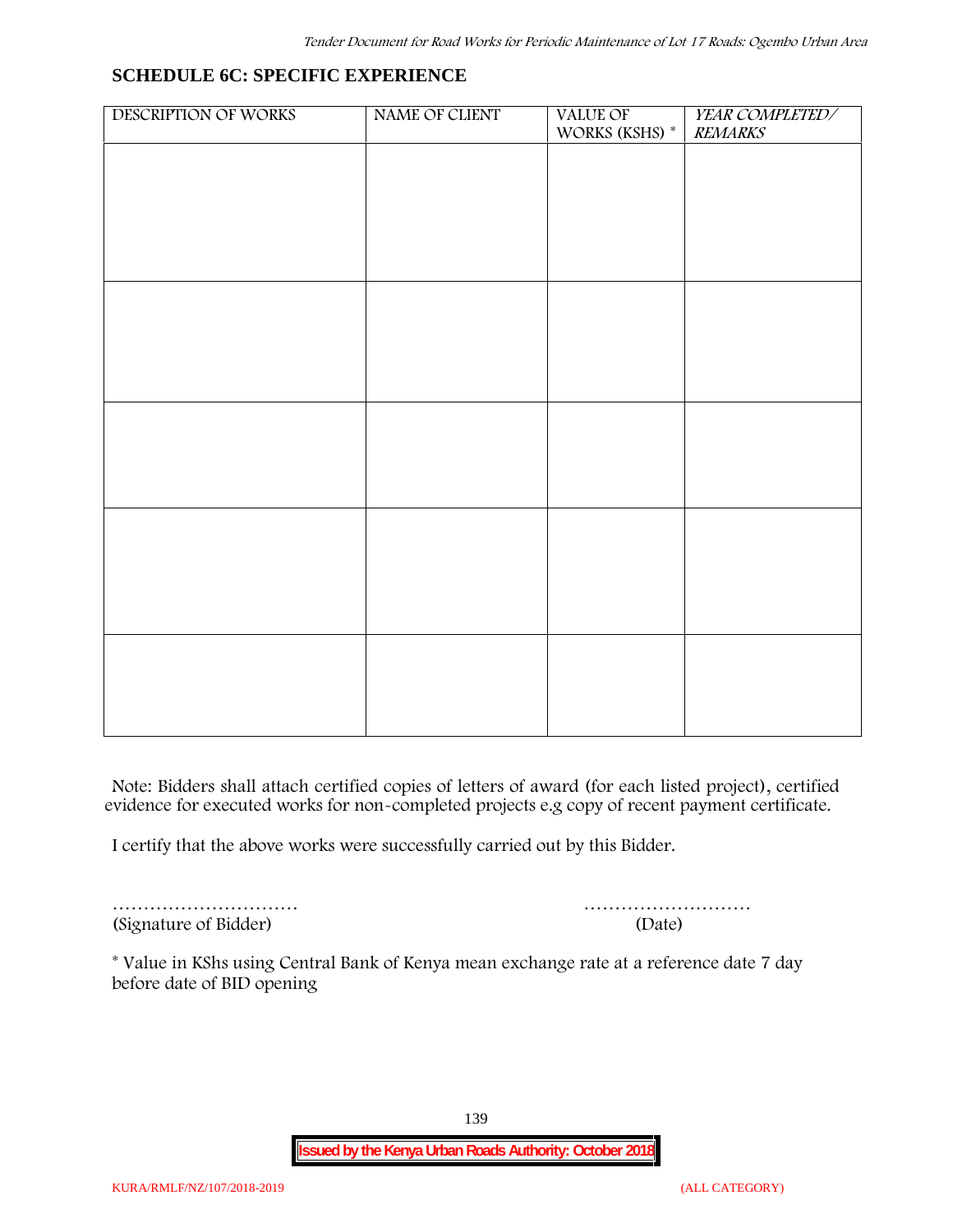## SCHEDULE 6C: SPECIFIC EXPERIENCE

| DESCRIPTION OF WORKS | NAME OF CLIENT | VALUE OF WORKS (KSHS) * | *YEAR COMPLETED/ REMARKS* |
|---|---|---|---|
| | | | |
| | | | |
| | | | |
| | | | |
| | | | |

Note: Bidders shall attach certified copies of letters of award (for each listed project), certified evidence for executed works for non-completed projects e.g copy of recent payment certificate.

I certify that the above works were successfully carried out by this Bidder.

………………………… ………………………
(Signature of Bidder) (Date)

* Value in KShs using Central Bank of Kenya mean exchange rate at a reference date 7 day before date of BID opening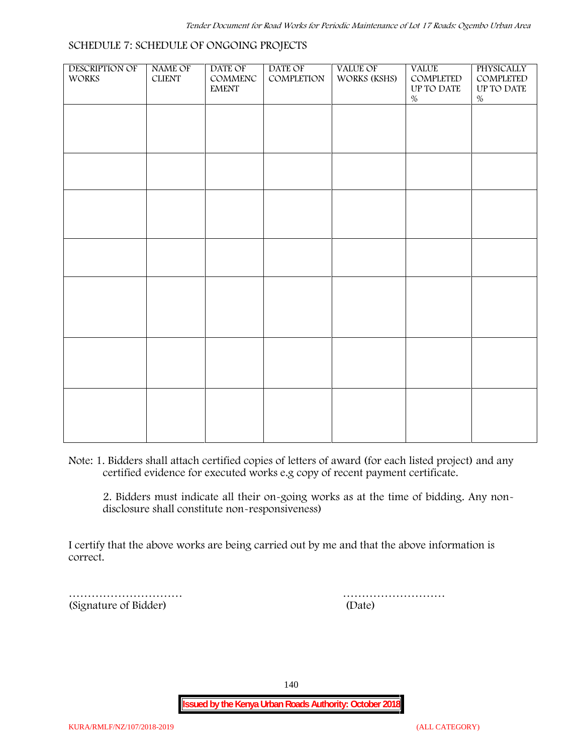## SCHEDULE 7: SCHEDULE OF ONGOING PROJECTS

| DESCRIPTION OF WORKS | NAME OF CLIENT | DATE OF COMMENCEMENT | DATE OF COMPLETION | VALUE OF WORKS (KSHS) | VALUE COMPLETED UP TO DATE % | PHYSICALLY COMPLETED UP TO DATE % |
|---|---|---|---|---|---|---|
| | | | | | | |
| | | | | | | |
| | | | | | | |
| | | | | | | |
| | | | | | | |
| | | | | | | |
| | | | | | | |

Note: 1. Bidders shall attach certified copies of letters of award (for each listed project) and any certified evidence for executed works e.g copy of recent payment certificate.

2. Bidders must indicate all their on-going works as at the time of bidding. Any non-disclosure shall constitute non-responsiveness)

I certify that the above works are being carried out by me and that the above information is correct.

…………………………  
(Signature of Bidder)

………………………  
(Date)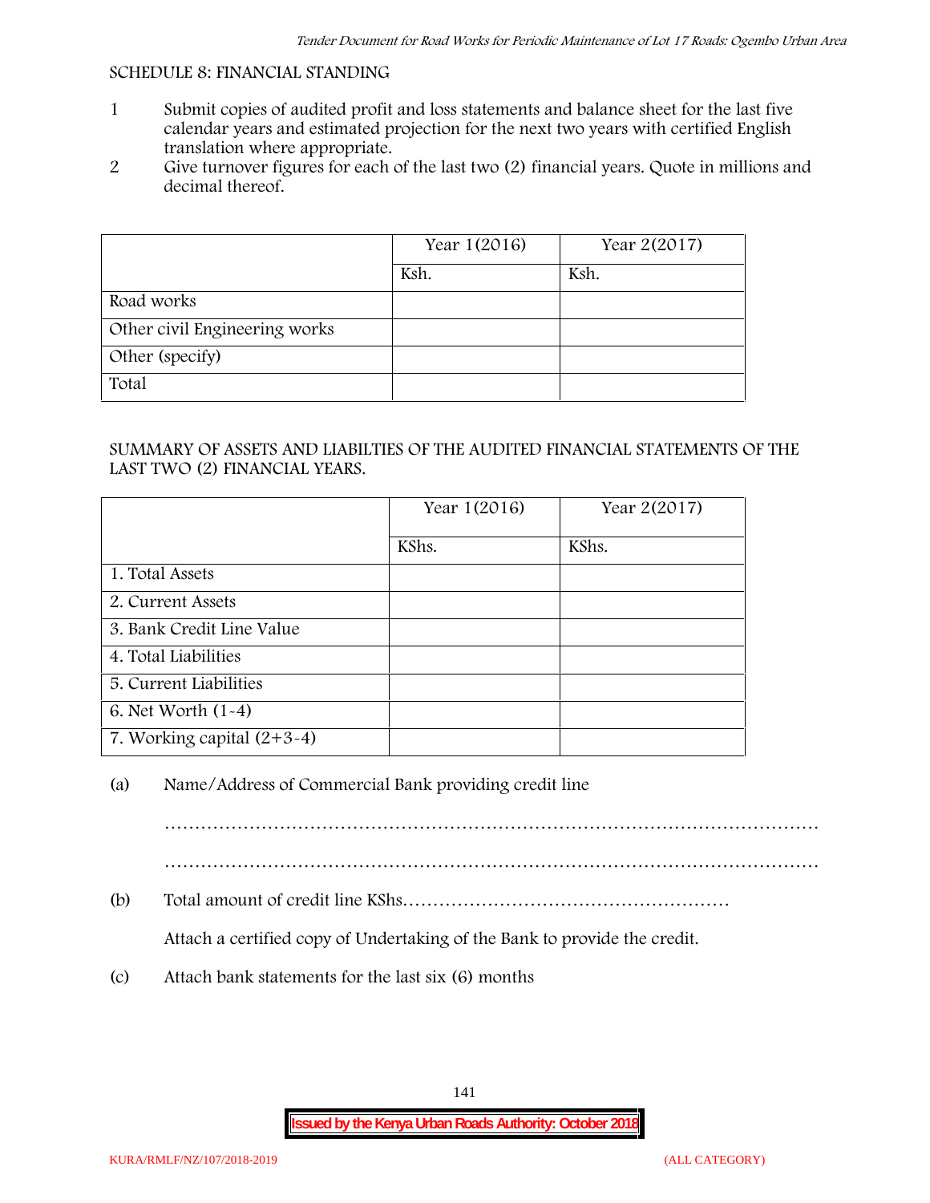SCHEDULE 8: FINANCIAL STANDING

1. Submit copies of audited profit and loss statements and balance sheet for the last five calendar years and estimated projection for the next two years with certified English translation where appropriate.
2. Give turnover figures for each of the last two (2) financial years. Quote in millions and decimal thereof.

| | Year 1(2016) | Year 2(2017) |
|---|---|---|
| | Ksh. | Ksh. |
| Road works | | |
| Other civil Engineering works | | |
| Other (specify) | | |
| Total | | |

SUMMARY OF ASSETS AND LIABILTIES OF THE AUDITED FINANCIAL STATEMENTS OF THE LAST TWO (2) FINANCIAL YEARS.

| | Year 1(2016) | Year 2(2017) |
|---|---|---|
| | KShs. | KShs. |
| 1. Total Assets | | |
| 2. Current Assets | | |
| 3. Bank Credit Line Value | | |
| 4. Total Liabilities | | |
| 5. Current Liabilities | | |
| 6. Net Worth (1-4) | | |
| 7. Working capital (2+3-4) | | |

(a) Name/Address of Commercial Bank providing credit line

…………………………………………………………………………………………………

…………………………………………………………………………………………………

(b) Total amount of credit line KShs………………………………………………

Attach a certified copy of Undertaking of the Bank to provide the credit.

(c) Attach bank statements for the last six (6) months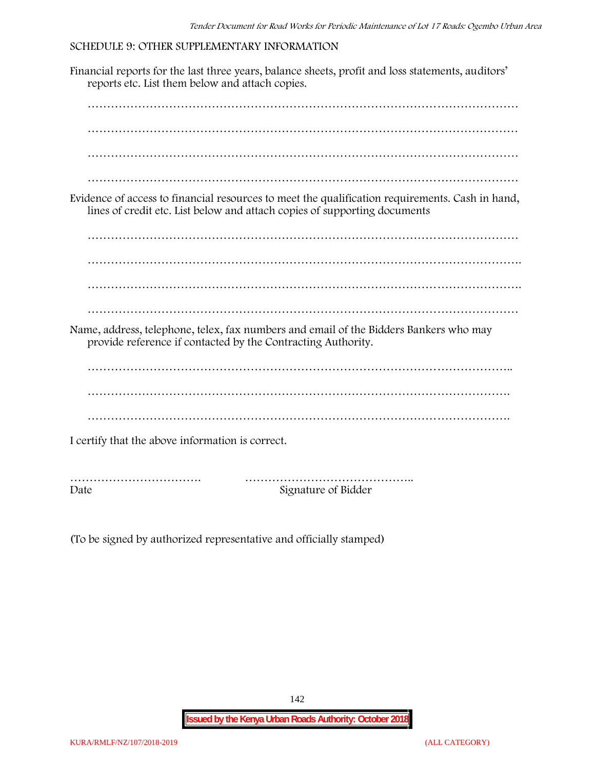SCHEDULE 9: OTHER SUPPLEMENTARY INFORMATION

Financial reports for the last three years, balance sheets, profit and loss statements, auditors' reports etc. List them below and attach copies.

…………………………………………………………………………………………………

…………………………………………………………………………………………………

…………………………………………………………………………………………………

…………………………………………………………………………………………………

Evidence of access to financial resources to meet the qualification requirements. Cash in hand, lines of credit etc. List below and attach copies of supporting documents

…………………………………………………………………………………………………

………………………………………………………………………………………………….

………………………………………………………………………………………………….

…………………………………………………………………………………………………

Name, address, telephone, telex, fax numbers and email of the Bidders Bankers who may provide reference if contacted by the Contracting Authority.

………………………………………………………………………………………………..

……………………………………………………………………………………………….

……………………………………………………………………………………………….

I certify that the above information is correct.

……………………………. ……………………………………..

Date Signature of Bidder

(To be signed by authorized representative and officially stamped)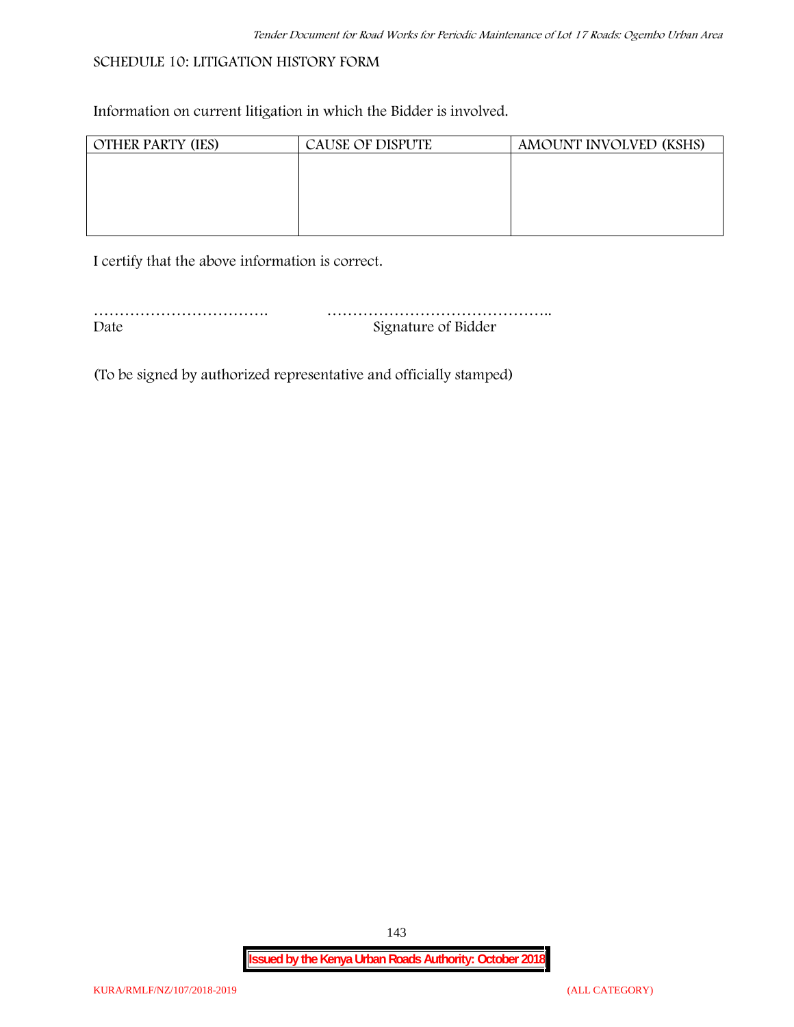## SCHEDULE 10: LITIGATION HISTORY FORM

Information on current litigation in which the Bidder is involved.

| OTHER PARTY (IES) | CAUSE OF DISPUTE | AMOUNT INVOLVED (KSHS) |
|---|---|---|
| | | |

I certify that the above information is correct.

……………………………. ……………………………………..

Date Signature of Bidder

(To be signed by authorized representative and officially stamped)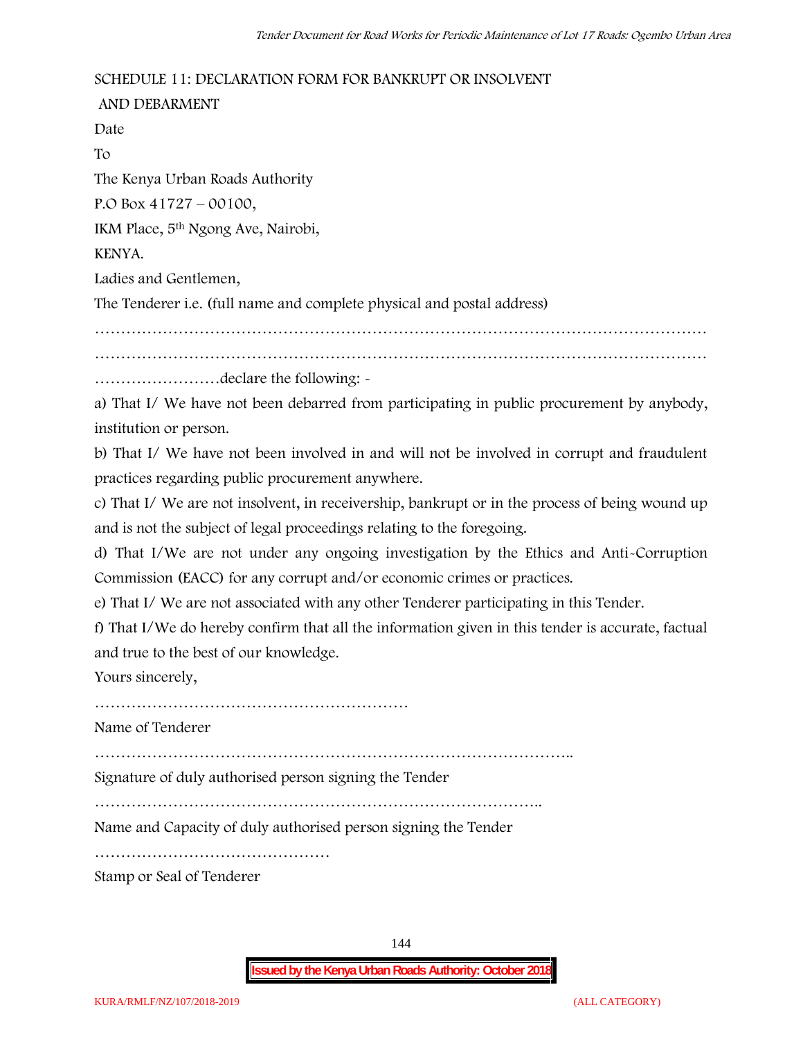SCHEDULE 11: DECLARATION FORM FOR BANKRUPT OR INSOLVENT AND DEBARMENT

Date

To

The Kenya Urban Roads Authority

P.O Box 41727 – 00100,

IKM Place, 5th Ngong Ave, Nairobi,

KENYA.

Ladies and Gentlemen,

The Tenderer i.e. (full name and complete physical and postal address)

…………………………………………………………………………………………………………

…………………………………………………………………………………………………………

……………………declare the following: -

a) That I/ We have not been debarred from participating in public procurement by anybody, institution or person.

b) That I/ We have not been involved in and will not be involved in corrupt and fraudulent practices regarding public procurement anywhere.

c) That I/ We are not insolvent, in receivership, bankrupt or in the process of being wound up and is not the subject of legal proceedings relating to the foregoing.

d) That I/We are not under any ongoing investigation by the Ethics and Anti-Corruption Commission (EACC) for any corrupt and/or economic crimes or practices.

e) That I/ We are not associated with any other Tenderer participating in this Tender.

f) That I/We do hereby confirm that all the information given in this tender is accurate, factual and true to the best of our knowledge.

Yours sincerely,

……………………………………………………

Name of Tenderer

………………………………………………………………………………..

Signature of duly authorised person signing the Tender

…………………………………………………………………………..

Name and Capacity of duly authorised person signing the Tender

………………………………………

Stamp or Seal of Tenderer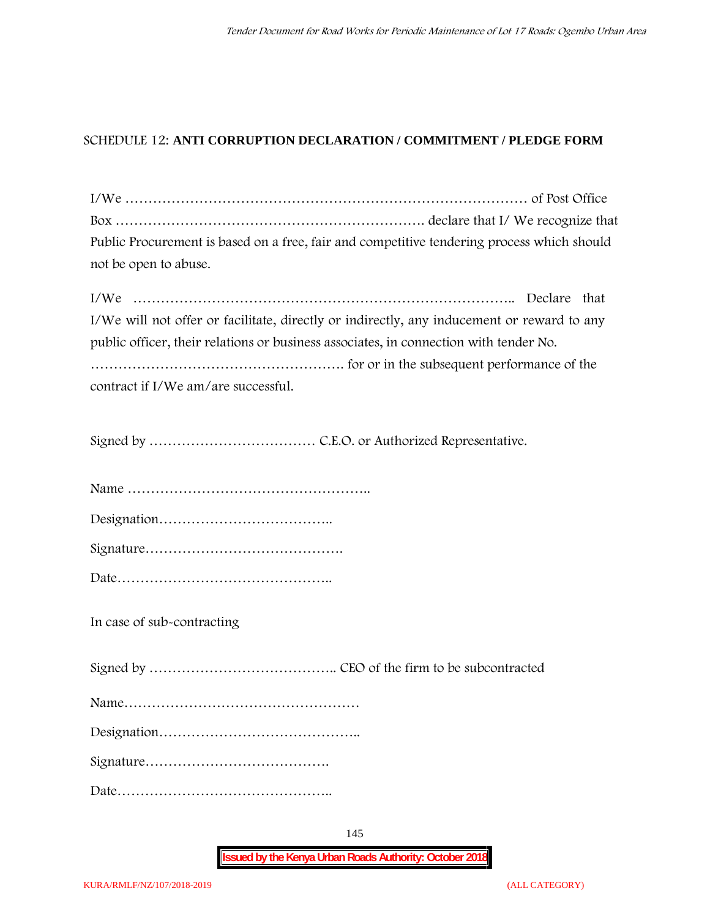SCHEDULE 12: **ANTI CORRUPTION DECLARATION / COMMITMENT / PLEDGE FORM**

I/We …………………………………………………………………………… of Post Office Box ………………………………………………………. declare that I/ We recognize that Public Procurement is based on a free, fair and competitive tendering process which should not be open to abuse.

I/We ……………………………………………………………………….. Declare that I/We will not offer or facilitate, directly or indirectly, any inducement or reward to any public officer, their relations or business associates, in connection with tender No. ………………………………………………. for or in the subsequent performance of the contract if I/We am/are successful.

Signed by ……………………………… C.E.O. or Authorized Representative.

Name ……………………………………………..

Designation………………………………..

Signature…………………………………….

Date………………………………………..

In case of sub-contracting

Signed by ………………………………….. CEO of the firm to be subcontracted

Name……………………………………………

Designation……………………………………..

Signature………………………………….

Date………………………………………..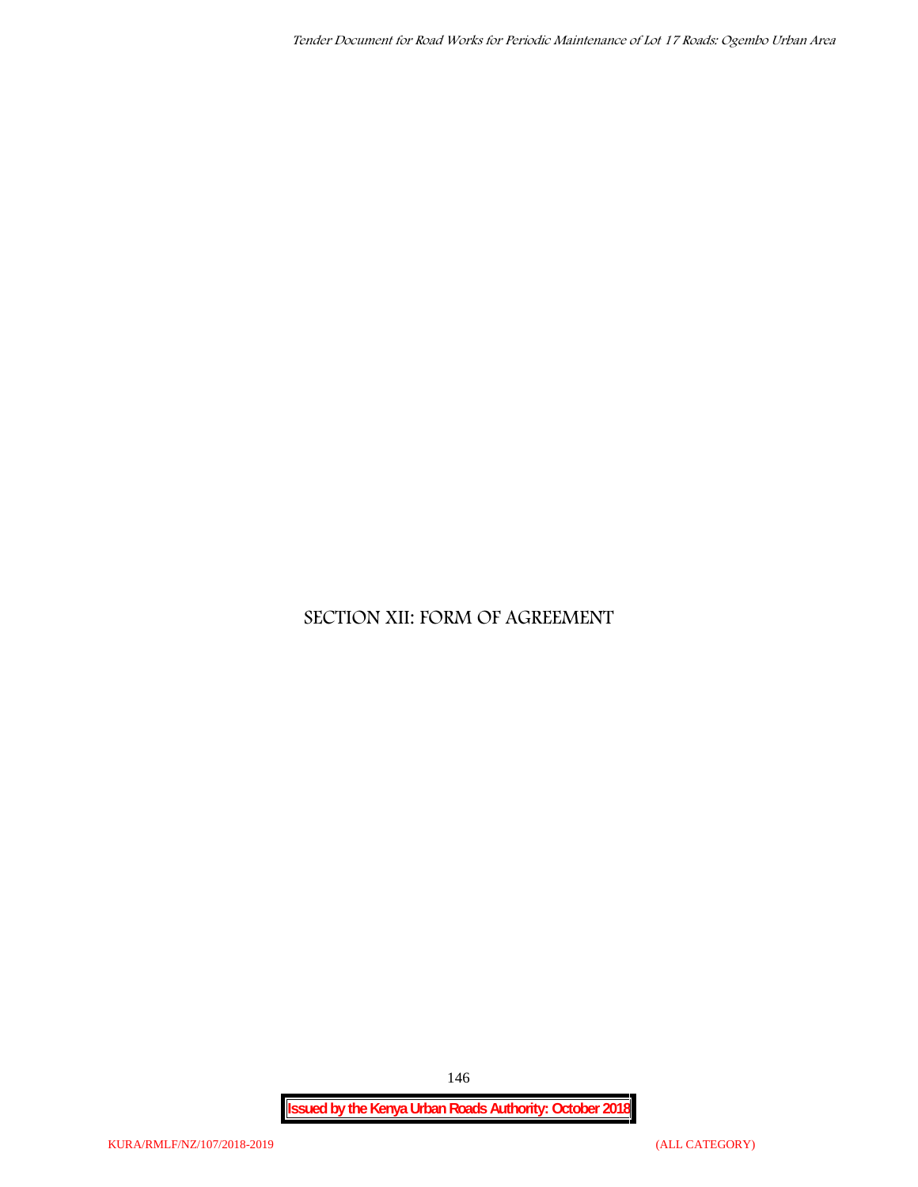# SECTION XII: FORM OF AGREEMENT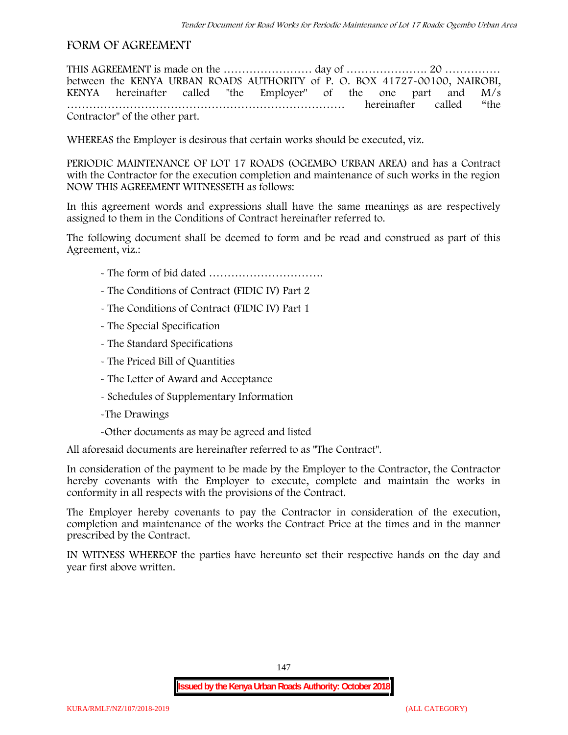## FORM OF AGREEMENT

THIS AGREEMENT is made on the …………………… day of …………………. 20 …………… between the KENYA URBAN ROADS AUTHORITY of P. O. BOX 41727-00100, NAIROBI, KENYA hereinafter called "the Employer" of the one part and M/s ……………………………………………………………… hereinafter called "the Contractor" of the other part.

WHEREAS the Employer is desirous that certain works should be executed, viz.

PERIODIC MAINTENANCE OF LOT 17 ROADS (OGEMBO URBAN AREA) and has a Contract with the Contractor for the execution completion and maintenance of such works in the region NOW THIS AGREEMENT WITNESSETH as follows:

In this agreement words and expressions shall have the same meanings as are respectively assigned to them in the Conditions of Contract hereinafter referred to.

The following document shall be deemed to form and be read and construed as part of this Agreement, viz.:

- The form of bid dated ………………………….
- The Conditions of Contract (FIDIC IV) Part 2
- The Conditions of Contract (FIDIC IV) Part 1
- The Special Specification
- The Standard Specifications
- The Priced Bill of Quantities
- The Letter of Award and Acceptance
- Schedules of Supplementary Information
- The Drawings
- Other documents as may be agreed and listed

All aforesaid documents are hereinafter referred to as "The Contract".

In consideration of the payment to be made by the Employer to the Contractor, the Contractor hereby covenants with the Employer to execute, complete and maintain the works in conformity in all respects with the provisions of the Contract.

The Employer hereby covenants to pay the Contractor in consideration of the execution, completion and maintenance of the works the Contract Price at the times and in the manner prescribed by the Contract.

IN WITNESS WHEREOF the parties have hereunto set their respective hands on the day and year first above written.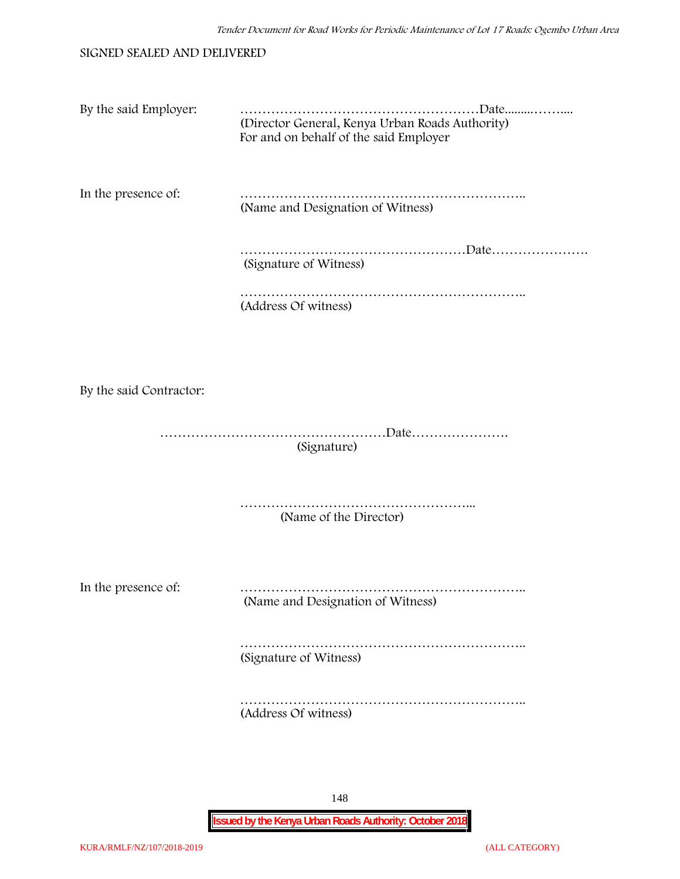SIGNED SEALED AND DELIVERED

By the said Employer: ………………………………………………Date.........……....
(Director General, Kenya Urban Roads Authority)
For and on behalf of the said Employer

In the presence of: ………………………………………………………..
(Name and Designation of Witness)

……………………………………………Date………………….
(Signature of Witness)

………………………………………………………..
(Address Of witness)

By the said Contractor:

……………………………………………Date………………….
(Signature)

……………………………………………...
(Name of the Director)

In the presence of: ………………………………………………………..
(Name and Designation of Witness)

………………………………………………………..
(Signature of Witness)

………………………………………………………..
(Address Of witness)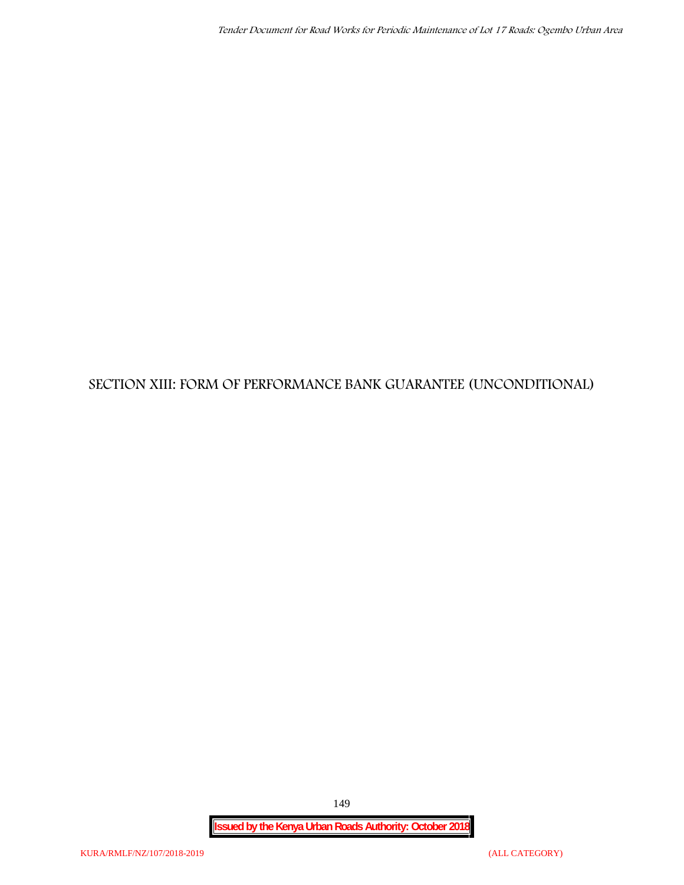# SECTION XIII: FORM OF PERFORMANCE BANK GUARANTEE (UNCONDITIONAL)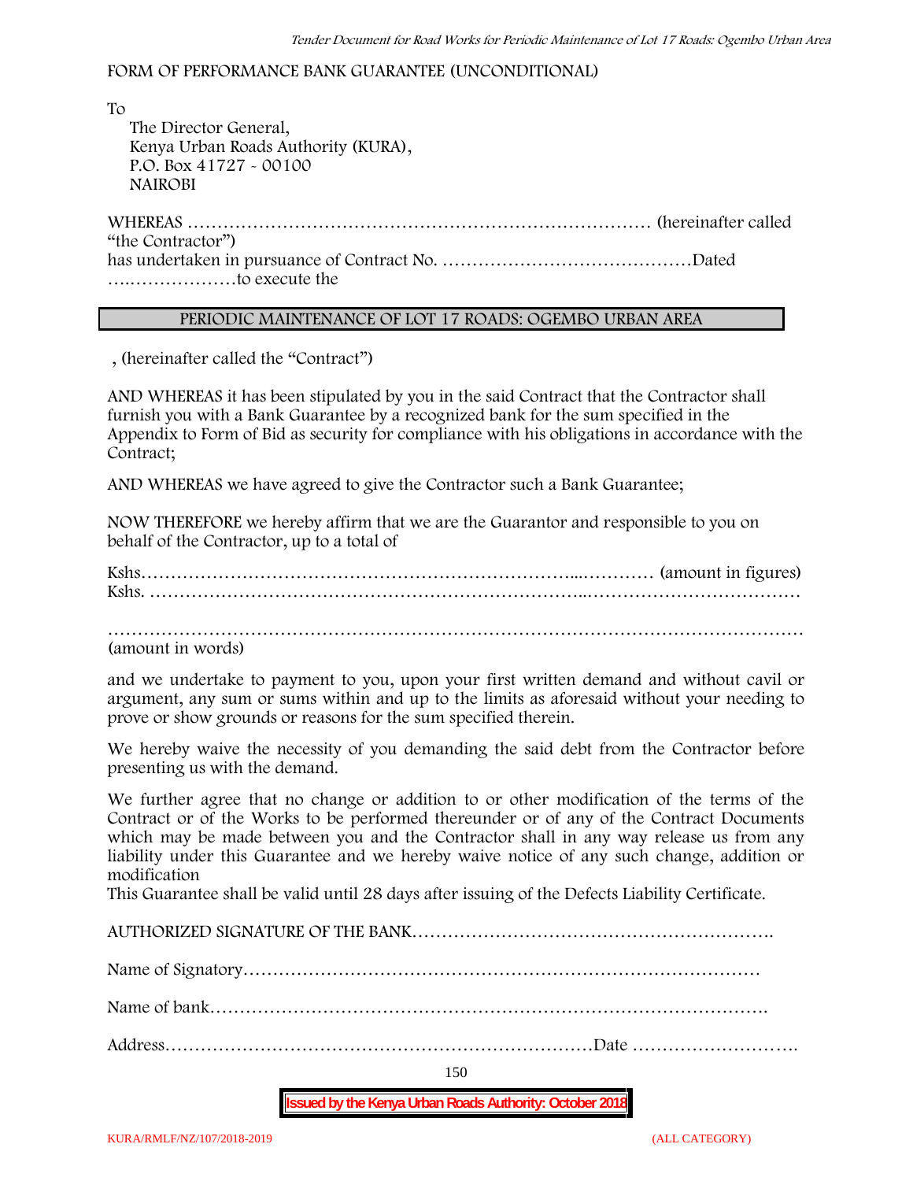FORM OF PERFORMANCE BANK GUARANTEE (UNCONDITIONAL)

To

The Director General,
Kenya Urban Roads Authority (KURA),
P.O. Box 41727 - 00100
NAIROBI

WHEREAS ……………………………………………………………………… (hereinafter called "the Contractor")
has undertaken in pursuance of Contract No. ……………………………………Dated …..………………to execute the

**PERIODIC MAINTENANCE OF LOT 17 ROADS: OGEMBO URBAN AREA**

, (hereinafter called the "Contract")

AND WHEREAS it has been stipulated by you in the said Contract that the Contractor shall furnish you with a Bank Guarantee by a recognized bank for the sum specified in the Appendix to Form of Bid as security for compliance with his obligations in accordance with the Contract;

AND WHEREAS we have agreed to give the Contractor such a Bank Guarantee;

NOW THEREFORE we hereby affirm that we are the Guarantor and responsible to you on behalf of the Contractor, up to a total of

Kshs……………………………………………………………..………… (amount in figures)
Kshs. ……………………………………………………………..………………………………

……………………………………………………………………………………………………
(amount in words)

and we undertake to payment to you, upon your first written demand and without cavil or argument, any sum or sums within and up to the limits as aforesaid without your needing to prove or show grounds or reasons for the sum specified therein.

We hereby waive the necessity of you demanding the said debt from the Contractor before presenting us with the demand.

We further agree that no change or addition to or other modification of the terms of the Contract or of the Works to be performed thereunder or of any of the Contract Documents which may be made between you and the Contractor shall in any way release us from any liability under this Guarantee and we hereby waive notice of any such change, addition or modification

This Guarantee shall be valid until 28 days after issuing of the Defects Liability Certificate.

AUTHORIZED SIGNATURE OF THE BANK…………………………………………………….

Name of Signatory……………………………………………………………………………

Name of bank………………………………………………………………………………….

Address………………………………………………………………Date ……………………….

**Issued by the Kenya Urban Roads Authority: October 2018**

KURA/RMLF/NZ/107/2018-2019 (ALL CATEGORY)